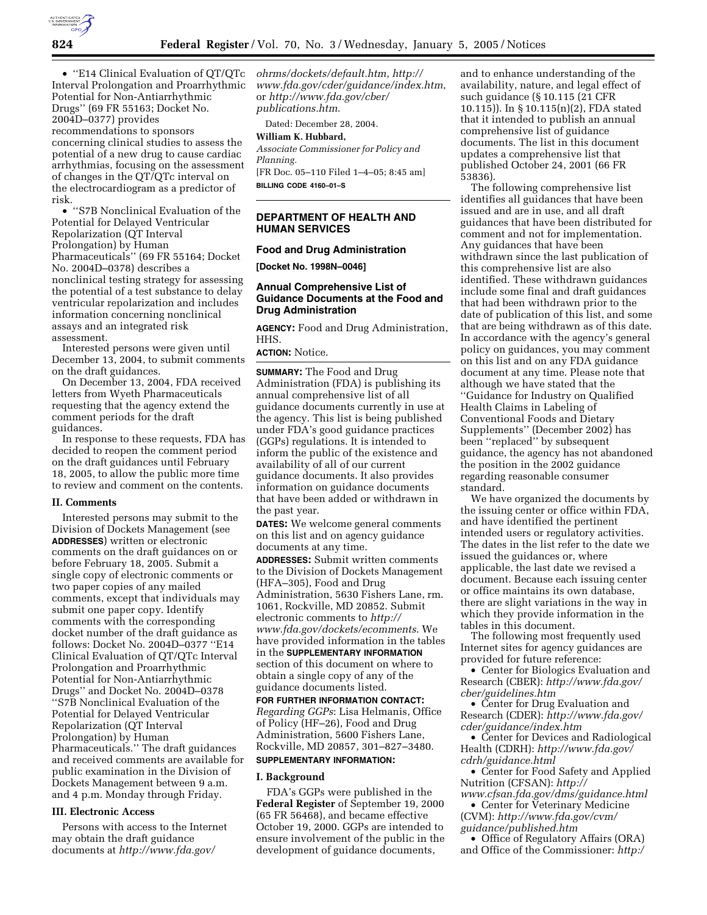• ''E14 Clinical Evaluation of QT/QTc Interval Prolongation and Proarrhythmic Potential for Non-Antiarrhythmic Drugs'' (69 FR 55163; Docket No. 2004D–0377) provides recommendations to sponsors concerning clinical studies to assess the potential of a new drug to cause cardiac arrhythmias, focusing on the assessment of changes in the QT/QTc interval on the electrocardiogram as a predictor of risk.

• ''S7B Nonclinical Evaluation of the Potential for Delayed Ventricular Repolarization (QT Interval Prolongation) by Human Pharmaceuticals'' (69 FR 55164; Docket No. 2004D–0378) describes a nonclinical testing strategy for assessing the potential of a test substance to delay ventricular repolarization and includes information concerning nonclinical assays and an integrated risk assessment.

Interested persons were given until December 13, 2004, to submit comments on the draft guidances.

On December 13, 2004, FDA received letters from Wyeth Pharmaceuticals requesting that the agency extend the comment periods for the draft guidances.

In response to these requests, FDA has decided to reopen the comment period on the draft guidances until February 18, 2005, to allow the public more time to review and comment on the contents.

### II. Comments

Interested persons may submit to the Division of Dockets Management (see **ADDRESSES**) written or electronic comments on the draft guidances on or before February 18, 2005. Submit a single copy of electronic comments or two paper copies of any mailed comments, except that individuals may submit one paper copy. Identify comments with the corresponding docket number of the draft guidance as follows: Docket No. 2004D–0377 ''E14 Clinical Evaluation of QT/QTc Interval Prolongation and Proarrhythmic Potential for Non-Antiarrhythmic Drugs'' and Docket No. 2004D–0378 ''S7B Nonclinical Evaluation of the Potential for Delayed Ventricular Repolarization (QT Interval Prolongation) by Human Pharmaceuticals.'' The draft guidances and received comments are available for public examination in the Division of Dockets Management between 9 a.m. and 4 p.m. Monday through Friday.

### III. Electronic Access

Persons with access to the Internet may obtain the draft guidance documents at *http://www.fda.gov/ohrms/dockets/default.htm*, *http://www.fda.gov/cder/guidance/index.htm*, or *http://www.fda.gov/cber/publications.htm*.

Dated: December 28, 2004.

**William K. Hubbard,**

*Associate Commissioner for Policy and Planning.*

[FR Doc. 05–110 Filed 1–4–05; 8:45 am]

**BILLING CODE 4160–01–S**

## DEPARTMENT OF HEALTH AND HUMAN SERVICES

### Food and Drug Administration

**[Docket No. 1998N–0046]**

### Annual Comprehensive List of Guidance Documents at the Food and Drug Administration

**AGENCY:** Food and Drug Administration, HHS.

**ACTION:** Notice.

**SUMMARY:** The Food and Drug Administration (FDA) is publishing its annual comprehensive list of all guidance documents currently in use at the agency. This list is being published under FDA's good guidance practices (GGPs) regulations. It is intended to inform the public of the existence and availability of all of our current guidance documents. It also provides information on guidance documents that have been added or withdrawn in the past year.

**DATES:** We welcome general comments on this list and on agency guidance documents at any time.

**ADDRESSES:** Submit written comments to the Division of Dockets Management (HFA–305), Food and Drug Administration, 5630 Fishers Lane, rm. 1061, Rockville, MD 20852. Submit electronic comments to *http://www.fda.gov/dockets/ecomments*. We have provided information in the tables in the **SUPPLEMENTARY INFORMATION** section of this document on where to obtain a single copy of any of the guidance documents listed.

**FOR FURTHER INFORMATION CONTACT:** *Regarding GGPs*: Lisa Helmanis, Office of Policy (HF–26), Food and Drug Administration, 5600 Fishers Lane, Rockville, MD 20857, 301–827–3480.

**SUPPLEMENTARY INFORMATION:**

### I. Background

FDA's GGPs were published in the **Federal Register** of September 19, 2000 (65 FR 56468), and became effective October 19, 2000. GGPs are intended to ensure involvement of the public in the development of guidance documents, and to enhance understanding of the availability, nature, and legal effect of such guidance (§ 10.115 (21 CFR 10.115)). In § 10.115(n)(2), FDA stated that it intended to publish an annual comprehensive list of guidance documents. The list in this document updates a comprehensive list that published October 24, 2001 (66 FR 53836).

The following comprehensive list identifies all guidances that have been issued and are in use, and all draft guidances that have been distributed for comment and not for implementation. Any guidances that have been withdrawn since the last publication of this comprehensive list are also identified. These withdrawn guidances include some final and draft guidances that had been withdrawn prior to the date of publication of this list, and some that are being withdrawn as of this date. In accordance with the agency's general policy on guidances, you may comment on this list and on any FDA guidance document at any time. Please note that although we have stated that the ''Guidance for Industry on Qualified Health Claims in Labeling of Conventional Foods and Dietary Supplements'' (December 2002) has been ''replaced'' by subsequent guidance, the agency has not abandoned the position in the 2002 guidance regarding reasonable consumer standard.

We have organized the documents by the issuing center or office within FDA, and have identified the pertinent intended users or regulatory activities. The dates in the list refer to the date we issued the guidances or, where applicable, the last date we revised a document. Because each issuing center or office maintains its own database, there are slight variations in the way in which they provide information in the tables in this document.

The following most frequently used Internet sites for agency guidances are provided for future reference:

• Center for Biologics Evaluation and Research (CBER): *http://www.fda.gov/cber/guidelines.htm*

• Center for Drug Evaluation and Research (CDER): *http://www.fda.gov/cder/guidance/index.htm*

• Center for Devices and Radiological Health (CDRH): *http://www.fda.gov/cdrh/guidance.html*

• Center for Food Safety and Applied Nutrition (CFSAN): *http://www.cfsan.fda.gov/dms/guidance.html*

• Center for Veterinary Medicine (CVM): *http://www.fda.gov/cvm/guidance/published.htm*

• Office of Regulatory Affairs (ORA) and Office of the Commissioner: *http:/*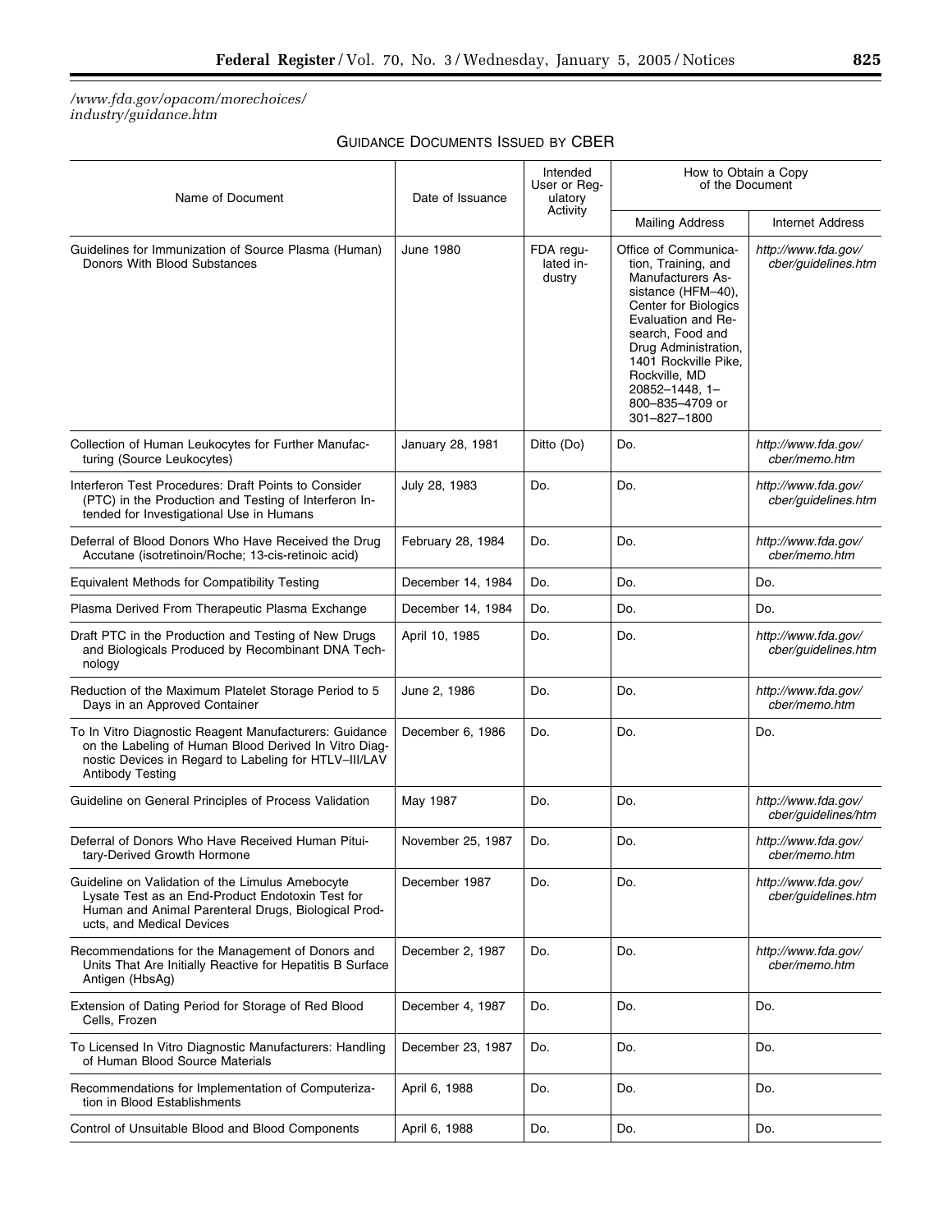/www.fda.gov/opacom/morechoices/industry/guidance.htm

GUIDANCE DOCUMENTS ISSUED BY CBER

| Name of Document | Date of Issuance | Intended User or Regulatory Activity | How to Obtain a Copy of the Document | |
|---|---|---|---|---|
| | | | Mailing Address | Internet Address |
| Guidelines for Immunization of Source Plasma (Human) Donors With Blood Substances | June 1980 | FDA regulated industry | Office of Communication, Training, and Manufacturers Assistance (HFM–40), Center for Biologics Evaluation and Research, Food and Drug Administration, 1401 Rockville Pike, Rockville, MD 20852–1448, 1–800–835–4709 or 301–827–1800 | *http://www.fda.gov/cber/guidelines.htm* |
| Collection of Human Leukocytes for Further Manufacturing (Source Leukocytes) | January 28, 1981 | Ditto (Do) | Do. | *http://www.fda.gov/cber/memo.htm* |
| Interferon Test Procedures: Draft Points to Consider (PTC) in the Production and Testing of Interferon Intended for Investigational Use in Humans | July 28, 1983 | Do. | Do. | *http://www.fda.gov/cber/guidelines.htm* |
| Deferral of Blood Donors Who Have Received the Drug Accutane (isotretinoin/Roche; 13-cis-retinoic acid) | February 28, 1984 | Do. | Do. | *http://www.fda.gov/cber/memo.htm* |
| Equivalent Methods for Compatibility Testing | December 14, 1984 | Do. | Do. | Do. |
| Plasma Derived From Therapeutic Plasma Exchange | December 14, 1984 | Do. | Do. | Do. |
| Draft PTC in the Production and Testing of New Drugs and Biologicals Produced by Recombinant DNA Technology | April 10, 1985 | Do. | Do. | *http://www.fda.gov/cber/guidelines.htm* |
| Reduction of the Maximum Platelet Storage Period to 5 Days in an Approved Container | June 2, 1986 | Do. | Do. | *http://www.fda.gov/cber/memo.htm* |
| To In Vitro Diagnostic Reagent Manufacturers: Guidance on the Labeling of Human Blood Derived In Vitro Diagnostic Devices in Regard to Labeling for HTLV–III/LAV Antibody Testing | December 6, 1986 | Do. | Do. | Do. |
| Guideline on General Principles of Process Validation | May 1987 | Do. | Do. | *http://www.fda.gov/cber/guidelines/htm* |
| Deferral of Donors Who Have Received Human Pituitary-Derived Growth Hormone | November 25, 1987 | Do. | Do. | *http://www.fda.gov/cber/memo.htm* |
| Guideline on Validation of the Limulus Amebocyte Lysate Test as an End-Product Endotoxin Test for Human and Animal Parenteral Drugs, Biological Products, and Medical Devices | December 1987 | Do. | Do. | *http://www.fda.gov/cber/guidelines.htm* |
| Recommendations for the Management of Donors and Units That Are Initially Reactive for Hepatitis B Surface Antigen (HbsAg) | December 2, 1987 | Do. | Do. | *http://www.fda.gov/cber/memo.htm* |
| Extension of Dating Period for Storage of Red Blood Cells, Frozen | December 4, 1987 | Do. | Do. | Do. |
| To Licensed In Vitro Diagnostic Manufacturers: Handling of Human Blood Source Materials | December 23, 1987 | Do. | Do. | Do. |
| Recommendations for Implementation of Computerization in Blood Establishments | April 6, 1988 | Do. | Do. | Do. |
| Control of Unsuitable Blood and Blood Components | April 6, 1988 | Do. | Do. | Do. |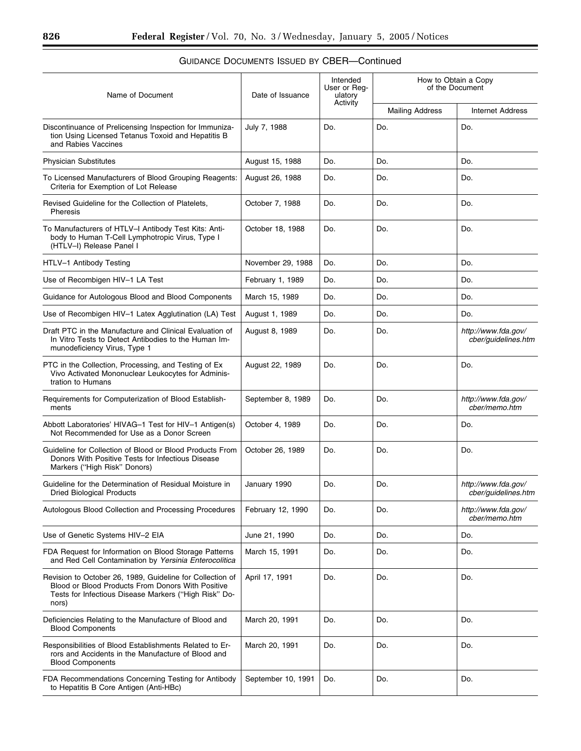## GUIDANCE DOCUMENTS ISSUED BY CBER—Continued

| Name of Document | Date of Issuance | Intended User or Regulatory Activity | How to Obtain a Copy of the Document | |
|---|---|---|---|---|
| | | | Mailing Address | Internet Address |
| Discontinuance of Prelicensing Inspection for Immunization Using Licensed Tetanus Toxoid and Hepatitis B and Rabies Vaccines | July 7, 1988 | Do. | Do. | Do. |
| Physician Substitutes | August 15, 1988 | Do. | Do. | Do. |
| To Licensed Manufacturers of Blood Grouping Reagents: Criteria for Exemption of Lot Release | August 26, 1988 | Do. | Do. | Do. |
| Revised Guideline for the Collection of Platelets, Pheresis | October 7, 1988 | Do. | Do. | Do. |
| To Manufacturers of HTLV–I Antibody Test Kits: Antibody to Human T-Cell Lymphotropic Virus, Type I (HTLV–I) Release Panel I | October 18, 1988 | Do. | Do. | Do. |
| HTLV–1 Antibody Testing | November 29, 1988 | Do. | Do. | Do. |
| Use of Recombigen HIV–1 LA Test | February 1, 1989 | Do. | Do. | Do. |
| Guidance for Autologous Blood and Blood Components | March 15, 1989 | Do. | Do. | Do. |
| Use of Recombigen HIV–1 Latex Agglutination (LA) Test | August 1, 1989 | Do. | Do. | Do. |
| Draft PTC in the Manufacture and Clinical Evaluation of In Vitro Tests to Detect Antibodies to the Human Immunodeficiency Virus, Type 1 | August 8, 1989 | Do. | Do. | *http://www.fda.gov/cber/guidelines.htm* |
| PTC in the Collection, Processing, and Testing of Ex Vivo Activated Mononuclear Leukocytes for Administration to Humans | August 22, 1989 | Do. | Do. | Do. |
| Requirements for Computerization of Blood Establishments | September 8, 1989 | Do. | Do. | *http://www.fda.gov/cber/memo.htm* |
| Abbott Laboratories' HIVAG–1 Test for HIV–1 Antigen(s) Not Recommended for Use as a Donor Screen | October 4, 1989 | Do. | Do. | Do. |
| Guideline for Collection of Blood or Blood Products From Donors With Positive Tests for Infectious Disease Markers ("High Risk" Donors) | October 26, 1989 | Do. | Do. | Do. |
| Guideline for the Determination of Residual Moisture in Dried Biological Products | January 1990 | Do. | Do. | *http://www.fda.gov/cber/guidelines.htm* |
| Autologous Blood Collection and Processing Procedures | February 12, 1990 | Do. | Do. | *http://www.fda.gov/cber/memo.htm* |
| Use of Genetic Systems HIV–2 EIA | June 21, 1990 | Do. | Do. | Do. |
| FDA Request for Information on Blood Storage Patterns and Red Cell Contamination by *Yersinia Enterocolitica* | March 15, 1991 | Do. | Do. | Do. |
| Revision to October 26, 1989, Guideline for Collection of Blood or Blood Products From Donors With Positive Tests for Infectious Disease Markers ("High Risk" Donors) | April 17, 1991 | Do. | Do. | Do. |
| Deficiencies Relating to the Manufacture of Blood and Blood Components | March 20, 1991 | Do. | Do. | Do. |
| Responsibilities of Blood Establishments Related to Errors and Accidents in the Manufacture of Blood and Blood Components | March 20, 1991 | Do. | Do. | Do. |
| FDA Recommendations Concerning Testing for Antibody to Hepatitis B Core Antigen (Anti-HBc) | September 10, 1991 | Do. | Do. | Do. |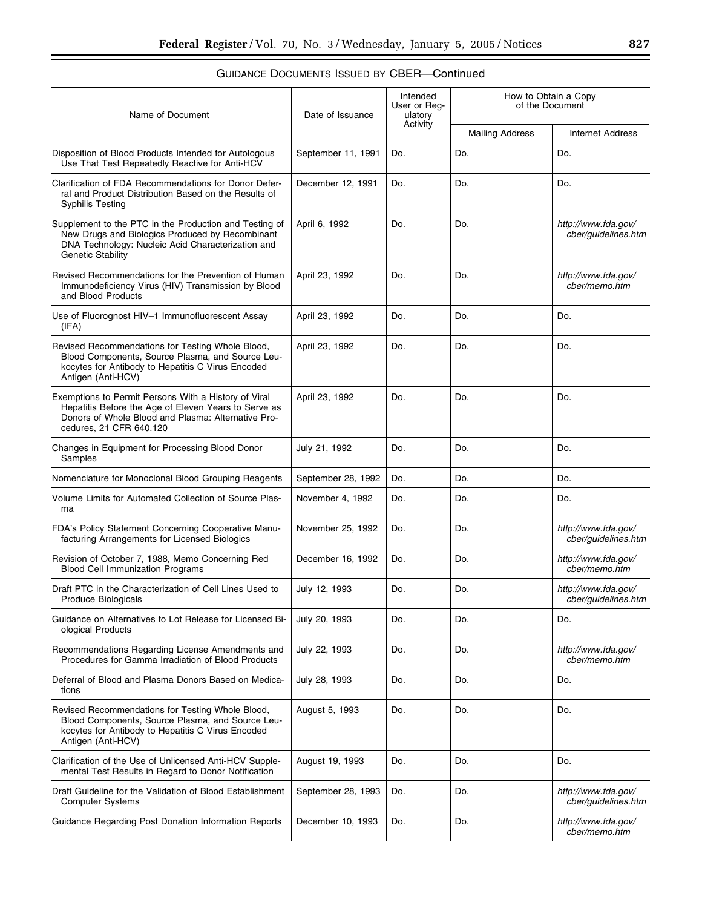GUIDANCE DOCUMENTS ISSUED BY CBER—Continued

| Name of Document | Date of Issuance | Intended User or Regulatory Activity | How to Obtain a Copy of the Document | |
|---|---|---|---|---|
| | | | Mailing Address | Internet Address |
| Disposition of Blood Products Intended for Autologous Use That Test Repeatedly Reactive for Anti-HCV | September 11, 1991 | Do. | Do. | Do. |
| Clarification of FDA Recommendations for Donor Deferral and Product Distribution Based on the Results of Syphilis Testing | December 12, 1991 | Do. | Do. | Do. |
| Supplement to the PTC in the Production and Testing of New Drugs and Biologics Produced by Recombinant DNA Technology: Nucleic Acid Characterization and Genetic Stability | April 6, 1992 | Do. | Do. | *http://www.fda.gov/cber/guidelines.htm* |
| Revised Recommendations for the Prevention of Human Immunodeficiency Virus (HIV) Transmission by Blood and Blood Products | April 23, 1992 | Do. | Do. | *http://www.fda.gov/cber/memo.htm* |
| Use of Fluorognost HIV–1 Immunofluorescent Assay (IFA) | April 23, 1992 | Do. | Do. | Do. |
| Revised Recommendations for Testing Whole Blood, Blood Components, Source Plasma, and Source Leukocytes for Antibody to Hepatitis C Virus Encoded Antigen (Anti-HCV) | April 23, 1992 | Do. | Do. | Do. |
| Exemptions to Permit Persons With a History of Viral Hepatitis Before the Age of Eleven Years to Serve as Donors of Whole Blood and Plasma: Alternative Procedures, 21 CFR 640.120 | April 23, 1992 | Do. | Do. | Do. |
| Changes in Equipment for Processing Blood Donor Samples | July 21, 1992 | Do. | Do. | Do. |
| Nomenclature for Monoclonal Blood Grouping Reagents | September 28, 1992 | Do. | Do. | Do. |
| Volume Limits for Automated Collection of Source Plasma | November 4, 1992 | Do. | Do. | Do. |
| FDA's Policy Statement Concerning Cooperative Manufacturing Arrangements for Licensed Biologics | November 25, 1992 | Do. | Do. | *http://www.fda.gov/cber/guidelines.htm* |
| Revision of October 7, 1988, Memo Concerning Red Blood Cell Immunization Programs | December 16, 1992 | Do. | Do. | *http://www.fda.gov/cber/memo.htm* |
| Draft PTC in the Characterization of Cell Lines Used to Produce Biologicals | July 12, 1993 | Do. | Do. | *http://www.fda.gov/cber/guidelines.htm* |
| Guidance on Alternatives to Lot Release for Licensed Biological Products | July 20, 1993 | Do. | Do. | Do. |
| Recommendations Regarding License Amendments and Procedures for Gamma Irradiation of Blood Products | July 22, 1993 | Do. | Do. | *http://www.fda.gov/cber/memo.htm* |
| Deferral of Blood and Plasma Donors Based on Medications | July 28, 1993 | Do. | Do. | Do. |
| Revised Recommendations for Testing Whole Blood, Blood Components, Source Plasma, and Source Leukocytes for Antibody to Hepatitis C Virus Encoded Antigen (Anti-HCV) | August 5, 1993 | Do. | Do. | Do. |
| Clarification of the Use of Unlicensed Anti-HCV Supplemental Test Results in Regard to Donor Notification | August 19, 1993 | Do. | Do. | Do. |
| Draft Guideline for the Validation of Blood Establishment Computer Systems | September 28, 1993 | Do. | Do. | *http://www.fda.gov/cber/guidelines.htm* |
| Guidance Regarding Post Donation Information Reports | December 10, 1993 | Do. | Do. | *http://www.fda.gov/cber/memo.htm* |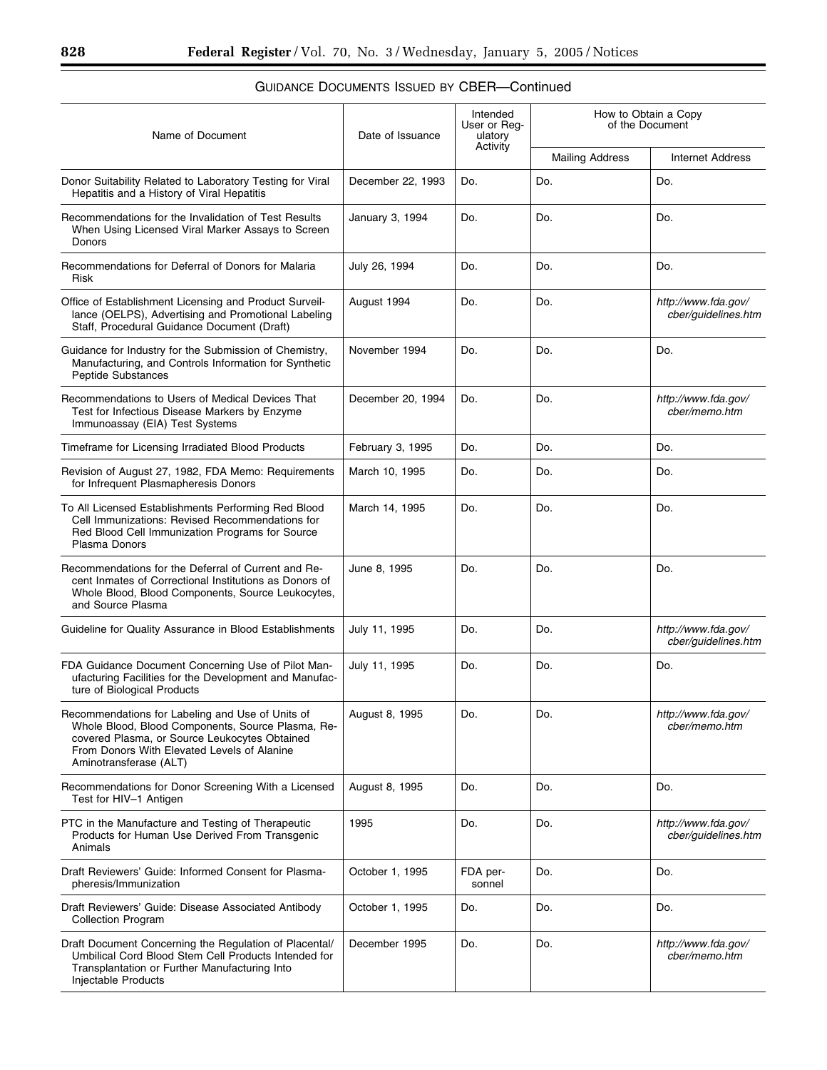GUIDANCE DOCUMENTS ISSUED BY CBER—Continued

| Name of Document | Date of Issuance | Intended User or Regulatory Activity | How to Obtain a Copy of the Document | |
|---|---|---|---|---|
| | | | Mailing Address | Internet Address |
| Donor Suitability Related to Laboratory Testing for Viral Hepatitis and a History of Viral Hepatitis | December 22, 1993 | Do. | Do. | Do. |
| Recommendations for the Invalidation of Test Results When Using Licensed Viral Marker Assays to Screen Donors | January 3, 1994 | Do. | Do. | Do. |
| Recommendations for Deferral of Donors for Malaria Risk | July 26, 1994 | Do. | Do. | Do. |
| Office of Establishment Licensing and Product Surveillance (OELPS), Advertising and Promotional Labeling Staff, Procedural Guidance Document (Draft) | August 1994 | Do. | Do. | *http://www.fda.gov/cber/guidelines.htm* |
| Guidance for Industry for the Submission of Chemistry, Manufacturing, and Controls Information for Synthetic Peptide Substances | November 1994 | Do. | Do. | Do. |
| Recommendations to Users of Medical Devices That Test for Infectious Disease Markers by Enzyme Immunoassay (EIA) Test Systems | December 20, 1994 | Do. | Do. | *http://www.fda.gov/cber/memo.htm* |
| Timeframe for Licensing Irradiated Blood Products | February 3, 1995 | Do. | Do. | Do. |
| Revision of August 27, 1982, FDA Memo: Requirements for Infrequent Plasmapheresis Donors | March 10, 1995 | Do. | Do. | Do. |
| To All Licensed Establishments Performing Red Blood Cell Immunizations: Revised Recommendations for Red Blood Cell Immunization Programs for Source Plasma Donors | March 14, 1995 | Do. | Do. | Do. |
| Recommendations for the Deferral of Current and Recent Inmates of Correctional Institutions as Donors of Whole Blood, Blood Components, Source Leukocytes, and Source Plasma | June 8, 1995 | Do. | Do. | Do. |
| Guideline for Quality Assurance in Blood Establishments | July 11, 1995 | Do. | Do. | *http://www.fda.gov/cber/guidelines.htm* |
| FDA Guidance Document Concerning Use of Pilot Manufacturing Facilities for the Development and Manufacture of Biological Products | July 11, 1995 | Do. | Do. | Do. |
| Recommendations for Labeling and Use of Units of Whole Blood, Blood Components, Source Plasma, Recovered Plasma, or Source Leukocytes Obtained From Donors With Elevated Levels of Alanine Aminotransferase (ALT) | August 8, 1995 | Do. | Do. | *http://www.fda.gov/cber/memo.htm* |
| Recommendations for Donor Screening With a Licensed Test for HIV–1 Antigen | August 8, 1995 | Do. | Do. | Do. |
| PTC in the Manufacture and Testing of Therapeutic Products for Human Use Derived From Transgenic Animals | 1995 | Do. | Do. | *http://www.fda.gov/cber/guidelines.htm* |
| Draft Reviewers' Guide: Informed Consent for Plasmapheresis/Immunization | October 1, 1995 | FDA personnel | Do. | Do. |
| Draft Reviewers' Guide: Disease Associated Antibody Collection Program | October 1, 1995 | Do. | Do. | Do. |
| Draft Document Concerning the Regulation of Placental/Umbilical Cord Blood Stem Cell Products Intended for Transplantation or Further Manufacturing Into Injectable Products | December 1995 | Do. | Do. | *http://www.fda.gov/cber/memo.htm* |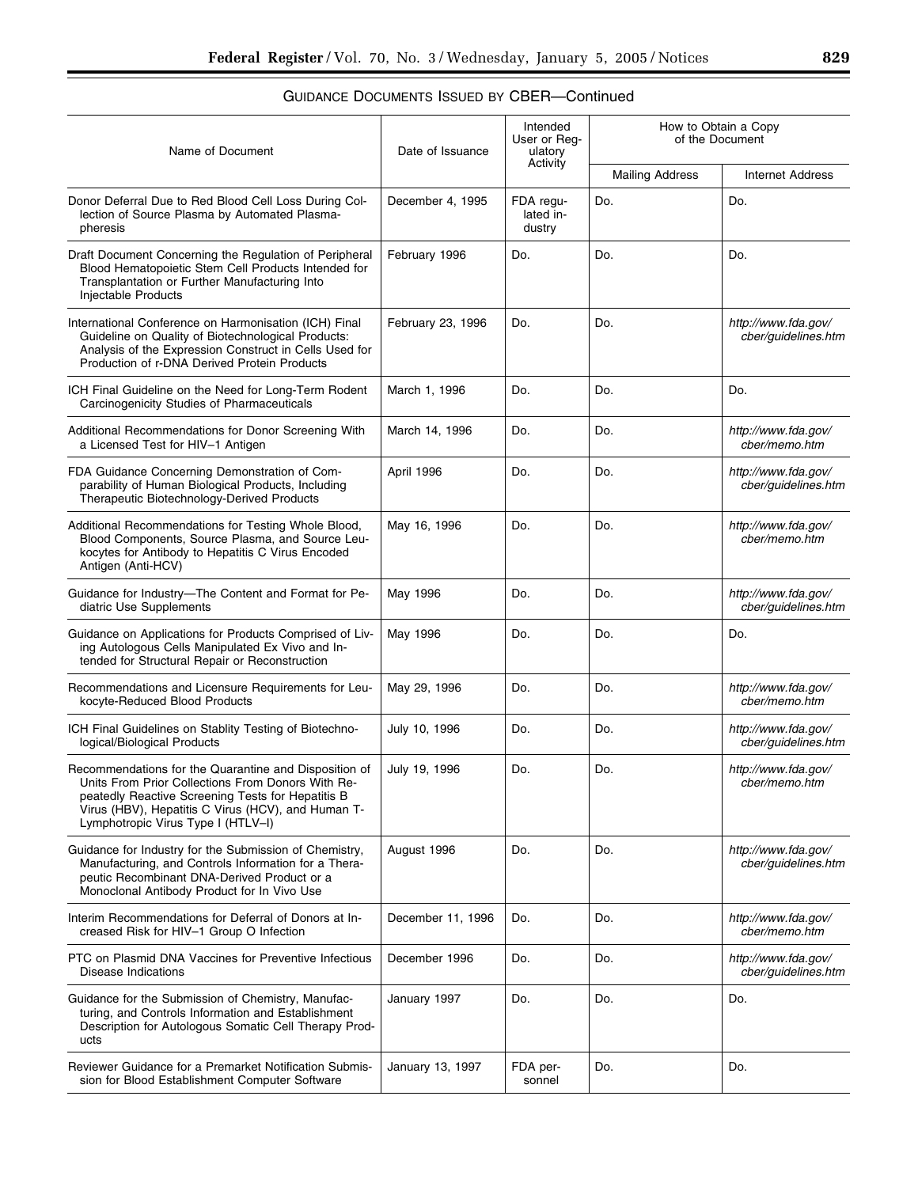GUIDANCE DOCUMENTS ISSUED BY CBER—Continued

| Name of Document | Date of Issuance | Intended User or Regulatory Activity | How to Obtain a Copy of the Document | |
|---|---|---|---|---|
| | | | Mailing Address | Internet Address |
| Donor Deferral Due to Red Blood Cell Loss During Collection of Source Plasma by Automated Plasmapheresis | December 4, 1995 | FDA regulated industry | Do. | Do. |
| Draft Document Concerning the Regulation of Peripheral Blood Hematopoietic Stem Cell Products Intended for Transplantation or Further Manufacturing Into Injectable Products | February 1996 | Do. | Do. | Do. |
| International Conference on Harmonisation (ICH) Final Guideline on Quality of Biotechnological Products: Analysis of the Expression Construct in Cells Used for Production of r-DNA Derived Protein Products | February 23, 1996 | Do. | Do. | *http://www.fda.gov/cber/guidelines.htm* |
| ICH Final Guideline on the Need for Long-Term Rodent Carcinogenicity Studies of Pharmaceuticals | March 1, 1996 | Do. | Do. | Do. |
| Additional Recommendations for Donor Screening With a Licensed Test for HIV–1 Antigen | March 14, 1996 | Do. | Do. | *http://www.fda.gov/cber/memo.htm* |
| FDA Guidance Concerning Demonstration of Comparability of Human Biological Products, Including Therapeutic Biotechnology-Derived Products | April 1996 | Do. | Do. | *http://www.fda.gov/cber/guidelines.htm* |
| Additional Recommendations for Testing Whole Blood, Blood Components, Source Plasma, and Source Leukocytes for Antibody to Hepatitis C Virus Encoded Antigen (Anti-HCV) | May 16, 1996 | Do. | Do. | *http://www.fda.gov/cber/memo.htm* |
| Guidance for Industry—The Content and Format for Pediatric Use Supplements | May 1996 | Do. | Do. | *http://www.fda.gov/cber/guidelines.htm* |
| Guidance on Applications for Products Comprised of Living Autologous Cells Manipulated Ex Vivo and Intended for Structural Repair or Reconstruction | May 1996 | Do. | Do. | Do. |
| Recommendations and Licensure Requirements for Leukocyte-Reduced Blood Products | May 29, 1996 | Do. | Do. | *http://www.fda.gov/cber/memo.htm* |
| ICH Final Guidelines on Stablity Testing of Biotechnological/Biological Products | July 10, 1996 | Do. | Do. | *http://www.fda.gov/cber/guidelines.htm* |
| Recommendations for the Quarantine and Disposition of Units From Prior Collections From Donors With Repeatedly Reactive Screening Tests for Hepatitis B Virus (HBV), Hepatitis C Virus (HCV), and Human T-Lymphotropic Virus Type I (HTLV–I) | July 19, 1996 | Do. | Do. | *http://www.fda.gov/cber/memo.htm* |
| Guidance for Industry for the Submission of Chemistry, Manufacturing, and Controls Information for a Therapeutic Recombinant DNA-Derived Product or a Monoclonal Antibody Product for In Vivo Use | August 1996 | Do. | Do. | *http://www.fda.gov/cber/guidelines.htm* |
| Interim Recommendations for Deferral of Donors at Increased Risk for HIV–1 Group O Infection | December 11, 1996 | Do. | Do. | *http://www.fda.gov/cber/memo.htm* |
| PTC on Plasmid DNA Vaccines for Preventive Infectious Disease Indications | December 1996 | Do. | Do. | *http://www.fda.gov/cber/guidelines.htm* |
| Guidance for the Submission of Chemistry, Manufacturing, and Controls Information and Establishment Description for Autologous Somatic Cell Therapy Products | January 1997 | Do. | Do. | Do. |
| Reviewer Guidance for a Premarket Notification Submission for Blood Establishment Computer Software | January 13, 1997 | FDA personnel | Do. | Do. |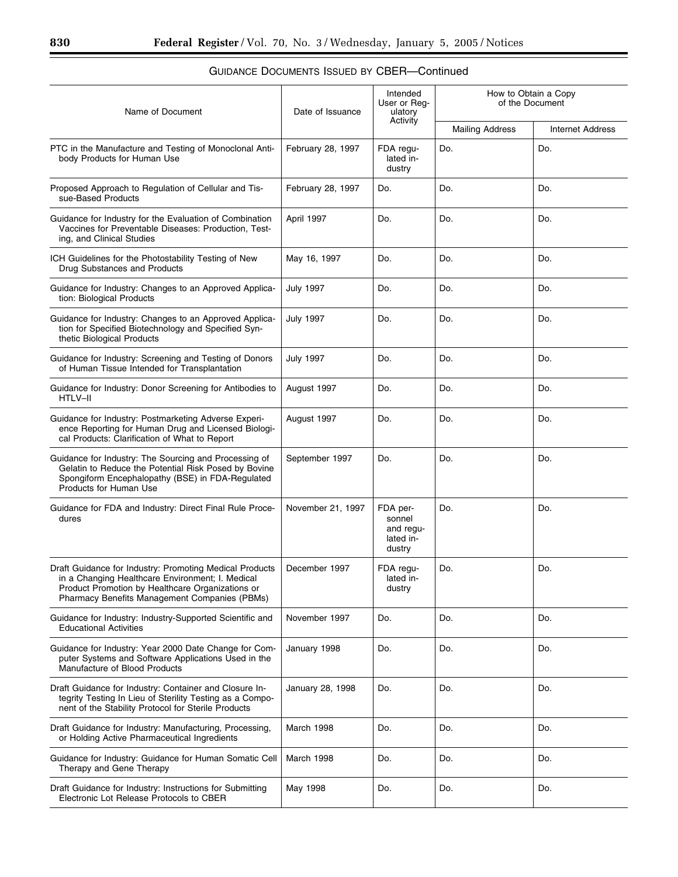GUIDANCE DOCUMENTS ISSUED BY CBER—Continued

| Name of Document | Date of Issuance | Intended User or Regulatory Activity | How to Obtain a Copy of the Document | |
|---|---|---|---|---|
| | | | Mailing Address | Internet Address |
| PTC in the Manufacture and Testing of Monoclonal Antibody Products for Human Use | February 28, 1997 | FDA regulated industry | Do. | Do. |
| Proposed Approach to Regulation of Cellular and Tissue-Based Products | February 28, 1997 | Do. | Do. | Do. |
| Guidance for Industry for the Evaluation of Combination Vaccines for Preventable Diseases: Production, Testing, and Clinical Studies | April 1997 | Do. | Do. | Do. |
| ICH Guidelines for the Photostability Testing of New Drug Substances and Products | May 16, 1997 | Do. | Do. | Do. |
| Guidance for Industry: Changes to an Approved Application: Biological Products | July 1997 | Do. | Do. | Do. |
| Guidance for Industry: Changes to an Approved Application for Specified Biotechnology and Specified Synthetic Biological Products | July 1997 | Do. | Do. | Do. |
| Guidance for Industry: Screening and Testing of Donors of Human Tissue Intended for Transplantation | July 1997 | Do. | Do. | Do. |
| Guidance for Industry: Donor Screening for Antibodies to HTLV–II | August 1997 | Do. | Do. | Do. |
| Guidance for Industry: Postmarketing Adverse Experience Reporting for Human Drug and Licensed Biological Products: Clarification of What to Report | August 1997 | Do. | Do. | Do. |
| Guidance for Industry: The Sourcing and Processing of Gelatin to Reduce the Potential Risk Posed by Bovine Spongiform Encephalopathy (BSE) in FDA-Regulated Products for Human Use | September 1997 | Do. | Do. | Do. |
| Guidance for FDA and Industry: Direct Final Rule Procedures | November 21, 1997 | FDA personnel and regulated industry | Do. | Do. |
| Draft Guidance for Industry: Promoting Medical Products in a Changing Healthcare Environment; I. Medical Product Promotion by Healthcare Organizations or Pharmacy Benefits Management Companies (PBMs) | December 1997 | FDA regulated industry | Do. | Do. |
| Guidance for Industry: Industry-Supported Scientific and Educational Activities | November 1997 | Do. | Do. | Do. |
| Guidance for Industry: Year 2000 Date Change for Computer Systems and Software Applications Used in the Manufacture of Blood Products | January 1998 | Do. | Do. | Do. |
| Draft Guidance for Industry: Container and Closure Integrity Testing In Lieu of Sterility Testing as a Component of the Stability Protocol for Sterile Products | January 28, 1998 | Do. | Do. | Do. |
| Draft Guidance for Industry: Manufacturing, Processing, or Holding Active Pharmaceutical Ingredients | March 1998 | Do. | Do. | Do. |
| Guidance for Industry: Guidance for Human Somatic Cell Therapy and Gene Therapy | March 1998 | Do. | Do. | Do. |
| Draft Guidance for Industry: Instructions for Submitting Electronic Lot Release Protocols to CBER | May 1998 | Do. | Do. | Do. |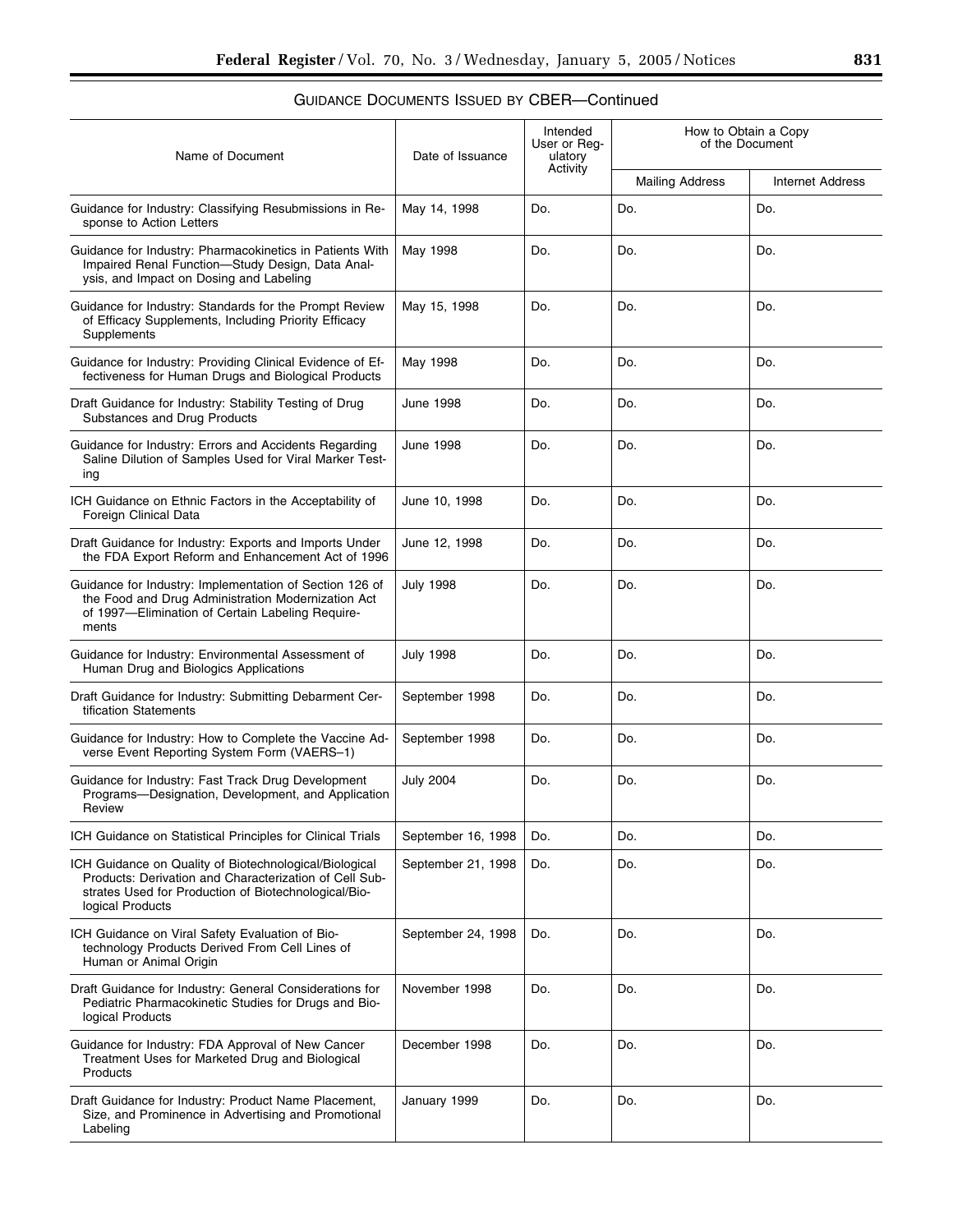GUIDANCE DOCUMENTS ISSUED BY CBER—Continued

| Name of Document | Date of Issuance | Intended User or Regulatory Activity | How to Obtain a Copy of the Document | |
|---|---|---|---|---|
| | | | Mailing Address | Internet Address |
| Guidance for Industry: Classifying Resubmissions in Response to Action Letters | May 14, 1998 | Do. | Do. | Do. |
| Guidance for Industry: Pharmacokinetics in Patients With Impaired Renal Function—Study Design, Data Analysis, and Impact on Dosing and Labeling | May 1998 | Do. | Do. | Do. |
| Guidance for Industry: Standards for the Prompt Review of Efficacy Supplements, Including Priority Efficacy Supplements | May 15, 1998 | Do. | Do. | Do. |
| Guidance for Industry: Providing Clinical Evidence of Effectiveness for Human Drugs and Biological Products | May 1998 | Do. | Do. | Do. |
| Draft Guidance for Industry: Stability Testing of Drug Substances and Drug Products | June 1998 | Do. | Do. | Do. |
| Guidance for Industry: Errors and Accidents Regarding Saline Dilution of Samples Used for Viral Marker Testing | June 1998 | Do. | Do. | Do. |
| ICH Guidance on Ethnic Factors in the Acceptability of Foreign Clinical Data | June 10, 1998 | Do. | Do. | Do. |
| Draft Guidance for Industry: Exports and Imports Under the FDA Export Reform and Enhancement Act of 1996 | June 12, 1998 | Do. | Do. | Do. |
| Guidance for Industry: Implementation of Section 126 of the Food and Drug Administration Modernization Act of 1997—Elimination of Certain Labeling Requirements | July 1998 | Do. | Do. | Do. |
| Guidance for Industry: Environmental Assessment of Human Drug and Biologics Applications | July 1998 | Do. | Do. | Do. |
| Draft Guidance for Industry: Submitting Debarment Certification Statements | September 1998 | Do. | Do. | Do. |
| Guidance for Industry: How to Complete the Vaccine Adverse Event Reporting System Form (VAERS–1) | September 1998 | Do. | Do. | Do. |
| Guidance for Industry: Fast Track Drug Development Programs—Designation, Development, and Application Review | July 2004 | Do. | Do. | Do. |
| ICH Guidance on Statistical Principles for Clinical Trials | September 16, 1998 | Do. | Do. | Do. |
| ICH Guidance on Quality of Biotechnological/Biological Products: Derivation and Characterization of Cell Substrates Used for Production of Biotechnological/Biological Products | September 21, 1998 | Do. | Do. | Do. |
| ICH Guidance on Viral Safety Evaluation of Biotechnology Products Derived From Cell Lines of Human or Animal Origin | September 24, 1998 | Do. | Do. | Do. |
| Draft Guidance for Industry: General Considerations for Pediatric Pharmacokinetic Studies for Drugs and Biological Products | November 1998 | Do. | Do. | Do. |
| Guidance for Industry: FDA Approval of New Cancer Treatment Uses for Marketed Drug and Biological Products | December 1998 | Do. | Do. | Do. |
| Draft Guidance for Industry: Product Name Placement, Size, and Prominence in Advertising and Promotional Labeling | January 1999 | Do. | Do. | Do. |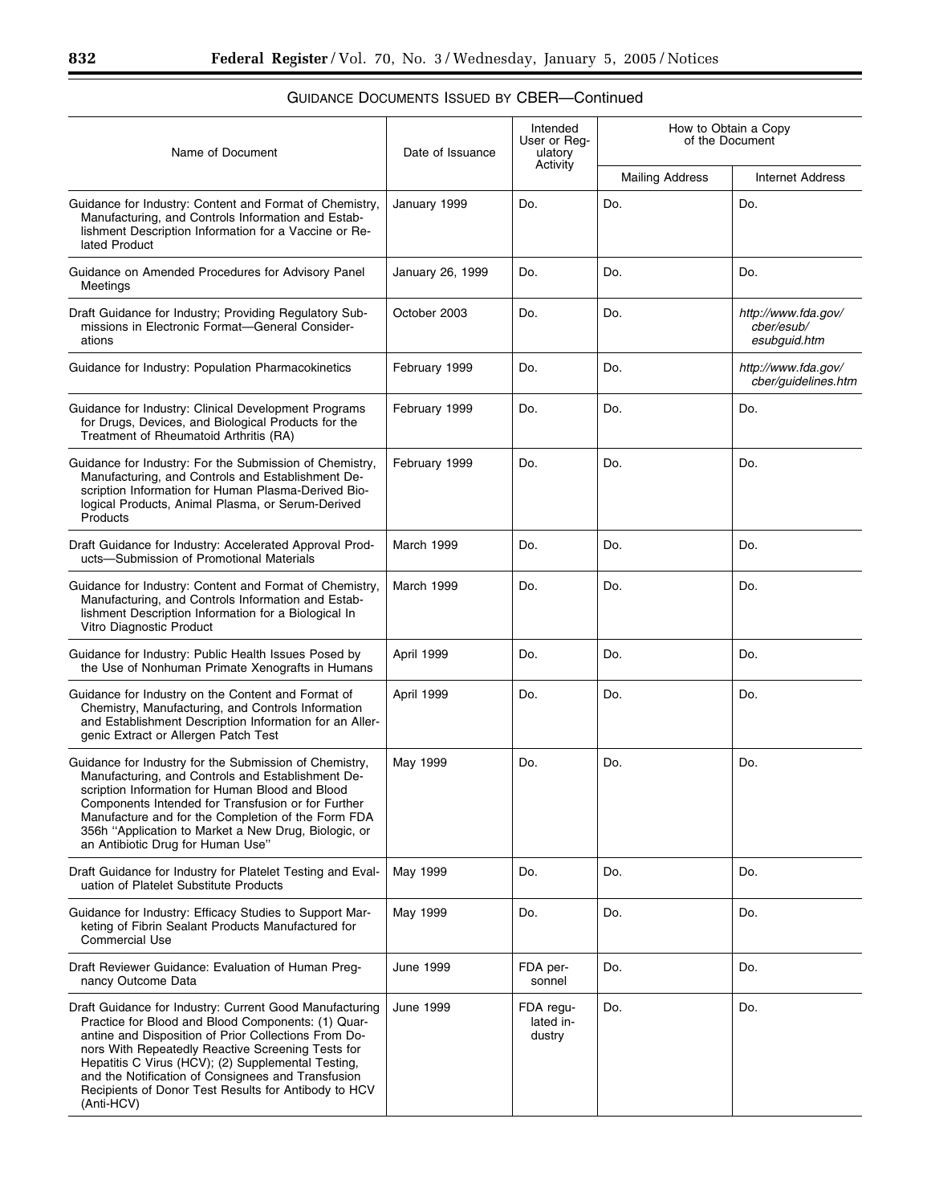## GUIDANCE DOCUMENTS ISSUED BY CBER—Continued

| Name of Document | Date of Issuance | Intended User or Regulatory Activity | How to Obtain a Copy of the Document | |
|---|---|---|---|---|
| | | | Mailing Address | Internet Address |
| Guidance for Industry: Content and Format of Chemistry, Manufacturing, and Controls Information and Establishment Description Information for a Vaccine or Related Product | January 1999 | Do. | Do. | Do. |
| Guidance on Amended Procedures for Advisory Panel Meetings | January 26, 1999 | Do. | Do. | Do. |
| Draft Guidance for Industry; Providing Regulatory Submissions in Electronic Format—General Considerations | October 2003 | Do. | Do. | *http://www.fda.gov/cber/esub/esubguid.htm* |
| Guidance for Industry: Population Pharmacokinetics | February 1999 | Do. | Do. | *http://www.fda.gov/cber/guidelines.htm* |
| Guidance for Industry: Clinical Development Programs for Drugs, Devices, and Biological Products for the Treatment of Rheumatoid Arthritis (RA) | February 1999 | Do. | Do. | Do. |
| Guidance for Industry: For the Submission of Chemistry, Manufacturing, and Controls and Establishment Description Information for Human Plasma-Derived Biological Products, Animal Plasma, or Serum-Derived Products | February 1999 | Do. | Do. | Do. |
| Draft Guidance for Industry: Accelerated Approval Products—Submission of Promotional Materials | March 1999 | Do. | Do. | Do. |
| Guidance for Industry: Content and Format of Chemistry, Manufacturing, and Controls Information and Establishment Description Information for a Biological In Vitro Diagnostic Product | March 1999 | Do. | Do. | Do. |
| Guidance for Industry: Public Health Issues Posed by the Use of Nonhuman Primate Xenografts in Humans | April 1999 | Do. | Do. | Do. |
| Guidance for Industry on the Content and Format of Chemistry, Manufacturing, and Controls Information and Establishment Description Information for an Allergenic Extract or Allergen Patch Test | April 1999 | Do. | Do. | Do. |
| Guidance for Industry for the Submission of Chemistry, Manufacturing, and Controls and Establishment Description Information for Human Blood and Blood Components Intended for Transfusion or for Further Manufacture and for the Completion of the Form FDA 356h "Application to Market a New Drug, Biologic, or an Antibiotic Drug for Human Use" | May 1999 | Do. | Do. | Do. |
| Draft Guidance for Industry for Platelet Testing and Evaluation of Platelet Substitute Products | May 1999 | Do. | Do. | Do. |
| Guidance for Industry: Efficacy Studies to Support Marketing of Fibrin Sealant Products Manufactured for Commercial Use | May 1999 | Do. | Do. | Do. |
| Draft Reviewer Guidance: Evaluation of Human Pregnancy Outcome Data | June 1999 | FDA personnel | Do. | Do. |
| Draft Guidance for Industry: Current Good Manufacturing Practice for Blood and Blood Components: (1) Quarantine and Disposition of Prior Collections From Donors With Repeatedly Reactive Screening Tests for Hepatitis C Virus (HCV); (2) Supplemental Testing, and the Notification of Consignees and Transfusion Recipients of Donor Test Results for Antibody to HCV (Anti-HCV) | June 1999 | FDA regulated industry | Do. | Do. |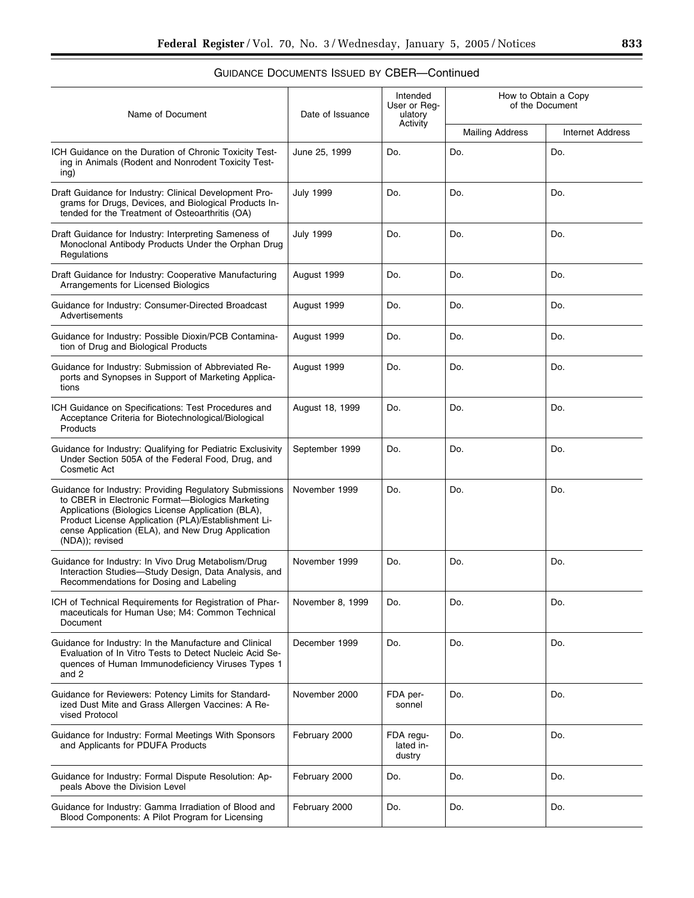GUIDANCE DOCUMENTS ISSUED BY CBER—Continued

| Name of Document | Date of Issuance | Intended User or Regulatory Activity | How to Obtain a Copy of the Document | |
|---|---|---|---|---|
| | | | Mailing Address | Internet Address |
| ICH Guidance on the Duration of Chronic Toxicity Testing in Animals (Rodent and Nonrodent Toxicity Testing) | June 25, 1999 | Do. | Do. | Do. |
| Draft Guidance for Industry: Clinical Development Programs for Drugs, Devices, and Biological Products Intended for the Treatment of Osteoarthritis (OA) | July 1999 | Do. | Do. | Do. |
| Draft Guidance for Industry: Interpreting Sameness of Monoclonal Antibody Products Under the Orphan Drug Regulations | July 1999 | Do. | Do. | Do. |
| Draft Guidance for Industry: Cooperative Manufacturing Arrangements for Licensed Biologics | August 1999 | Do. | Do. | Do. |
| Guidance for Industry: Consumer-Directed Broadcast Advertisements | August 1999 | Do. | Do. | Do. |
| Guidance for Industry: Possible Dioxin/PCB Contamination of Drug and Biological Products | August 1999 | Do. | Do. | Do. |
| Guidance for Industry: Submission of Abbreviated Reports and Synopses in Support of Marketing Applications | August 1999 | Do. | Do. | Do. |
| ICH Guidance on Specifications: Test Procedures and Acceptance Criteria for Biotechnological/Biological Products | August 18, 1999 | Do. | Do. | Do. |
| Guidance for Industry: Qualifying for Pediatric Exclusivity Under Section 505A of the Federal Food, Drug, and Cosmetic Act | September 1999 | Do. | Do. | Do. |
| Guidance for Industry: Providing Regulatory Submissions to CBER in Electronic Format—Biologics Marketing Applications (Biologics License Application (BLA), Product License Application (PLA)/Establishment License Application (ELA), and New Drug Application (NDA)); revised | November 1999 | Do. | Do. | Do. |
| Guidance for Industry: In Vivo Drug Metabolism/Drug Interaction Studies—Study Design, Data Analysis, and Recommendations for Dosing and Labeling | November 1999 | Do. | Do. | Do. |
| ICH of Technical Requirements for Registration of Pharmaceuticals for Human Use; M4: Common Technical Document | November 8, 1999 | Do. | Do. | Do. |
| Guidance for Industry: In the Manufacture and Clinical Evaluation of In Vitro Tests to Detect Nucleic Acid Sequences of Human Immunodeficiency Viruses Types 1 and 2 | December 1999 | Do. | Do. | Do. |
| Guidance for Reviewers: Potency Limits for Standardized Dust Mite and Grass Allergen Vaccines: A Revised Protocol | November 2000 | FDA personnel | Do. | Do. |
| Guidance for Industry: Formal Meetings With Sponsors and Applicants for PDUFA Products | February 2000 | FDA regulated industry | Do. | Do. |
| Guidance for Industry: Formal Dispute Resolution: Appeals Above the Division Level | February 2000 | Do. | Do. | Do. |
| Guidance for Industry: Gamma Irradiation of Blood and Blood Components: A Pilot Program for Licensing | February 2000 | Do. | Do. | Do. |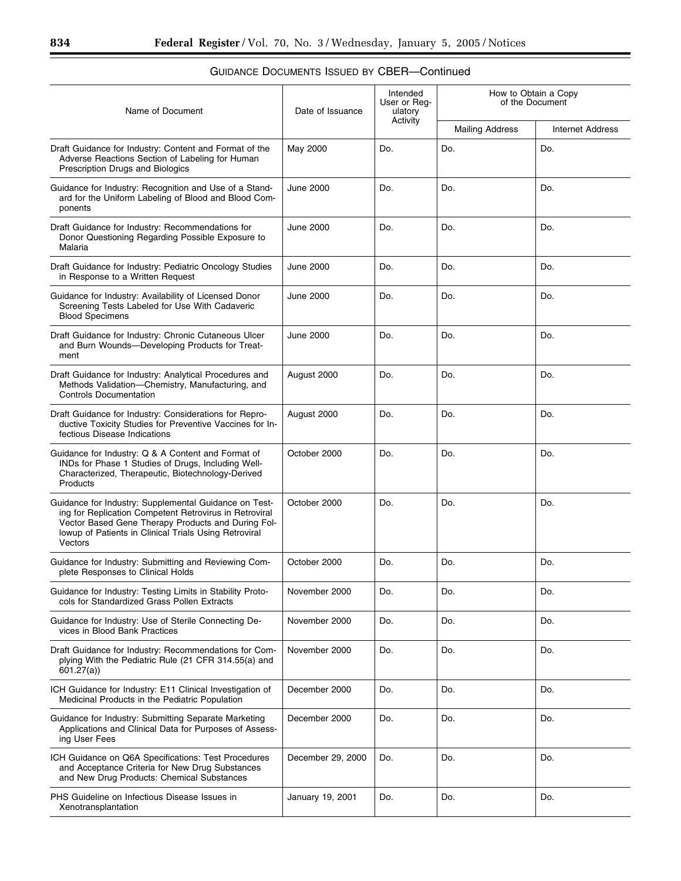## GUIDANCE DOCUMENTS ISSUED BY CBER—Continued

| Name of Document | Date of Issuance | Intended User or Regulatory Activity | How to Obtain a Copy of the Document | |
|---|---|---|---|---|
| | | | Mailing Address | Internet Address |
| Draft Guidance for Industry: Content and Format of the Adverse Reactions Section of Labeling for Human Prescription Drugs and Biologics | May 2000 | Do. | Do. | Do. |
| Guidance for Industry: Recognition and Use of a Standard for the Uniform Labeling of Blood and Blood Components | June 2000 | Do. | Do. | Do. |
| Draft Guidance for Industry: Recommendations for Donor Questioning Regarding Possible Exposure to Malaria | June 2000 | Do. | Do. | Do. |
| Draft Guidance for Industry: Pediatric Oncology Studies in Response to a Written Request | June 2000 | Do. | Do. | Do. |
| Guidance for Industry: Availability of Licensed Donor Screening Tests Labeled for Use With Cadaveric Blood Specimens | June 2000 | Do. | Do. | Do. |
| Draft Guidance for Industry: Chronic Cutaneous Ulcer and Burn Wounds—Developing Products for Treatment | June 2000 | Do. | Do. | Do. |
| Draft Guidance for Industry: Analytical Procedures and Methods Validation—Chemistry, Manufacturing, and Controls Documentation | August 2000 | Do. | Do. | Do. |
| Draft Guidance for Industry: Considerations for Reproductive Toxicity Studies for Preventive Vaccines for Infectious Disease Indications | August 2000 | Do. | Do. | Do. |
| Guidance for Industry: Q & A Content and Format of INDs for Phase 1 Studies of Drugs, Including Well-Characterized, Therapeutic, Biotechnology-Derived Products | October 2000 | Do. | Do. | Do. |
| Guidance for Industry: Supplemental Guidance on Testing for Replication Competent Retrovirus in Retroviral Vector Based Gene Therapy Products and During Followup of Patients in Clinical Trials Using Retroviral Vectors | October 2000 | Do. | Do. | Do. |
| Guidance for Industry: Submitting and Reviewing Complete Responses to Clinical Holds | October 2000 | Do. | Do. | Do. |
| Guidance for Industry: Testing Limits in Stability Protocols for Standardized Grass Pollen Extracts | November 2000 | Do. | Do. | Do. |
| Guidance for Industry: Use of Sterile Connecting Devices in Blood Bank Practices | November 2000 | Do. | Do. | Do. |
| Draft Guidance for Industry: Recommendations for Complying With the Pediatric Rule (21 CFR 314.55(a) and 601.27(a)) | November 2000 | Do. | Do. | Do. |
| ICH Guidance for Industry: E11 Clinical Investigation of Medicinal Products in the Pediatric Population | December 2000 | Do. | Do. | Do. |
| Guidance for Industry: Submitting Separate Marketing Applications and Clinical Data for Purposes of Assessing User Fees | December 2000 | Do. | Do. | Do. |
| ICH Guidance on Q6A Specifications: Test Procedures and Acceptance Criteria for New Drug Substances and New Drug Products: Chemical Substances | December 29, 2000 | Do. | Do. | Do. |
| PHS Guideline on Infectious Disease Issues in Xenotransplantation | January 19, 2001 | Do. | Do. | Do. |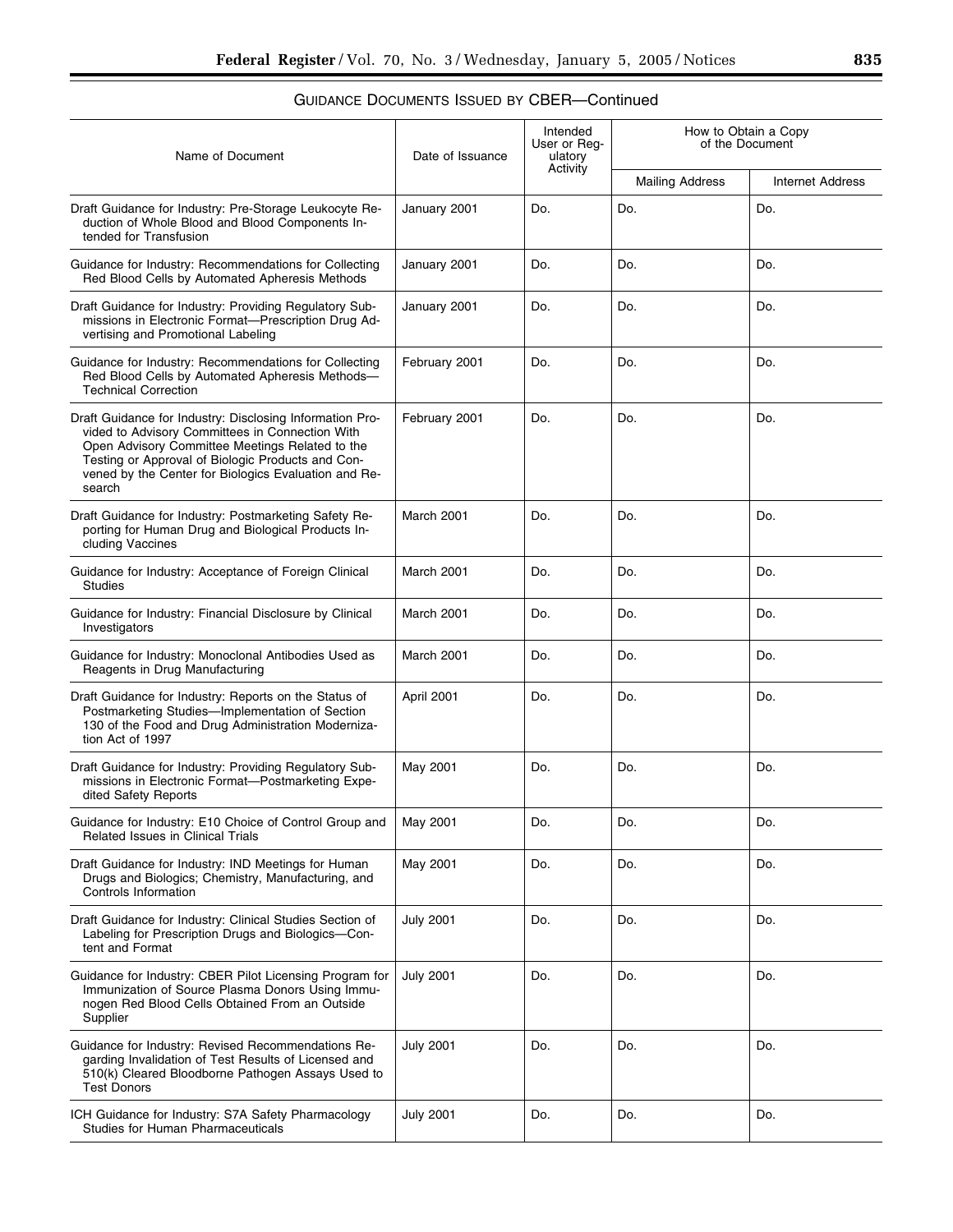GUIDANCE DOCUMENTS ISSUED BY CBER—Continued

| Name of Document | Date of Issuance | Intended User or Regulatory Activity | How to Obtain a Copy of the Document | |
|---|---|---|---|---|
| | | | Mailing Address | Internet Address |
| Draft Guidance for Industry: Pre-Storage Leukocyte Reduction of Whole Blood and Blood Components Intended for Transfusion | January 2001 | Do. | Do. | Do. |
| Guidance for Industry: Recommendations for Collecting Red Blood Cells by Automated Apheresis Methods | January 2001 | Do. | Do. | Do. |
| Draft Guidance for Industry: Providing Regulatory Submissions in Electronic Format—Prescription Drug Advertising and Promotional Labeling | January 2001 | Do. | Do. | Do. |
| Guidance for Industry: Recommendations for Collecting Red Blood Cells by Automated Apheresis Methods—Technical Correction | February 2001 | Do. | Do. | Do. |
| Draft Guidance for Industry: Disclosing Information Provided to Advisory Committees in Connection With Open Advisory Committee Meetings Related to the Testing or Approval of Biologic Products and Convened by the Center for Biologics Evaluation and Research | February 2001 | Do. | Do. | Do. |
| Draft Guidance for Industry: Postmarketing Safety Reporting for Human Drug and Biological Products Including Vaccines | March 2001 | Do. | Do. | Do. |
| Guidance for Industry: Acceptance of Foreign Clinical Studies | March 2001 | Do. | Do. | Do. |
| Guidance for Industry: Financial Disclosure by Clinical Investigators | March 2001 | Do. | Do. | Do. |
| Guidance for Industry: Monoclonal Antibodies Used as Reagents in Drug Manufacturing | March 2001 | Do. | Do. | Do. |
| Draft Guidance for Industry: Reports on the Status of Postmarketing Studies—Implementation of Section 130 of the Food and Drug Administration Modernization Act of 1997 | April 2001 | Do. | Do. | Do. |
| Draft Guidance for Industry: Providing Regulatory Submissions in Electronic Format—Postmarketing Expedited Safety Reports | May 2001 | Do. | Do. | Do. |
| Guidance for Industry: E10 Choice of Control Group and Related Issues in Clinical Trials | May 2001 | Do. | Do. | Do. |
| Draft Guidance for Industry: IND Meetings for Human Drugs and Biologics; Chemistry, Manufacturing, and Controls Information | May 2001 | Do. | Do. | Do. |
| Draft Guidance for Industry: Clinical Studies Section of Labeling for Prescription Drugs and Biologics—Content and Format | July 2001 | Do. | Do. | Do. |
| Guidance for Industry: CBER Pilot Licensing Program for Immunization of Source Plasma Donors Using Immunogen Red Blood Cells Obtained From an Outside Supplier | July 2001 | Do. | Do. | Do. |
| Guidance for Industry: Revised Recommendations Regarding Invalidation of Test Results of Licensed and 510(k) Cleared Bloodborne Pathogen Assays Used to Test Donors | July 2001 | Do. | Do. | Do. |
| ICH Guidance for Industry: S7A Safety Pharmacology Studies for Human Pharmaceuticals | July 2001 | Do. | Do. | Do. |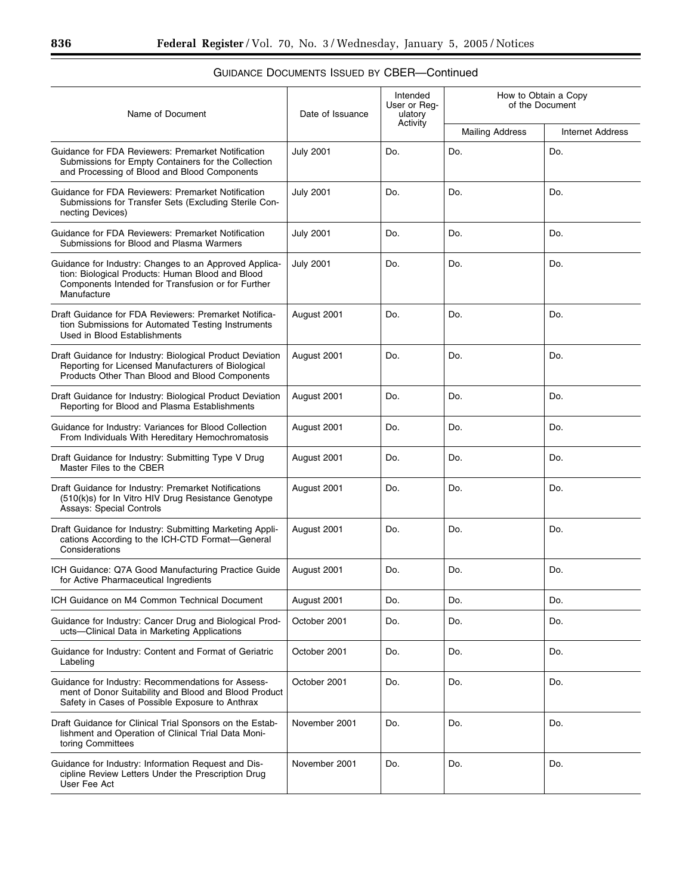## GUIDANCE DOCUMENTS ISSUED BY CBER—Continued

| Name of Document | Date of Issuance | Intended User or Regulatory Activity | How to Obtain a Copy of the Document | |
|---|---|---|---|---|
| | | | Mailing Address | Internet Address |
| Guidance for FDA Reviewers: Premarket Notification Submissions for Empty Containers for the Collection and Processing of Blood and Blood Components | July 2001 | Do. | Do. | Do. |
| Guidance for FDA Reviewers: Premarket Notification Submissions for Transfer Sets (Excluding Sterile Connecting Devices) | July 2001 | Do. | Do. | Do. |
| Guidance for FDA Reviewers: Premarket Notification Submissions for Blood and Plasma Warmers | July 2001 | Do. | Do. | Do. |
| Guidance for Industry: Changes to an Approved Application: Biological Products: Human Blood and Blood Components Intended for Transfusion or for Further Manufacture | July 2001 | Do. | Do. | Do. |
| Draft Guidance for FDA Reviewers: Premarket Notification Submissions for Automated Testing Instruments Used in Blood Establishments | August 2001 | Do. | Do. | Do. |
| Draft Guidance for Industry: Biological Product Deviation Reporting for Licensed Manufacturers of Biological Products Other Than Blood and Blood Components | August 2001 | Do. | Do. | Do. |
| Draft Guidance for Industry: Biological Product Deviation Reporting for Blood and Plasma Establishments | August 2001 | Do. | Do. | Do. |
| Guidance for Industry: Variances for Blood Collection From Individuals With Hereditary Hemochromatosis | August 2001 | Do. | Do. | Do. |
| Draft Guidance for Industry: Submitting Type V Drug Master Files to the CBER | August 2001 | Do. | Do. | Do. |
| Draft Guidance for Industry: Premarket Notifications (510(k)s) for In Vitro HIV Drug Resistance Genotype Assays: Special Controls | August 2001 | Do. | Do. | Do. |
| Draft Guidance for Industry: Submitting Marketing Applications According to the ICH-CTD Format—General Considerations | August 2001 | Do. | Do. | Do. |
| ICH Guidance: Q7A Good Manufacturing Practice Guide for Active Pharmaceutical Ingredients | August 2001 | Do. | Do. | Do. |
| ICH Guidance on M4 Common Technical Document | August 2001 | Do. | Do. | Do. |
| Guidance for Industry: Cancer Drug and Biological Products—Clinical Data in Marketing Applications | October 2001 | Do. | Do. | Do. |
| Guidance for Industry: Content and Format of Geriatric Labeling | October 2001 | Do. | Do. | Do. |
| Guidance for Industry: Recommendations for Assessment of Donor Suitability and Blood and Blood Product Safety in Cases of Possible Exposure to Anthrax | October 2001 | Do. | Do. | Do. |
| Draft Guidance for Clinical Trial Sponsors on the Establishment and Operation of Clinical Trial Data Monitoring Committees | November 2001 | Do. | Do. | Do. |
| Guidance for Industry: Information Request and Discipline Review Letters Under the Prescription Drug User Fee Act | November 2001 | Do. | Do. | Do. |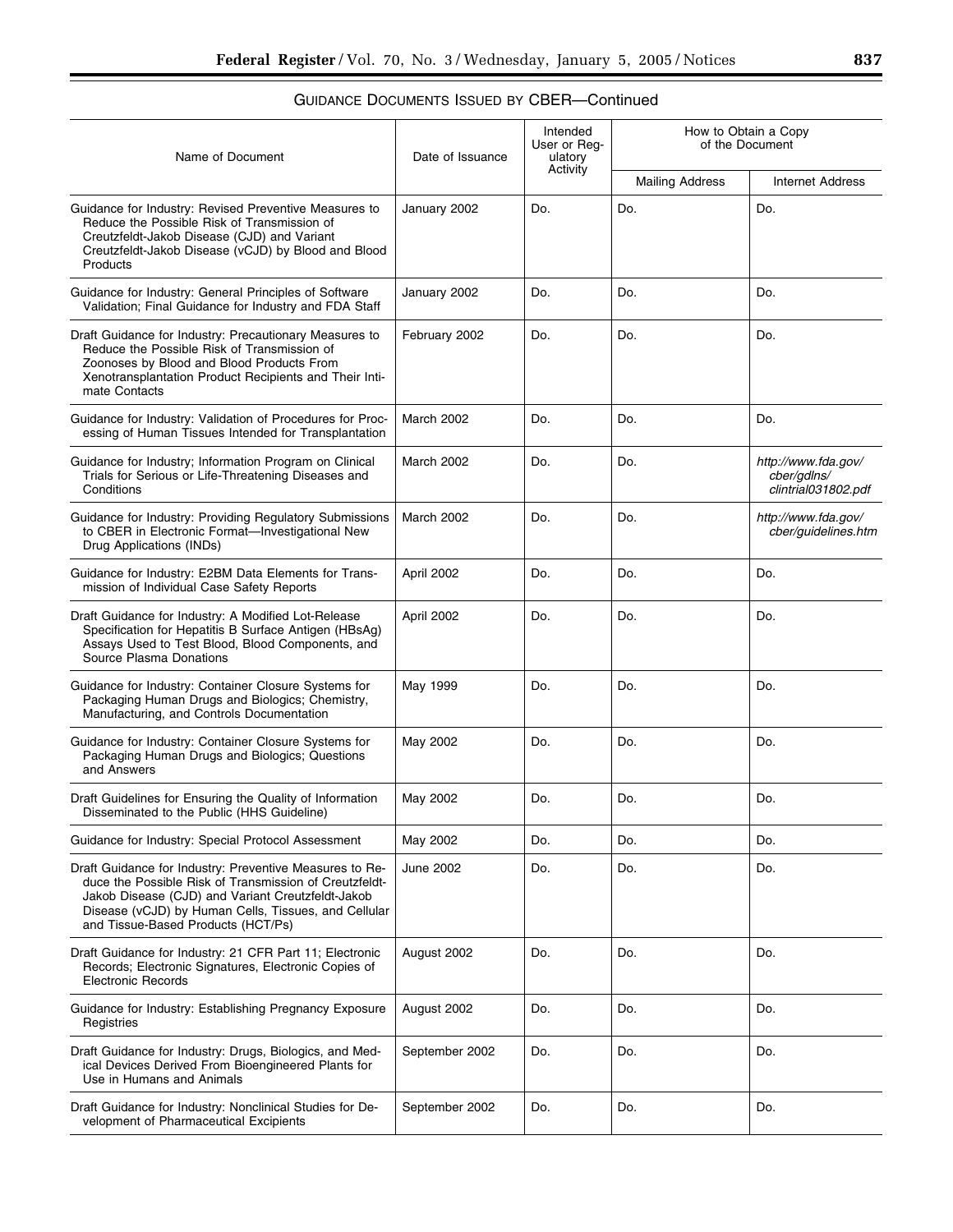GUIDANCE DOCUMENTS ISSUED BY CBER—Continued

| Name of Document | Date of Issuance | Intended User or Regulatory Activity | How to Obtain a Copy of the Document | |
|---|---|---|---|---|
| | | | Mailing Address | Internet Address |
| Guidance for Industry: Revised Preventive Measures to Reduce the Possible Risk of Transmission of Creutzfeldt-Jakob Disease (CJD) and Variant Creutzfeldt-Jakob Disease (vCJD) by Blood and Blood Products | January 2002 | Do. | Do. | Do. |
| Guidance for Industry: General Principles of Software Validation; Final Guidance for Industry and FDA Staff | January 2002 | Do. | Do. | Do. |
| Draft Guidance for Industry: Precautionary Measures to Reduce the Possible Risk of Transmission of Zoonoses by Blood and Blood Products From Xenotransplantation Product Recipients and Their Intimate Contacts | February 2002 | Do. | Do. | Do. |
| Guidance for Industry: Validation of Procedures for Processing of Human Tissues Intended for Transplantation | March 2002 | Do. | Do. | Do. |
| Guidance for Industry; Information Program on Clinical Trials for Serious or Life-Threatening Diseases and Conditions | March 2002 | Do. | Do. | *http://www.fda.gov/cber/gdlns/clintrial031802.pdf* |
| Guidance for Industry: Providing Regulatory Submissions to CBER in Electronic Format—Investigational New Drug Applications (INDs) | March 2002 | Do. | Do. | *http://www.fda.gov/cber/guidelines.htm* |
| Guidance for Industry: E2BM Data Elements for Transmission of Individual Case Safety Reports | April 2002 | Do. | Do. | Do. |
| Draft Guidance for Industry: A Modified Lot-Release Specification for Hepatitis B Surface Antigen (HBsAg) Assays Used to Test Blood, Blood Components, and Source Plasma Donations | April 2002 | Do. | Do. | Do. |
| Guidance for Industry: Container Closure Systems for Packaging Human Drugs and Biologics; Chemistry, Manufacturing, and Controls Documentation | May 1999 | Do. | Do. | Do. |
| Guidance for Industry: Container Closure Systems for Packaging Human Drugs and Biologics; Questions and Answers | May 2002 | Do. | Do. | Do. |
| Draft Guidelines for Ensuring the Quality of Information Disseminated to the Public (HHS Guideline) | May 2002 | Do. | Do. | Do. |
| Guidance for Industry: Special Protocol Assessment | May 2002 | Do. | Do. | Do. |
| Draft Guidance for Industry: Preventive Measures to Reduce the Possible Risk of Transmission of Creutzfeldt-Jakob Disease (CJD) and Variant Creutzfeldt-Jakob Disease (vCJD) by Human Cells, Tissues, and Cellular and Tissue-Based Products (HCT/Ps) | June 2002 | Do. | Do. | Do. |
| Draft Guidance for Industry: 21 CFR Part 11; Electronic Records; Electronic Signatures, Electronic Copies of Electronic Records | August 2002 | Do. | Do. | Do. |
| Guidance for Industry: Establishing Pregnancy Exposure Registries | August 2002 | Do. | Do. | Do. |
| Draft Guidance for Industry: Drugs, Biologics, and Medical Devices Derived From Bioengineered Plants for Use in Humans and Animals | September 2002 | Do. | Do. | Do. |
| Draft Guidance for Industry: Nonclinical Studies for Development of Pharmaceutical Excipients | September 2002 | Do. | Do. | Do. |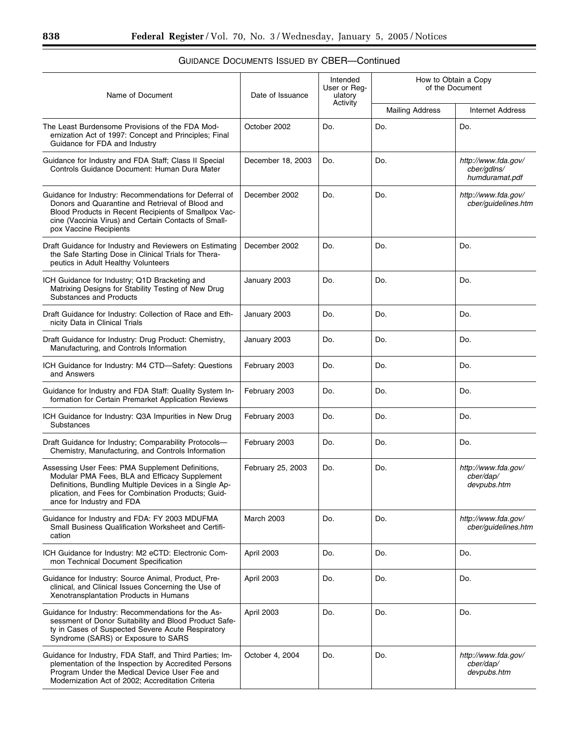## Guidance Documents Issued by CBER—Continued

| Name of Document | Date of Issuance | Intended User or Regulatory Activity | How to Obtain a Copy of the Document | |
|---|---|---|---|---|
| | | | Mailing Address | Internet Address |
| The Least Burdensome Provisions of the FDA Modernization Act of 1997: Concept and Principles; Final Guidance for FDA and Industry | October 2002 | Do. | Do. | Do. |
| Guidance for Industry and FDA Staff; Class II Special Controls Guidance Document: Human Dura Mater | December 18, 2003 | Do. | Do. | *http://www.fda.gov/cber/gdlns/humduramat.pdf* |
| Guidance for Industry: Recommendations for Deferral of Donors and Quarantine and Retrieval of Blood and Blood Products in Recent Recipients of Smallpox Vaccine (Vaccinia Virus) and Certain Contacts of Smallpox Vaccine Recipients | December 2002 | Do. | Do. | *http://www.fda.gov/cber/guidelines.htm* |
| Draft Guidance for Industry and Reviewers on Estimating the Safe Starting Dose in Clinical Trials for Therapeutics in Adult Healthy Volunteers | December 2002 | Do. | Do. | Do. |
| ICH Guidance for Industry; Q1D Bracketing and Matrixing Designs for Stability Testing of New Drug Substances and Products | January 2003 | Do. | Do. | Do. |
| Draft Guidance for Industry: Collection of Race and Ethnicity Data in Clinical Trials | January 2003 | Do. | Do. | Do. |
| Draft Guidance for Industry: Drug Product: Chemistry, Manufacturing, and Controls Information | January 2003 | Do. | Do. | Do. |
| ICH Guidance for Industry: M4 CTD—Safety: Questions and Answers | February 2003 | Do. | Do. | Do. |
| Guidance for Industry and FDA Staff: Quality System Information for Certain Premarket Application Reviews | February 2003 | Do. | Do. | Do. |
| ICH Guidance for Industry: Q3A Impurities in New Drug Substances | February 2003 | Do. | Do. | Do. |
| Draft Guidance for Industry; Comparability Protocols—Chemistry, Manufacturing, and Controls Information | February 2003 | Do. | Do. | Do. |
| Assessing User Fees: PMA Supplement Definitions, Modular PMA Fees, BLA and Efficacy Supplement Definitions, Bundling Multiple Devices in a Single Application, and Fees for Combination Products; Guidance for Industry and FDA | February 25, 2003 | Do. | Do. | *http://www.fda.gov/cber/dap/devpubs.htm* |
| Guidance for Industry and FDA: FY 2003 MDUFMA Small Business Qualification Worksheet and Certification | March 2003 | Do. | Do. | *http://www.fda.gov/cber/guidelines.htm* |
| ICH Guidance for Industry: M2 eCTD: Electronic Common Technical Document Specification | April 2003 | Do. | Do. | Do. |
| Guidance for Industry: Source Animal, Product, Preclinical, and Clinical Issues Concerning the Use of Xenotransplantation Products in Humans | April 2003 | Do. | Do. | Do. |
| Guidance for Industry: Recommendations for the Assessment of Donor Suitability and Blood Product Safety in Cases of Suspected Severe Acute Respiratory Syndrome (SARS) or Exposure to SARS | April 2003 | Do. | Do. | Do. |
| Guidance for Industry, FDA Staff, and Third Parties; Implementation of the Inspection by Accredited Persons Program Under the Medical Device User Fee and Modernization Act of 2002; Accreditation Criteria | October 4, 2004 | Do. | Do. | *http://www.fda.gov/cber/dap/devpubs.htm* |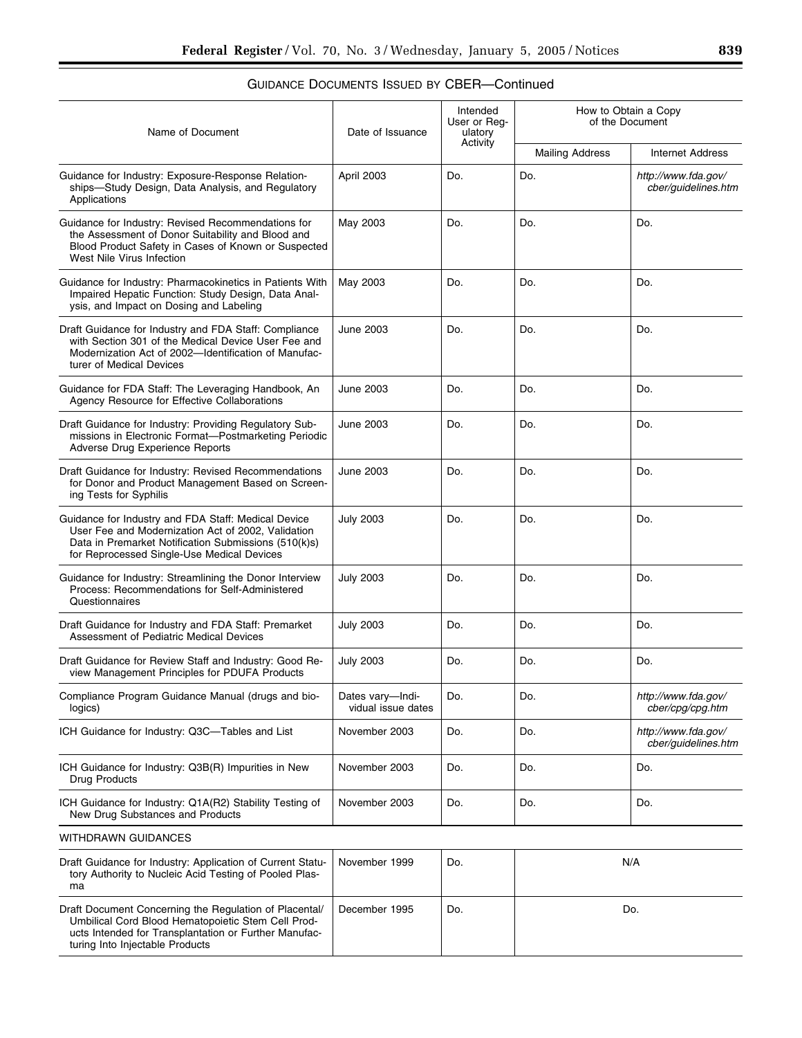## GUIDANCE DOCUMENTS ISSUED BY CBER—Continued

| Name of Document | Date of Issuance | Intended User or Regulatory Activity | How to Obtain a Copy of the Document | |
|---|---|---|---|---|
| | | | Mailing Address | Internet Address |
| Guidance for Industry: Exposure-Response Relationships—Study Design, Data Analysis, and Regulatory Applications | April 2003 | Do. | Do. | *http://www.fda.gov/cber/guidelines.htm* |
| Guidance for Industry: Revised Recommendations for the Assessment of Donor Suitability and Blood and Blood Product Safety in Cases of Known or Suspected West Nile Virus Infection | May 2003 | Do. | Do. | Do. |
| Guidance for Industry: Pharmacokinetics in Patients With Impaired Hepatic Function: Study Design, Data Analysis, and Impact on Dosing and Labeling | May 2003 | Do. | Do. | Do. |
| Draft Guidance for Industry and FDA Staff: Compliance with Section 301 of the Medical Device User Fee and Modernization Act of 2002—Identification of Manufacturer of Medical Devices | June 2003 | Do. | Do. | Do. |
| Guidance for FDA Staff: The Leveraging Handbook, An Agency Resource for Effective Collaborations | June 2003 | Do. | Do. | Do. |
| Draft Guidance for Industry: Providing Regulatory Submissions in Electronic Format—Postmarketing Periodic Adverse Drug Experience Reports | June 2003 | Do. | Do. | Do. |
| Draft Guidance for Industry: Revised Recommendations for Donor and Product Management Based on Screening Tests for Syphilis | June 2003 | Do. | Do. | Do. |
| Guidance for Industry and FDA Staff: Medical Device User Fee and Modernization Act of 2002, Validation Data in Premarket Notification Submissions (510(k)s) for Reprocessed Single-Use Medical Devices | July 2003 | Do. | Do. | Do. |
| Guidance for Industry: Streamlining the Donor Interview Process: Recommendations for Self-Administered Questionnaires | July 2003 | Do. | Do. | Do. |
| Draft Guidance for Industry and FDA Staff: Premarket Assessment of Pediatric Medical Devices | July 2003 | Do. | Do. | Do. |
| Draft Guidance for Review Staff and Industry: Good Review Management Principles for PDUFA Products | July 2003 | Do. | Do. | Do. |
| Compliance Program Guidance Manual (drugs and biologics) | Dates vary—Individual issue dates | Do. | Do. | *http://www.fda.gov/cber/cpg/cpg.htm* |
| ICH Guidance for Industry: Q3C—Tables and List | November 2003 | Do. | Do. | *http://www.fda.gov/cber/guidelines.htm* |
| ICH Guidance for Industry: Q3B(R) Impurities in New Drug Products | November 2003 | Do. | Do. | Do. |
| ICH Guidance for Industry: Q1A(R2) Stability Testing of New Drug Substances and Products | November 2003 | Do. | Do. | Do. |
| WITHDRAWN GUIDANCES | | | | |
| Draft Guidance for Industry: Application of Current Statutory Authority to Nucleic Acid Testing of Pooled Plasma | November 1999 | Do. | N/A | |
| Draft Document Concerning the Regulation of Placental/Umbilical Cord Blood Hematopoietic Stem Cell Products Intended for Transplantation or Further Manufacturing Into Injectable Products | December 1995 | Do. | Do. | |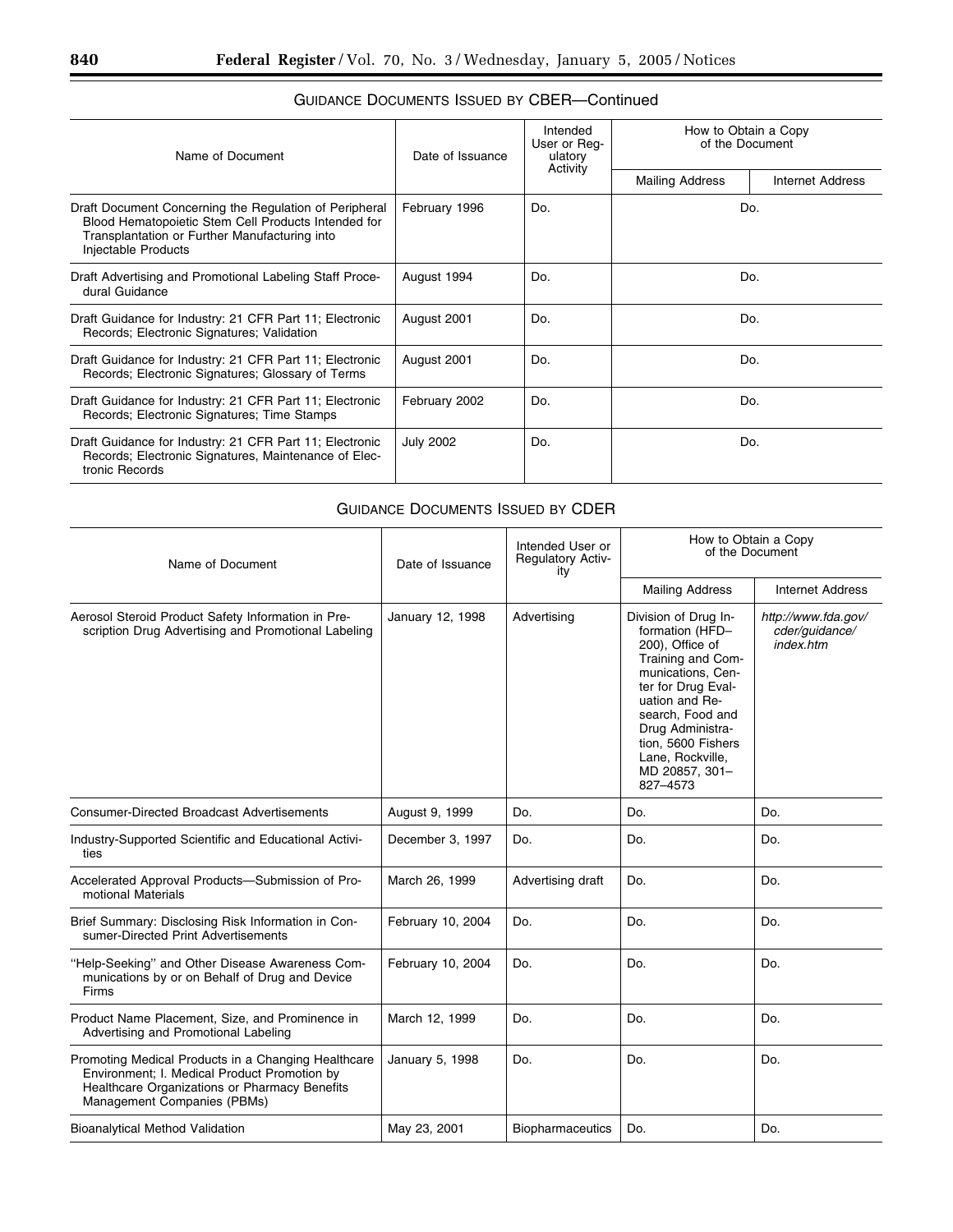## GUIDANCE DOCUMENTS ISSUED BY CBER—Continued

| Name of Document | Date of Issuance | Intended User or Regulatory Activity | How to Obtain a Copy of the Document | |
|---|---|---|---|---|
| | | | Mailing Address | Internet Address |
| Draft Document Concerning the Regulation of Peripheral Blood Hematopoietic Stem Cell Products Intended for Transplantation or Further Manufacturing into Injectable Products | February 1996 | Do. | Do. | |
| Draft Advertising and Promotional Labeling Staff Procedural Guidance | August 1994 | Do. | Do. | |
| Draft Guidance for Industry: 21 CFR Part 11; Electronic Records; Electronic Signatures; Validation | August 2001 | Do. | Do. | |
| Draft Guidance for Industry: 21 CFR Part 11; Electronic Records; Electronic Signatures; Glossary of Terms | August 2001 | Do. | Do. | |
| Draft Guidance for Industry: 21 CFR Part 11; Electronic Records; Electronic Signatures; Time Stamps | February 2002 | Do. | Do. | |
| Draft Guidance for Industry: 21 CFR Part 11; Electronic Records; Electronic Signatures, Maintenance of Electronic Records | July 2002 | Do. | Do. | |

## GUIDANCE DOCUMENTS ISSUED BY CDER

| Name of Document | Date of Issuance | Intended User or Regulatory Activity | How to Obtain a Copy of the Document | |
|---|---|---|---|---|
| | | | Mailing Address | Internet Address |
| Aerosol Steroid Product Safety Information in Prescription Drug Advertising and Promotional Labeling | January 12, 1998 | Advertising | Division of Drug Information (HFD–200), Office of Training and Communications, Center for Drug Evaluation and Research, Food and Drug Administration, 5600 Fishers Lane, Rockville, MD 20857, 301–827–4573 | *http://www.fda.gov/cder/guidance/index.htm* |
| Consumer-Directed Broadcast Advertisements | August 9, 1999 | Do. | Do. | Do. |
| Industry-Supported Scientific and Educational Activities | December 3, 1997 | Do. | Do. | Do. |
| Accelerated Approval Products—Submission of Promotional Materials | March 26, 1999 | Advertising draft | Do. | Do. |
| Brief Summary: Disclosing Risk Information in Consumer-Directed Print Advertisements | February 10, 2004 | Do. | Do. | Do. |
| "Help-Seeking" and Other Disease Awareness Communications by or on Behalf of Drug and Device Firms | February 10, 2004 | Do. | Do. | Do. |
| Product Name Placement, Size, and Prominence in Advertising and Promotional Labeling | March 12, 1999 | Do. | Do. | Do. |
| Promoting Medical Products in a Changing Healthcare Environment; I. Medical Product Promotion by Healthcare Organizations or Pharmacy Benefits Management Companies (PBMs) | January 5, 1998 | Do. | Do. | Do. |
| Bioanalytical Method Validation | May 23, 2001 | Biopharmaceutics | Do. | Do. |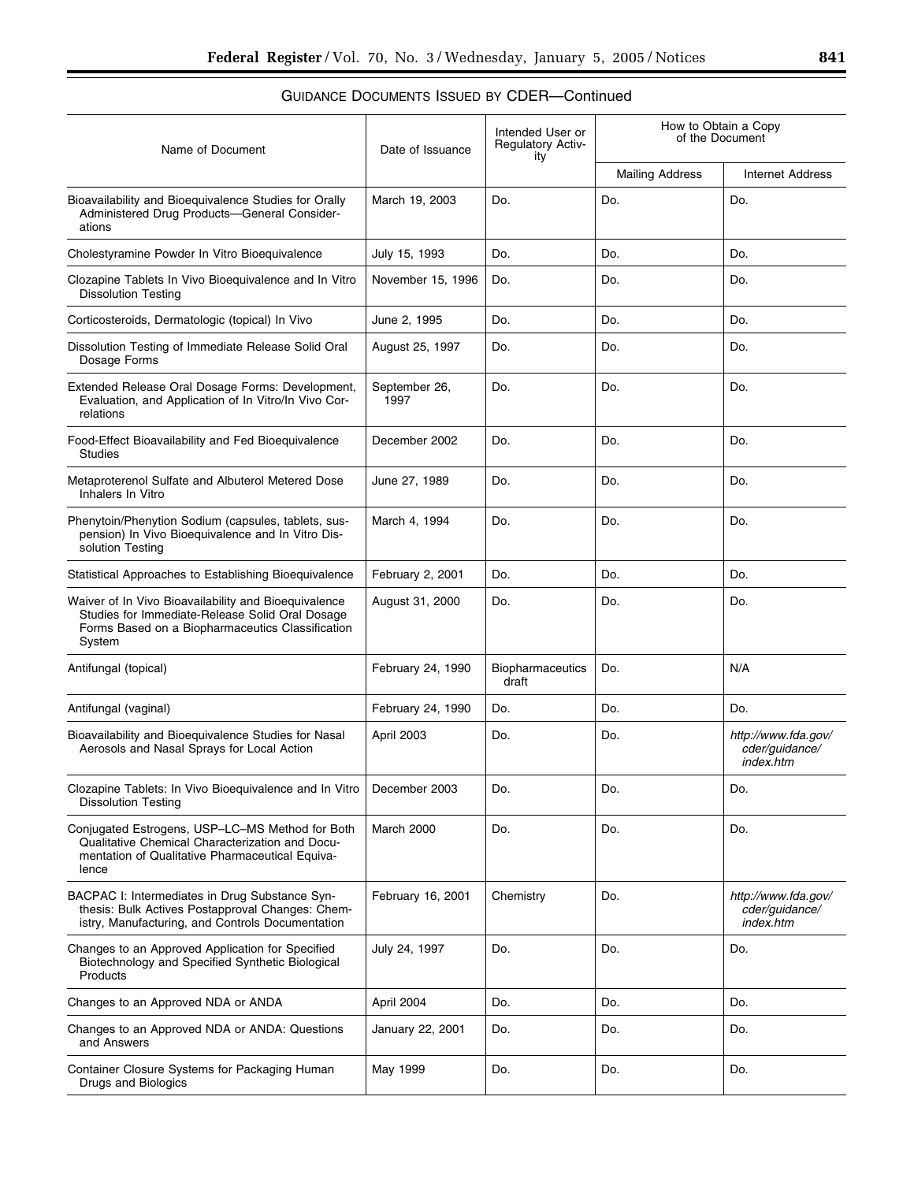## GUIDANCE DOCUMENTS ISSUED BY CDER—Continued

| Name of Document | Date of Issuance | Intended User or Regulatory Activity | How to Obtain a Copy of the Document | |
|---|---|---|---|---|
| | | | Mailing Address | Internet Address |
| Bioavailability and Bioequivalence Studies for Orally Administered Drug Products—General Considerations | March 19, 2003 | Do. | Do. | Do. |
| Cholestyramine Powder In Vitro Bioequivalence | July 15, 1993 | Do. | Do. | Do. |
| Clozapine Tablets In Vivo Bioequivalence and In Vitro Dissolution Testing | November 15, 1996 | Do. | Do. | Do. |
| Corticosteroids, Dermatologic (topical) In Vivo | June 2, 1995 | Do. | Do. | Do. |
| Dissolution Testing of Immediate Release Solid Oral Dosage Forms | August 25, 1997 | Do. | Do. | Do. |
| Extended Release Oral Dosage Forms: Development, Evaluation, and Application of In Vitro/In Vivo Correlations | September 26, 1997 | Do. | Do. | Do. |
| Food-Effect Bioavailability and Fed Bioequivalence Studies | December 2002 | Do. | Do. | Do. |
| Metaproterenol Sulfate and Albuterol Metered Dose Inhalers In Vitro | June 27, 1989 | Do. | Do. | Do. |
| Phenytoin/Phenytion Sodium (capsules, tablets, suspension) In Vivo Bioequivalence and In Vitro Dissolution Testing | March 4, 1994 | Do. | Do. | Do. |
| Statistical Approaches to Establishing Bioequivalence | February 2, 2001 | Do. | Do. | Do. |
| Waiver of In Vivo Bioavailability and Bioequivalence Studies for Immediate-Release Solid Oral Dosage Forms Based on a Biopharmaceutics Classification System | August 31, 2000 | Do. | Do. | Do. |
| Antifungal (topical) | February 24, 1990 | Biopharmaceutics draft | Do. | N/A |
| Antifungal (vaginal) | February 24, 1990 | Do. | Do. | Do. |
| Bioavailability and Bioequivalence Studies for Nasal Aerosols and Nasal Sprays for Local Action | April 2003 | Do. | Do. | *http://www.fda.gov/cder/guidance/index.htm* |
| Clozapine Tablets: In Vivo Bioequivalence and In Vitro Dissolution Testing | December 2003 | Do. | Do. | Do. |
| Conjugated Estrogens, USP–LC–MS Method for Both Qualitative Chemical Characterization and Documentation of Qualitative Pharmaceutical Equivalence | March 2000 | Do. | Do. | Do. |
| BACPAC I: Intermediates in Drug Substance Synthesis: Bulk Actives Postapproval Changes: Chemistry, Manufacturing, and Controls Documentation | February 16, 2001 | Chemistry | Do. | *http://www.fda.gov/cder/guidance/index.htm* |
| Changes to an Approved Application for Specified Biotechnology and Specified Synthetic Biological Products | July 24, 1997 | Do. | Do. | Do. |
| Changes to an Approved NDA or ANDA | April 2004 | Do. | Do. | Do. |
| Changes to an Approved NDA or ANDA: Questions and Answers | January 22, 2001 | Do. | Do. | Do. |
| Container Closure Systems for Packaging Human Drugs and Biologics | May 1999 | Do. | Do. | Do. |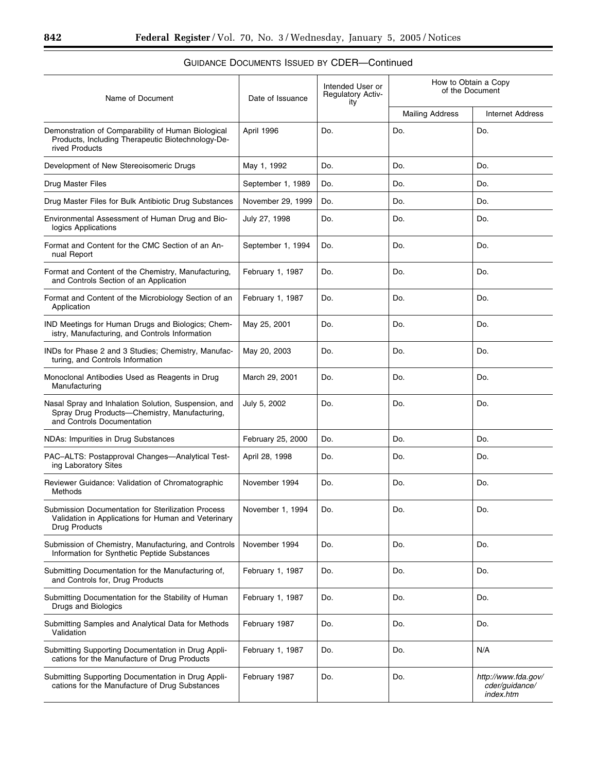## GUIDANCE DOCUMENTS ISSUED BY CDER—Continued

| Name of Document | Date of Issuance | Intended User or Regulatory Activity | How to Obtain a Copy of the Document | |
|---|---|---|---|---|
| | | | Mailing Address | Internet Address |
| Demonstration of Comparability of Human Biological Products, Including Therapeutic Biotechnology-Derived Products | April 1996 | Do. | Do. | Do. |
| Development of New Stereoisomeric Drugs | May 1, 1992 | Do. | Do. | Do. |
| Drug Master Files | September 1, 1989 | Do. | Do. | Do. |
| Drug Master Files for Bulk Antibiotic Drug Substances | November 29, 1999 | Do. | Do. | Do. |
| Environmental Assessment of Human Drug and Biologics Applications | July 27, 1998 | Do. | Do. | Do. |
| Format and Content for the CMC Section of an Annual Report | September 1, 1994 | Do. | Do. | Do. |
| Format and Content of the Chemistry, Manufacturing, and Controls Section of an Application | February 1, 1987 | Do. | Do. | Do. |
| Format and Content of the Microbiology Section of an Application | February 1, 1987 | Do. | Do. | Do. |
| IND Meetings for Human Drugs and Biologics; Chemistry, Manufacturing, and Controls Information | May 25, 2001 | Do. | Do. | Do. |
| INDs for Phase 2 and 3 Studies; Chemistry, Manufacturing, and Controls Information | May 20, 2003 | Do. | Do. | Do. |
| Monoclonal Antibodies Used as Reagents in Drug Manufacturing | March 29, 2001 | Do. | Do. | Do. |
| Nasal Spray and Inhalation Solution, Suspension, and Spray Drug Products—Chemistry, Manufacturing, and Controls Documentation | July 5, 2002 | Do. | Do. | Do. |
| NDAs: Impurities in Drug Substances | February 25, 2000 | Do. | Do. | Do. |
| PAC–ALTS: Postapproval Changes—Analytical Testing Laboratory Sites | April 28, 1998 | Do. | Do. | Do. |
| Reviewer Guidance: Validation of Chromatographic Methods | November 1994 | Do. | Do. | Do. |
| Submission Documentation for Sterilization Process Validation in Applications for Human and Veterinary Drug Products | November 1, 1994 | Do. | Do. | Do. |
| Submission of Chemistry, Manufacturing, and Controls Information for Synthetic Peptide Substances | November 1994 | Do. | Do. | Do. |
| Submitting Documentation for the Manufacturing of, and Controls for, Drug Products | February 1, 1987 | Do. | Do. | Do. |
| Submitting Documentation for the Stability of Human Drugs and Biologics | February 1, 1987 | Do. | Do. | Do. |
| Submitting Samples and Analytical Data for Methods Validation | February 1987 | Do. | Do. | Do. |
| Submitting Supporting Documentation in Drug Applications for the Manufacture of Drug Products | February 1, 1987 | Do. | Do. | N/A |
| Submitting Supporting Documentation in Drug Applications for the Manufacture of Drug Substances | February 1987 | Do. | Do. | *http://www.fda.gov/cder/guidance/index.htm* |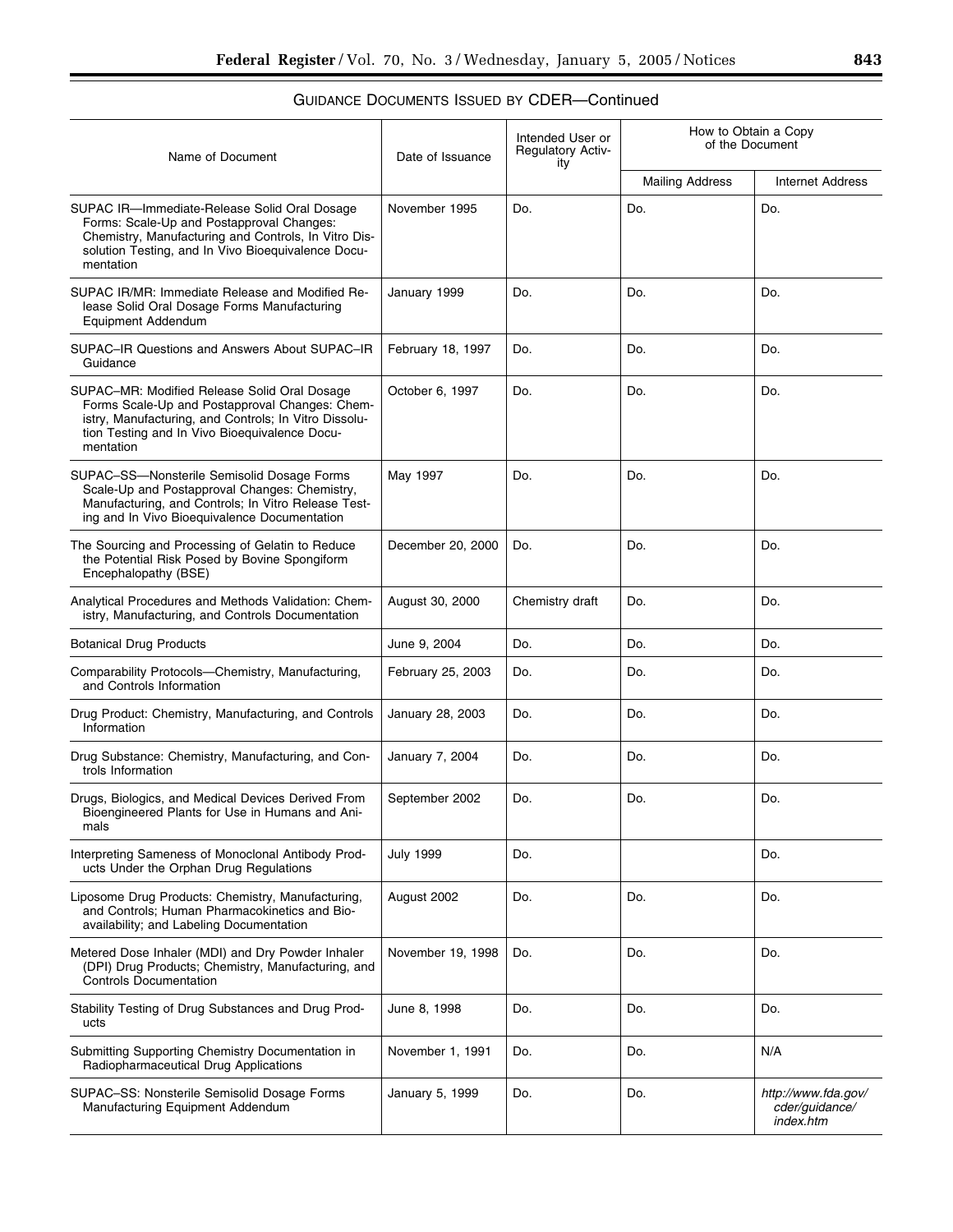## GUIDANCE DOCUMENTS ISSUED BY CDER—Continued

| Name of Document | Date of Issuance | Intended User or Regulatory Activity | How to Obtain a Copy of the Document | |
|---|---|---|---|---|
| | | | Mailing Address | Internet Address |
| SUPAC IR—Immediate-Release Solid Oral Dosage Forms: Scale-Up and Postapproval Changes: Chemistry, Manufacturing and Controls, In Vitro Dissolution Testing, and In Vivo Bioequivalence Documentation | November 1995 | Do. | Do. | Do. |
| SUPAC IR/MR: Immediate Release and Modified Release Solid Oral Dosage Forms Manufacturing Equipment Addendum | January 1999 | Do. | Do. | Do. |
| SUPAC–IR Questions and Answers About SUPAC–IR Guidance | February 18, 1997 | Do. | Do. | Do. |
| SUPAC–MR: Modified Release Solid Oral Dosage Forms Scale-Up and Postapproval Changes: Chemistry, Manufacturing, and Controls; In Vitro Dissolution Testing and In Vivo Bioequivalence Documentation | October 6, 1997 | Do. | Do. | Do. |
| SUPAC–SS—Nonsterile Semisolid Dosage Forms Scale-Up and Postapproval Changes: Chemistry, Manufacturing, and Controls; In Vitro Release Testing and In Vivo Bioequivalence Documentation | May 1997 | Do. | Do. | Do. |
| The Sourcing and Processing of Gelatin to Reduce the Potential Risk Posed by Bovine Spongiform Encephalopathy (BSE) | December 20, 2000 | Do. | Do. | Do. |
| Analytical Procedures and Methods Validation: Chemistry, Manufacturing, and Controls Documentation | August 30, 2000 | Chemistry draft | Do. | Do. |
| Botanical Drug Products | June 9, 2004 | Do. | Do. | Do. |
| Comparability Protocols—Chemistry, Manufacturing, and Controls Information | February 25, 2003 | Do. | Do. | Do. |
| Drug Product: Chemistry, Manufacturing, and Controls Information | January 28, 2003 | Do. | Do. | Do. |
| Drug Substance: Chemistry, Manufacturing, and Controls Information | January 7, 2004 | Do. | Do. | Do. |
| Drugs, Biologics, and Medical Devices Derived From Bioengineered Plants for Use in Humans and Animals | September 2002 | Do. | Do. | Do. |
| Interpreting Sameness of Monoclonal Antibody Products Under the Orphan Drug Regulations | July 1999 | Do. | | Do. |
| Liposome Drug Products: Chemistry, Manufacturing, and Controls; Human Pharmacokinetics and Bioavailability; and Labeling Documentation | August 2002 | Do. | Do. | Do. |
| Metered Dose Inhaler (MDI) and Dry Powder Inhaler (DPI) Drug Products; Chemistry, Manufacturing, and Controls Documentation | November 19, 1998 | Do. | Do. | Do. |
| Stability Testing of Drug Substances and Drug Products | June 8, 1998 | Do. | Do. | Do. |
| Submitting Supporting Chemistry Documentation in Radiopharmaceutical Drug Applications | November 1, 1991 | Do. | Do. | N/A |
| SUPAC–SS: Nonsterile Semisolid Dosage Forms Manufacturing Equipment Addendum | January 5, 1999 | Do. | Do. | *http://www.fda.gov/cder/guidance/index.htm* |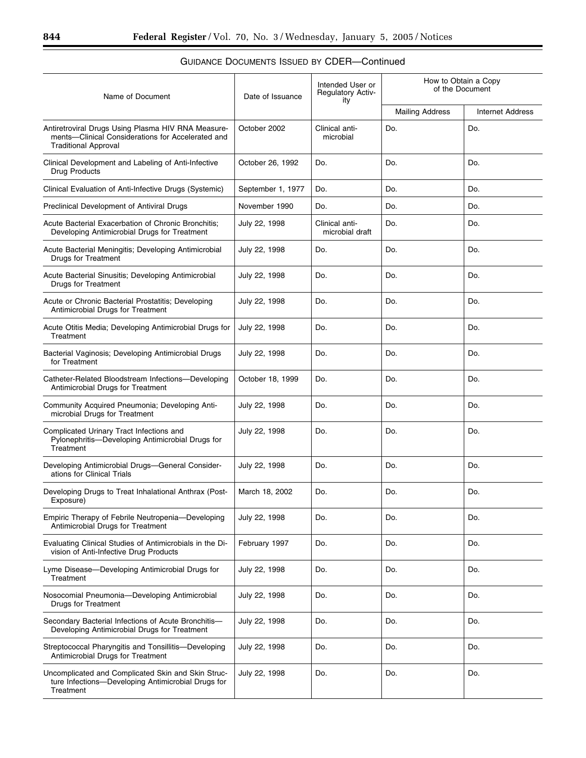## GUIDANCE DOCUMENTS ISSUED BY CDER—Continued

| Name of Document | Date of Issuance | Intended User or Regulatory Activity | How to Obtain a Copy of the Document | |
|---|---|---|---|---|
| | | | Mailing Address | Internet Address |
| Antiretroviral Drugs Using Plasma HIV RNA Measurements—Clinical Considerations for Accelerated and Traditional Approval | October 2002 | Clinical antimicrobial | Do. | Do. |
| Clinical Development and Labeling of Anti-Infective Drug Products | October 26, 1992 | Do. | Do. | Do. |
| Clinical Evaluation of Anti-Infective Drugs (Systemic) | September 1, 1977 | Do. | Do. | Do. |
| Preclinical Development of Antiviral Drugs | November 1990 | Do. | Do. | Do. |
| Acute Bacterial Exacerbation of Chronic Bronchitis; Developing Antimicrobial Drugs for Treatment | July 22, 1998 | Clinical antimicrobial draft | Do. | Do. |
| Acute Bacterial Meningitis; Developing Antimicrobial Drugs for Treatment | July 22, 1998 | Do. | Do. | Do. |
| Acute Bacterial Sinusitis; Developing Antimicrobial Drugs for Treatment | July 22, 1998 | Do. | Do. | Do. |
| Acute or Chronic Bacterial Prostatitis; Developing Antimicrobial Drugs for Treatment | July 22, 1998 | Do. | Do. | Do. |
| Acute Otitis Media; Developing Antimicrobial Drugs for Treatment | July 22, 1998 | Do. | Do. | Do. |
| Bacterial Vaginosis; Developing Antimicrobial Drugs for Treatment | July 22, 1998 | Do. | Do. | Do. |
| Catheter-Related Bloodstream Infections—Developing Antimicrobial Drugs for Treatment | October 18, 1999 | Do. | Do. | Do. |
| Community Acquired Pneumonia; Developing Antimicrobial Drugs for Treatment | July 22, 1998 | Do. | Do. | Do. |
| Complicated Urinary Tract Infections and Pylonephritis—Developing Antimicrobial Drugs for Treatment | July 22, 1998 | Do. | Do. | Do. |
| Developing Antimicrobial Drugs—General Considerations for Clinical Trials | July 22, 1998 | Do. | Do. | Do. |
| Developing Drugs to Treat Inhalational Anthrax (Post-Exposure) | March 18, 2002 | Do. | Do. | Do. |
| Empiric Therapy of Febrile Neutropenia—Developing Antimicrobial Drugs for Treatment | July 22, 1998 | Do. | Do. | Do. |
| Evaluating Clinical Studies of Antimicrobials in the Division of Anti-Infective Drug Products | February 1997 | Do. | Do. | Do. |
| Lyme Disease—Developing Antimicrobial Drugs for Treatment | July 22, 1998 | Do. | Do. | Do. |
| Nosocomial Pneumonia—Developing Antimicrobial Drugs for Treatment | July 22, 1998 | Do. | Do. | Do. |
| Secondary Bacterial Infections of Acute Bronchitis—Developing Antimicrobial Drugs for Treatment | July 22, 1998 | Do. | Do. | Do. |
| Streptococcal Pharyngitis and Tonsillitis—Developing Antimicrobial Drugs for Treatment | July 22, 1998 | Do. | Do. | Do. |
| Uncomplicated and Complicated Skin and Skin Structure Infections—Developing Antimicrobial Drugs for Treatment | July 22, 1998 | Do. | Do. | Do. |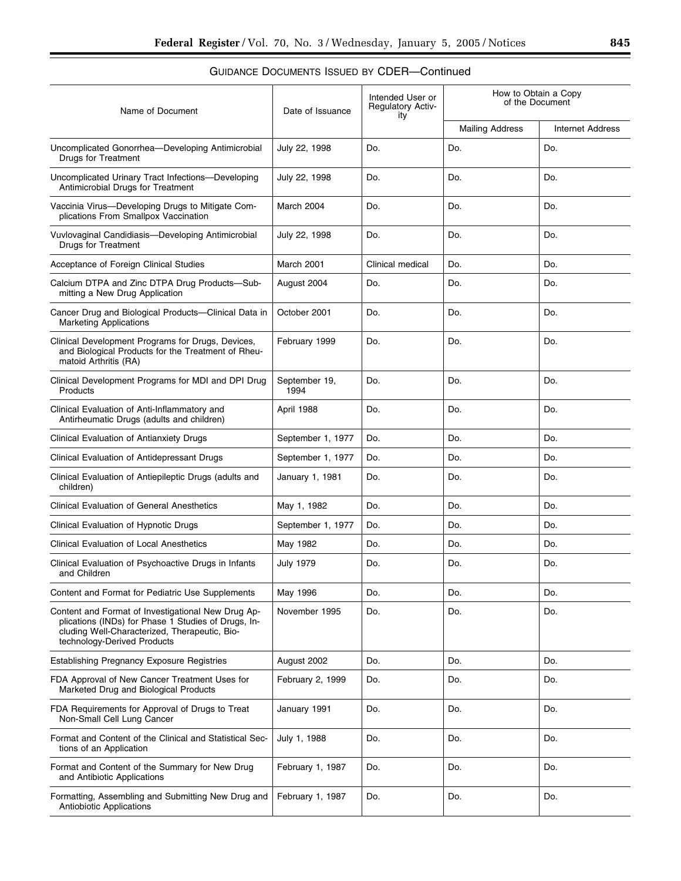GUIDANCE DOCUMENTS ISSUED BY CDER—Continued

| Name of Document | Date of Issuance | Intended User or Regulatory Activity | How to Obtain a Copy of the Document | |
|---|---|---|---|---|
| | | | Mailing Address | Internet Address |
| Uncomplicated Gonorrhea—Developing Antimicrobial Drugs for Treatment | July 22, 1998 | Do. | Do. | Do. |
| Uncomplicated Urinary Tract Infections—Developing Antimicrobial Drugs for Treatment | July 22, 1998 | Do. | Do. | Do. |
| Vaccinia Virus—Developing Drugs to Mitigate Complications From Smallpox Vaccination | March 2004 | Do. | Do. | Do. |
| Vuvlovaginal Candidiasis—Developing Antimicrobial Drugs for Treatment | July 22, 1998 | Do. | Do. | Do. |
| Acceptance of Foreign Clinical Studies | March 2001 | Clinical medical | Do. | Do. |
| Calcium DTPA and Zinc DTPA Drug Products—Submitting a New Drug Application | August 2004 | Do. | Do. | Do. |
| Cancer Drug and Biological Products—Clinical Data in Marketing Applications | October 2001 | Do. | Do. | Do. |
| Clinical Development Programs for Drugs, Devices, and Biological Products for the Treatment of Rheumatoid Arthritis (RA) | February 1999 | Do. | Do. | Do. |
| Clinical Development Programs for MDI and DPI Drug Products | September 19, 1994 | Do. | Do. | Do. |
| Clinical Evaluation of Anti-Inflammatory and Antirheumatic Drugs (adults and children) | April 1988 | Do. | Do. | Do. |
| Clinical Evaluation of Antianxiety Drugs | September 1, 1977 | Do. | Do. | Do. |
| Clinical Evaluation of Antidepressant Drugs | September 1, 1977 | Do. | Do. | Do. |
| Clinical Evaluation of Antiepileptic Drugs (adults and children) | January 1, 1981 | Do. | Do. | Do. |
| Clinical Evaluation of General Anesthetics | May 1, 1982 | Do. | Do. | Do. |
| Clinical Evaluation of Hypnotic Drugs | September 1, 1977 | Do. | Do. | Do. |
| Clinical Evaluation of Local Anesthetics | May 1982 | Do. | Do. | Do. |
| Clinical Evaluation of Psychoactive Drugs in Infants and Children | July 1979 | Do. | Do. | Do. |
| Content and Format for Pediatric Use Supplements | May 1996 | Do. | Do. | Do. |
| Content and Format of Investigational New Drug Applications (INDs) for Phase 1 Studies of Drugs, Including Well-Characterized, Therapeutic, Biotechnology-Derived Products | November 1995 | Do. | Do. | Do. |
| Establishing Pregnancy Exposure Registries | August 2002 | Do. | Do. | Do. |
| FDA Approval of New Cancer Treatment Uses for Marketed Drug and Biological Products | February 2, 1999 | Do. | Do. | Do. |
| FDA Requirements for Approval of Drugs to Treat Non-Small Cell Lung Cancer | January 1991 | Do. | Do. | Do. |
| Format and Content of the Clinical and Statistical Sections of an Application | July 1, 1988 | Do. | Do. | Do. |
| Format and Content of the Summary for New Drug and Antibiotic Applications | February 1, 1987 | Do. | Do. | Do. |
| Formatting, Assembling and Submitting New Drug and Antiobiotic Applications | February 1, 1987 | Do. | Do. | Do. |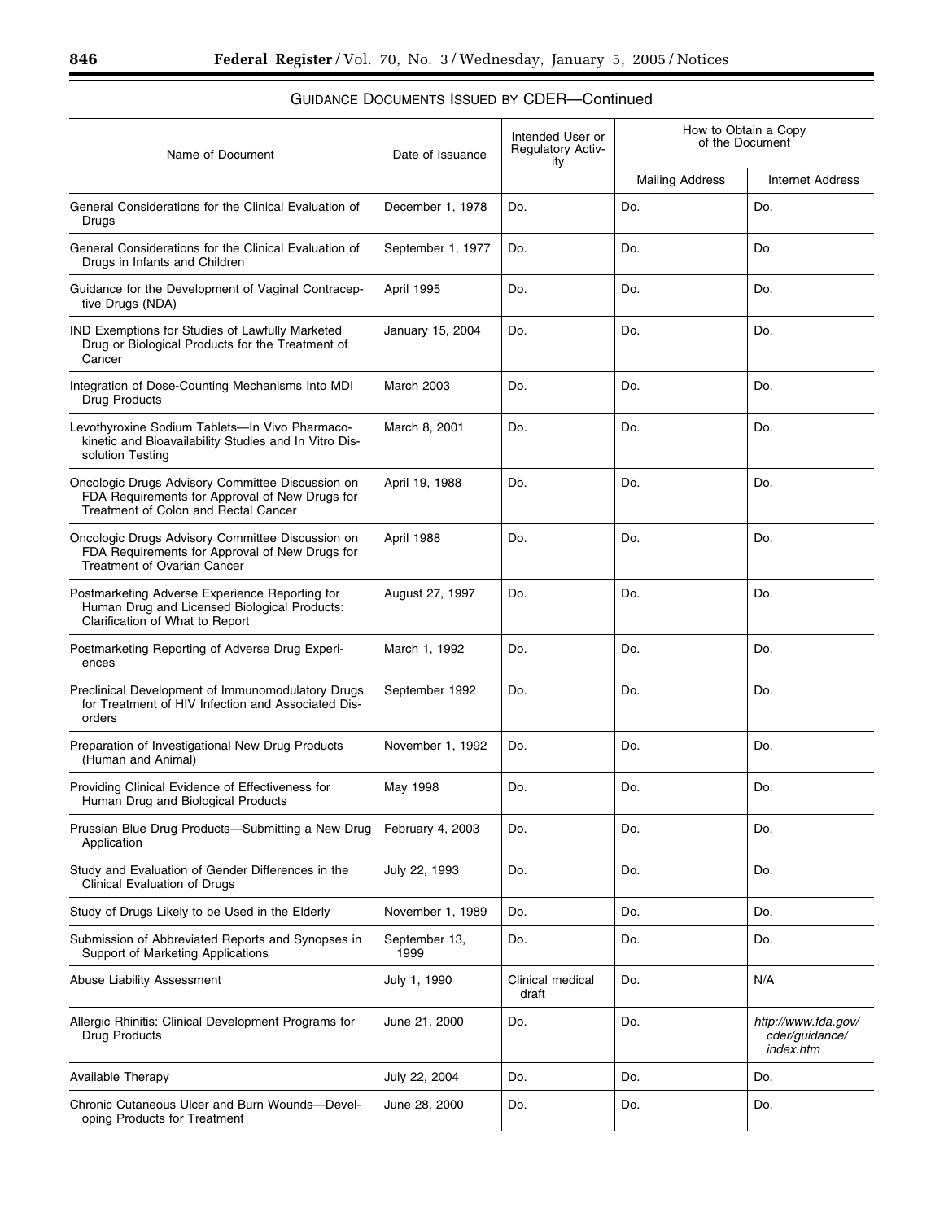## GUIDANCE DOCUMENTS ISSUED BY CDER—Continued

| Name of Document | Date of Issuance | Intended User or Regulatory Activity | How to Obtain a Copy of the Document | |
|---|---|---|---|---|
| | | | Mailing Address | Internet Address |
| General Considerations for the Clinical Evaluation of Drugs | December 1, 1978 | Do. | Do. | Do. |
| General Considerations for the Clinical Evaluation of Drugs in Infants and Children | September 1, 1977 | Do. | Do. | Do. |
| Guidance for the Development of Vaginal Contraceptive Drugs (NDA) | April 1995 | Do. | Do. | Do. |
| IND Exemptions for Studies of Lawfully Marketed Drug or Biological Products for the Treatment of Cancer | January 15, 2004 | Do. | Do. | Do. |
| Integration of Dose-Counting Mechanisms Into MDI Drug Products | March 2003 | Do. | Do. | Do. |
| Levothyroxine Sodium Tablets—In Vivo Pharmacokinetic and Bioavailability Studies and In Vitro Dissolution Testing | March 8, 2001 | Do. | Do. | Do. |
| Oncologic Drugs Advisory Committee Discussion on FDA Requirements for Approval of New Drugs for Treatment of Colon and Rectal Cancer | April 19, 1988 | Do. | Do. | Do. |
| Oncologic Drugs Advisory Committee Discussion on FDA Requirements for Approval of New Drugs for Treatment of Ovarian Cancer | April 1988 | Do. | Do. | Do. |
| Postmarketing Adverse Experience Reporting for Human Drug and Licensed Biological Products: Clarification of What to Report | August 27, 1997 | Do. | Do. | Do. |
| Postmarketing Reporting of Adverse Drug Experiences | March 1, 1992 | Do. | Do. | Do. |
| Preclinical Development of Immunomodulatory Drugs for Treatment of HIV Infection and Associated Disorders | September 1992 | Do. | Do. | Do. |
| Preparation of Investigational New Drug Products (Human and Animal) | November 1, 1992 | Do. | Do. | Do. |
| Providing Clinical Evidence of Effectiveness for Human Drug and Biological Products | May 1998 | Do. | Do. | Do. |
| Prussian Blue Drug Products—Submitting a New Drug Application | February 4, 2003 | Do. | Do. | Do. |
| Study and Evaluation of Gender Differences in the Clinical Evaluation of Drugs | July 22, 1993 | Do. | Do. | Do. |
| Study of Drugs Likely to be Used in the Elderly | November 1, 1989 | Do. | Do. | Do. |
| Submission of Abbreviated Reports and Synopses in Support of Marketing Applications | September 13, 1999 | Do. | Do. | Do. |
| Abuse Liability Assessment | July 1, 1990 | Clinical medical draft | Do. | N/A |
| Allergic Rhinitis: Clinical Development Programs for Drug Products | June 21, 2000 | Do. | Do. | *http://www.fda.gov/cder/guidance/index.htm* |
| Available Therapy | July 22, 2004 | Do. | Do. | Do. |
| Chronic Cutaneous Ulcer and Burn Wounds—Developing Products for Treatment | June 28, 2000 | Do. | Do. | Do. |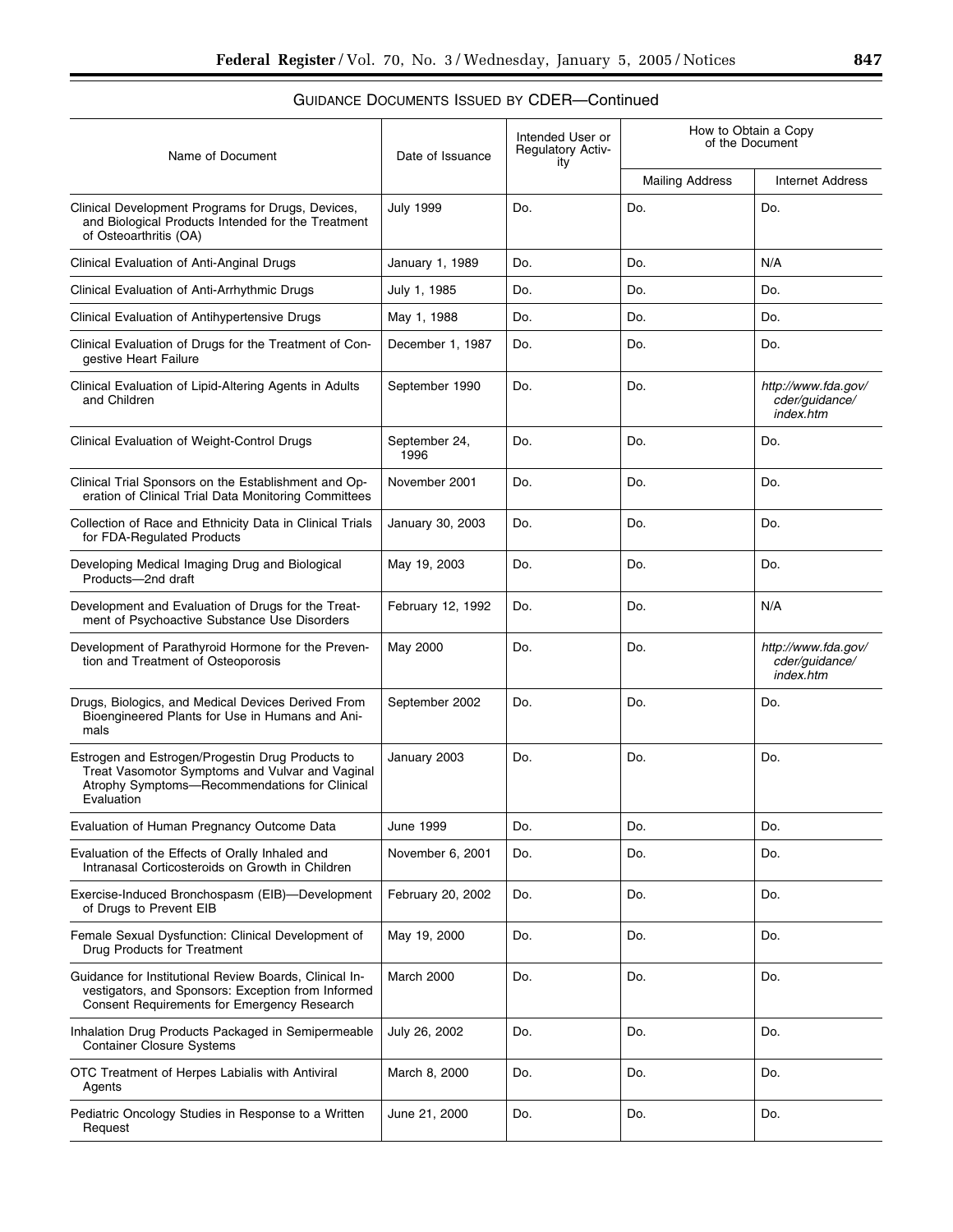## GUIDANCE DOCUMENTS ISSUED BY CDER—Continued

| Name of Document | Date of Issuance | Intended User or Regulatory Activity | How to Obtain a Copy of the Document | |
|---|---|---|---|---|
| | | | Mailing Address | Internet Address |
| Clinical Development Programs for Drugs, Devices, and Biological Products Intended for the Treatment of Osteoarthritis (OA) | July 1999 | Do. | Do. | Do. |
| Clinical Evaluation of Anti-Anginal Drugs | January 1, 1989 | Do. | Do. | N/A |
| Clinical Evaluation of Anti-Arrhythmic Drugs | July 1, 1985 | Do. | Do. | Do. |
| Clinical Evaluation of Antihypertensive Drugs | May 1, 1988 | Do. | Do. | Do. |
| Clinical Evaluation of Drugs for the Treatment of Congestive Heart Failure | December 1, 1987 | Do. | Do. | Do. |
| Clinical Evaluation of Lipid-Altering Agents in Adults and Children | September 1990 | Do. | Do. | *http://www.fda.gov/cder/guidance/index.htm* |
| Clinical Evaluation of Weight-Control Drugs | September 24, 1996 | Do. | Do. | Do. |
| Clinical Trial Sponsors on the Establishment and Operation of Clinical Trial Data Monitoring Committees | November 2001 | Do. | Do. | Do. |
| Collection of Race and Ethnicity Data in Clinical Trials for FDA-Regulated Products | January 30, 2003 | Do. | Do. | Do. |
| Developing Medical Imaging Drug and Biological Products—2nd draft | May 19, 2003 | Do. | Do. | Do. |
| Development and Evaluation of Drugs for the Treatment of Psychoactive Substance Use Disorders | February 12, 1992 | Do. | Do. | N/A |
| Development of Parathyroid Hormone for the Prevention and Treatment of Osteoporosis | May 2000 | Do. | Do. | *http://www.fda.gov/cder/guidance/index.htm* |
| Drugs, Biologics, and Medical Devices Derived From Bioengineered Plants for Use in Humans and Animals | September 2002 | Do. | Do. | Do. |
| Estrogen and Estrogen/Progestin Drug Products to Treat Vasomotor Symptoms and Vulvar and Vaginal Atrophy Symptoms—Recommendations for Clinical Evaluation | January 2003 | Do. | Do. | Do. |
| Evaluation of Human Pregnancy Outcome Data | June 1999 | Do. | Do. | Do. |
| Evaluation of the Effects of Orally Inhaled and Intranasal Corticosteroids on Growth in Children | November 6, 2001 | Do. | Do. | Do. |
| Exercise-Induced Bronchospasm (EIB)—Development of Drugs to Prevent EIB | February 20, 2002 | Do. | Do. | Do. |
| Female Sexual Dysfunction: Clinical Development of Drug Products for Treatment | May 19, 2000 | Do. | Do. | Do. |
| Guidance for Institutional Review Boards, Clinical Investigators, and Sponsors: Exception from Informed Consent Requirements for Emergency Research | March 2000 | Do. | Do. | Do. |
| Inhalation Drug Products Packaged in Semipermeable Container Closure Systems | July 26, 2002 | Do. | Do. | Do. |
| OTC Treatment of Herpes Labialis with Antiviral Agents | March 8, 2000 | Do. | Do. | Do. |
| Pediatric Oncology Studies in Response to a Written Request | June 21, 2000 | Do. | Do. | Do. |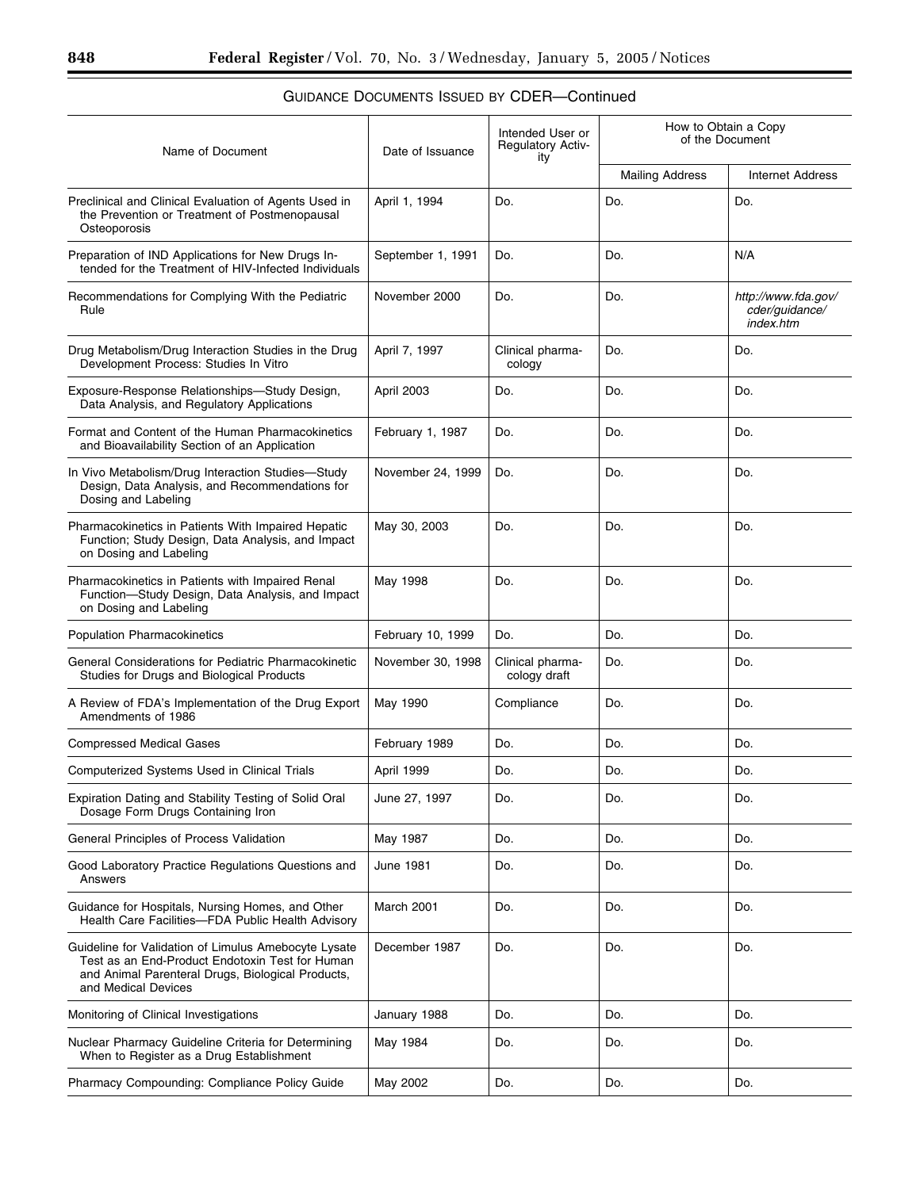## Guidance Documents Issued by CDER—Continued

| Name of Document | Date of Issuance | Intended User or Regulatory Activity | How to Obtain a Copy of the Document | |
|---|---|---|---|---|
| | | | Mailing Address | Internet Address |
| Preclinical and Clinical Evaluation of Agents Used in the Prevention or Treatment of Postmenopausal Osteoporosis | April 1, 1994 | Do. | Do. | Do. |
| Preparation of IND Applications for New Drugs Intended for the Treatment of HIV-Infected Individuals | September 1, 1991 | Do. | Do. | N/A |
| Recommendations for Complying With the Pediatric Rule | November 2000 | Do. | Do. | *http://www.fda.gov/cder/guidance/index.htm* |
| Drug Metabolism/Drug Interaction Studies in the Drug Development Process: Studies In Vitro | April 7, 1997 | Clinical pharmacology | Do. | Do. |
| Exposure-Response Relationships—Study Design, Data Analysis, and Regulatory Applications | April 2003 | Do. | Do. | Do. |
| Format and Content of the Human Pharmacokinetics and Bioavailability Section of an Application | February 1, 1987 | Do. | Do. | Do. |
| In Vivo Metabolism/Drug Interaction Studies—Study Design, Data Analysis, and Recommendations for Dosing and Labeling | November 24, 1999 | Do. | Do. | Do. |
| Pharmacokinetics in Patients With Impaired Hepatic Function; Study Design, Data Analysis, and Impact on Dosing and Labeling | May 30, 2003 | Do. | Do. | Do. |
| Pharmacokinetics in Patients with Impaired Renal Function—Study Design, Data Analysis, and Impact on Dosing and Labeling | May 1998 | Do. | Do. | Do. |
| Population Pharmacokinetics | February 10, 1999 | Do. | Do. | Do. |
| General Considerations for Pediatric Pharmacokinetic Studies for Drugs and Biological Products | November 30, 1998 | Clinical pharmacology draft | Do. | Do. |
| A Review of FDA's Implementation of the Drug Export Amendments of 1986 | May 1990 | Compliance | Do. | Do. |
| Compressed Medical Gases | February 1989 | Do. | Do. | Do. |
| Computerized Systems Used in Clinical Trials | April 1999 | Do. | Do. | Do. |
| Expiration Dating and Stability Testing of Solid Oral Dosage Form Drugs Containing Iron | June 27, 1997 | Do. | Do. | Do. |
| General Principles of Process Validation | May 1987 | Do. | Do. | Do. |
| Good Laboratory Practice Regulations Questions and Answers | June 1981 | Do. | Do. | Do. |
| Guidance for Hospitals, Nursing Homes, and Other Health Care Facilities—FDA Public Health Advisory | March 2001 | Do. | Do. | Do. |
| Guideline for Validation of Limulus Amebocyte Lysate Test as an End-Product Endotoxin Test for Human and Animal Parenteral Drugs, Biological Products, and Medical Devices | December 1987 | Do. | Do. | Do. |
| Monitoring of Clinical Investigations | January 1988 | Do. | Do. | Do. |
| Nuclear Pharmacy Guideline Criteria for Determining When to Register as a Drug Establishment | May 1984 | Do. | Do. | Do. |
| Pharmacy Compounding: Compliance Policy Guide | May 2002 | Do. | Do. | Do. |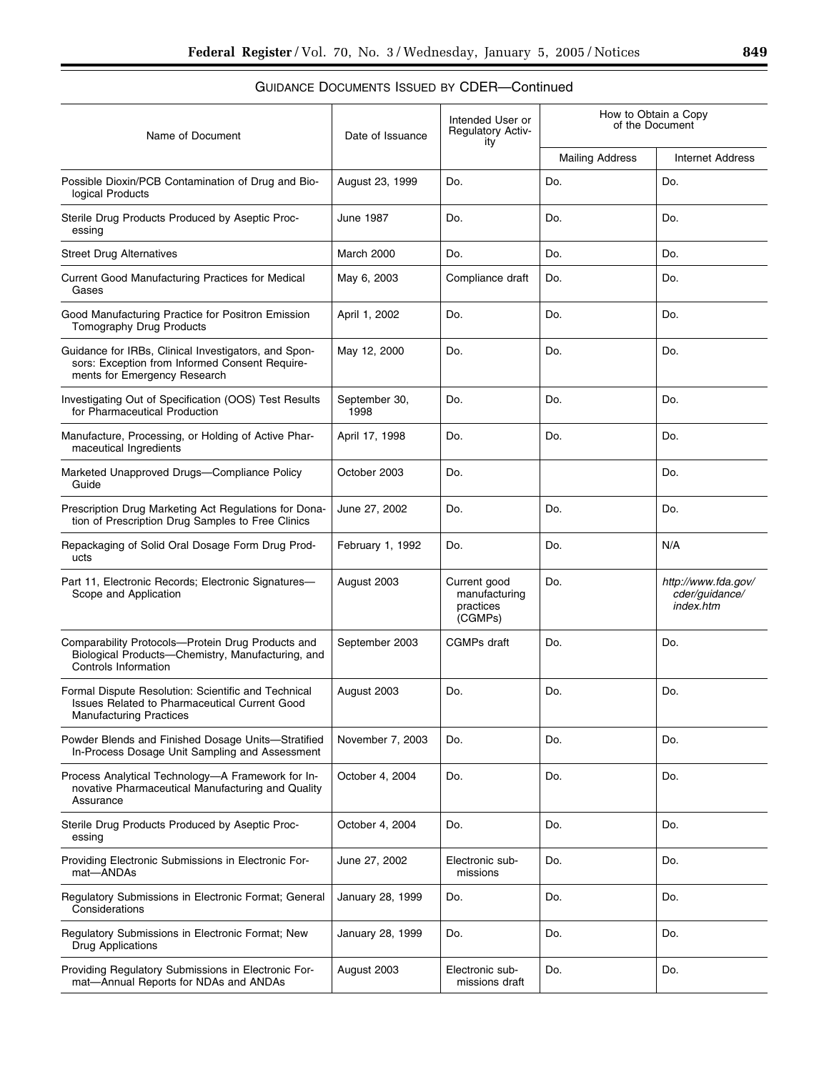GUIDANCE DOCUMENTS ISSUED BY CDER—Continued

| Name of Document | Date of Issuance | Intended User or Regulatory Activity | How to Obtain a Copy of the Document | |
|---|---|---|---|---|
| | | | Mailing Address | Internet Address |
| Possible Dioxin/PCB Contamination of Drug and Biological Products | August 23, 1999 | Do. | Do. | Do. |
| Sterile Drug Products Produced by Aseptic Processing | June 1987 | Do. | Do. | Do. |
| Street Drug Alternatives | March 2000 | Do. | Do. | Do. |
| Current Good Manufacturing Practices for Medical Gases | May 6, 2003 | Compliance draft | Do. | Do. |
| Good Manufacturing Practice for Positron Emission Tomography Drug Products | April 1, 2002 | Do. | Do. | Do. |
| Guidance for IRBs, Clinical Investigators, and Sponsors: Exception from Informed Consent Requirements for Emergency Research | May 12, 2000 | Do. | Do. | Do. |
| Investigating Out of Specification (OOS) Test Results for Pharmaceutical Production | September 30, 1998 | Do. | Do. | Do. |
| Manufacture, Processing, or Holding of Active Pharmaceutical Ingredients | April 17, 1998 | Do. | Do. | Do. |
| Marketed Unapproved Drugs—Compliance Policy Guide | October 2003 | Do. | | Do. |
| Prescription Drug Marketing Act Regulations for Donation of Prescription Drug Samples to Free Clinics | June 27, 2002 | Do. | Do. | Do. |
| Repackaging of Solid Oral Dosage Form Drug Products | February 1, 1992 | Do. | Do. | N/A |
| Part 11, Electronic Records; Electronic Signatures—Scope and Application | August 2003 | Current good manufacturing practices (CGMPs) | Do. | *http://www.fda.gov/cder/guidance/index.htm* |
| Comparability Protocols—Protein Drug Products and Biological Products—Chemistry, Manufacturing, and Controls Information | September 2003 | CGMPs draft | Do. | Do. |
| Formal Dispute Resolution: Scientific and Technical Issues Related to Pharmaceutical Current Good Manufacturing Practices | August 2003 | Do. | Do. | Do. |
| Powder Blends and Finished Dosage Units—Stratified In-Process Dosage Unit Sampling and Assessment | November 7, 2003 | Do. | Do. | Do. |
| Process Analytical Technology—A Framework for Innovative Pharmaceutical Manufacturing and Quality Assurance | October 4, 2004 | Do. | Do. | Do. |
| Sterile Drug Products Produced by Aseptic Processing | October 4, 2004 | Do. | Do. | Do. |
| Providing Electronic Submissions in Electronic Format—ANDAs | June 27, 2002 | Electronic submissions | Do. | Do. |
| Regulatory Submissions in Electronic Format; General Considerations | January 28, 1999 | Do. | Do. | Do. |
| Regulatory Submissions in Electronic Format; New Drug Applications | January 28, 1999 | Do. | Do. | Do. |
| Providing Regulatory Submissions in Electronic Format—Annual Reports for NDAs and ANDAs | August 2003 | Electronic submissions draft | Do. | Do. |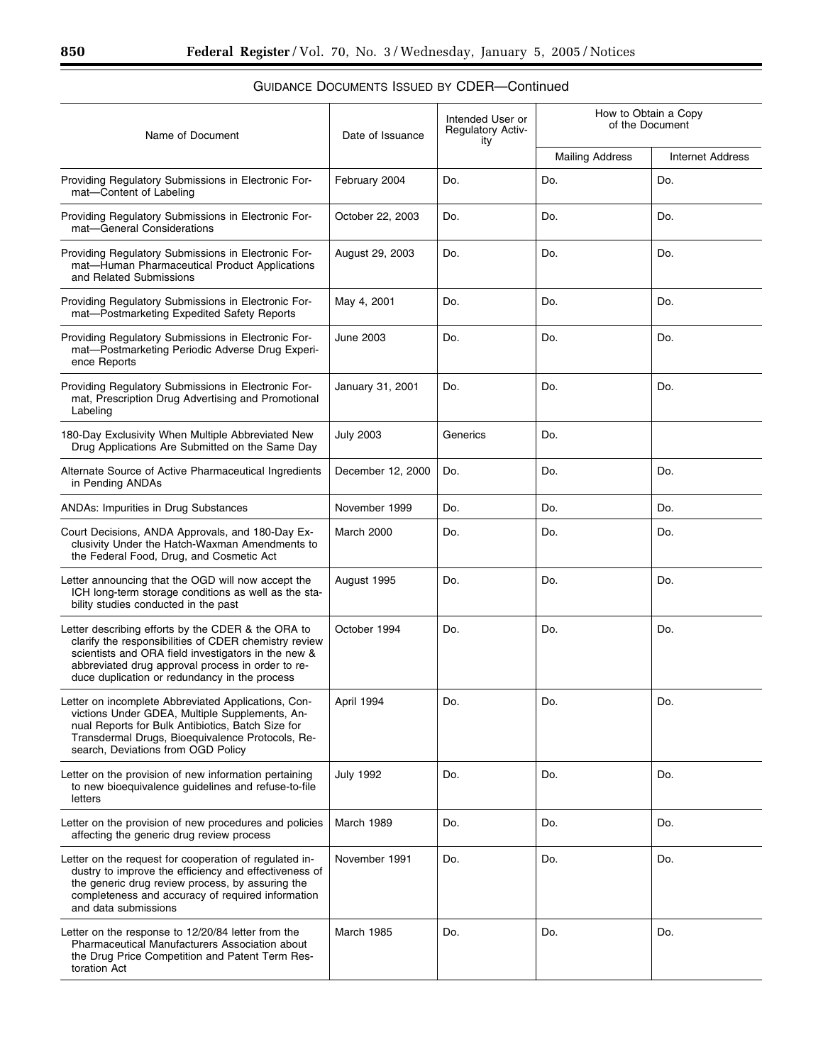GUIDANCE DOCUMENTS ISSUED BY CDER—Continued

| Name of Document | Date of Issuance | Intended User or Regulatory Activity | How to Obtain a Copy of the Document | |
|---|---|---|---|---|
| | | | Mailing Address | Internet Address |
| Providing Regulatory Submissions in Electronic Format—Content of Labeling | February 2004 | Do. | Do. | Do. |
| Providing Regulatory Submissions in Electronic Format—General Considerations | October 22, 2003 | Do. | Do. | Do. |
| Providing Regulatory Submissions in Electronic Format—Human Pharmaceutical Product Applications and Related Submissions | August 29, 2003 | Do. | Do. | Do. |
| Providing Regulatory Submissions in Electronic Format—Postmarketing Expedited Safety Reports | May 4, 2001 | Do. | Do. | Do. |
| Providing Regulatory Submissions in Electronic Format—Postmarketing Periodic Adverse Drug Experience Reports | June 2003 | Do. | Do. | Do. |
| Providing Regulatory Submissions in Electronic Format, Prescription Drug Advertising and Promotional Labeling | January 31, 2001 | Do. | Do. | Do. |
| 180-Day Exclusivity When Multiple Abbreviated New Drug Applications Are Submitted on the Same Day | July 2003 | Generics | Do. | |
| Alternate Source of Active Pharmaceutical Ingredients in Pending ANDAs | December 12, 2000 | Do. | Do. | Do. |
| ANDAs: Impurities in Drug Substances | November 1999 | Do. | Do. | Do. |
| Court Decisions, ANDA Approvals, and 180-Day Exclusivity Under the Hatch-Waxman Amendments to the Federal Food, Drug, and Cosmetic Act | March 2000 | Do. | Do. | Do. |
| Letter announcing that the OGD will now accept the ICH long-term storage conditions as well as the stability studies conducted in the past | August 1995 | Do. | Do. | Do. |
| Letter describing efforts by the CDER & the ORA to clarify the responsibilities of CDER chemistry review scientists and ORA field investigators in the new & abbreviated drug approval process in order to reduce duplication or redundancy in the process | October 1994 | Do. | Do. | Do. |
| Letter on incomplete Abbreviated Applications, Convictions Under GDEA, Multiple Supplements, Annual Reports for Bulk Antibiotics, Batch Size for Transdermal Drugs, Bioequivalence Protocols, Research, Deviations from OGD Policy | April 1994 | Do. | Do. | Do. |
| Letter on the provision of new information pertaining to new bioequivalence guidelines and refuse-to-file letters | July 1992 | Do. | Do. | Do. |
| Letter on the provision of new procedures and policies affecting the generic drug review process | March 1989 | Do. | Do. | Do. |
| Letter on the request for cooperation of regulated industry to improve the efficiency and effectiveness of the generic drug review process, by assuring the completeness and accuracy of required information and data submissions | November 1991 | Do. | Do. | Do. |
| Letter on the response to 12/20/84 letter from the Pharmaceutical Manufacturers Association about the Drug Price Competition and Patent Term Restoration Act | March 1985 | Do. | Do. | Do. |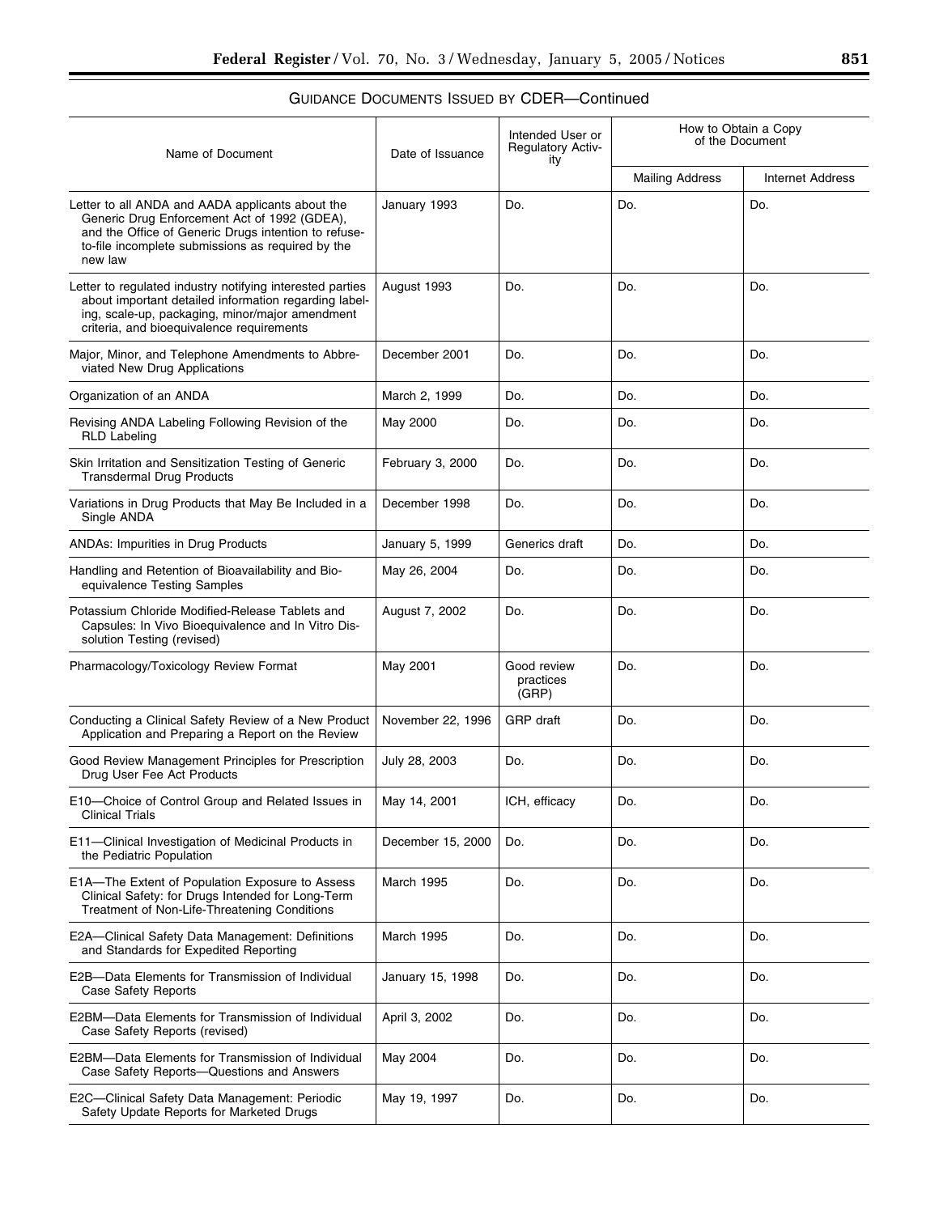## GUIDANCE DOCUMENTS ISSUED BY CDER—Continued

| Name of Document | Date of Issuance | Intended User or Regulatory Activity | How to Obtain a Copy of the Document | |
|---|---|---|---|---|
| | | | Mailing Address | Internet Address |
| Letter to all ANDA and AADA applicants about the Generic Drug Enforcement Act of 1992 (GDEA), and the Office of Generic Drugs intention to refuse-to-file incomplete submissions as required by the new law | January 1993 | Do. | Do. | Do. |
| Letter to regulated industry notifying interested parties about important detailed information regarding labeling, scale-up, packaging, minor/major amendment criteria, and bioequivalence requirements | August 1993 | Do. | Do. | Do. |
| Major, Minor, and Telephone Amendments to Abbreviated New Drug Applications | December 2001 | Do. | Do. | Do. |
| Organization of an ANDA | March 2, 1999 | Do. | Do. | Do. |
| Revising ANDA Labeling Following Revision of the RLD Labeling | May 2000 | Do. | Do. | Do. |
| Skin Irritation and Sensitization Testing of Generic Transdermal Drug Products | February 3, 2000 | Do. | Do. | Do. |
| Variations in Drug Products that May Be Included in a Single ANDA | December 1998 | Do. | Do. | Do. |
| ANDAs: Impurities in Drug Products | January 5, 1999 | Generics draft | Do. | Do. |
| Handling and Retention of Bioavailability and Bioequivalence Testing Samples | May 26, 2004 | Do. | Do. | Do. |
| Potassium Chloride Modified-Release Tablets and Capsules: In Vivo Bioequivalence and In Vitro Dissolution Testing (revised) | August 7, 2002 | Do. | Do. | Do. |
| Pharmacology/Toxicology Review Format | May 2001 | Good review practices (GRP) | Do. | Do. |
| Conducting a Clinical Safety Review of a New Product Application and Preparing a Report on the Review | November 22, 1996 | GRP draft | Do. | Do. |
| Good Review Management Principles for Prescription Drug User Fee Act Products | July 28, 2003 | Do. | Do. | Do. |
| E10—Choice of Control Group and Related Issues in Clinical Trials | May 14, 2001 | ICH, efficacy | Do. | Do. |
| E11—Clinical Investigation of Medicinal Products in the Pediatric Population | December 15, 2000 | Do. | Do. | Do. |
| E1A—The Extent of Population Exposure to Assess Clinical Safety: for Drugs Intended for Long-Term Treatment of Non-Life-Threatening Conditions | March 1995 | Do. | Do. | Do. |
| E2A—Clinical Safety Data Management: Definitions and Standards for Expedited Reporting | March 1995 | Do. | Do. | Do. |
| E2B—Data Elements for Transmission of Individual Case Safety Reports | January 15, 1998 | Do. | Do. | Do. |
| E2BM—Data Elements for Transmission of Individual Case Safety Reports (revised) | April 3, 2002 | Do. | Do. | Do. |
| E2BM—Data Elements for Transmission of Individual Case Safety Reports—Questions and Answers | May 2004 | Do. | Do. | Do. |
| E2C—Clinical Safety Data Management: Periodic Safety Update Reports for Marketed Drugs | May 19, 1997 | Do. | Do. | Do. |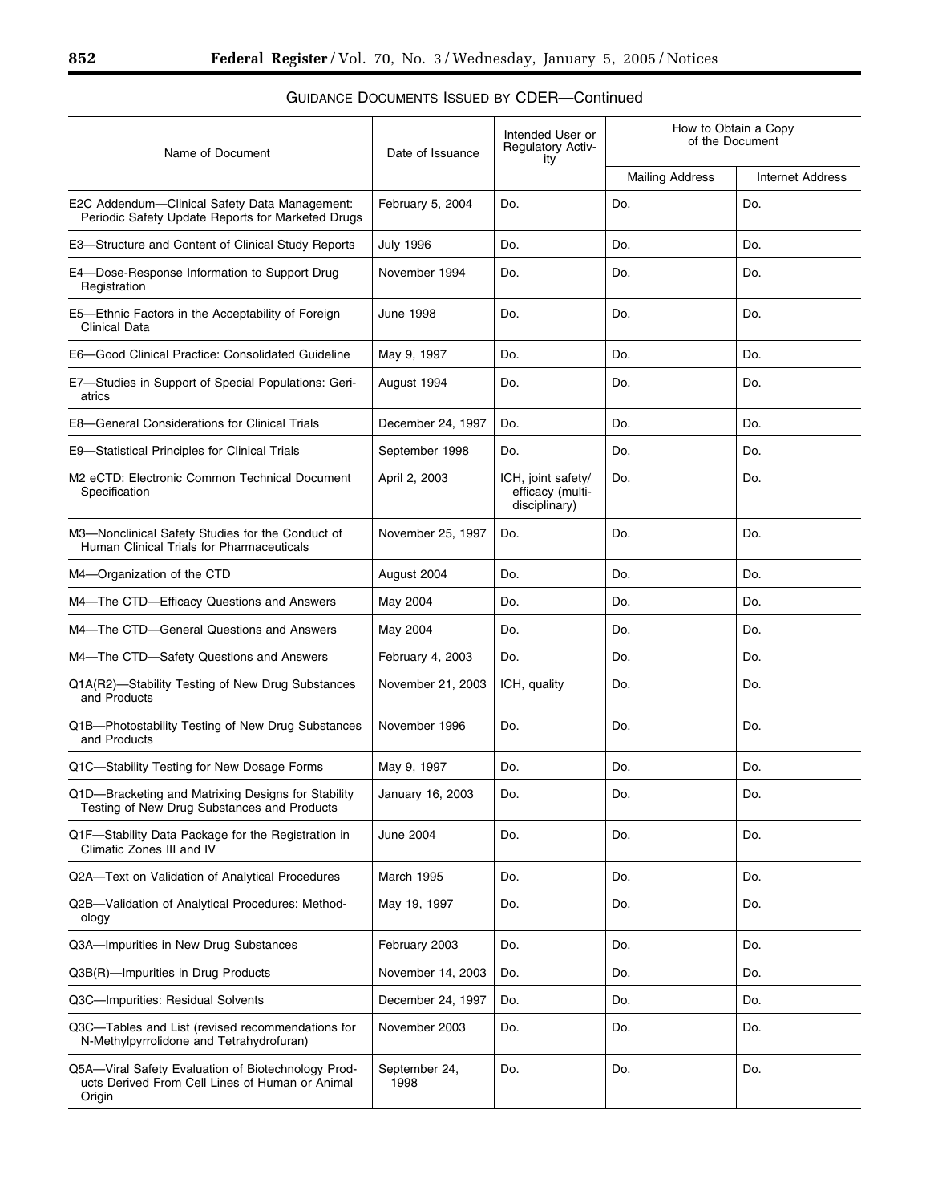## GUIDANCE DOCUMENTS ISSUED BY CDER—Continued

| Name of Document | Date of Issuance | Intended User or Regulatory Activity | How to Obtain a Copy of the Document | |
|---|---|---|---|---|
| | | | Mailing Address | Internet Address |
| E2C Addendum—Clinical Safety Data Management: Periodic Safety Update Reports for Marketed Drugs | February 5, 2004 | Do. | Do. | Do. |
| E3—Structure and Content of Clinical Study Reports | July 1996 | Do. | Do. | Do. |
| E4—Dose-Response Information to Support Drug Registration | November 1994 | Do. | Do. | Do. |
| E5—Ethnic Factors in the Acceptability of Foreign Clinical Data | June 1998 | Do. | Do. | Do. |
| E6—Good Clinical Practice: Consolidated Guideline | May 9, 1997 | Do. | Do. | Do. |
| E7—Studies in Support of Special Populations: Geriatrics | August 1994 | Do. | Do. | Do. |
| E8—General Considerations for Clinical Trials | December 24, 1997 | Do. | Do. | Do. |
| E9—Statistical Principles for Clinical Trials | September 1998 | Do. | Do. | Do. |
| M2 eCTD: Electronic Common Technical Document Specification | April 2, 2003 | ICH, joint safety/efficacy (multidisciplinary) | Do. | Do. |
| M3—Nonclinical Safety Studies for the Conduct of Human Clinical Trials for Pharmaceuticals | November 25, 1997 | Do. | Do. | Do. |
| M4—Organization of the CTD | August 2004 | Do. | Do. | Do. |
| M4—The CTD—Efficacy Questions and Answers | May 2004 | Do. | Do. | Do. |
| M4—The CTD—General Questions and Answers | May 2004 | Do. | Do. | Do. |
| M4—The CTD—Safety Questions and Answers | February 4, 2003 | Do. | Do. | Do. |
| Q1A(R2)—Stability Testing of New Drug Substances and Products | November 21, 2003 | ICH, quality | Do. | Do. |
| Q1B—Photostability Testing of New Drug Substances and Products | November 1996 | Do. | Do. | Do. |
| Q1C—Stability Testing for New Dosage Forms | May 9, 1997 | Do. | Do. | Do. |
| Q1D—Bracketing and Matrixing Designs for Stability Testing of New Drug Substances and Products | January 16, 2003 | Do. | Do. | Do. |
| Q1F—Stability Data Package for the Registration in Climatic Zones III and IV | June 2004 | Do. | Do. | Do. |
| Q2A—Text on Validation of Analytical Procedures | March 1995 | Do. | Do. | Do. |
| Q2B—Validation of Analytical Procedures: Methodology | May 19, 1997 | Do. | Do. | Do. |
| Q3A—Impurities in New Drug Substances | February 2003 | Do. | Do. | Do. |
| Q3B(R)—Impurities in Drug Products | November 14, 2003 | Do. | Do. | Do. |
| Q3C—Impurities: Residual Solvents | December 24, 1997 | Do. | Do. | Do. |
| Q3C—Tables and List (revised recommendations for N-Methylpyrrolidone and Tetrahydrofuran) | November 2003 | Do. | Do. | Do. |
| Q5A—Viral Safety Evaluation of Biotechnology Products Derived From Cell Lines of Human or Animal Origin | September 24, 1998 | Do. | Do. | Do. |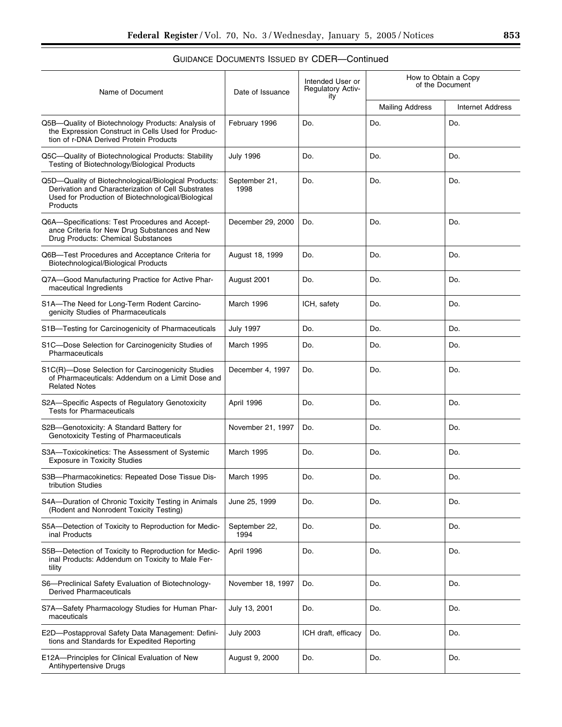GUIDANCE DOCUMENTS ISSUED BY CDER—Continued

| Name of Document | Date of Issuance | Intended User or Regulatory Activity | How to Obtain a Copy of the Document | |
|---|---|---|---|---|
| | | | Mailing Address | Internet Address |
| Q5B—Quality of Biotechnology Products: Analysis of the Expression Construct in Cells Used for Production of r-DNA Derived Protein Products | February 1996 | Do. | Do. | Do. |
| Q5C—Quality of Biotechnological Products: Stability Testing of Biotechnology/Biological Products | July 1996 | Do. | Do. | Do. |
| Q5D—Quality of Biotechnological/Biological Products: Derivation and Characterization of Cell Substrates Used for Production of Biotechnological/Biological Products | September 21, 1998 | Do. | Do. | Do. |
| Q6A—Specifications: Test Procedures and Acceptance Criteria for New Drug Substances and New Drug Products: Chemical Substances | December 29, 2000 | Do. | Do. | Do. |
| Q6B—Test Procedures and Acceptance Criteria for Biotechnological/Biological Products | August 18, 1999 | Do. | Do. | Do. |
| Q7A—Good Manufacturing Practice for Active Pharmaceutical Ingredients | August 2001 | Do. | Do. | Do. |
| S1A—The Need for Long-Term Rodent Carcinogenicity Studies of Pharmaceuticals | March 1996 | ICH, safety | Do. | Do. |
| S1B—Testing for Carcinogenicity of Pharmaceuticals | July 1997 | Do. | Do. | Do. |
| S1C—Dose Selection for Carcinogenicity Studies of Pharmaceuticals | March 1995 | Do. | Do. | Do. |
| S1C(R)—Dose Selection for Carcinogenicity Studies of Pharmaceuticals: Addendum on a Limit Dose and Related Notes | December 4, 1997 | Do. | Do. | Do. |
| S2A—Specific Aspects of Regulatory Genotoxicity Tests for Pharmaceuticals | April 1996 | Do. | Do. | Do. |
| S2B—Genotoxicity: A Standard Battery for Genotoxicity Testing of Pharmaceuticals | November 21, 1997 | Do. | Do. | Do. |
| S3A—Toxicokinetics: The Assessment of Systemic Exposure in Toxicity Studies | March 1995 | Do. | Do. | Do. |
| S3B—Pharmacokinetics: Repeated Dose Tissue Distribution Studies | March 1995 | Do. | Do. | Do. |
| S4A—Duration of Chronic Toxicity Testing in Animals (Rodent and Nonrodent Toxicity Testing) | June 25, 1999 | Do. | Do. | Do. |
| S5A—Detection of Toxicity to Reproduction for Medicinal Products | September 22, 1994 | Do. | Do. | Do. |
| S5B—Detection of Toxicity to Reproduction for Medicinal Products: Addendum on Toxicity to Male Fertility | April 1996 | Do. | Do. | Do. |
| S6—Preclinical Safety Evaluation of Biotechnology-Derived Pharmaceuticals | November 18, 1997 | Do. | Do. | Do. |
| S7A—Safety Pharmacology Studies for Human Pharmaceuticals | July 13, 2001 | Do. | Do. | Do. |
| E2D—Postapproval Safety Data Management: Definitions and Standards for Expedited Reporting | July 2003 | ICH draft, efficacy | Do. | Do. |
| E12A—Principles for Clinical Evaluation of New Antihypertensive Drugs | August 9, 2000 | Do. | Do. | Do. |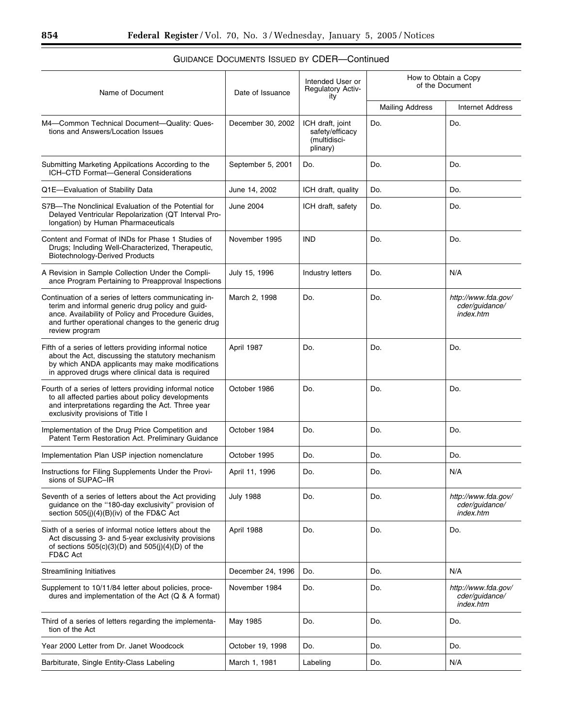GUIDANCE DOCUMENTS ISSUED BY CDER—Continued

| Name of Document | Date of Issuance | Intended User or Regulatory Activity | How to Obtain a Copy of the Document | |
|---|---|---|---|---|
| | | | Mailing Address | Internet Address |
| M4—Common Technical Document—Quality: Questions and Answers/Location Issues | December 30, 2002 | ICH draft, joint safety/efficacy (multidisciplinary) | Do. | Do. |
| Submitting Marketing Appilcations According to the ICH–CTD Format—General Considerations | September 5, 2001 | Do. | Do. | Do. |
| Q1E—Evaluation of Stability Data | June 14, 2002 | ICH draft, quality | Do. | Do. |
| S7B—The Nonclinical Evaluation of the Potential for Delayed Ventricular Repolarization (QT Interval Prolongation) by Human Pharmaceuticals | June 2004 | ICH draft, safety | Do. | Do. |
| Content and Format of INDs for Phase 1 Studies of Drugs; Including Well-Characterized, Therapeutic, Biotechnology-Derived Products | November 1995 | IND | Do. | Do. |
| A Revision in Sample Collection Under the Compliance Program Pertaining to Preapproval Inspections | July 15, 1996 | Industry letters | Do. | N/A |
| Continuation of a series of letters communicating interim and informal generic drug policy and guidance. Availability of Policy and Procedure Guides, and further operational changes to the generic drug review program | March 2, 1998 | Do. | Do. | *http://www.fda.gov/cder/guidance/index.htm* |
| Fifth of a series of letters providing informal notice about the Act, discussing the statutory mechanism by which ANDA applicants may make modifications in approved drugs where clinical data is required | April 1987 | Do. | Do. | Do. |
| Fourth of a series of letters providing informal notice to all affected parties about policy developments and interpretations regarding the Act. Three year exclusivity provisions of Title I | October 1986 | Do. | Do. | Do. |
| Implementation of the Drug Price Competition and Patent Term Restoration Act. Preliminary Guidance | October 1984 | Do. | Do. | Do. |
| Implementation Plan USP injection nomenclature | October 1995 | Do. | Do. | Do. |
| Instructions for Filing Supplements Under the Provisions of SUPAC–IR | April 11, 1996 | Do. | Do. | N/A |
| Seventh of a series of letters about the Act providing guidance on the ''180-day exclusivity'' provision of section 505(j)(4)(B)(iv) of the FD&C Act | July 1988 | Do. | Do. | *http://www.fda.gov/cder/guidance/index.htm* |
| Sixth of a series of informal notice letters about the Act discussing 3- and 5-year exclusivity provisions of sections 505(c)(3)(D) and 505(j)(4)(D) of the FD&C Act | April 1988 | Do. | Do. | Do. |
| Streamlining Initiatives | December 24, 1996 | Do. | Do. | N/A |
| Supplement to 10/11/84 letter about policies, procedures and implementation of the Act (Q & A format) | November 1984 | Do. | Do. | *http://www.fda.gov/cder/guidance/index.htm* |
| Third of a series of letters regarding the implementation of the Act | May 1985 | Do. | Do. | Do. |
| Year 2000 Letter from Dr. Janet Woodcock | October 19, 1998 | Do. | Do. | Do. |
| Barbiturate, Single Entity-Class Labeling | March 1, 1981 | Labeling | Do. | N/A |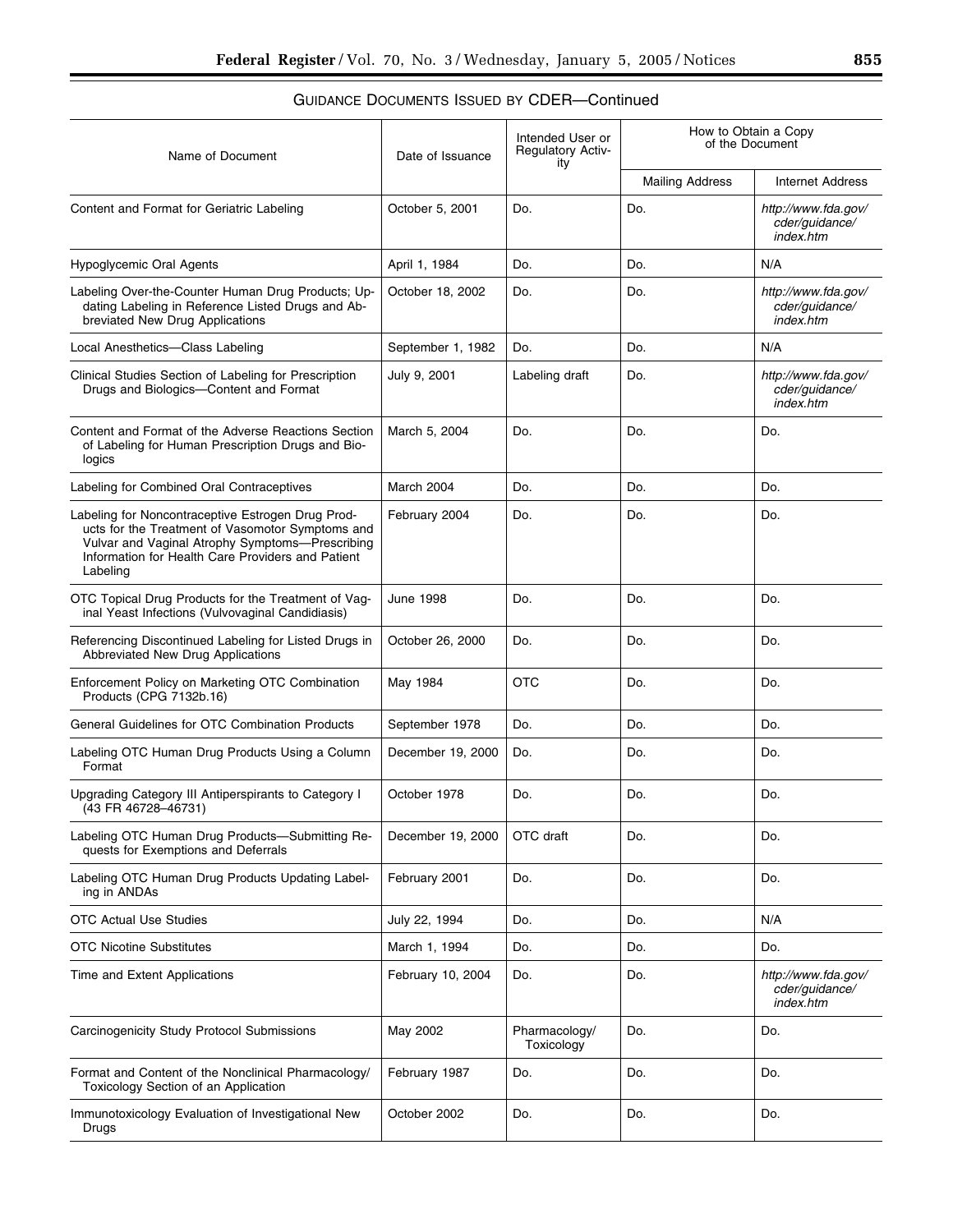## GUIDANCE DOCUMENTS ISSUED BY CDER—Continued

| Name of Document | Date of Issuance | Intended User or Regulatory Activity | How to Obtain a Copy of the Document | |
|---|---|---|---|---|
| | | | Mailing Address | Internet Address |
| Content and Format for Geriatric Labeling | October 5, 2001 | Do. | Do. | *http://www.fda.gov/cder/guidance/index.htm* |
| Hypoglycemic Oral Agents | April 1, 1984 | Do. | Do. | N/A |
| Labeling Over-the-Counter Human Drug Products; Updating Labeling in Reference Listed Drugs and Abbreviated New Drug Applications | October 18, 2002 | Do. | Do. | *http://www.fda.gov/cder/guidance/index.htm* |
| Local Anesthetics—Class Labeling | September 1, 1982 | Do. | Do. | N/A |
| Clinical Studies Section of Labeling for Prescription Drugs and Biologics—Content and Format | July 9, 2001 | Labeling draft | Do. | *http://www.fda.gov/cder/guidance/index.htm* |
| Content and Format of the Adverse Reactions Section of Labeling for Human Prescription Drugs and Biologics | March 5, 2004 | Do. | Do. | Do. |
| Labeling for Combined Oral Contraceptives | March 2004 | Do. | Do. | Do. |
| Labeling for Noncontraceptive Estrogen Drug Products for the Treatment of Vasomotor Symptoms and Vulvar and Vaginal Atrophy Symptoms—Prescribing Information for Health Care Providers and Patient Labeling | February 2004 | Do. | Do. | Do. |
| OTC Topical Drug Products for the Treatment of Vaginal Yeast Infections (Vulvovaginal Candidiasis) | June 1998 | Do. | Do. | Do. |
| Referencing Discontinued Labeling for Listed Drugs in Abbreviated New Drug Applications | October 26, 2000 | Do. | Do. | Do. |
| Enforcement Policy on Marketing OTC Combination Products (CPG 7132b.16) | May 1984 | OTC | Do. | Do. |
| General Guidelines for OTC Combination Products | September 1978 | Do. | Do. | Do. |
| Labeling OTC Human Drug Products Using a Column Format | December 19, 2000 | Do. | Do. | Do. |
| Upgrading Category III Antiperspirants to Category I (43 FR 46728–46731) | October 1978 | Do. | Do. | Do. |
| Labeling OTC Human Drug Products—Submitting Requests for Exemptions and Deferrals | December 19, 2000 | OTC draft | Do. | Do. |
| Labeling OTC Human Drug Products Updating Labeling in ANDAs | February 2001 | Do. | Do. | Do. |
| OTC Actual Use Studies | July 22, 1994 | Do. | Do. | N/A |
| OTC Nicotine Substitutes | March 1, 1994 | Do. | Do. | Do. |
| Time and Extent Applications | February 10, 2004 | Do. | Do. | *http://www.fda.gov/cder/guidance/index.htm* |
| Carcinogenicity Study Protocol Submissions | May 2002 | Pharmacology/Toxicology | Do. | Do. |
| Format and Content of the Nonclinical Pharmacology/Toxicology Section of an Application | February 1987 | Do. | Do. | Do. |
| Immunotoxicology Evaluation of Investigational New Drugs | October 2002 | Do. | Do. | Do. |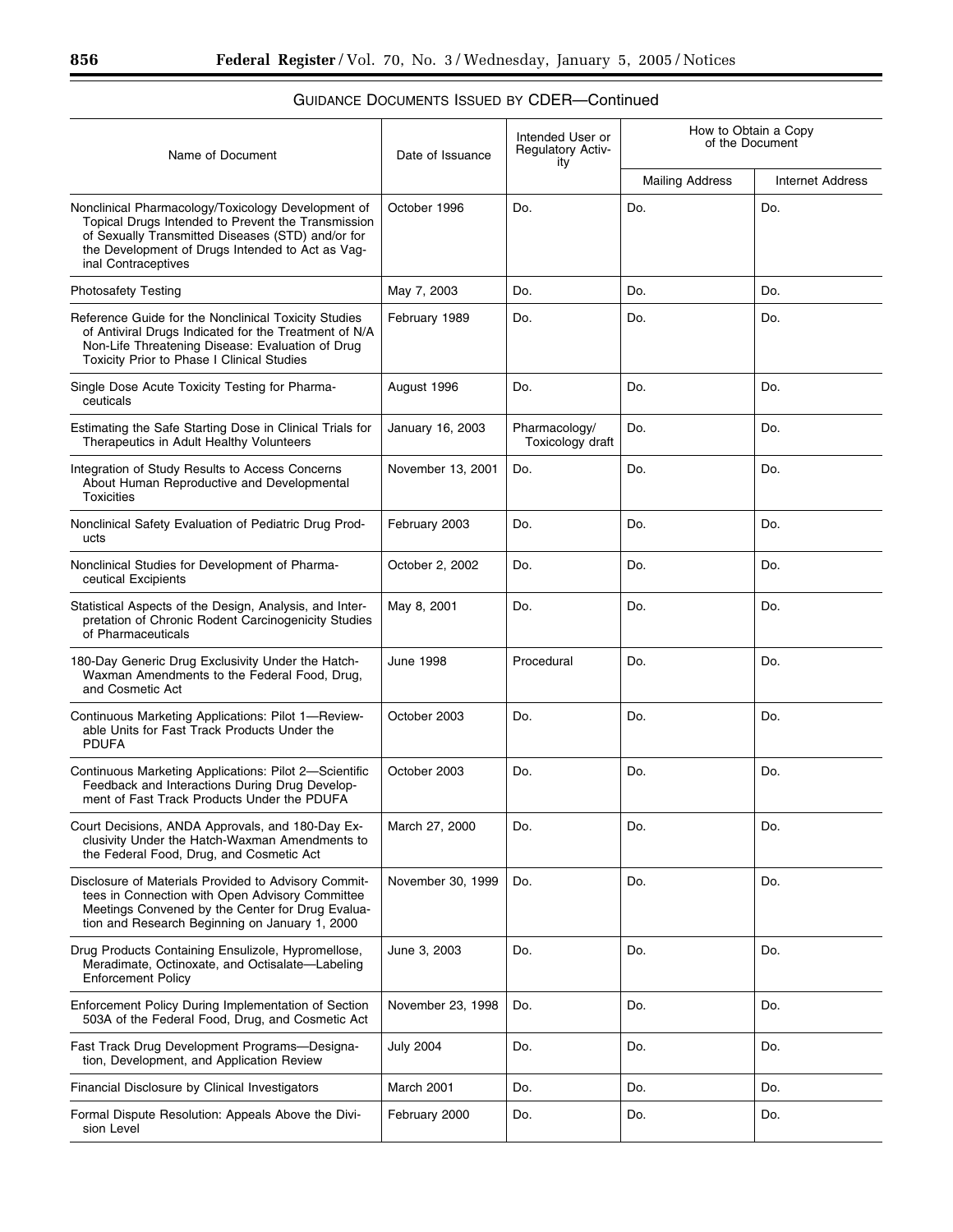## Guidance Documents Issued by CDER—Continued

| Name of Document | Date of Issuance | Intended User or Regulatory Activity | How to Obtain a Copy of the Document | |
|---|---|---|---|---|
| | | | Mailing Address | Internet Address |
| Nonclinical Pharmacology/Toxicology Development of Topical Drugs Intended to Prevent the Transmission of Sexually Transmitted Diseases (STD) and/or for the Development of Drugs Intended to Act as Vaginal Contraceptives | October 1996 | Do. | Do. | Do. |
| Photosafety Testing | May 7, 2003 | Do. | Do. | Do. |
| Reference Guide for the Nonclinical Toxicity Studies of Antiviral Drugs Indicated for the Treatment of N/A Non-Life Threatening Disease: Evaluation of Drug Toxicity Prior to Phase I Clinical Studies | February 1989 | Do. | Do. | Do. |
| Single Dose Acute Toxicity Testing for Pharmaceuticals | August 1996 | Do. | Do. | Do. |
| Estimating the Safe Starting Dose in Clinical Trials for Therapeutics in Adult Healthy Volunteers | January 16, 2003 | Pharmacology/ Toxicology draft | Do. | Do. |
| Integration of Study Results to Access Concerns About Human Reproductive and Developmental Toxicities | November 13, 2001 | Do. | Do. | Do. |
| Nonclinical Safety Evaluation of Pediatric Drug Products | February 2003 | Do. | Do. | Do. |
| Nonclinical Studies for Development of Pharmaceutical Excipients | October 2, 2002 | Do. | Do. | Do. |
| Statistical Aspects of the Design, Analysis, and Interpretation of Chronic Rodent Carcinogenicity Studies of Pharmaceuticals | May 8, 2001 | Do. | Do. | Do. |
| 180-Day Generic Drug Exclusivity Under the Hatch-Waxman Amendments to the Federal Food, Drug, and Cosmetic Act | June 1998 | Procedural | Do. | Do. |
| Continuous Marketing Applications: Pilot 1—Reviewable Units for Fast Track Products Under the PDUFA | October 2003 | Do. | Do. | Do. |
| Continuous Marketing Applications: Pilot 2—Scientific Feedback and Interactions During Drug Development of Fast Track Products Under the PDUFA | October 2003 | Do. | Do. | Do. |
| Court Decisions, ANDA Approvals, and 180-Day Exclusivity Under the Hatch-Waxman Amendments to the Federal Food, Drug, and Cosmetic Act | March 27, 2000 | Do. | Do. | Do. |
| Disclosure of Materials Provided to Advisory Committees in Connection with Open Advisory Committee Meetings Convened by the Center for Drug Evaluation and Research Beginning on January 1, 2000 | November 30, 1999 | Do. | Do. | Do. |
| Drug Products Containing Ensulizole, Hypromellose, Meradimate, Octinoxate, and Octisalate—Labeling Enforcement Policy | June 3, 2003 | Do. | Do. | Do. |
| Enforcement Policy During Implementation of Section 503A of the Federal Food, Drug, and Cosmetic Act | November 23, 1998 | Do. | Do. | Do. |
| Fast Track Drug Development Programs—Designation, Development, and Application Review | July 2004 | Do. | Do. | Do. |
| Financial Disclosure by Clinical Investigators | March 2001 | Do. | Do. | Do. |
| Formal Dispute Resolution: Appeals Above the Division Level | February 2000 | Do. | Do. | Do. |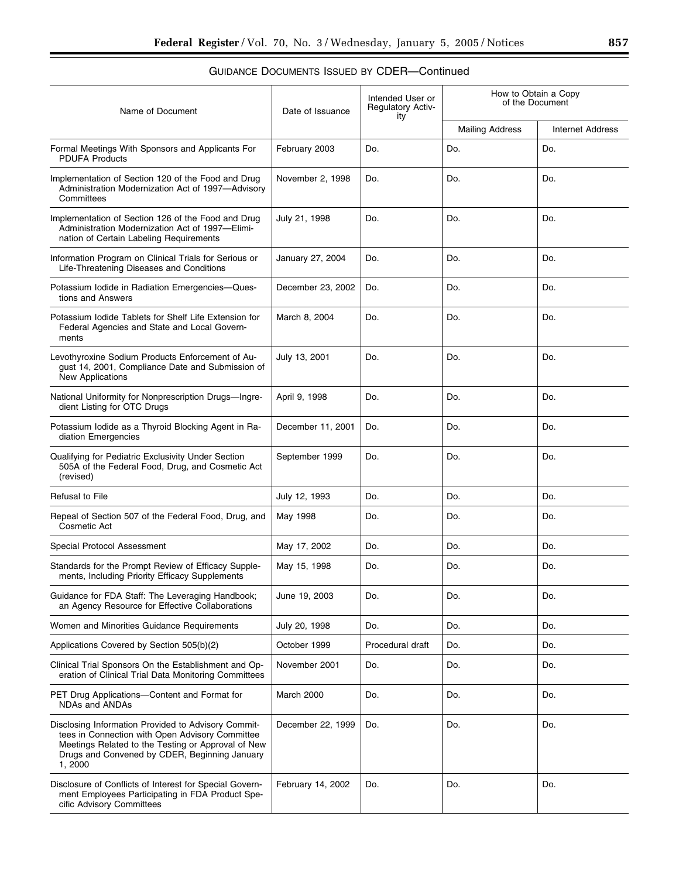## GUIDANCE DOCUMENTS ISSUED BY CDER—Continued

| Name of Document | Date of Issuance | Intended User or Regulatory Activity | How to Obtain a Copy of the Document | |
|---|---|---|---|---|
| | | | Mailing Address | Internet Address |
| Formal Meetings With Sponsors and Applicants For PDUFA Products | February 2003 | Do. | Do. | Do. |
| Implementation of Section 120 of the Food and Drug Administration Modernization Act of 1997—Advisory Committees | November 2, 1998 | Do. | Do. | Do. |
| Implementation of Section 126 of the Food and Drug Administration Modernization Act of 1997—Elimination of Certain Labeling Requirements | July 21, 1998 | Do. | Do. | Do. |
| Information Program on Clinical Trials for Serious or Life-Threatening Diseases and Conditions | January 27, 2004 | Do. | Do. | Do. |
| Potassium Iodide in Radiation Emergencies—Questions and Answers | December 23, 2002 | Do. | Do. | Do. |
| Potassium Iodide Tablets for Shelf Life Extension for Federal Agencies and State and Local Governments | March 8, 2004 | Do. | Do. | Do. |
| Levothyroxine Sodium Products Enforcement of August 14, 2001, Compliance Date and Submission of New Applications | July 13, 2001 | Do. | Do. | Do. |
| National Uniformity for Nonprescription Drugs—Ingredient Listing for OTC Drugs | April 9, 1998 | Do. | Do. | Do. |
| Potassium Iodide as a Thyroid Blocking Agent in Radiation Emergencies | December 11, 2001 | Do. | Do. | Do. |
| Qualifying for Pediatric Exclusivity Under Section 505A of the Federal Food, Drug, and Cosmetic Act (revised) | September 1999 | Do. | Do. | Do. |
| Refusal to File | July 12, 1993 | Do. | Do. | Do. |
| Repeal of Section 507 of the Federal Food, Drug, and Cosmetic Act | May 1998 | Do. | Do. | Do. |
| Special Protocol Assessment | May 17, 2002 | Do. | Do. | Do. |
| Standards for the Prompt Review of Efficacy Supplements, Including Priority Efficacy Supplements | May 15, 1998 | Do. | Do. | Do. |
| Guidance for FDA Staff: The Leveraging Handbook; an Agency Resource for Effective Collaborations | June 19, 2003 | Do. | Do. | Do. |
| Women and Minorities Guidance Requirements | July 20, 1998 | Do. | Do. | Do. |
| Applications Covered by Section 505(b)(2) | October 1999 | Procedural draft | Do. | Do. |
| Clinical Trial Sponsors On the Establishment and Operation of Clinical Trial Data Monitoring Committees | November 2001 | Do. | Do. | Do. |
| PET Drug Applications—Content and Format for NDAs and ANDAs | March 2000 | Do. | Do. | Do. |
| Disclosing Information Provided to Advisory Committees in Connection with Open Advisory Committee Meetings Related to the Testing or Approval of New Drugs and Convened by CDER, Beginning January 1, 2000 | December 22, 1999 | Do. | Do. | Do. |
| Disclosure of Conflicts of Interest for Special Government Employees Participating in FDA Product Specific Advisory Committees | February 14, 2002 | Do. | Do. | Do. |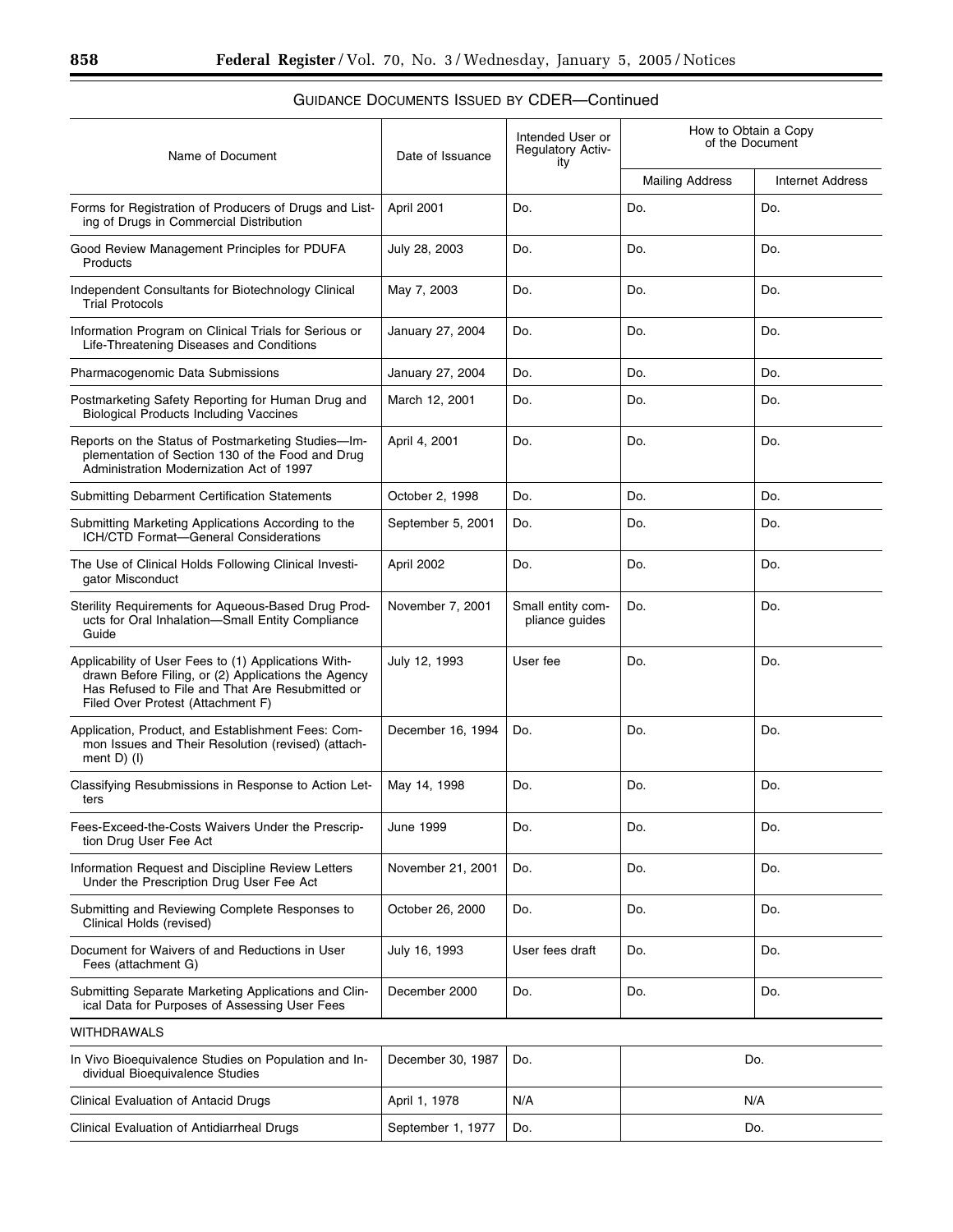GUIDANCE DOCUMENTS ISSUED BY CDER—Continued

| Name of Document | Date of Issuance | Intended User or Regulatory Activity | How to Obtain a Copy of the Document | |
|---|---|---|---|---|
| | | | Mailing Address | Internet Address |
| Forms for Registration of Producers of Drugs and Listing of Drugs in Commercial Distribution | April 2001 | Do. | Do. | Do. |
| Good Review Management Principles for PDUFA Products | July 28, 2003 | Do. | Do. | Do. |
| Independent Consultants for Biotechnology Clinical Trial Protocols | May 7, 2003 | Do. | Do. | Do. |
| Information Program on Clinical Trials for Serious or Life-Threatening Diseases and Conditions | January 27, 2004 | Do. | Do. | Do. |
| Pharmacogenomic Data Submissions | January 27, 2004 | Do. | Do. | Do. |
| Postmarketing Safety Reporting for Human Drug and Biological Products Including Vaccines | March 12, 2001 | Do. | Do. | Do. |
| Reports on the Status of Postmarketing Studies—Implementation of Section 130 of the Food and Drug Administration Modernization Act of 1997 | April 4, 2001 | Do. | Do. | Do. |
| Submitting Debarment Certification Statements | October 2, 1998 | Do. | Do. | Do. |
| Submitting Marketing Applications According to the ICH/CTD Format—General Considerations | September 5, 2001 | Do. | Do. | Do. |
| The Use of Clinical Holds Following Clinical Investigator Misconduct | April 2002 | Do. | Do. | Do. |
| Sterility Requirements for Aqueous-Based Drug Products for Oral Inhalation—Small Entity Compliance Guide | November 7, 2001 | Small entity compliance guides | Do. | Do. |
| Applicability of User Fees to (1) Applications Withdrawn Before Filing, or (2) Applications the Agency Has Refused to File and That Are Resubmitted or Filed Over Protest (Attachment F) | July 12, 1993 | User fee | Do. | Do. |
| Application, Product, and Establishment Fees: Common Issues and Their Resolution (revised) (attachment D) (I) | December 16, 1994 | Do. | Do. | Do. |
| Classifying Resubmissions in Response to Action Letters | May 14, 1998 | Do. | Do. | Do. |
| Fees-Exceed-the-Costs Waivers Under the Prescription Drug User Fee Act | June 1999 | Do. | Do. | Do. |
| Information Request and Discipline Review Letters Under the Prescription Drug User Fee Act | November 21, 2001 | Do. | Do. | Do. |
| Submitting and Reviewing Complete Responses to Clinical Holds (revised) | October 26, 2000 | Do. | Do. | Do. |
| Document for Waivers of and Reductions in User Fees (attachment G) | July 16, 1993 | User fees draft | Do. | Do. |
| Submitting Separate Marketing Applications and Clinical Data for Purposes of Assessing User Fees | December 2000 | Do. | Do. | Do. |
| WITHDRAWALS | | | | |
| In Vivo Bioequivalence Studies on Population and Individual Bioequivalence Studies | December 30, 1987 | Do. | Do. | |
| Clinical Evaluation of Antacid Drugs | April 1, 1978 | N/A | N/A | |
| Clinical Evaluation of Antidiarrheal Drugs | September 1, 1977 | Do. | Do. | |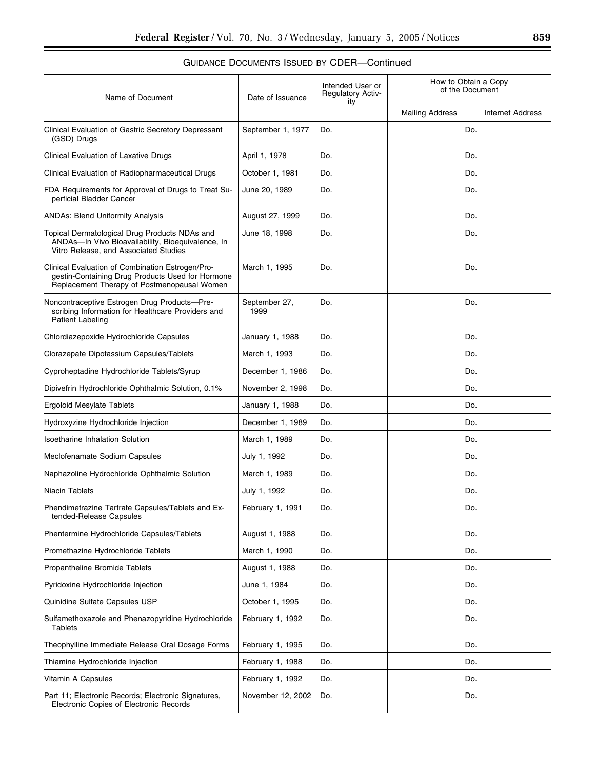GUIDANCE DOCUMENTS ISSUED BY CDER—Continued

| Name of Document | Date of Issuance | Intended User or Regulatory Activity | How to Obtain a Copy of the Document | |
|---|---|---|---|---|
| | | | Mailing Address | Internet Address |
| Clinical Evaluation of Gastric Secretory Depressant (GSD) Drugs | September 1, 1977 | Do. | Do. | |
| Clinical Evaluation of Laxative Drugs | April 1, 1978 | Do. | Do. | |
| Clinical Evaluation of Radiopharmaceutical Drugs | October 1, 1981 | Do. | Do. | |
| FDA Requirements for Approval of Drugs to Treat Superficial Bladder Cancer | June 20, 1989 | Do. | Do. | |
| ANDAs: Blend Uniformity Analysis | August 27, 1999 | Do. | Do. | |
| Topical Dermatological Drug Products NDAs and ANDAs—In Vivo Bioavailability, Bioequivalence, In Vitro Release, and Associated Studies | June 18, 1998 | Do. | Do. | |
| Clinical Evaluation of Combination Estrogen/Progestin-Containing Drug Products Used for Hormone Replacement Therapy of Postmenopausal Women | March 1, 1995 | Do. | Do. | |
| Noncontraceptive Estrogen Drug Products—Prescribing Information for Healthcare Providers and Patient Labeling | September 27, 1999 | Do. | Do. | |
| Chlordiazepoxide Hydrochloride Capsules | January 1, 1988 | Do. | Do. | |
| Clorazepate Dipotassium Capsules/Tablets | March 1, 1993 | Do. | Do. | |
| Cyproheptadine Hydrochloride Tablets/Syrup | December 1, 1986 | Do. | Do. | |
| Dipivefrin Hydrochloride Ophthalmic Solution, 0.1% | November 2, 1998 | Do. | Do. | |
| Ergoloid Mesylate Tablets | January 1, 1988 | Do. | Do. | |
| Hydroxyzine Hydrochloride Injection | December 1, 1989 | Do. | Do. | |
| Isoetharine Inhalation Solution | March 1, 1989 | Do. | Do. | |
| Meclofenamate Sodium Capsules | July 1, 1992 | Do. | Do. | |
| Naphazoline Hydrochloride Ophthalmic Solution | March 1, 1989 | Do. | Do. | |
| Niacin Tablets | July 1, 1992 | Do. | Do. | |
| Phendimetrazine Tartrate Capsules/Tablets and Extended-Release Capsules | February 1, 1991 | Do. | Do. | |
| Phentermine Hydrochloride Capsules/Tablets | August 1, 1988 | Do. | Do. | |
| Promethazine Hydrochloride Tablets | March 1, 1990 | Do. | Do. | |
| Propantheline Bromide Tablets | August 1, 1988 | Do. | Do. | |
| Pyridoxine Hydrochloride Injection | June 1, 1984 | Do. | Do. | |
| Quinidine Sulfate Capsules USP | October 1, 1995 | Do. | Do. | |
| Sulfamethoxazole and Phenazopyridine Hydrochloride Tablets | February 1, 1992 | Do. | Do. | |
| Theophylline Immediate Release Oral Dosage Forms | February 1, 1995 | Do. | Do. | |
| Thiamine Hydrochloride Injection | February 1, 1988 | Do. | Do. | |
| Vitamin A Capsules | February 1, 1992 | Do. | Do. | |
| Part 11; Electronic Records; Electronic Signatures, Electronic Copies of Electronic Records | November 12, 2002 | Do. | Do. | |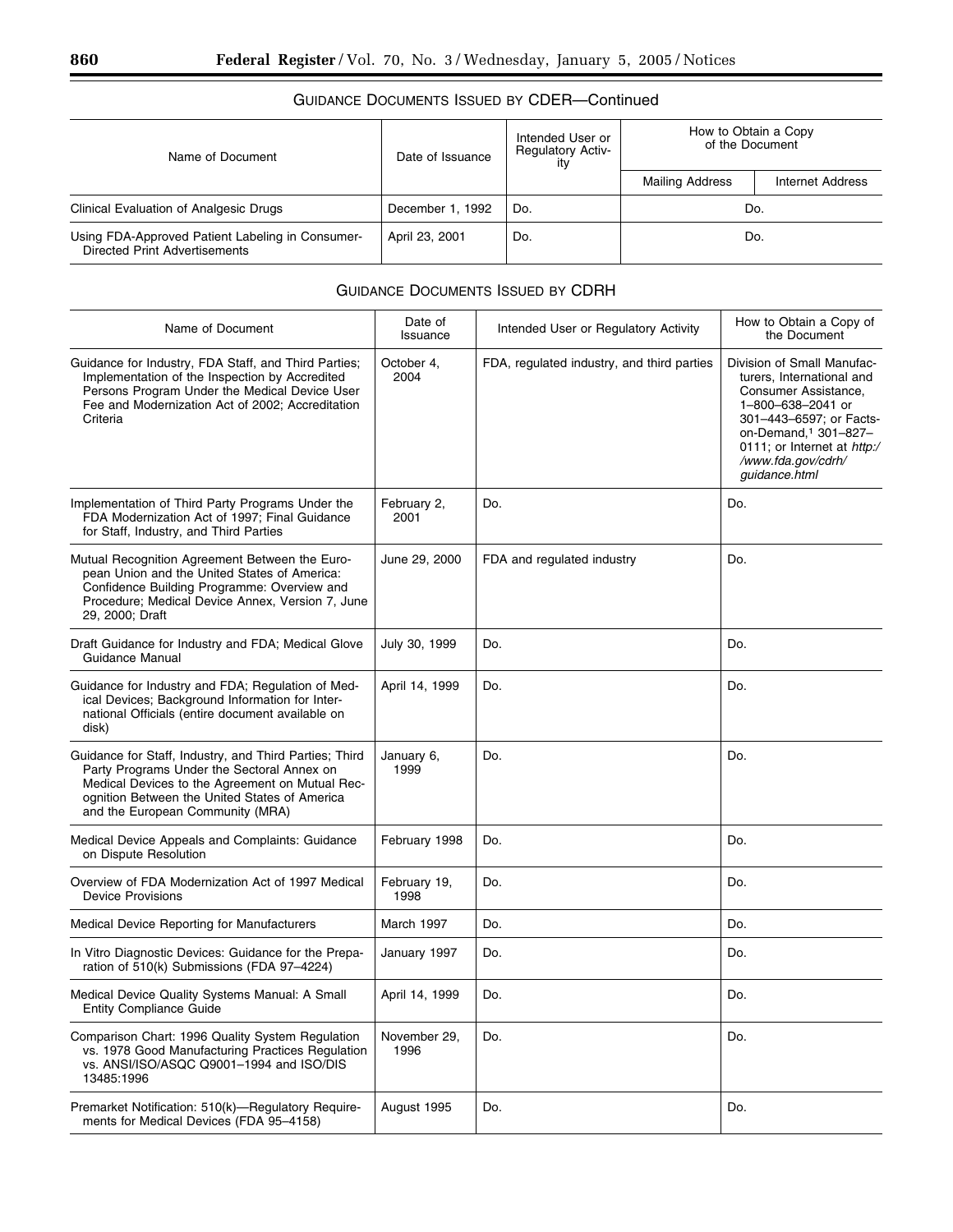## Guidance Documents Issued by CDER—Continued

| Name of Document | Date of Issuance | Intended User or Regulatory Activity | How to Obtain a Copy of the Document | |
|---|---|---|---|---|
| | | | Mailing Address | Internet Address |
| Clinical Evaluation of Analgesic Drugs | December 1, 1992 | Do. | Do. | |
| Using FDA-Approved Patient Labeling in Consumer-Directed Print Advertisements | April 23, 2001 | Do. | Do. | |

## Guidance Documents Issued by CDRH

| Name of Document | Date of Issuance | Intended User or Regulatory Activity | How to Obtain a Copy of the Document |
|---|---|---|---|
| Guidance for Industry, FDA Staff, and Third Parties; Implementation of the Inspection by Accredited Persons Program Under the Medical Device User Fee and Modernization Act of 2002; Accreditation Criteria | October 4, 2004 | FDA, regulated industry, and third parties | Division of Small Manufacturers, International and Consumer Assistance, 1–800–638–2041 or 301–443–6597; or Facts-on-Demand,[1] 301–827–0111; or Internet at *http://www.fda.gov/cdrh/guidance.html* |
| Implementation of Third Party Programs Under the FDA Modernization Act of 1997; Final Guidance for Staff, Industry, and Third Parties | February 2, 2001 | Do. | Do. |
| Mutual Recognition Agreement Between the European Union and the United States of America: Confidence Building Programme: Overview and Procedure; Medical Device Annex, Version 7, June 29, 2000; Draft | June 29, 2000 | FDA and regulated industry | Do. |
| Draft Guidance for Industry and FDA; Medical Glove Guidance Manual | July 30, 1999 | Do. | Do. |
| Guidance for Industry and FDA; Regulation of Medical Devices; Background Information for International Officials (entire document available on disk) | April 14, 1999 | Do. | Do. |
| Guidance for Staff, Industry, and Third Parties; Third Party Programs Under the Sectoral Annex on Medical Devices to the Agreement on Mutual Recognition Between the United States of America and the European Community (MRA) | January 6, 1999 | Do. | Do. |
| Medical Device Appeals and Complaints: Guidance on Dispute Resolution | February 1998 | Do. | Do. |
| Overview of FDA Modernization Act of 1997 Medical Device Provisions | February 19, 1998 | Do. | Do. |
| Medical Device Reporting for Manufacturers | March 1997 | Do. | Do. |
| In Vitro Diagnostic Devices: Guidance for the Preparation of 510(k) Submissions (FDA 97–4224) | January 1997 | Do. | Do. |
| Medical Device Quality Systems Manual: A Small Entity Compliance Guide | April 14, 1999 | Do. | Do. |
| Comparison Chart: 1996 Quality System Regulation vs. 1978 Good Manufacturing Practices Regulation vs. ANSI/ISO/ASQC Q9001–1994 and ISO/DIS 13485:1996 | November 29, 1996 | Do. | Do. |
| Premarket Notification: 510(k)—Regulatory Requirements for Medical Devices (FDA 95–4158) | August 1995 | Do. | Do. |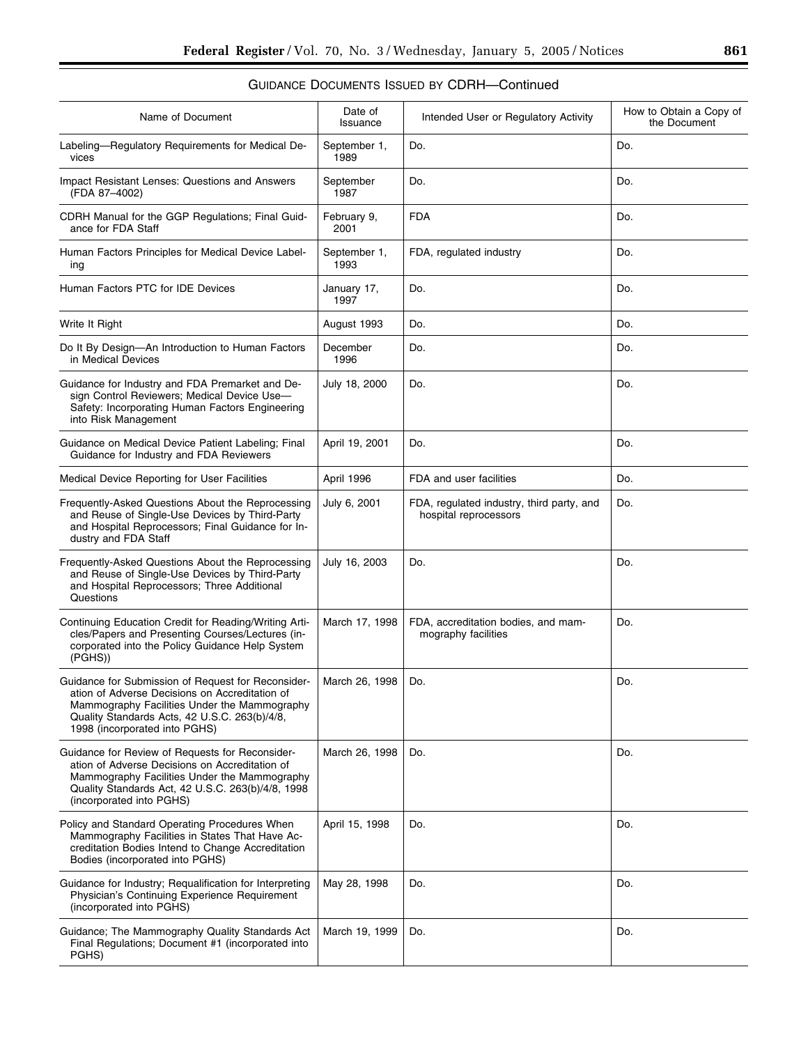GUIDANCE DOCUMENTS ISSUED BY CDRH—Continued

| Name of Document | Date of Issuance | Intended User or Regulatory Activity | How to Obtain a Copy of the Document |
|---|---|---|---|
| Labeling—Regulatory Requirements for Medical Devices | September 1, 1989 | Do. | Do. |
| Impact Resistant Lenses: Questions and Answers (FDA 87–4002) | September 1987 | Do. | Do. |
| CDRH Manual for the GGP Regulations; Final Guidance for FDA Staff | February 9, 2001 | FDA | Do. |
| Human Factors Principles for Medical Device Labeling | September 1, 1993 | FDA, regulated industry | Do. |
| Human Factors PTC for IDE Devices | January 17, 1997 | Do. | Do. |
| Write It Right | August 1993 | Do. | Do. |
| Do It By Design—An Introduction to Human Factors in Medical Devices | December 1996 | Do. | Do. |
| Guidance for Industry and FDA Premarket and Design Control Reviewers; Medical Device Use—Safety: Incorporating Human Factors Engineering into Risk Management | July 18, 2000 | Do. | Do. |
| Guidance on Medical Device Patient Labeling; Final Guidance for Industry and FDA Reviewers | April 19, 2001 | Do. | Do. |
| Medical Device Reporting for User Facilities | April 1996 | FDA and user facilities | Do. |
| Frequently-Asked Questions About the Reprocessing and Reuse of Single-Use Devices by Third-Party and Hospital Reprocessors; Final Guidance for Industry and FDA Staff | July 6, 2001 | FDA, regulated industry, third party, and hospital reprocessors | Do. |
| Frequently-Asked Questions About the Reprocessing and Reuse of Single-Use Devices by Third-Party and Hospital Reprocessors; Three Additional Questions | July 16, 2003 | Do. | Do. |
| Continuing Education Credit for Reading/Writing Articles/Papers and Presenting Courses/Lectures (incorporated into the Policy Guidance Help System (PGHS)) | March 17, 1998 | FDA, accreditation bodies, and mammography facilities | Do. |
| Guidance for Submission of Request for Reconsideration of Adverse Decisions on Accreditation of Mammography Facilities Under the Mammography Quality Standards Acts, 42 U.S.C. 263(b)/4/8, 1998 (incorporated into PGHS) | March 26, 1998 | Do. | Do. |
| Guidance for Review of Requests for Reconsideration of Adverse Decisions on Accreditation of Mammography Facilities Under the Mammography Quality Standards Act, 42 U.S.C. 263(b)/4/8, 1998 (incorporated into PGHS) | March 26, 1998 | Do. | Do. |
| Policy and Standard Operating Procedures When Mammography Facilities in States That Have Accreditation Bodies Intend to Change Accreditation Bodies (incorporated into PGHS) | April 15, 1998 | Do. | Do. |
| Guidance for Industry; Requalification for Interpreting Physician's Continuing Experience Requirement (incorporated into PGHS) | May 28, 1998 | Do. | Do. |
| Guidance; The Mammography Quality Standards Act Final Regulations; Document #1 (incorporated into PGHS) | March 19, 1999 | Do. | Do. |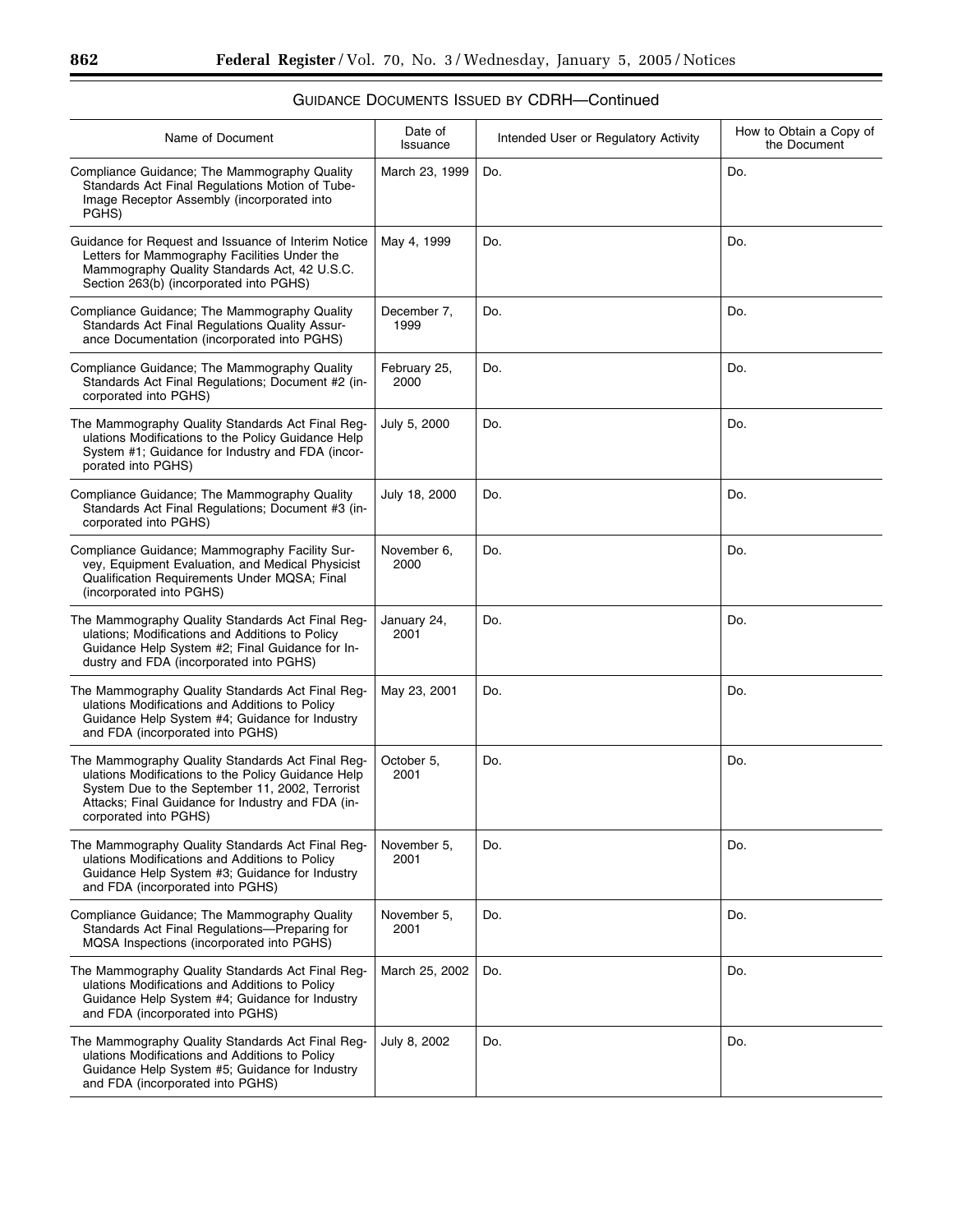GUIDANCE DOCUMENTS ISSUED BY CDRH—Continued

| Name of Document | Date of Issuance | Intended User or Regulatory Activity | How to Obtain a Copy of the Document |
|---|---|---|---|
| Compliance Guidance; The Mammography Quality Standards Act Final Regulations Motion of Tube-Image Receptor Assembly (incorporated into PGHS) | March 23, 1999 | Do. | Do. |
| Guidance for Request and Issuance of Interim Notice Letters for Mammography Facilities Under the Mammography Quality Standards Act, 42 U.S.C. Section 263(b) (incorporated into PGHS) | May 4, 1999 | Do. | Do. |
| Compliance Guidance; The Mammography Quality Standards Act Final Regulations Quality Assurance Documentation (incorporated into PGHS) | December 7, 1999 | Do. | Do. |
| Compliance Guidance; The Mammography Quality Standards Act Final Regulations; Document #2 (incorporated into PGHS) | February 25, 2000 | Do. | Do. |
| The Mammography Quality Standards Act Final Regulations Modifications to the Policy Guidance Help System #1; Guidance for Industry and FDA (incorporated into PGHS) | July 5, 2000 | Do. | Do. |
| Compliance Guidance; The Mammography Quality Standards Act Final Regulations; Document #3 (incorporated into PGHS) | July 18, 2000 | Do. | Do. |
| Compliance Guidance; Mammography Facility Survey, Equipment Evaluation, and Medical Physicist Qualification Requirements Under MQSA; Final (incorporated into PGHS) | November 6, 2000 | Do. | Do. |
| The Mammography Quality Standards Act Final Regulations; Modifications and Additions to Policy Guidance Help System #2; Final Guidance for Industry and FDA (incorporated into PGHS) | January 24, 2001 | Do. | Do. |
| The Mammography Quality Standards Act Final Regulations Modifications and Additions to Policy Guidance Help System #4; Guidance for Industry and FDA (incorporated into PGHS) | May 23, 2001 | Do. | Do. |
| The Mammography Quality Standards Act Final Regulations Modifications to the Policy Guidance Help System Due to the September 11, 2002, Terrorist Attacks; Final Guidance for Industry and FDA (incorporated into PGHS) | October 5, 2001 | Do. | Do. |
| The Mammography Quality Standards Act Final Regulations Modifications and Additions to Policy Guidance Help System #3; Guidance for Industry and FDA (incorporated into PGHS) | November 5, 2001 | Do. | Do. |
| Compliance Guidance; The Mammography Quality Standards Act Final Regulations—Preparing for MQSA Inspections (incorporated into PGHS) | November 5, 2001 | Do. | Do. |
| The Mammography Quality Standards Act Final Regulations Modifications and Additions to Policy Guidance Help System #4; Guidance for Industry and FDA (incorporated into PGHS) | March 25, 2002 | Do. | Do. |
| The Mammography Quality Standards Act Final Regulations Modifications and Additions to Policy Guidance Help System #5; Guidance for Industry and FDA (incorporated into PGHS) | July 8, 2002 | Do. | Do. |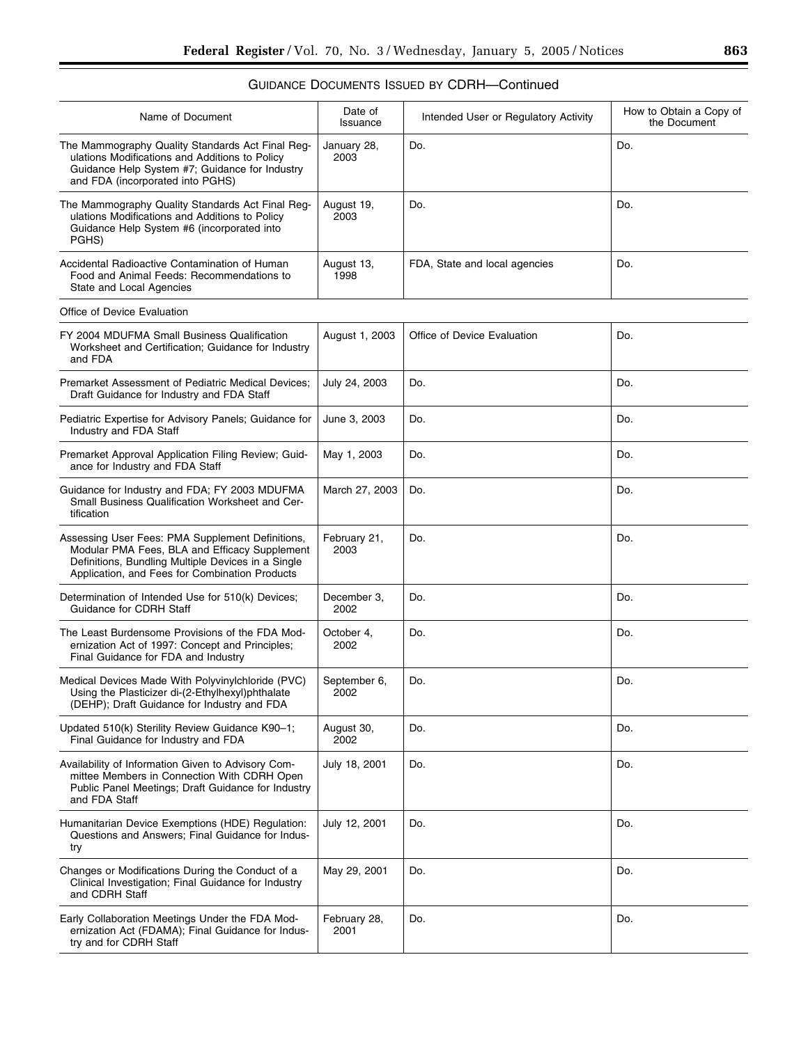GUIDANCE DOCUMENTS ISSUED BY CDRH—Continued

| Name of Document | Date of Issuance | Intended User or Regulatory Activity | How to Obtain a Copy of the Document |
|---|---|---|---|
| The Mammography Quality Standards Act Final Regulations Modifications and Additions to Policy Guidance Help System #7; Guidance for Industry and FDA (incorporated into PGHS) | January 28, 2003 | Do. | Do. |
| The Mammography Quality Standards Act Final Regulations Modifications and Additions to Policy Guidance Help System #6 (incorporated into PGHS) | August 19, 2003 | Do. | Do. |
| Accidental Radioactive Contamination of Human Food and Animal Feeds: Recommendations to State and Local Agencies | August 13, 1998 | FDA, State and local agencies | Do. |
| Office of Device Evaluation | | | |
| FY 2004 MDUFMA Small Business Qualification Worksheet and Certification; Guidance for Industry and FDA | August 1, 2003 | Office of Device Evaluation | Do. |
| Premarket Assessment of Pediatric Medical Devices; Draft Guidance for Industry and FDA Staff | July 24, 2003 | Do. | Do. |
| Pediatric Expertise for Advisory Panels; Guidance for Industry and FDA Staff | June 3, 2003 | Do. | Do. |
| Premarket Approval Application Filing Review; Guidance for Industry and FDA Staff | May 1, 2003 | Do. | Do. |
| Guidance for Industry and FDA; FY 2003 MDUFMA Small Business Qualification Worksheet and Certification | March 27, 2003 | Do. | Do. |
| Assessing User Fees: PMA Supplement Definitions, Modular PMA Fees, BLA and Efficacy Supplement Definitions, Bundling Multiple Devices in a Single Application, and Fees for Combination Products | February 21, 2003 | Do. | Do. |
| Determination of Intended Use for 510(k) Devices; Guidance for CDRH Staff | December 3, 2002 | Do. | Do. |
| The Least Burdensome Provisions of the FDA Modernization Act of 1997: Concept and Principles; Final Guidance for FDA and Industry | October 4, 2002 | Do. | Do. |
| Medical Devices Made With Polyvinylchloride (PVC) Using the Plasticizer di-(2-Ethylhexyl)phthalate (DEHP); Draft Guidance for Industry and FDA | September 6, 2002 | Do. | Do. |
| Updated 510(k) Sterility Review Guidance K90–1; Final Guidance for Industry and FDA | August 30, 2002 | Do. | Do. |
| Availability of Information Given to Advisory Committee Members in Connection With CDRH Open Public Panel Meetings; Draft Guidance for Industry and FDA Staff | July 18, 2001 | Do. | Do. |
| Humanitarian Device Exemptions (HDE) Regulation: Questions and Answers; Final Guidance for Industry | July 12, 2001 | Do. | Do. |
| Changes or Modifications During the Conduct of a Clinical Investigation; Final Guidance for Industry and CDRH Staff | May 29, 2001 | Do. | Do. |
| Early Collaboration Meetings Under the FDA Modernization Act (FDAMA); Final Guidance for Industry and for CDRH Staff | February 28, 2001 | Do. | Do. |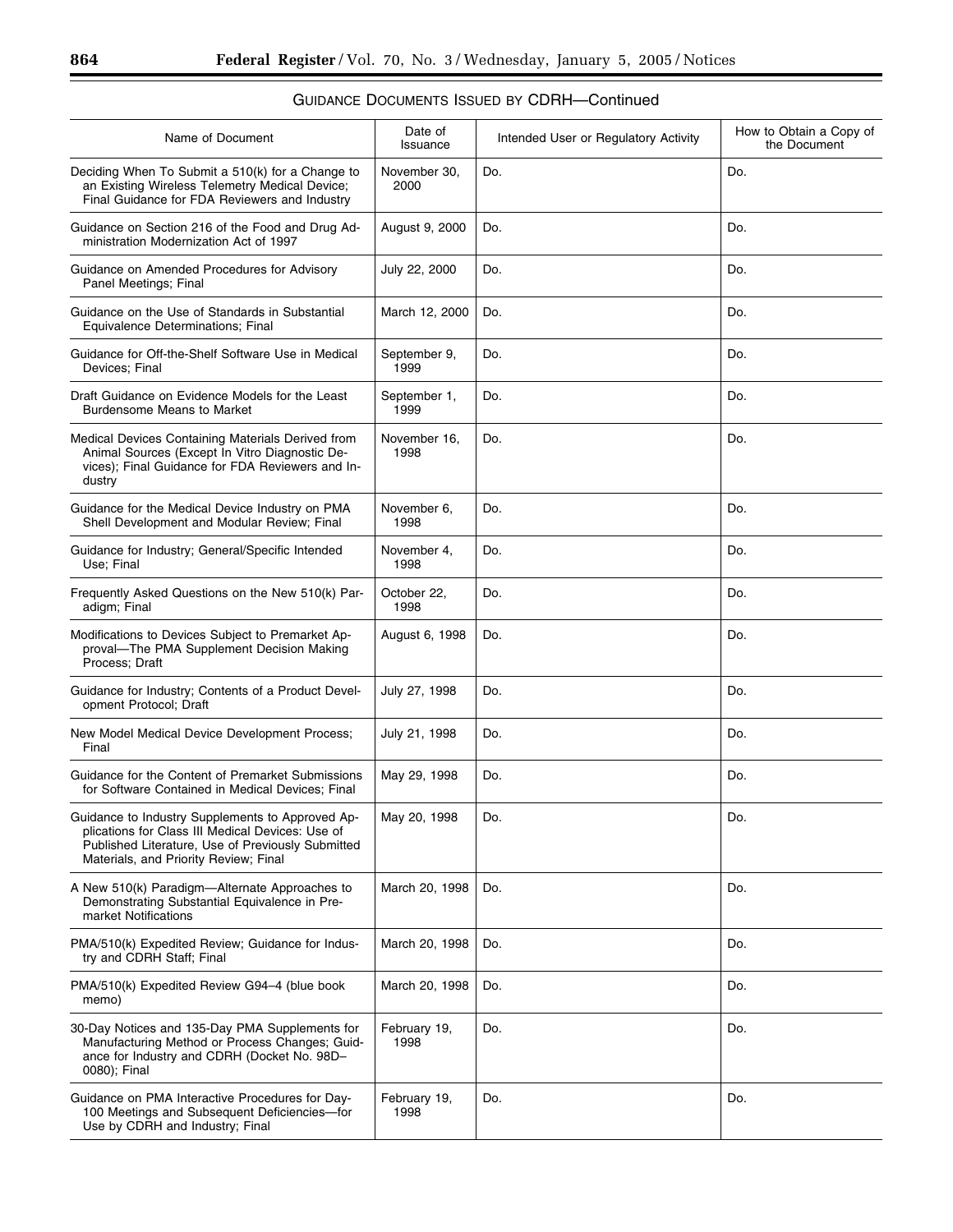GUIDANCE DOCUMENTS ISSUED BY CDRH—Continued

| Name of Document | Date of Issuance | Intended User or Regulatory Activity | How to Obtain a Copy of the Document |
|---|---|---|---|
| Deciding When To Submit a 510(k) for a Change to an Existing Wireless Telemetry Medical Device; Final Guidance for FDA Reviewers and Industry | November 30, 2000 | Do. | Do. |
| Guidance on Section 216 of the Food and Drug Administration Modernization Act of 1997 | August 9, 2000 | Do. | Do. |
| Guidance on Amended Procedures for Advisory Panel Meetings; Final | July 22, 2000 | Do. | Do. |
| Guidance on the Use of Standards in Substantial Equivalence Determinations; Final | March 12, 2000 | Do. | Do. |
| Guidance for Off-the-Shelf Software Use in Medical Devices; Final | September 9, 1999 | Do. | Do. |
| Draft Guidance on Evidence Models for the Least Burdensome Means to Market | September 1, 1999 | Do. | Do. |
| Medical Devices Containing Materials Derived from Animal Sources (Except In Vitro Diagnostic Devices); Final Guidance for FDA Reviewers and Industry | November 16, 1998 | Do. | Do. |
| Guidance for the Medical Device Industry on PMA Shell Development and Modular Review; Final | November 6, 1998 | Do. | Do. |
| Guidance for Industry; General/Specific Intended Use; Final | November 4, 1998 | Do. | Do. |
| Frequently Asked Questions on the New 510(k) Paradigm; Final | October 22, 1998 | Do. | Do. |
| Modifications to Devices Subject to Premarket Approval—The PMA Supplement Decision Making Process; Draft | August 6, 1998 | Do. | Do. |
| Guidance for Industry; Contents of a Product Development Protocol; Draft | July 27, 1998 | Do. | Do. |
| New Model Medical Device Development Process; Final | July 21, 1998 | Do. | Do. |
| Guidance for the Content of Premarket Submissions for Software Contained in Medical Devices; Final | May 29, 1998 | Do. | Do. |
| Guidance to Industry Supplements to Approved Applications for Class III Medical Devices: Use of Published Literature, Use of Previously Submitted Materials, and Priority Review; Final | May 20, 1998 | Do. | Do. |
| A New 510(k) Paradigm—Alternate Approaches to Demonstrating Substantial Equivalence in Premarket Notifications | March 20, 1998 | Do. | Do. |
| PMA/510(k) Expedited Review; Guidance for Industry and CDRH Staff; Final | March 20, 1998 | Do. | Do. |
| PMA/510(k) Expedited Review G94–4 (blue book memo) | March 20, 1998 | Do. | Do. |
| 30-Day Notices and 135-Day PMA Supplements for Manufacturing Method or Process Changes; Guidance for Industry and CDRH (Docket No. 98D–0080); Final | February 19, 1998 | Do. | Do. |
| Guidance on PMA Interactive Procedures for Day-100 Meetings and Subsequent Deficiencies—for Use by CDRH and Industry; Final | February 19, 1998 | Do. | Do. |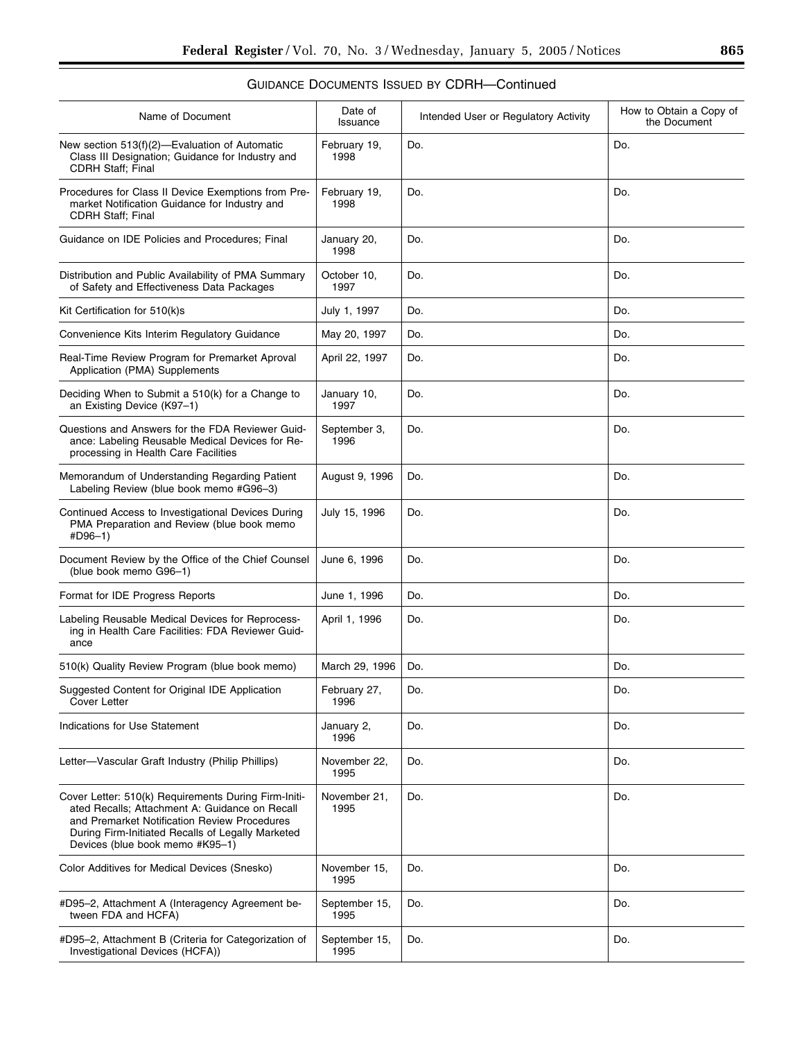GUIDANCE DOCUMENTS ISSUED BY CDRH—Continued

| Name of Document | Date of Issuance | Intended User or Regulatory Activity | How to Obtain a Copy of the Document |
|---|---|---|---|
| New section 513(f)(2)—Evaluation of Automatic Class III Designation; Guidance for Industry and CDRH Staff; Final | February 19, 1998 | Do. | Do. |
| Procedures for Class II Device Exemptions from Premarket Notification Guidance for Industry and CDRH Staff; Final | February 19, 1998 | Do. | Do. |
| Guidance on IDE Policies and Procedures; Final | January 20, 1998 | Do. | Do. |
| Distribution and Public Availability of PMA Summary of Safety and Effectiveness Data Packages | October 10, 1997 | Do. | Do. |
| Kit Certification for 510(k)s | July 1, 1997 | Do. | Do. |
| Convenience Kits Interim Regulatory Guidance | May 20, 1997 | Do. | Do. |
| Real-Time Review Program for Premarket Aproval Application (PMA) Supplements | April 22, 1997 | Do. | Do. |
| Deciding When to Submit a 510(k) for a Change to an Existing Device (K97–1) | January 10, 1997 | Do. | Do. |
| Questions and Answers for the FDA Reviewer Guidance: Labeling Reusable Medical Devices for Reprocessing in Health Care Facilities | September 3, 1996 | Do. | Do. |
| Memorandum of Understanding Regarding Patient Labeling Review (blue book memo #G96–3) | August 9, 1996 | Do. | Do. |
| Continued Access to Investigational Devices During PMA Preparation and Review (blue book memo #D96–1) | July 15, 1996 | Do. | Do. |
| Document Review by the Office of the Chief Counsel (blue book memo G96–1) | June 6, 1996 | Do. | Do. |
| Format for IDE Progress Reports | June 1, 1996 | Do. | Do. |
| Labeling Reusable Medical Devices for Reprocessing in Health Care Facilities: FDA Reviewer Guidance | April 1, 1996 | Do. | Do. |
| 510(k) Quality Review Program (blue book memo) | March 29, 1996 | Do. | Do. |
| Suggested Content for Original IDE Application Cover Letter | February 27, 1996 | Do. | Do. |
| Indications for Use Statement | January 2, 1996 | Do. | Do. |
| Letter—Vascular Graft Industry (Philip Phillips) | November 22, 1995 | Do. | Do. |
| Cover Letter: 510(k) Requirements During Firm-Initiated Recalls; Attachment A: Guidance on Recall and Premarket Notification Review Procedures During Firm-Initiated Recalls of Legally Marketed Devices (blue book memo #K95–1) | November 21, 1995 | Do. | Do. |
| Color Additives for Medical Devices (Snesko) | November 15, 1995 | Do. | Do. |
| #D95–2, Attachment A (Interagency Agreement between FDA and HCFA) | September 15, 1995 | Do. | Do. |
| #D95–2, Attachment B (Criteria for Categorization of Investigational Devices (HCFA)) | September 15, 1995 | Do. | Do. |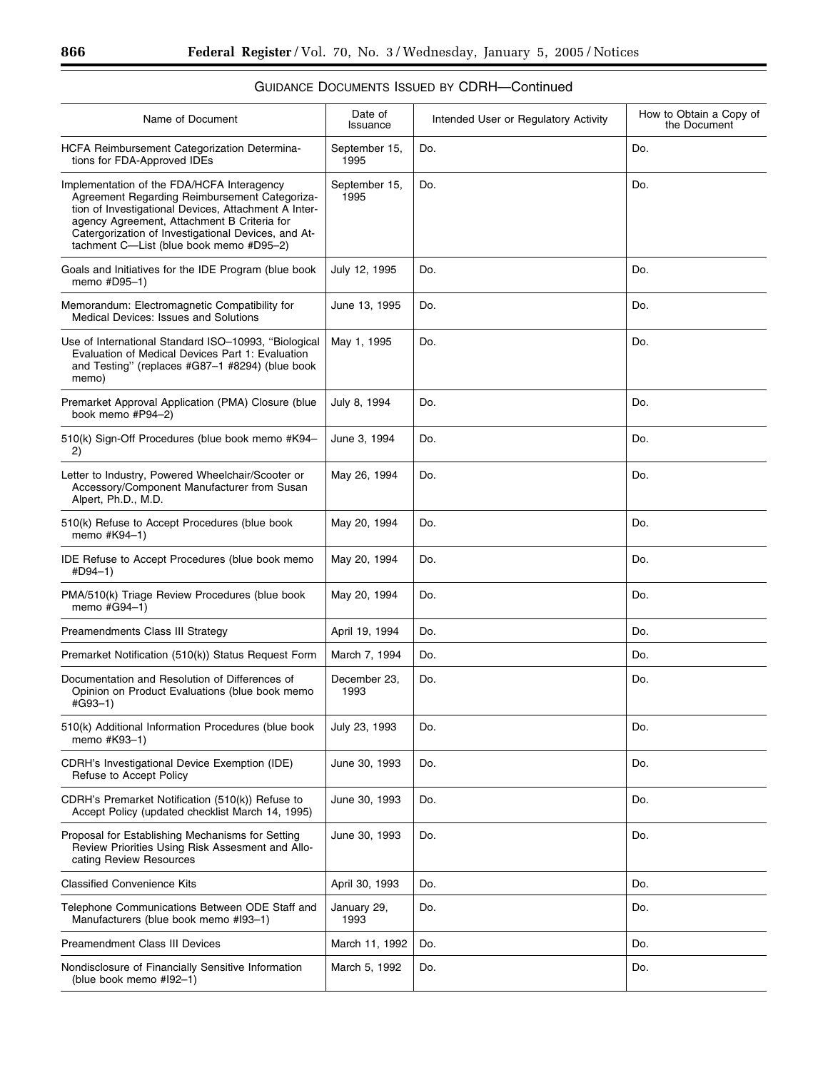GUIDANCE DOCUMENTS ISSUED BY CDRH—Continued

| Name of Document | Date of Issuance | Intended User or Regulatory Activity | How to Obtain a Copy of the Document |
| --- | --- | --- | --- |
| HCFA Reimbursement Categorization Determinations for FDA-Approved IDEs | September 15, 1995 | Do. | Do. |
| Implementation of the FDA/HCFA Interagency Agreement Regarding Reimbursement Categorization of Investigational Devices, Attachment A Interagency Agreement, Attachment B Criteria for Catergorization of Investigational Devices, and Attachment C—List (blue book memo #D95–2) | September 15, 1995 | Do. | Do. |
| Goals and Initiatives for the IDE Program (blue book memo #D95–1) | July 12, 1995 | Do. | Do. |
| Memorandum: Electromagnetic Compatibility for Medical Devices: Issues and Solutions | June 13, 1995 | Do. | Do. |
| Use of International Standard ISO–10993, ''Biological Evaluation of Medical Devices Part 1: Evaluation and Testing'' (replaces #G87–1 #8294) (blue book memo) | May 1, 1995 | Do. | Do. |
| Premarket Approval Application (PMA) Closure (blue book memo #P94–2) | July 8, 1994 | Do. | Do. |
| 510(k) Sign-Off Procedures (blue book memo #K94–2) | June 3, 1994 | Do. | Do. |
| Letter to Industry, Powered Wheelchair/Scooter or Accessory/Component Manufacturer from Susan Alpert, Ph.D., M.D. | May 26, 1994 | Do. | Do. |
| 510(k) Refuse to Accept Procedures (blue book memo #K94–1) | May 20, 1994 | Do. | Do. |
| IDE Refuse to Accept Procedures (blue book memo #D94–1) | May 20, 1994 | Do. | Do. |
| PMA/510(k) Triage Review Procedures (blue book memo #G94–1) | May 20, 1994 | Do. | Do. |
| Preamendments Class III Strategy | April 19, 1994 | Do. | Do. |
| Premarket Notification (510(k)) Status Request Form | March 7, 1994 | Do. | Do. |
| Documentation and Resolution of Differences of Opinion on Product Evaluations (blue book memo #G93–1) | December 23, 1993 | Do. | Do. |
| 510(k) Additional Information Procedures (blue book memo #K93–1) | July 23, 1993 | Do. | Do. |
| CDRH's Investigational Device Exemption (IDE) Refuse to Accept Policy | June 30, 1993 | Do. | Do. |
| CDRH's Premarket Notification (510(k)) Refuse to Accept Policy (updated checklist March 14, 1995) | June 30, 1993 | Do. | Do. |
| Proposal for Establishing Mechanisms for Setting Review Priorities Using Risk Assesment and Allocating Review Resources | June 30, 1993 | Do. | Do. |
| Classified Convenience Kits | April 30, 1993 | Do. | Do. |
| Telephone Communications Between ODE Staff and Manufacturers (blue book memo #I93–1) | January 29, 1993 | Do. | Do. |
| Preamendment Class III Devices | March 11, 1992 | Do. | Do. |
| Nondisclosure of Financially Sensitive Information (blue book memo #I92–1) | March 5, 1992 | Do. | Do. |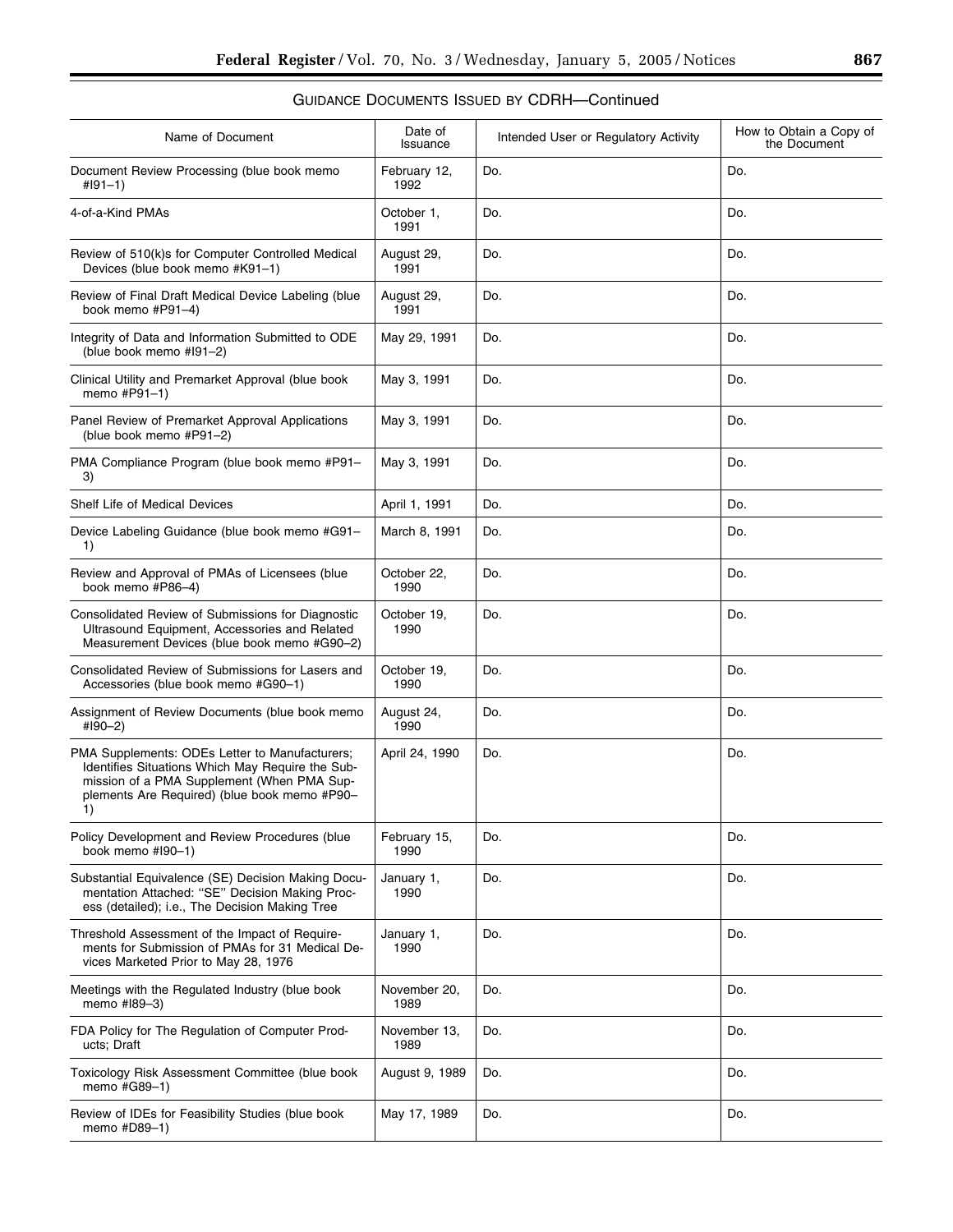GUIDANCE DOCUMENTS ISSUED BY CDRH—Continued

| Name of Document | Date of Issuance | Intended User or Regulatory Activity | How to Obtain a Copy of the Document |
|---|---|---|---|
| Document Review Processing (blue book memo #I91–1) | February 12, 1992 | Do. | Do. |
| 4-of-a-Kind PMAs | October 1, 1991 | Do. | Do. |
| Review of 510(k)s for Computer Controlled Medical Devices (blue book memo #K91–1) | August 29, 1991 | Do. | Do. |
| Review of Final Draft Medical Device Labeling (blue book memo #P91–4) | August 29, 1991 | Do. | Do. |
| Integrity of Data and Information Submitted to ODE (blue book memo #I91–2) | May 29, 1991 | Do. | Do. |
| Clinical Utility and Premarket Approval (blue book memo #P91–1) | May 3, 1991 | Do. | Do. |
| Panel Review of Premarket Approval Applications (blue book memo #P91–2) | May 3, 1991 | Do. | Do. |
| PMA Compliance Program (blue book memo #P91–3) | May 3, 1991 | Do. | Do. |
| Shelf Life of Medical Devices | April 1, 1991 | Do. | Do. |
| Device Labeling Guidance (blue book memo #G91–1) | March 8, 1991 | Do. | Do. |
| Review and Approval of PMAs of Licensees (blue book memo #P86–4) | October 22, 1990 | Do. | Do. |
| Consolidated Review of Submissions for Diagnostic Ultrasound Equipment, Accessories and Related Measurement Devices (blue book memo #G90–2) | October 19, 1990 | Do. | Do. |
| Consolidated Review of Submissions for Lasers and Accessories (blue book memo #G90–1) | October 19, 1990 | Do. | Do. |
| Assignment of Review Documents (blue book memo #I90–2) | August 24, 1990 | Do. | Do. |
| PMA Supplements: ODEs Letter to Manufacturers; Identifies Situations Which May Require the Submission of a PMA Supplement (When PMA Supplements Are Required) (blue book memo #P90–1) | April 24, 1990 | Do. | Do. |
| Policy Development and Review Procedures (blue book memo #I90–1) | February 15, 1990 | Do. | Do. |
| Substantial Equivalence (SE) Decision Making Documentation Attached: "SE" Decision Making Process (detailed); i.e., The Decision Making Tree | January 1, 1990 | Do. | Do. |
| Threshold Assessment of the Impact of Requirements for Submission of PMAs for 31 Medical Devices Marketed Prior to May 28, 1976 | January 1, 1990 | Do. | Do. |
| Meetings with the Regulated Industry (blue book memo #I89–3) | November 20, 1989 | Do. | Do. |
| FDA Policy for The Regulation of Computer Products; Draft | November 13, 1989 | Do. | Do. |
| Toxicology Risk Assessment Committee (blue book memo #G89–1) | August 9, 1989 | Do. | Do. |
| Review of IDEs for Feasibility Studies (blue book memo #D89–1) | May 17, 1989 | Do. | Do. |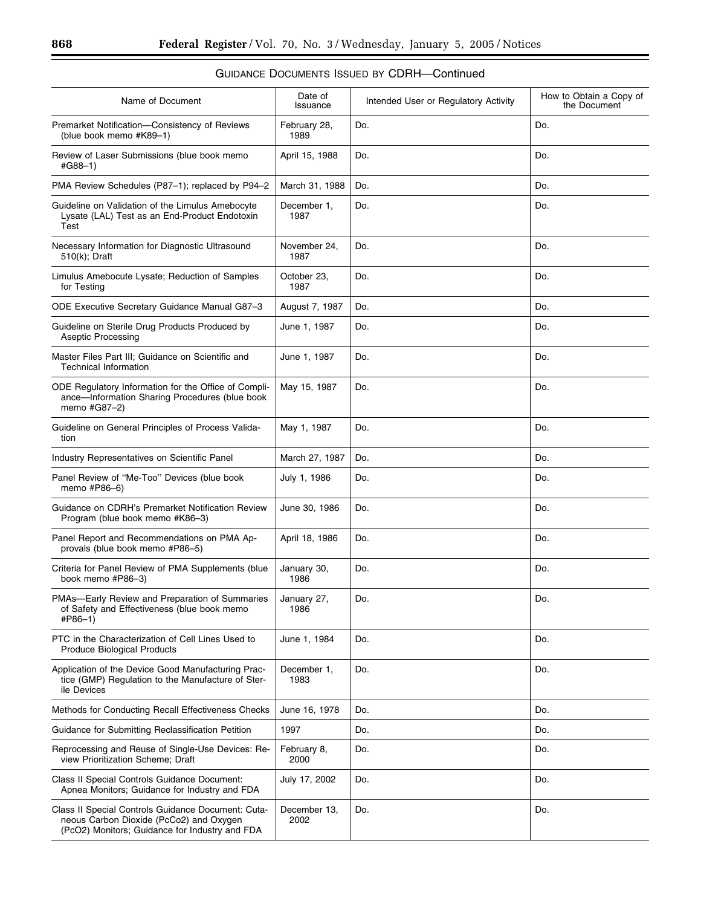GUIDANCE DOCUMENTS ISSUED BY CDRH—Continued

| Name of Document | Date of Issuance | Intended User or Regulatory Activity | How to Obtain a Copy of the Document |
|---|---|---|---|
| Premarket Notification—Consistency of Reviews (blue book memo #K89–1) | February 28, 1989 | Do. | Do. |
| Review of Laser Submissions (blue book memo #G88–1) | April 15, 1988 | Do. | Do. |
| PMA Review Schedules (P87–1); replaced by P94–2 | March 31, 1988 | Do. | Do. |
| Guideline on Validation of the Limulus Amebocyte Lysate (LAL) Test as an End-Product Endotoxin Test | December 1, 1987 | Do. | Do. |
| Necessary Information for Diagnostic Ultrasound 510(k); Draft | November 24, 1987 | Do. | Do. |
| Limulus Amebocute Lysate; Reduction of Samples for Testing | October 23, 1987 | Do. | Do. |
| ODE Executive Secretary Guidance Manual G87–3 | August 7, 1987 | Do. | Do. |
| Guideline on Sterile Drug Products Produced by Aseptic Processing | June 1, 1987 | Do. | Do. |
| Master Files Part III; Guidance on Scientific and Technical Information | June 1, 1987 | Do. | Do. |
| ODE Regulatory Information for the Office of Compliance—Information Sharing Procedures (blue book memo #G87–2) | May 15, 1987 | Do. | Do. |
| Guideline on General Principles of Process Validation | May 1, 1987 | Do. | Do. |
| Industry Representatives on Scientific Panel | March 27, 1987 | Do. | Do. |
| Panel Review of ''Me-Too'' Devices (blue book memo #P86–6) | July 1, 1986 | Do. | Do. |
| Guidance on CDRH's Premarket Notification Review Program (blue book memo #K86–3) | June 30, 1986 | Do. | Do. |
| Panel Report and Recommendations on PMA Approvals (blue book memo #P86–5) | April 18, 1986 | Do. | Do. |
| Criteria for Panel Review of PMA Supplements (blue book memo #P86–3) | January 30, 1986 | Do. | Do. |
| PMAs—Early Review and Preparation of Summaries of Safety and Effectiveness (blue book memo #P86–1) | January 27, 1986 | Do. | Do. |
| PTC in the Characterization of Cell Lines Used to Produce Biological Products | June 1, 1984 | Do. | Do. |
| Application of the Device Good Manufacturing Practice (GMP) Regulation to the Manufacture of Sterile Devices | December 1, 1983 | Do. | Do. |
| Methods for Conducting Recall Effectiveness Checks | June 16, 1978 | Do. | Do. |
| Guidance for Submitting Reclassification Petition | 1997 | Do. | Do. |
| Reprocessing and Reuse of Single-Use Devices: Review Prioritization Scheme; Draft | February 8, 2000 | Do. | Do. |
| Class II Special Controls Guidance Document: Apnea Monitors; Guidance for Industry and FDA | July 17, 2002 | Do. | Do. |
| Class II Special Controls Guidance Document: Cutaneous Carbon Dioxide (PcCo2) and Oxygen (PcO2) Monitors; Guidance for Industry and FDA | December 13, 2002 | Do. | Do. |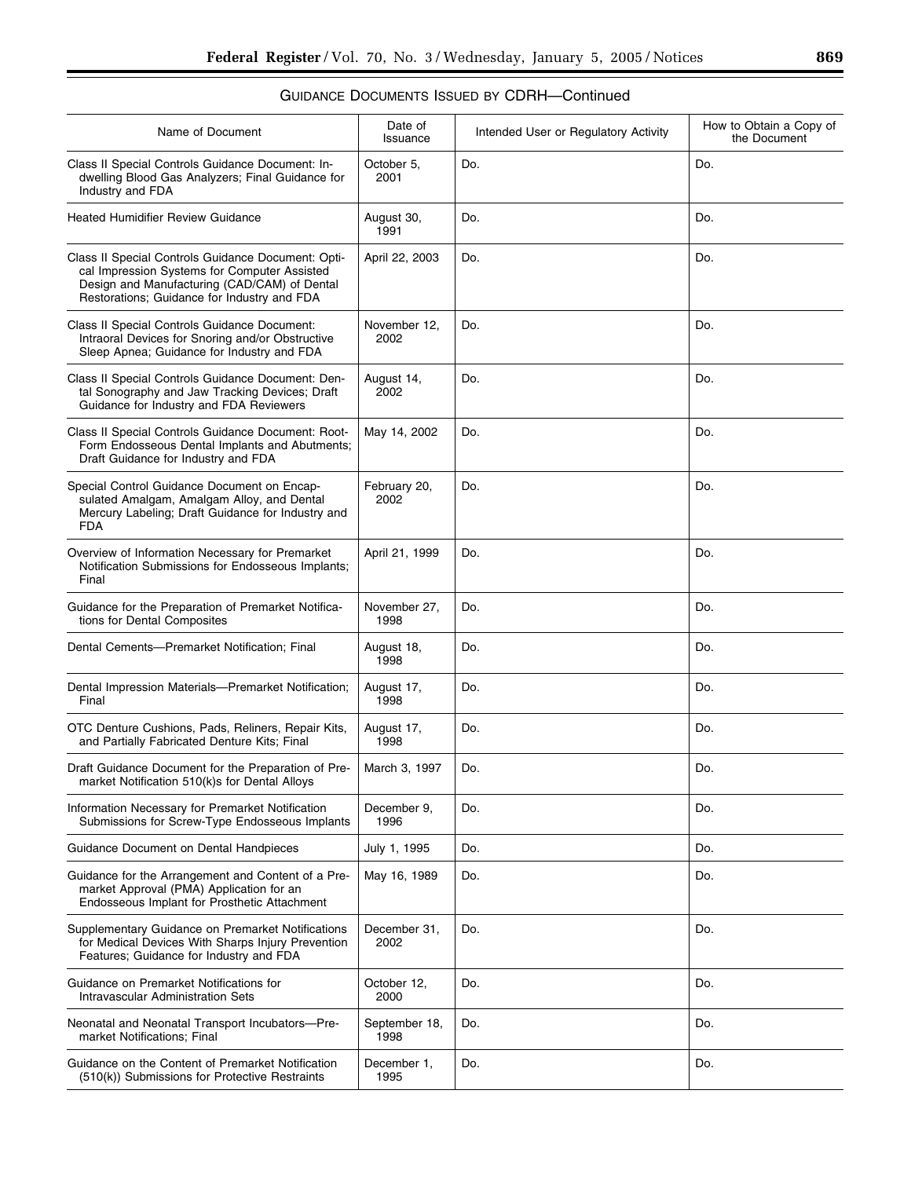GUIDANCE DOCUMENTS ISSUED BY CDRH—Continued

| Name of Document | Date of Issuance | Intended User or Regulatory Activity | How to Obtain a Copy of the Document |
|---|---|---|---|
| Class II Special Controls Guidance Document: Indwelling Blood Gas Analyzers; Final Guidance for Industry and FDA | October 5, 2001 | Do. | Do. |
| Heated Humidifier Review Guidance | August 30, 1991 | Do. | Do. |
| Class II Special Controls Guidance Document: Optical Impression Systems for Computer Assisted Design and Manufacturing (CAD/CAM) of Dental Restorations; Guidance for Industry and FDA | April 22, 2003 | Do. | Do. |
| Class II Special Controls Guidance Document: Intraoral Devices for Snoring and/or Obstructive Sleep Apnea; Guidance for Industry and FDA | November 12, 2002 | Do. | Do. |
| Class II Special Controls Guidance Document: Dental Sonography and Jaw Tracking Devices; Draft Guidance for Industry and FDA Reviewers | August 14, 2002 | Do. | Do. |
| Class II Special Controls Guidance Document: Root-Form Endosseous Dental Implants and Abutments; Draft Guidance for Industry and FDA | May 14, 2002 | Do. | Do. |
| Special Control Guidance Document on Encapsulated Amalgam, Amalgam Alloy, and Dental Mercury Labeling; Draft Guidance for Industry and FDA | February 20, 2002 | Do. | Do. |
| Overview of Information Necessary for Premarket Notification Submissions for Endosseous Implants; Final | April 21, 1999 | Do. | Do. |
| Guidance for the Preparation of Premarket Notifications for Dental Composites | November 27, 1998 | Do. | Do. |
| Dental Cements—Premarket Notification; Final | August 18, 1998 | Do. | Do. |
| Dental Impression Materials—Premarket Notification; Final | August 17, 1998 | Do. | Do. |
| OTC Denture Cushions, Pads, Reliners, Repair Kits, and Partially Fabricated Denture Kits; Final | August 17, 1998 | Do. | Do. |
| Draft Guidance Document for the Preparation of Premarket Notification 510(k)s for Dental Alloys | March 3, 1997 | Do. | Do. |
| Information Necessary for Premarket Notification Submissions for Screw-Type Endosseous Implants | December 9, 1996 | Do. | Do. |
| Guidance Document on Dental Handpieces | July 1, 1995 | Do. | Do. |
| Guidance for the Arrangement and Content of a Premarket Approval (PMA) Application for an Endosseous Implant for Prosthetic Attachment | May 16, 1989 | Do. | Do. |
| Supplementary Guidance on Premarket Notifications for Medical Devices With Sharps Injury Prevention Features; Guidance for Industry and FDA | December 31, 2002 | Do. | Do. |
| Guidance on Premarket Notifications for Intravascular Administration Sets | October 12, 2000 | Do. | Do. |
| Neonatal and Neonatal Transport Incubators—Premarket Notifications; Final | September 18, 1998 | Do. | Do. |
| Guidance on the Content of Premarket Notification (510(k)) Submissions for Protective Restraints | December 1, 1995 | Do. | Do. |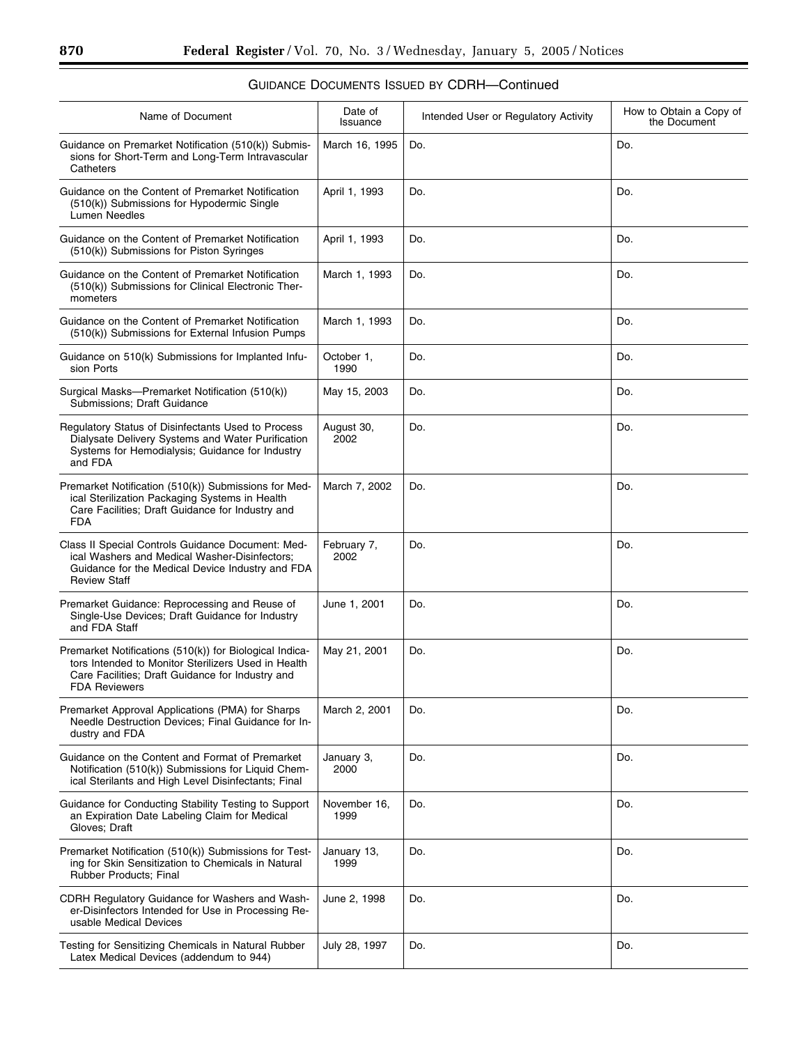GUIDANCE DOCUMENTS ISSUED BY CDRH—Continued

| Name of Document | Date of Issuance | Intended User or Regulatory Activity | How to Obtain a Copy of the Document |
|---|---|---|---|
| Guidance on Premarket Notification (510(k)) Submissions for Short-Term and Long-Term Intravascular Catheters | March 16, 1995 | Do. | Do. |
| Guidance on the Content of Premarket Notification (510(k)) Submissions for Hypodermic Single Lumen Needles | April 1, 1993 | Do. | Do. |
| Guidance on the Content of Premarket Notification (510(k)) Submissions for Piston Syringes | April 1, 1993 | Do. | Do. |
| Guidance on the Content of Premarket Notification (510(k)) Submissions for Clinical Electronic Thermometers | March 1, 1993 | Do. | Do. |
| Guidance on the Content of Premarket Notification (510(k)) Submissions for External Infusion Pumps | March 1, 1993 | Do. | Do. |
| Guidance on 510(k) Submissions for Implanted Infusion Ports | October 1, 1990 | Do. | Do. |
| Surgical Masks—Premarket Notification (510(k)) Submissions; Draft Guidance | May 15, 2003 | Do. | Do. |
| Regulatory Status of Disinfectants Used to Process Dialysate Delivery Systems and Water Purification Systems for Hemodialysis; Guidance for Industry and FDA | August 30, 2002 | Do. | Do. |
| Premarket Notification (510(k)) Submissions for Medical Sterilization Packaging Systems in Health Care Facilities; Draft Guidance for Industry and FDA | March 7, 2002 | Do. | Do. |
| Class II Special Controls Guidance Document: Medical Washers and Medical Washer-Disinfectors; Guidance for the Medical Device Industry and FDA Review Staff | February 7, 2002 | Do. | Do. |
| Premarket Guidance: Reprocessing and Reuse of Single-Use Devices; Draft Guidance for Industry and FDA Staff | June 1, 2001 | Do. | Do. |
| Premarket Notifications (510(k)) for Biological Indicators Intended to Monitor Sterilizers Used in Health Care Facilities; Draft Guidance for Industry and FDA Reviewers | May 21, 2001 | Do. | Do. |
| Premarket Approval Applications (PMA) for Sharps Needle Destruction Devices; Final Guidance for Industry and FDA | March 2, 2001 | Do. | Do. |
| Guidance on the Content and Format of Premarket Notification (510(k)) Submissions for Liquid Chemical Sterilants and High Level Disinfectants; Final | January 3, 2000 | Do. | Do. |
| Guidance for Conducting Stability Testing to Support an Expiration Date Labeling Claim for Medical Gloves; Draft | November 16, 1999 | Do. | Do. |
| Premarket Notification (510(k)) Submissions for Testing for Skin Sensitization to Chemicals in Natural Rubber Products; Final | January 13, 1999 | Do. | Do. |
| CDRH Regulatory Guidance for Washers and Washer-Disinfectors Intended for Use in Processing Reusable Medical Devices | June 2, 1998 | Do. | Do. |
| Testing for Sensitizing Chemicals in Natural Rubber Latex Medical Devices (addendum to 944) | July 28, 1997 | Do. | Do. |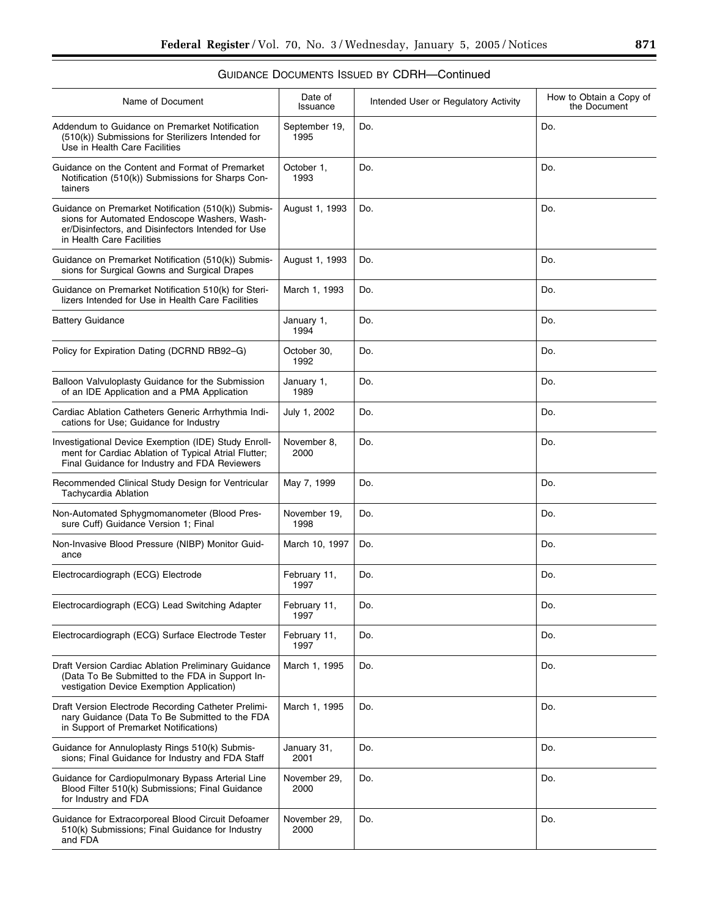GUIDANCE DOCUMENTS ISSUED BY CDRH—Continued

| Name of Document | Date of Issuance | Intended User or Regulatory Activity | How to Obtain a Copy of the Document |
| --- | --- | --- | --- |
| Addendum to Guidance on Premarket Notification (510(k)) Submissions for Sterilizers Intended for Use in Health Care Facilities | September 19, 1995 | Do. | Do. |
| Guidance on the Content and Format of Premarket Notification (510(k)) Submissions for Sharps Containers | October 1, 1993 | Do. | Do. |
| Guidance on Premarket Notification (510(k)) Submissions for Automated Endoscope Washers, Washer/Disinfectors, and Disinfectors Intended for Use in Health Care Facilities | August 1, 1993 | Do. | Do. |
| Guidance on Premarket Notification (510(k)) Submissions for Surgical Gowns and Surgical Drapes | August 1, 1993 | Do. | Do. |
| Guidance on Premarket Notification 510(k) for Sterilizers Intended for Use in Health Care Facilities | March 1, 1993 | Do. | Do. |
| Battery Guidance | January 1, 1994 | Do. | Do. |
| Policy for Expiration Dating (DCRND RB92–G) | October 30, 1992 | Do. | Do. |
| Balloon Valvuloplasty Guidance for the Submission of an IDE Application and a PMA Application | January 1, 1989 | Do. | Do. |
| Cardiac Ablation Catheters Generic Arrhythmia Indications for Use; Guidance for Industry | July 1, 2002 | Do. | Do. |
| Investigational Device Exemption (IDE) Study Enrollment for Cardiac Ablation of Typical Atrial Flutter; Final Guidance for Industry and FDA Reviewers | November 8, 2000 | Do. | Do. |
| Recommended Clinical Study Design for Ventricular Tachycardia Ablation | May 7, 1999 | Do. | Do. |
| Non-Automated Sphygmomanometer (Blood Pressure Cuff) Guidance Version 1; Final | November 19, 1998 | Do. | Do. |
| Non-Invasive Blood Pressure (NIBP) Monitor Guidance | March 10, 1997 | Do. | Do. |
| Electrocardiograph (ECG) Electrode | February 11, 1997 | Do. | Do. |
| Electrocardiograph (ECG) Lead Switching Adapter | February 11, 1997 | Do. | Do. |
| Electrocardiograph (ECG) Surface Electrode Tester | February 11, 1997 | Do. | Do. |
| Draft Version Cardiac Ablation Preliminary Guidance (Data To Be Submitted to the FDA in Support Investigation Device Exemption Application) | March 1, 1995 | Do. | Do. |
| Draft Version Electrode Recording Catheter Preliminary Guidance (Data To Be Submitted to the FDA in Support of Premarket Notifications) | March 1, 1995 | Do. | Do. |
| Guidance for Annuloplasty Rings 510(k) Submissions; Final Guidance for Industry and FDA Staff | January 31, 2001 | Do. | Do. |
| Guidance for Cardiopulmonary Bypass Arterial Line Blood Filter 510(k) Submissions; Final Guidance for Industry and FDA | November 29, 2000 | Do. | Do. |
| Guidance for Extracorporeal Blood Circuit Defoamer 510(k) Submissions; Final Guidance for Industry and FDA | November 29, 2000 | Do. | Do. |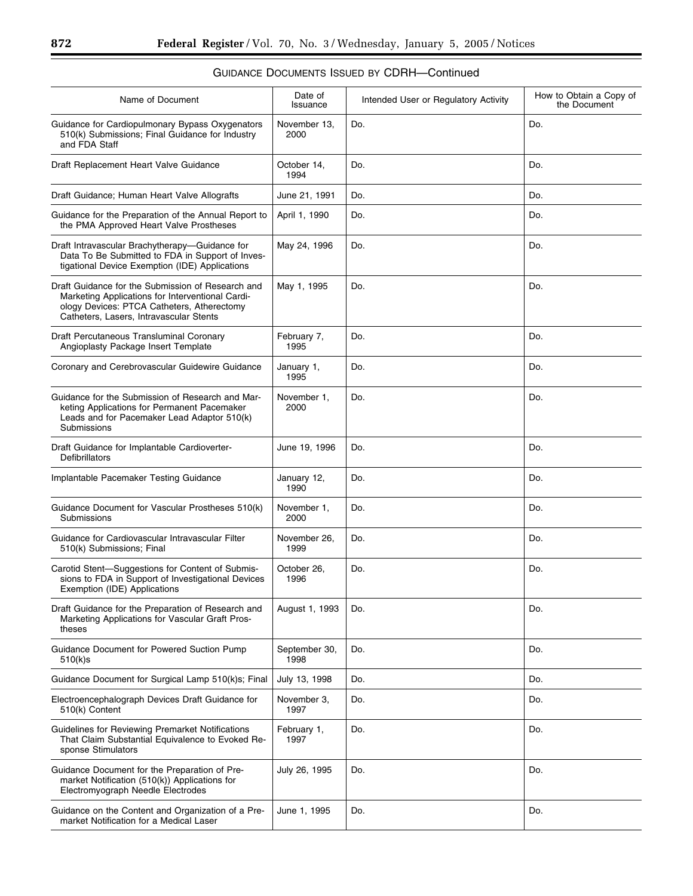GUIDANCE DOCUMENTS ISSUED BY CDRH—Continued

| Name of Document | Date of Issuance | Intended User or Regulatory Activity | How to Obtain a Copy of the Document |
|---|---|---|---|
| Guidance for Cardiopulmonary Bypass Oxygenators 510(k) Submissions; Final Guidance for Industry and FDA Staff | November 13, 2000 | Do. | Do. |
| Draft Replacement Heart Valve Guidance | October 14, 1994 | Do. | Do. |
| Draft Guidance; Human Heart Valve Allografts | June 21, 1991 | Do. | Do. |
| Guidance for the Preparation of the Annual Report to the PMA Approved Heart Valve Prostheses | April 1, 1990 | Do. | Do. |
| Draft Intravascular Brachytherapy—Guidance for Data To Be Submitted to FDA in Support of Investigational Device Exemption (IDE) Applications | May 24, 1996 | Do. | Do. |
| Draft Guidance for the Submission of Research and Marketing Applications for Interventional Cardiology Devices: PTCA Catheters, Atherectomy Catheters, Lasers, Intravascular Stents | May 1, 1995 | Do. | Do. |
| Draft Percutaneous Transluminal Coronary Angioplasty Package Insert Template | February 7, 1995 | Do. | Do. |
| Coronary and Cerebrovascular Guidewire Guidance | January 1, 1995 | Do. | Do. |
| Guidance for the Submission of Research and Marketing Applications for Permanent Pacemaker Leads and for Pacemaker Lead Adaptor 510(k) Submissions | November 1, 2000 | Do. | Do. |
| Draft Guidance for Implantable Cardioverter-Defibrillators | June 19, 1996 | Do. | Do. |
| Implantable Pacemaker Testing Guidance | January 12, 1990 | Do. | Do. |
| Guidance Document for Vascular Prostheses 510(k) Submissions | November 1, 2000 | Do. | Do. |
| Guidance for Cardiovascular Intravascular Filter 510(k) Submissions; Final | November 26, 1999 | Do. | Do. |
| Carotid Stent—Suggestions for Content of Submissions to FDA in Support of Investigational Devices Exemption (IDE) Applications | October 26, 1996 | Do. | Do. |
| Draft Guidance for the Preparation of Research and Marketing Applications for Vascular Graft Prostheses | August 1, 1993 | Do. | Do. |
| Guidance Document for Powered Suction Pump 510(k)s | September 30, 1998 | Do. | Do. |
| Guidance Document for Surgical Lamp 510(k)s; Final | July 13, 1998 | Do. | Do. |
| Electroencephalograph Devices Draft Guidance for 510(k) Content | November 3, 1997 | Do. | Do. |
| Guidelines for Reviewing Premarket Notifications That Claim Substantial Equivalence to Evoked Response Stimulators | February 1, 1997 | Do. | Do. |
| Guidance Document for the Preparation of Premarket Notification (510(k)) Applications for Electromyograph Needle Electrodes | July 26, 1995 | Do. | Do. |
| Guidance on the Content and Organization of a Premarket Notification for a Medical Laser | June 1, 1995 | Do. | Do. |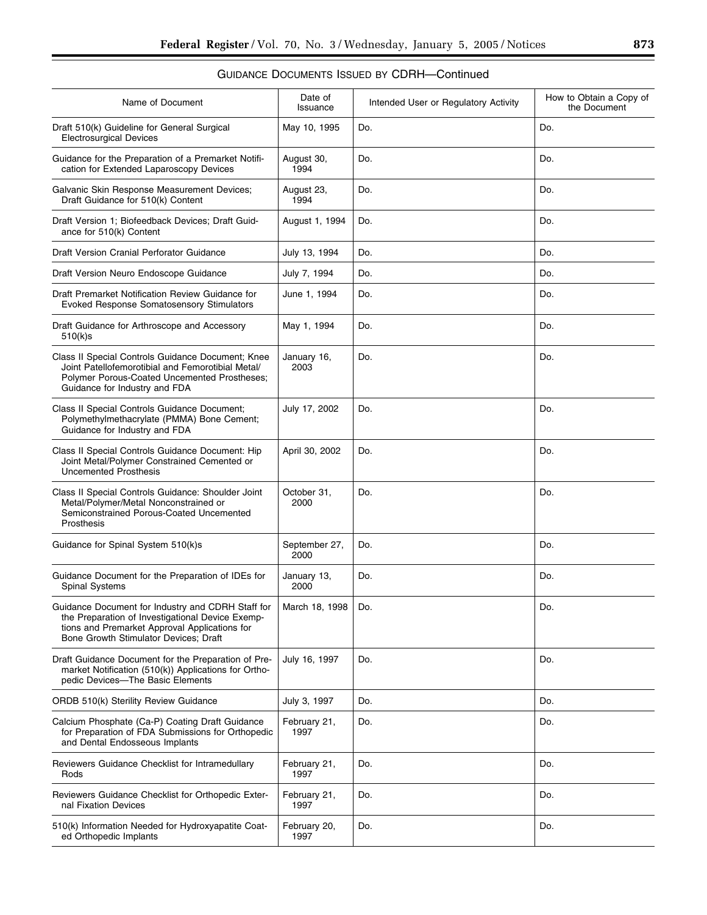GUIDANCE DOCUMENTS ISSUED BY CDRH—Continued

| Name of Document | Date of Issuance | Intended User or Regulatory Activity | How to Obtain a Copy of the Document |
|---|---|---|---|
| Draft 510(k) Guideline for General Surgical Electrosurgical Devices | May 10, 1995 | Do. | Do. |
| Guidance for the Preparation of a Premarket Notification for Extended Laparoscopy Devices | August 30, 1994 | Do. | Do. |
| Galvanic Skin Response Measurement Devices; Draft Guidance for 510(k) Content | August 23, 1994 | Do. | Do. |
| Draft Version 1; Biofeedback Devices; Draft Guidance for 510(k) Content | August 1, 1994 | Do. | Do. |
| Draft Version Cranial Perforator Guidance | July 13, 1994 | Do. | Do. |
| Draft Version Neuro Endoscope Guidance | July 7, 1994 | Do. | Do. |
| Draft Premarket Notification Review Guidance for Evoked Response Somatosensory Stimulators | June 1, 1994 | Do. | Do. |
| Draft Guidance for Arthroscope and Accessory 510(k)s | May 1, 1994 | Do. | Do. |
| Class II Special Controls Guidance Document; Knee Joint Patellofemorotibial and Femorotibial Metal/Polymer Porous-Coated Uncemented Prostheses; Guidance for Industry and FDA | January 16, 2003 | Do. | Do. |
| Class II Special Controls Guidance Document; Polymethylmethacrylate (PMMA) Bone Cement; Guidance for Industry and FDA | July 17, 2002 | Do. | Do. |
| Class II Special Controls Guidance Document: Hip Joint Metal/Polymer Constrained Cemented or Uncemented Prosthesis | April 30, 2002 | Do. | Do. |
| Class II Special Controls Guidance: Shoulder Joint Metal/Polymer/Metal Nonconstrained or Semiconstrained Porous-Coated Uncemented Prosthesis | October 31, 2000 | Do. | Do. |
| Guidance for Spinal System 510(k)s | September 27, 2000 | Do. | Do. |
| Guidance Document for the Preparation of IDEs for Spinal Systems | January 13, 2000 | Do. | Do. |
| Guidance Document for Industry and CDRH Staff for the Preparation of Investigational Device Exemptions and Premarket Approval Applications for Bone Growth Stimulator Devices; Draft | March 18, 1998 | Do. | Do. |
| Draft Guidance Document for the Preparation of Premarket Notification (510(k)) Applications for Orthopedic Devices—The Basic Elements | July 16, 1997 | Do. | Do. |
| ORDB 510(k) Sterility Review Guidance | July 3, 1997 | Do. | Do. |
| Calcium Phosphate (Ca-P) Coating Draft Guidance for Preparation of FDA Submissions for Orthopedic and Dental Endosseous Implants | February 21, 1997 | Do. | Do. |
| Reviewers Guidance Checklist for Intramedullary Rods | February 21, 1997 | Do. | Do. |
| Reviewers Guidance Checklist for Orthopedic External Fixation Devices | February 21, 1997 | Do. | Do. |
| 510(k) Information Needed for Hydroxyapatite Coated Orthopedic Implants | February 20, 1997 | Do. | Do. |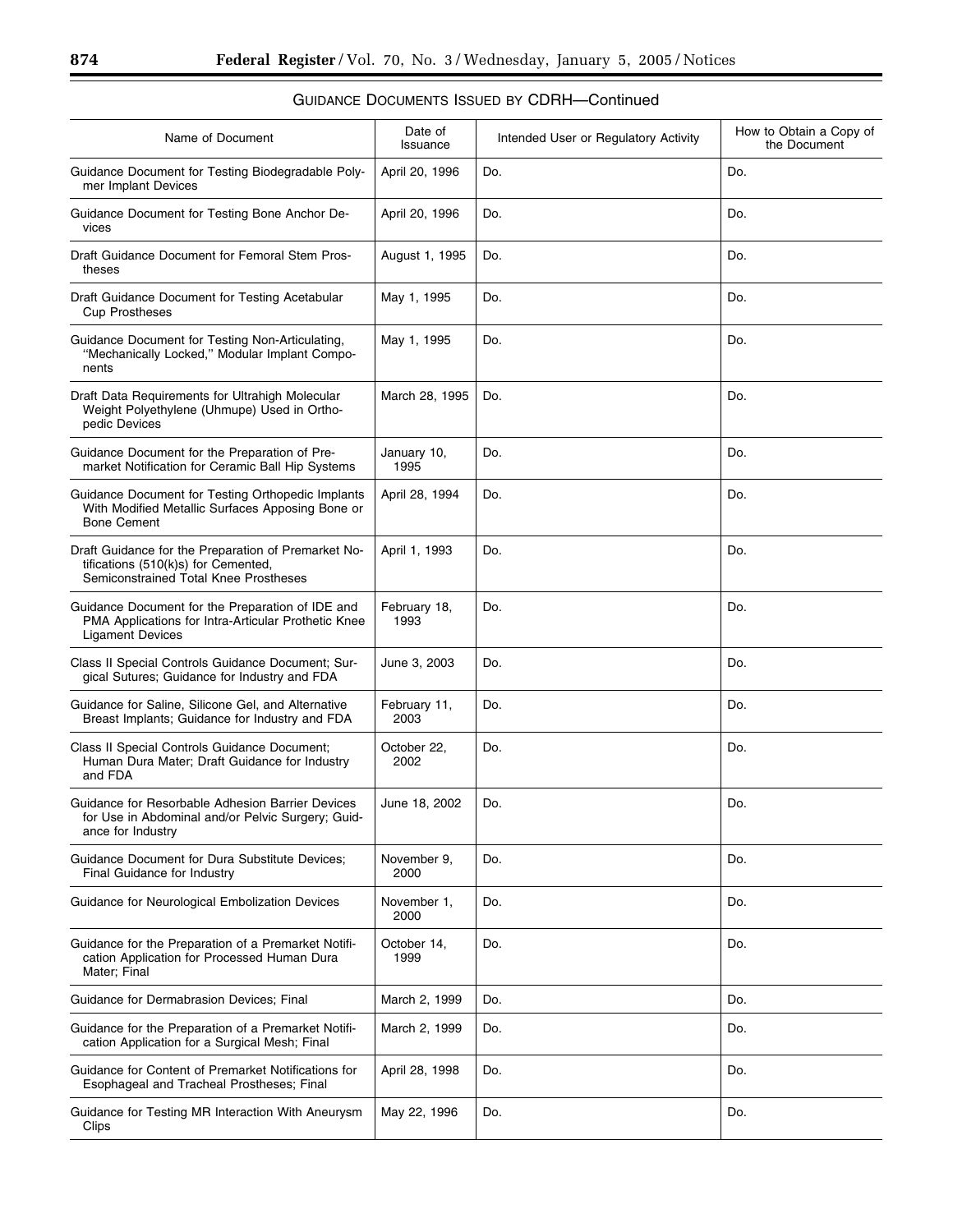GUIDANCE DOCUMENTS ISSUED BY CDRH—Continued

| Name of Document | Date of Issuance | Intended User or Regulatory Activity | How to Obtain a Copy of the Document |
|---|---|---|---|
| Guidance Document for Testing Biodegradable Polymer Implant Devices | April 20, 1996 | Do. | Do. |
| Guidance Document for Testing Bone Anchor Devices | April 20, 1996 | Do. | Do. |
| Draft Guidance Document for Femoral Stem Prostheses | August 1, 1995 | Do. | Do. |
| Draft Guidance Document for Testing Acetabular Cup Prostheses | May 1, 1995 | Do. | Do. |
| Guidance Document for Testing Non-Articulating, "Mechanically Locked," Modular Implant Components | May 1, 1995 | Do. | Do. |
| Draft Data Requirements for Ultrahigh Molecular Weight Polyethylene (Uhmupe) Used in Orthopedic Devices | March 28, 1995 | Do. | Do. |
| Guidance Document for the Preparation of Premarket Notification for Ceramic Ball Hip Systems | January 10, 1995 | Do. | Do. |
| Guidance Document for Testing Orthopedic Implants With Modified Metallic Surfaces Apposing Bone or Bone Cement | April 28, 1994 | Do. | Do. |
| Draft Guidance for the Preparation of Premarket Notifications (510(k)s) for Cemented, Semiconstrained Total Knee Prostheses | April 1, 1993 | Do. | Do. |
| Guidance Document for the Preparation of IDE and PMA Applications for Intra-Articular Prothetic Knee Ligament Devices | February 18, 1993 | Do. | Do. |
| Class II Special Controls Guidance Document; Surgical Sutures; Guidance for Industry and FDA | June 3, 2003 | Do. | Do. |
| Guidance for Saline, Silicone Gel, and Alternative Breast Implants; Guidance for Industry and FDA | February 11, 2003 | Do. | Do. |
| Class II Special Controls Guidance Document; Human Dura Mater; Draft Guidance for Industry and FDA | October 22, 2002 | Do. | Do. |
| Guidance for Resorbable Adhesion Barrier Devices for Use in Abdominal and/or Pelvic Surgery; Guidance for Industry | June 18, 2002 | Do. | Do. |
| Guidance Document for Dura Substitute Devices; Final Guidance for Industry | November 9, 2000 | Do. | Do. |
| Guidance for Neurological Embolization Devices | November 1, 2000 | Do. | Do. |
| Guidance for the Preparation of a Premarket Notification Application for Processed Human Dura Mater; Final | October 14, 1999 | Do. | Do. |
| Guidance for Dermabrasion Devices; Final | March 2, 1999 | Do. | Do. |
| Guidance for the Preparation of a Premarket Notification Application for a Surgical Mesh; Final | March 2, 1999 | Do. | Do. |
| Guidance for Content of Premarket Notifications for Esophageal and Tracheal Prostheses; Final | April 28, 1998 | Do. | Do. |
| Guidance for Testing MR Interaction With Aneurysm Clips | May 22, 1996 | Do. | Do. |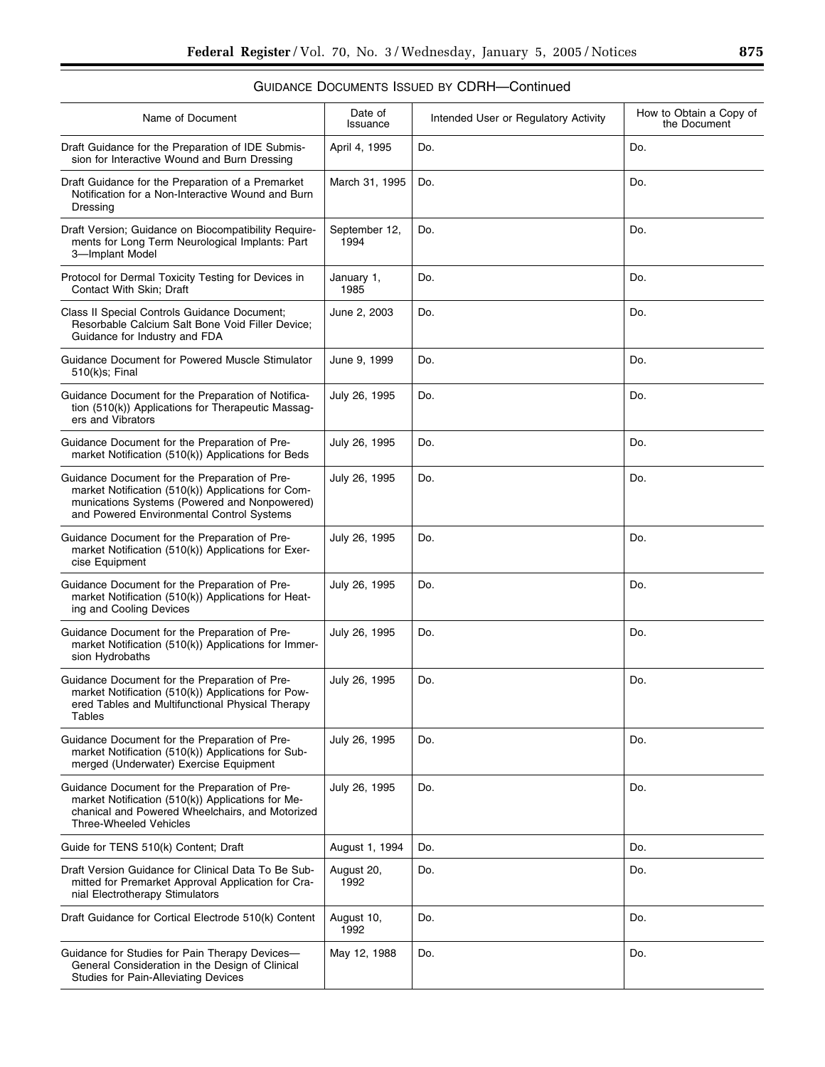GUIDANCE DOCUMENTS ISSUED BY CDRH—Continued

| Name of Document | Date of Issuance | Intended User or Regulatory Activity | How to Obtain a Copy of the Document |
|---|---|---|---|
| Draft Guidance for the Preparation of IDE Submission for Interactive Wound and Burn Dressing | April 4, 1995 | Do. | Do. |
| Draft Guidance for the Preparation of a Premarket Notification for a Non-Interactive Wound and Burn Dressing | March 31, 1995 | Do. | Do. |
| Draft Version; Guidance on Biocompatibility Requirements for Long Term Neurological Implants: Part 3—Implant Model | September 12, 1994 | Do. | Do. |
| Protocol for Dermal Toxicity Testing for Devices in Contact With Skin; Draft | January 1, 1985 | Do. | Do. |
| Class II Special Controls Guidance Document; Resorbable Calcium Salt Bone Void Filler Device; Guidance for Industry and FDA | June 2, 2003 | Do. | Do. |
| Guidance Document for Powered Muscle Stimulator 510(k)s; Final | June 9, 1999 | Do. | Do. |
| Guidance Document for the Preparation of Notification (510(k)) Applications for Therapeutic Massagers and Vibrators | July 26, 1995 | Do. | Do. |
| Guidance Document for the Preparation of Premarket Notification (510(k)) Applications for Beds | July 26, 1995 | Do. | Do. |
| Guidance Document for the Preparation of Premarket Notification (510(k)) Applications for Communications Systems (Powered and Nonpowered) and Powered Environmental Control Systems | July 26, 1995 | Do. | Do. |
| Guidance Document for the Preparation of Premarket Notification (510(k)) Applications for Exercise Equipment | July 26, 1995 | Do. | Do. |
| Guidance Document for the Preparation of Premarket Notification (510(k)) Applications for Heating and Cooling Devices | July 26, 1995 | Do. | Do. |
| Guidance Document for the Preparation of Premarket Notification (510(k)) Applications for Immersion Hydrobaths | July 26, 1995 | Do. | Do. |
| Guidance Document for the Preparation of Premarket Notification (510(k)) Applications for Powered Tables and Multifunctional Physical Therapy Tables | July 26, 1995 | Do. | Do. |
| Guidance Document for the Preparation of Premarket Notification (510(k)) Applications for Submerged (Underwater) Exercise Equipment | July 26, 1995 | Do. | Do. |
| Guidance Document for the Preparation of Premarket Notification (510(k)) Applications for Mechanical and Powered Wheelchairs, and Motorized Three-Wheeled Vehicles | July 26, 1995 | Do. | Do. |
| Guide for TENS 510(k) Content; Draft | August 1, 1994 | Do. | Do. |
| Draft Version Guidance for Clinical Data To Be Submitted for Premarket Approval Application for Cranial Electrotherapy Stimulators | August 20, 1992 | Do. | Do. |
| Draft Guidance for Cortical Electrode 510(k) Content | August 10, 1992 | Do. | Do. |
| Guidance for Studies for Pain Therapy Devices—General Consideration in the Design of Clinical Studies for Pain-Alleviating Devices | May 12, 1988 | Do. | Do. |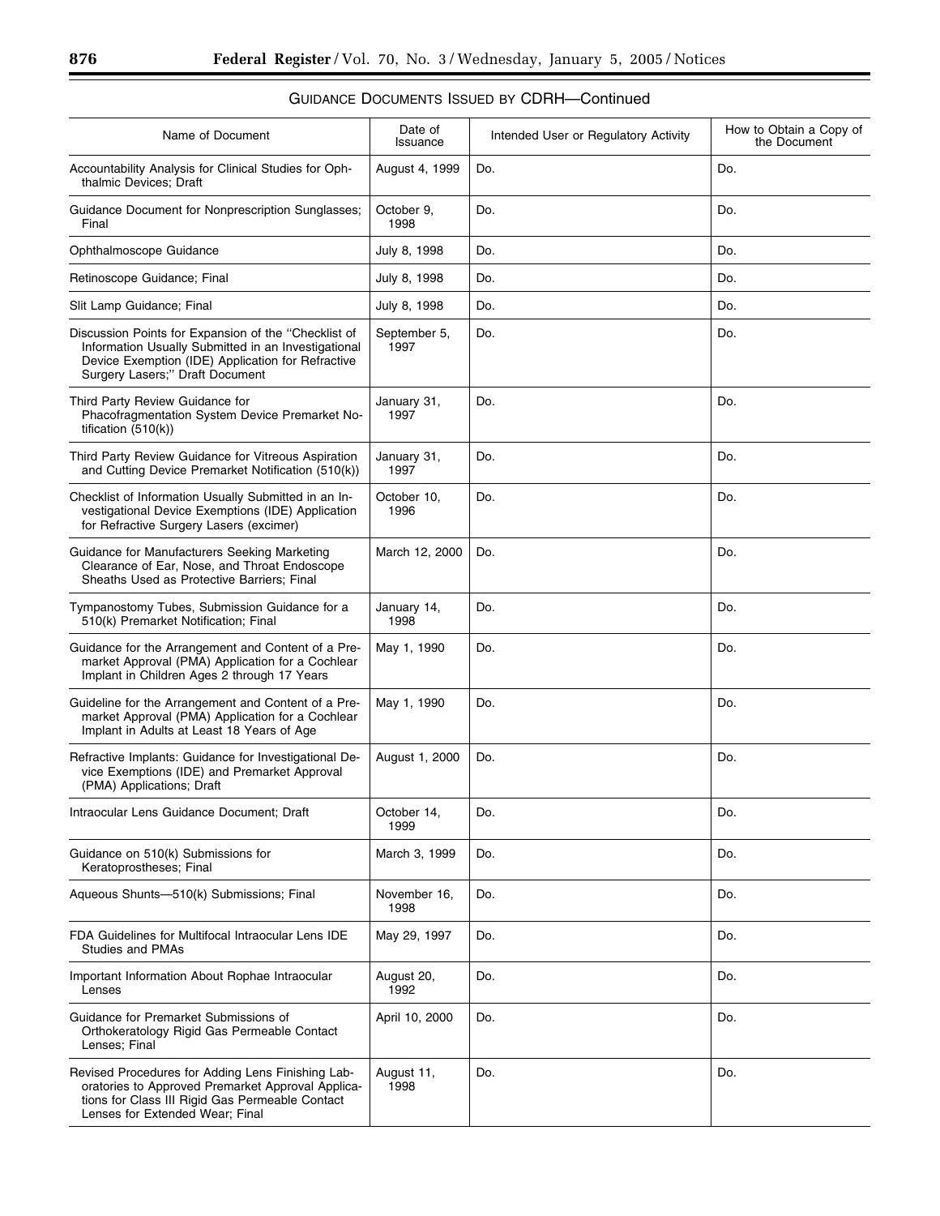GUIDANCE DOCUMENTS ISSUED BY CDRH—Continued

| Name of Document | Date of Issuance | Intended User or Regulatory Activity | How to Obtain a Copy of the Document |
|---|---|---|---|
| Accountability Analysis for Clinical Studies for Ophthalmic Devices; Draft | August 4, 1999 | Do. | Do. |
| Guidance Document for Nonprescription Sunglasses; Final | October 9, 1998 | Do. | Do. |
| Ophthalmoscope Guidance | July 8, 1998 | Do. | Do. |
| Retinoscope Guidance; Final | July 8, 1998 | Do. | Do. |
| Slit Lamp Guidance; Final | July 8, 1998 | Do. | Do. |
| Discussion Points for Expansion of the "Checklist of Information Usually Submitted in an Investigational Device Exemption (IDE) Application for Refractive Surgery Lasers;" Draft Document | September 5, 1997 | Do. | Do. |
| Third Party Review Guidance for Phacofragmentation System Device Premarket Notification (510(k)) | January 31, 1997 | Do. | Do. |
| Third Party Review Guidance for Vitreous Aspiration and Cutting Device Premarket Notification (510(k)) | January 31, 1997 | Do. | Do. |
| Checklist of Information Usually Submitted in an Investigational Device Exemptions (IDE) Application for Refractive Surgery Lasers (excimer) | October 10, 1996 | Do. | Do. |
| Guidance for Manufacturers Seeking Marketing Clearance of Ear, Nose, and Throat Endoscope Sheaths Used as Protective Barriers; Final | March 12, 2000 | Do. | Do. |
| Tympanostomy Tubes, Submission Guidance for a 510(k) Premarket Notification; Final | January 14, 1998 | Do. | Do. |
| Guidance for the Arrangement and Content of a Premarket Approval (PMA) Application for a Cochlear Implant in Children Ages 2 through 17 Years | May 1, 1990 | Do. | Do. |
| Guideline for the Arrangement and Content of a Premarket Approval (PMA) Application for a Cochlear Implant in Adults at Least 18 Years of Age | May 1, 1990 | Do. | Do. |
| Refractive Implants: Guidance for Investigational Device Exemptions (IDE) and Premarket Approval (PMA) Applications; Draft | August 1, 2000 | Do. | Do. |
| Intraocular Lens Guidance Document; Draft | October 14, 1999 | Do. | Do. |
| Guidance on 510(k) Submissions for Keratoprostheses; Final | March 3, 1999 | Do. | Do. |
| Aqueous Shunts—510(k) Submissions; Final | November 16, 1998 | Do. | Do. |
| FDA Guidelines for Multifocal Intraocular Lens IDE Studies and PMAs | May 29, 1997 | Do. | Do. |
| Important Information About Rophae Intraocular Lenses | August 20, 1992 | Do. | Do. |
| Guidance for Premarket Submissions of Orthokeratology Rigid Gas Permeable Contact Lenses; Final | April 10, 2000 | Do. | Do. |
| Revised Procedures for Adding Lens Finishing Laboratories to Approved Premarket Approval Applications for Class III Rigid Gas Permeable Contact Lenses for Extended Wear; Final | August 11, 1998 | Do. | Do. |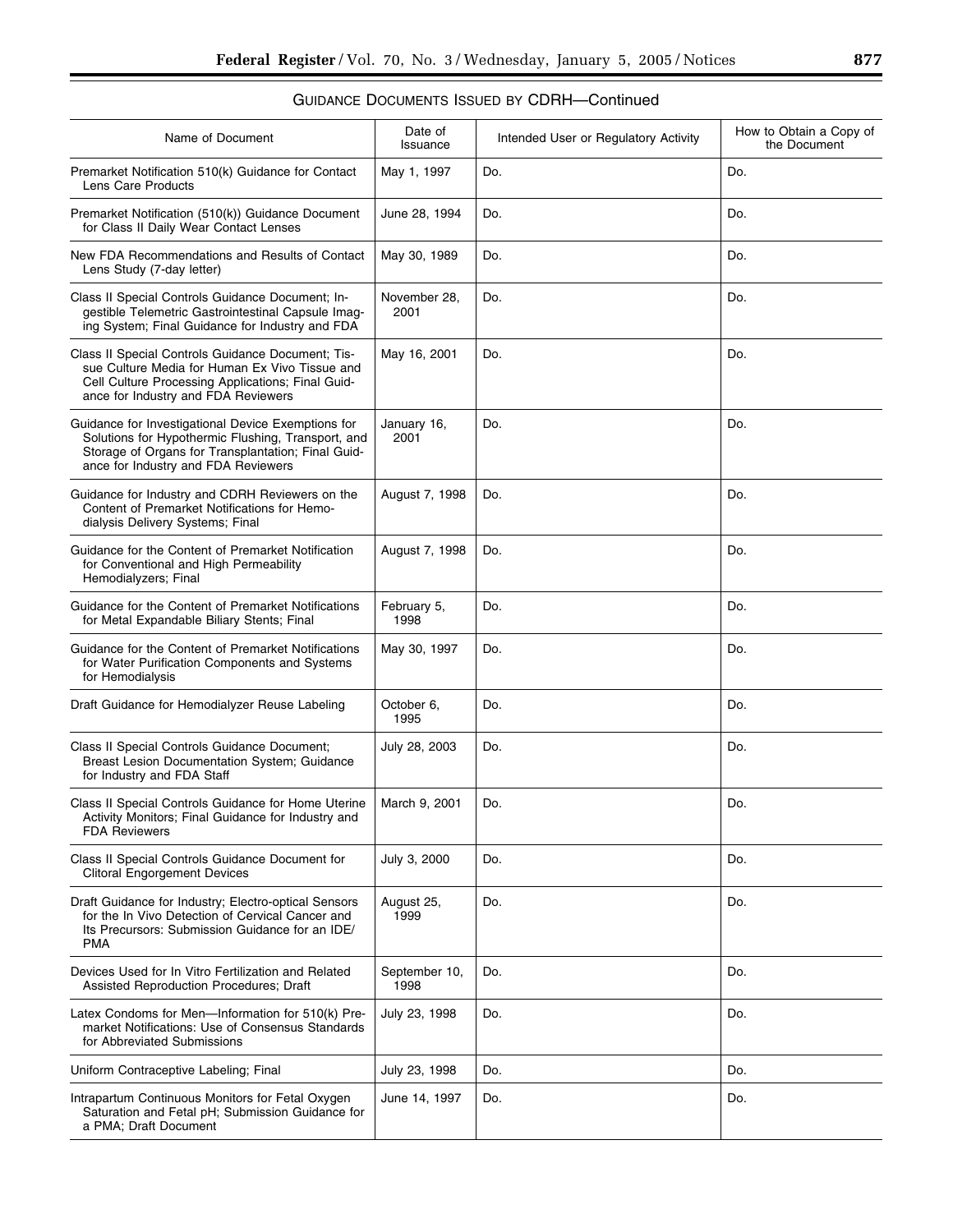GUIDANCE DOCUMENTS ISSUED BY CDRH—Continued

| Name of Document | Date of Issuance | Intended User or Regulatory Activity | How to Obtain a Copy of the Document |
| --- | --- | --- | --- |
| Premarket Notification 510(k) Guidance for Contact Lens Care Products | May 1, 1997 | Do. | Do. |
| Premarket Notification (510(k)) Guidance Document for Class II Daily Wear Contact Lenses | June 28, 1994 | Do. | Do. |
| New FDA Recommendations and Results of Contact Lens Study (7-day letter) | May 30, 1989 | Do. | Do. |
| Class II Special Controls Guidance Document; Ingestible Telemetric Gastrointestinal Capsule Imaging System; Final Guidance for Industry and FDA | November 28, 2001 | Do. | Do. |
| Class II Special Controls Guidance Document; Tissue Culture Media for Human Ex Vivo Tissue and Cell Culture Processing Applications; Final Guidance for Industry and FDA Reviewers | May 16, 2001 | Do. | Do. |
| Guidance for Investigational Device Exemptions for Solutions for Hypothermic Flushing, Transport, and Storage of Organs for Transplantation; Final Guidance for Industry and FDA Reviewers | January 16, 2001 | Do. | Do. |
| Guidance for Industry and CDRH Reviewers on the Content of Premarket Notifications for Hemodialysis Delivery Systems; Final | August 7, 1998 | Do. | Do. |
| Guidance for the Content of Premarket Notification for Conventional and High Permeability Hemodialyzers; Final | August 7, 1998 | Do. | Do. |
| Guidance for the Content of Premarket Notifications for Metal Expandable Biliary Stents; Final | February 5, 1998 | Do. | Do. |
| Guidance for the Content of Premarket Notifications for Water Purification Components and Systems for Hemodialysis | May 30, 1997 | Do. | Do. |
| Draft Guidance for Hemodialyzer Reuse Labeling | October 6, 1995 | Do. | Do. |
| Class II Special Controls Guidance Document; Breast Lesion Documentation System; Guidance for Industry and FDA Staff | July 28, 2003 | Do. | Do. |
| Class II Special Controls Guidance for Home Uterine Activity Monitors; Final Guidance for Industry and FDA Reviewers | March 9, 2001 | Do. | Do. |
| Class II Special Controls Guidance Document for Clitoral Engorgement Devices | July 3, 2000 | Do. | Do. |
| Draft Guidance for Industry; Electro-optical Sensors for the In Vivo Detection of Cervical Cancer and Its Precursors: Submission Guidance for an IDE/PMA | August 25, 1999 | Do. | Do. |
| Devices Used for In Vitro Fertilization and Related Assisted Reproduction Procedures; Draft | September 10, 1998 | Do. | Do. |
| Latex Condoms for Men—Information for 510(k) Premarket Notifications: Use of Consensus Standards for Abbreviated Submissions | July 23, 1998 | Do. | Do. |
| Uniform Contraceptive Labeling; Final | July 23, 1998 | Do. | Do. |
| Intrapartum Continuous Monitors for Fetal Oxygen Saturation and Fetal pH; Submission Guidance for a PMA; Draft Document | June 14, 1997 | Do. | Do. |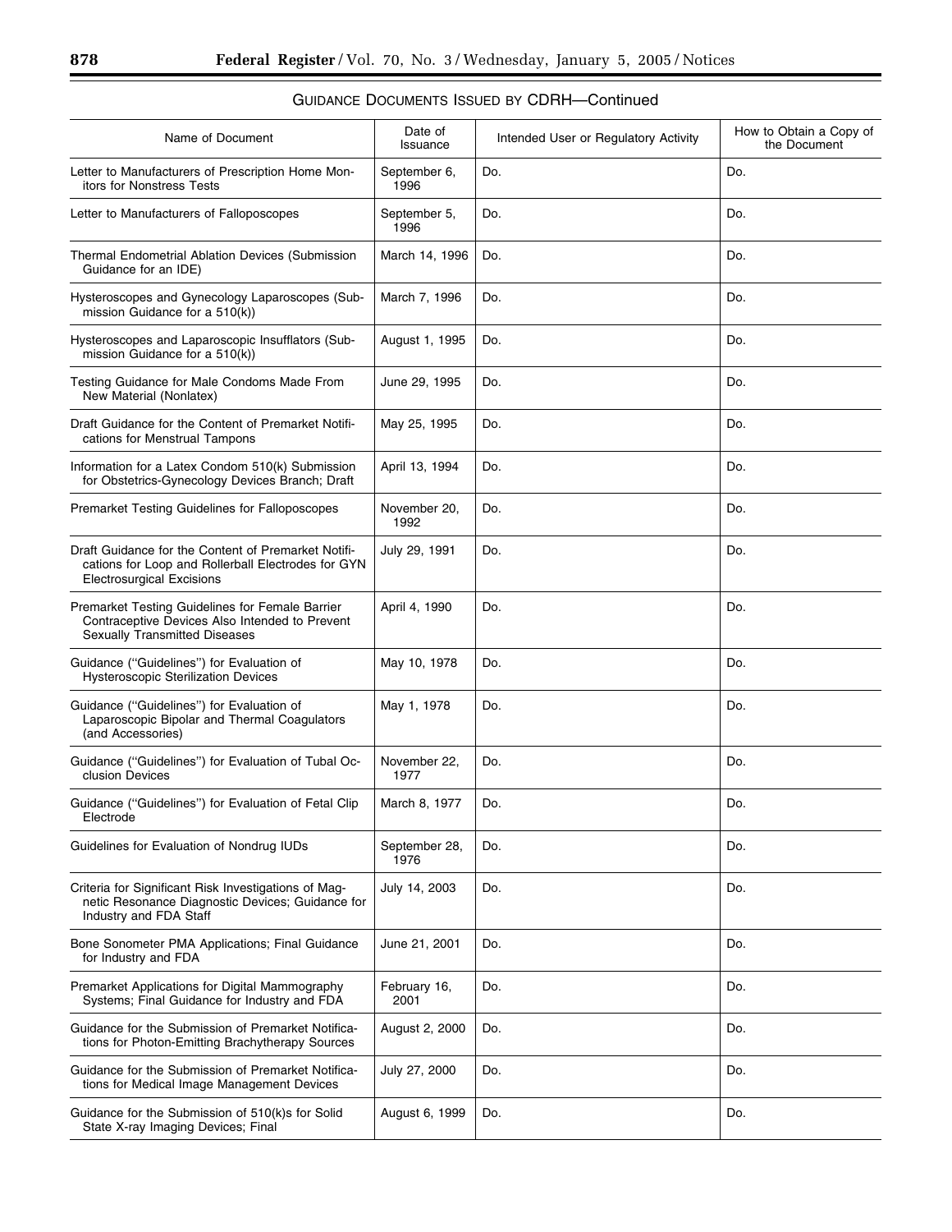GUIDANCE DOCUMENTS ISSUED BY CDRH—Continued

| Name of Document | Date of Issuance | Intended User or Regulatory Activity | How to Obtain a Copy of the Document |
|---|---|---|---|
| Letter to Manufacturers of Prescription Home Monitors for Nonstress Tests | September 6, 1996 | Do. | Do. |
| Letter to Manufacturers of Falloposcopes | September 5, 1996 | Do. | Do. |
| Thermal Endometrial Ablation Devices (Submission Guidance for an IDE) | March 14, 1996 | Do. | Do. |
| Hysteroscopes and Gynecology Laparoscopes (Submission Guidance for a 510(k)) | March 7, 1996 | Do. | Do. |
| Hysteroscopes and Laparoscopic Insufflators (Submission Guidance for a 510(k)) | August 1, 1995 | Do. | Do. |
| Testing Guidance for Male Condoms Made From New Material (Nonlatex) | June 29, 1995 | Do. | Do. |
| Draft Guidance for the Content of Premarket Notifications for Menstrual Tampons | May 25, 1995 | Do. | Do. |
| Information for a Latex Condom 510(k) Submission for Obstetrics-Gynecology Devices Branch; Draft | April 13, 1994 | Do. | Do. |
| Premarket Testing Guidelines for Falloposcopes | November 20, 1992 | Do. | Do. |
| Draft Guidance for the Content of Premarket Notifications for Loop and Rollerball Electrodes for GYN Electrosurgical Excisions | July 29, 1991 | Do. | Do. |
| Premarket Testing Guidelines for Female Barrier Contraceptive Devices Also Intended to Prevent Sexually Transmitted Diseases | April 4, 1990 | Do. | Do. |
| Guidance (''Guidelines'') for Evaluation of Hysteroscopic Sterilization Devices | May 10, 1978 | Do. | Do. |
| Guidance (''Guidelines'') for Evaluation of Laparoscopic Bipolar and Thermal Coagulators (and Accessories) | May 1, 1978 | Do. | Do. |
| Guidance (''Guidelines'') for Evaluation of Tubal Occlusion Devices | November 22, 1977 | Do. | Do. |
| Guidance (''Guidelines'') for Evaluation of Fetal Clip Electrode | March 8, 1977 | Do. | Do. |
| Guidelines for Evaluation of Nondrug IUDs | September 28, 1976 | Do. | Do. |
| Criteria for Significant Risk Investigations of Magnetic Resonance Diagnostic Devices; Guidance for Industry and FDA Staff | July 14, 2003 | Do. | Do. |
| Bone Sonometer PMA Applications; Final Guidance for Industry and FDA | June 21, 2001 | Do. | Do. |
| Premarket Applications for Digital Mammography Systems; Final Guidance for Industry and FDA | February 16, 2001 | Do. | Do. |
| Guidance for the Submission of Premarket Notifications for Photon-Emitting Brachytherapy Sources | August 2, 2000 | Do. | Do. |
| Guidance for the Submission of Premarket Notifications for Medical Image Management Devices | July 27, 2000 | Do. | Do. |
| Guidance for the Submission of 510(k)s for Solid State X-ray Imaging Devices; Final | August 6, 1999 | Do. | Do. |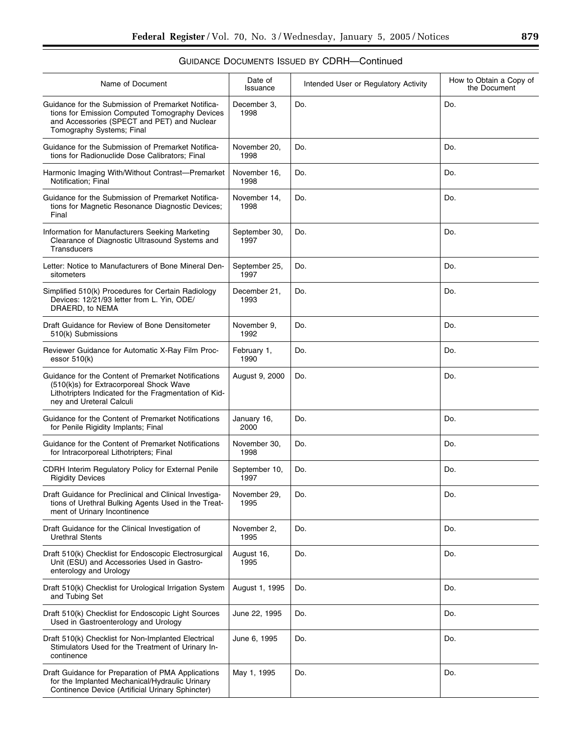GUIDANCE DOCUMENTS ISSUED BY CDRH—Continued

| Name of Document | Date of Issuance | Intended User or Regulatory Activity | How to Obtain a Copy of the Document |
|---|---|---|---|
| Guidance for the Submission of Premarket Notifications for Emission Computed Tomography Devices and Accessories (SPECT and PET) and Nuclear Tomography Systems; Final | December 3, 1998 | Do. | Do. |
| Guidance for the Submission of Premarket Notifications for Radionuclide Dose Calibrators; Final | November 20, 1998 | Do. | Do. |
| Harmonic Imaging With/Without Contrast—Premarket Notification; Final | November 16, 1998 | Do. | Do. |
| Guidance for the Submission of Premarket Notifications for Magnetic Resonance Diagnostic Devices; Final | November 14, 1998 | Do. | Do. |
| Information for Manufacturers Seeking Marketing Clearance of Diagnostic Ultrasound Systems and Transducers | September 30, 1997 | Do. | Do. |
| Letter: Notice to Manufacturers of Bone Mineral Densitometers | September 25, 1997 | Do. | Do. |
| Simplified 510(k) Procedures for Certain Radiology Devices: 12/21/93 letter from L. Yin, ODE/DRAERD, to NEMA | December 21, 1993 | Do. | Do. |
| Draft Guidance for Review of Bone Densitometer 510(k) Submissions | November 9, 1992 | Do. | Do. |
| Reviewer Guidance for Automatic X-Ray Film Processor 510(k) | February 1, 1990 | Do. | Do. |
| Guidance for the Content of Premarket Notifications (510(k)s) for Extracorporeal Shock Wave Lithotripters Indicated for the Fragmentation of Kidney and Ureteral Calculi | August 9, 2000 | Do. | Do. |
| Guidance for the Content of Premarket Notifications for Penile Rigidity Implants; Final | January 16, 2000 | Do. | Do. |
| Guidance for the Content of Premarket Notifications for Intracorporeal Lithotripters; Final | November 30, 1998 | Do. | Do. |
| CDRH Interim Regulatory Policy for External Penile Rigidity Devices | September 10, 1997 | Do. | Do. |
| Draft Guidance for Preclinical and Clinical Investigations of Urethral Bulking Agents Used in the Treatment of Urinary Incontinence | November 29, 1995 | Do. | Do. |
| Draft Guidance for the Clinical Investigation of Urethral Stents | November 2, 1995 | Do. | Do. |
| Draft 510(k) Checklist for Endoscopic Electrosurgical Unit (ESU) and Accessories Used in Gastroenterology and Urology | August 16, 1995 | Do. | Do. |
| Draft 510(k) Checklist for Urological Irrigation System and Tubing Set | August 1, 1995 | Do. | Do. |
| Draft 510(k) Checklist for Endoscopic Light Sources Used in Gastroenterology and Urology | June 22, 1995 | Do. | Do. |
| Draft 510(k) Checklist for Non-Implanted Electrical Stimulators Used for the Treatment of Urinary Incontinence | June 6, 1995 | Do. | Do. |
| Draft Guidance for Preparation of PMA Applications for the Implanted Mechanical/Hydraulic Urinary Continence Device (Artificial Urinary Sphincter) | May 1, 1995 | Do. | Do. |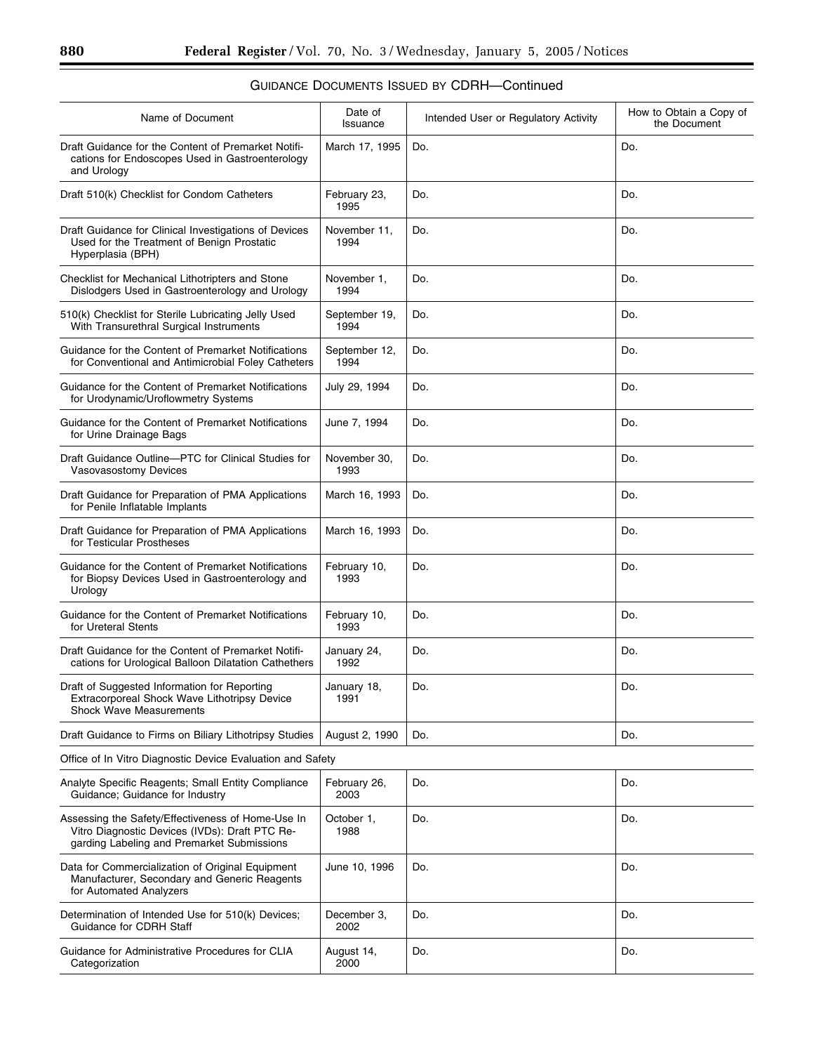GUIDANCE DOCUMENTS ISSUED BY CDRH—Continued

| Name of Document | Date of Issuance | Intended User or Regulatory Activity | How to Obtain a Copy of the Document |
|---|---|---|---|
| Draft Guidance for the Content of Premarket Notifications for Endoscopes Used in Gastroenterology and Urology | March 17, 1995 | Do. | Do. |
| Draft 510(k) Checklist for Condom Catheters | February 23, 1995 | Do. | Do. |
| Draft Guidance for Clinical Investigations of Devices Used for the Treatment of Benign Prostatic Hyperplasia (BPH) | November 11, 1994 | Do. | Do. |
| Checklist for Mechanical Lithotripters and Stone Dislodgers Used in Gastroenterology and Urology | November 1, 1994 | Do. | Do. |
| 510(k) Checklist for Sterile Lubricating Jelly Used With Transurethral Surgical Instruments | September 19, 1994 | Do. | Do. |
| Guidance for the Content of Premarket Notifications for Conventional and Antimicrobial Foley Catheters | September 12, 1994 | Do. | Do. |
| Guidance for the Content of Premarket Notifications for Urodynamic/Uroflowmetry Systems | July 29, 1994 | Do. | Do. |
| Guidance for the Content of Premarket Notifications for Urine Drainage Bags | June 7, 1994 | Do. | Do. |
| Draft Guidance Outline—PTC for Clinical Studies for Vasovasostomy Devices | November 30, 1993 | Do. | Do. |
| Draft Guidance for Preparation of PMA Applications for Penile Inflatable Implants | March 16, 1993 | Do. | Do. |
| Draft Guidance for Preparation of PMA Applications for Testicular Prostheses | March 16, 1993 | Do. | Do. |
| Guidance for the Content of Premarket Notifications for Biopsy Devices Used in Gastroenterology and Urology | February 10, 1993 | Do. | Do. |
| Guidance for the Content of Premarket Notifications for Ureteral Stents | February 10, 1993 | Do. | Do. |
| Draft Guidance for the Content of Premarket Notifications for Urological Balloon Dilatation Cathethers | January 24, 1992 | Do. | Do. |
| Draft of Suggested Information for Reporting Extracorporeal Shock Wave Lithotripsy Device Shock Wave Measurements | January 18, 1991 | Do. | Do. |
| Draft Guidance to Firms on Biliary Lithotripsy Studies | August 2, 1990 | Do. | Do. |
| Office of In Vitro Diagnostic Device Evaluation and Safety | | | |
| Analyte Specific Reagents; Small Entity Compliance Guidance; Guidance for Industry | February 26, 2003 | Do. | Do. |
| Assessing the Safety/Effectiveness of Home-Use In Vitro Diagnostic Devices (IVDs): Draft PTC Regarding Labeling and Premarket Submissions | October 1, 1988 | Do. | Do. |
| Data for Commercialization of Original Equipment Manufacturer, Secondary and Generic Reagents for Automated Analyzers | June 10, 1996 | Do. | Do. |
| Determination of Intended Use for 510(k) Devices; Guidance for CDRH Staff | December 3, 2002 | Do. | Do. |
| Guidance for Administrative Procedures for CLIA Categorization | August 14, 2000 | Do. | Do. |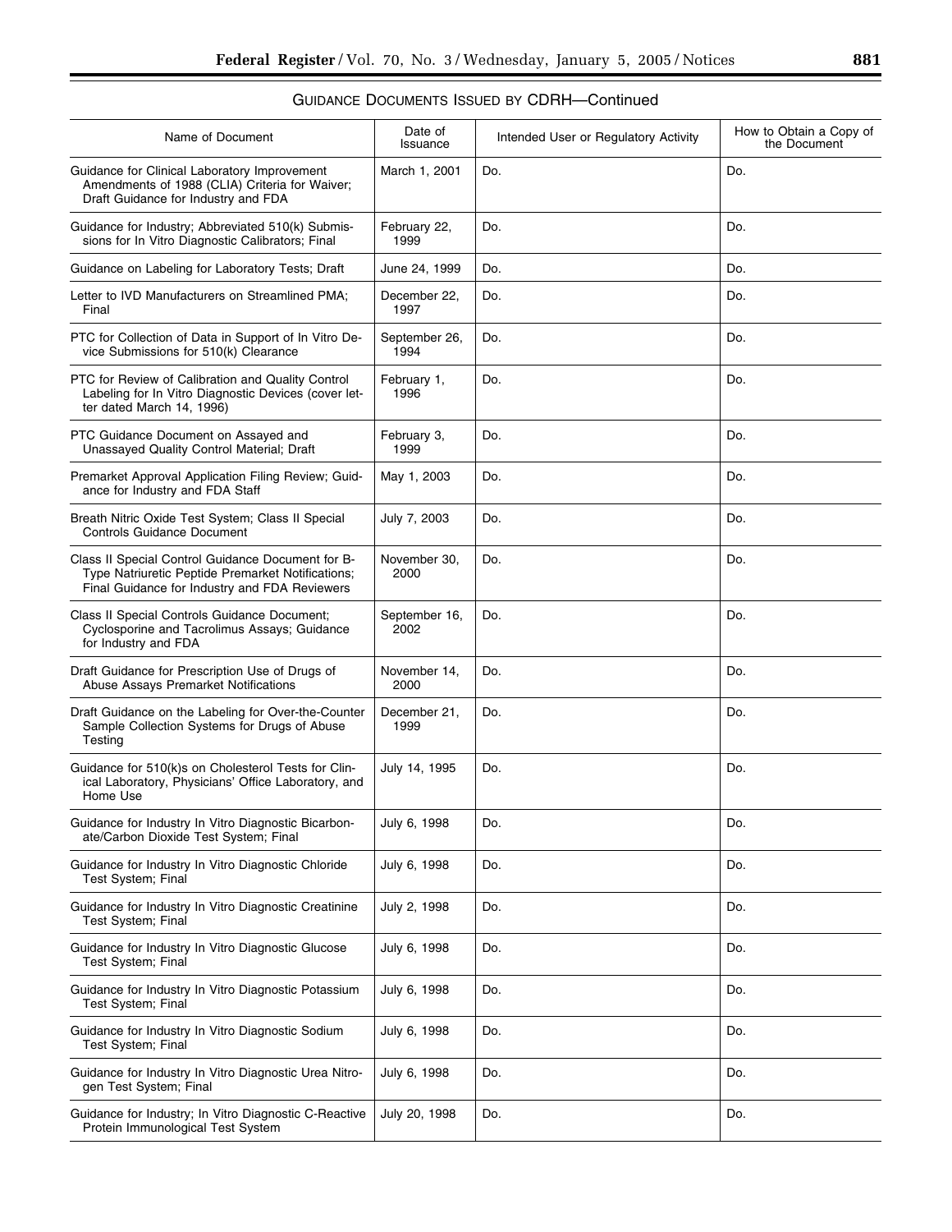GUIDANCE DOCUMENTS ISSUED BY CDRH—Continued

| Name of Document | Date of Issuance | Intended User or Regulatory Activity | How to Obtain a Copy of the Document |
|---|---|---|---|
| Guidance for Clinical Laboratory Improvement Amendments of 1988 (CLIA) Criteria for Waiver; Draft Guidance for Industry and FDA | March 1, 2001 | Do. | Do. |
| Guidance for Industry; Abbreviated 510(k) Submissions for In Vitro Diagnostic Calibrators; Final | February 22, 1999 | Do. | Do. |
| Guidance on Labeling for Laboratory Tests; Draft | June 24, 1999 | Do. | Do. |
| Letter to IVD Manufacturers on Streamlined PMA; Final | December 22, 1997 | Do. | Do. |
| PTC for Collection of Data in Support of In Vitro Device Submissions for 510(k) Clearance | September 26, 1994 | Do. | Do. |
| PTC for Review of Calibration and Quality Control Labeling for In Vitro Diagnostic Devices (cover letter dated March 14, 1996) | February 1, 1996 | Do. | Do. |
| PTC Guidance Document on Assayed and Unassayed Quality Control Material; Draft | February 3, 1999 | Do. | Do. |
| Premarket Approval Application Filing Review; Guidance for Industry and FDA Staff | May 1, 2003 | Do. | Do. |
| Breath Nitric Oxide Test System; Class II Special Controls Guidance Document | July 7, 2003 | Do. | Do. |
| Class II Special Control Guidance Document for B-Type Natriuretic Peptide Premarket Notifications; Final Guidance for Industry and FDA Reviewers | November 30, 2000 | Do. | Do. |
| Class II Special Controls Guidance Document; Cyclosporine and Tacrolimus Assays; Guidance for Industry and FDA | September 16, 2002 | Do. | Do. |
| Draft Guidance for Prescription Use of Drugs of Abuse Assays Premarket Notifications | November 14, 2000 | Do. | Do. |
| Draft Guidance on the Labeling for Over-the-Counter Sample Collection Systems for Drugs of Abuse Testing | December 21, 1999 | Do. | Do. |
| Guidance for 510(k)s on Cholesterol Tests for Clinical Laboratory, Physicians' Office Laboratory, and Home Use | July 14, 1995 | Do. | Do. |
| Guidance for Industry In Vitro Diagnostic Bicarbonate/Carbon Dioxide Test System; Final | July 6, 1998 | Do. | Do. |
| Guidance for Industry In Vitro Diagnostic Chloride Test System; Final | July 6, 1998 | Do. | Do. |
| Guidance for Industry In Vitro Diagnostic Creatinine Test System; Final | July 2, 1998 | Do. | Do. |
| Guidance for Industry In Vitro Diagnostic Glucose Test System; Final | July 6, 1998 | Do. | Do. |
| Guidance for Industry In Vitro Diagnostic Potassium Test System; Final | July 6, 1998 | Do. | Do. |
| Guidance for Industry In Vitro Diagnostic Sodium Test System; Final | July 6, 1998 | Do. | Do. |
| Guidance for Industry In Vitro Diagnostic Urea Nitrogen Test System; Final | July 6, 1998 | Do. | Do. |
| Guidance for Industry; In Vitro Diagnostic C-Reactive Protein Immunological Test System | July 20, 1998 | Do. | Do. |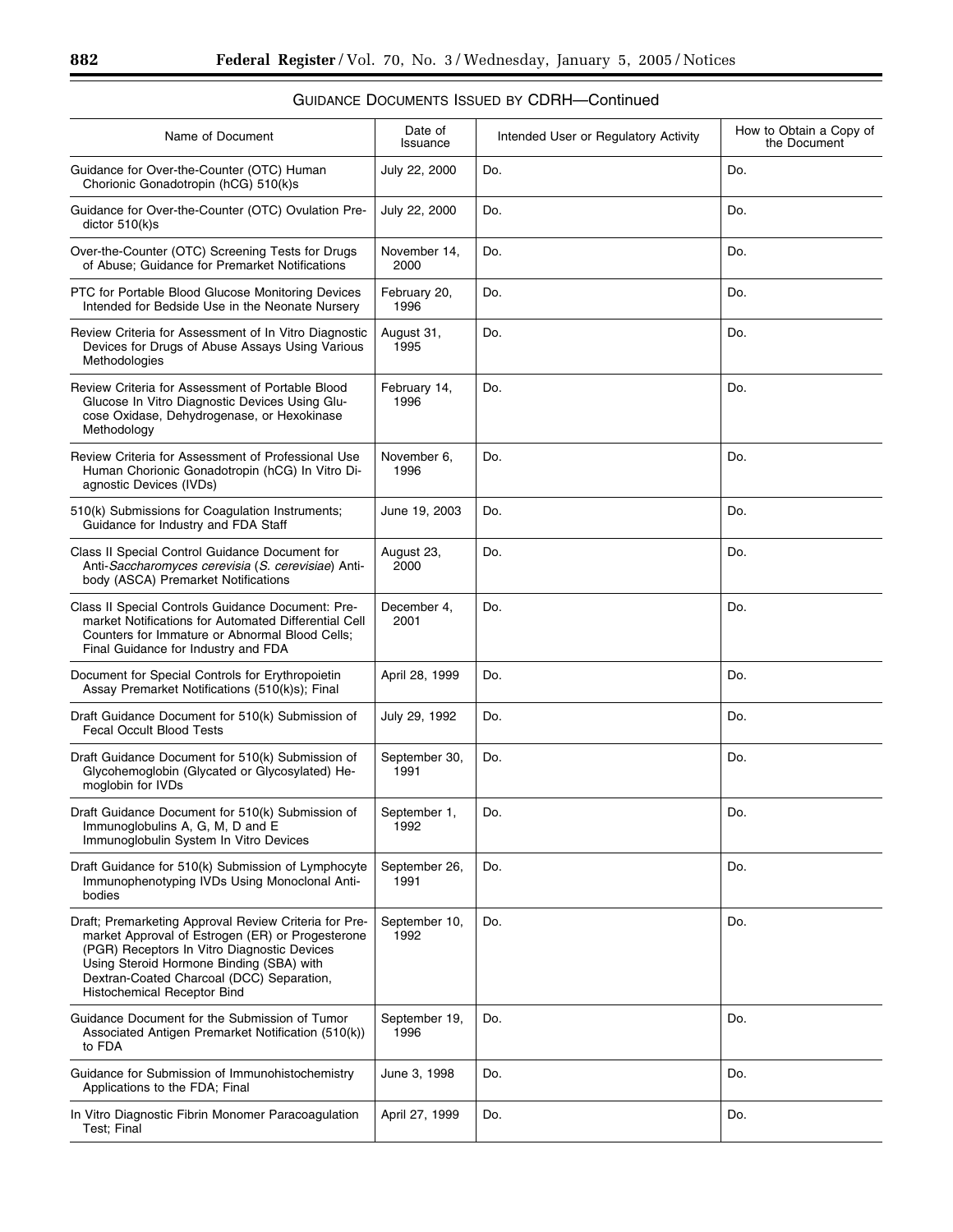GUIDANCE DOCUMENTS ISSUED BY CDRH—Continued

| Name of Document | Date of Issuance | Intended User or Regulatory Activity | How to Obtain a Copy of the Document |
|---|---|---|---|
| Guidance for Over-the-Counter (OTC) Human Chorionic Gonadotropin (hCG) 510(k)s | July 22, 2000 | Do. | Do. |
| Guidance for Over-the-Counter (OTC) Ovulation Predictor 510(k)s | July 22, 2000 | Do. | Do. |
| Over-the-Counter (OTC) Screening Tests for Drugs of Abuse; Guidance for Premarket Notifications | November 14, 2000 | Do. | Do. |
| PTC for Portable Blood Glucose Monitoring Devices Intended for Bedside Use in the Neonate Nursery | February 20, 1996 | Do. | Do. |
| Review Criteria for Assessment of In Vitro Diagnostic Devices for Drugs of Abuse Assays Using Various Methodologies | August 31, 1995 | Do. | Do. |
| Review Criteria for Assessment of Portable Blood Glucose In Vitro Diagnostic Devices Using Glucose Oxidase, Dehydrogenase, or Hexokinase Methodology | February 14, 1996 | Do. | Do. |
| Review Criteria for Assessment of Professional Use Human Chorionic Gonadotropin (hCG) In Vitro Diagnostic Devices (IVDs) | November 6, 1996 | Do. | Do. |
| 510(k) Submissions for Coagulation Instruments; Guidance for Industry and FDA Staff | June 19, 2003 | Do. | Do. |
| Class II Special Control Guidance Document for Anti-*Saccharomyces cerevisia* (*S. cerevisiae*) Antibody (ASCA) Premarket Notifications | August 23, 2000 | Do. | Do. |
| Class II Special Controls Guidance Document: Premarket Notifications for Automated Differential Cell Counters for Immature or Abnormal Blood Cells; Final Guidance for Industry and FDA | December 4, 2001 | Do. | Do. |
| Document for Special Controls for Erythropoietin Assay Premarket Notifications (510(k)s); Final | April 28, 1999 | Do. | Do. |
| Draft Guidance Document for 510(k) Submission of Fecal Occult Blood Tests | July 29, 1992 | Do. | Do. |
| Draft Guidance Document for 510(k) Submission of Glycohemoglobin (Glycated or Glycosylated) Hemoglobin for IVDs | September 30, 1991 | Do. | Do. |
| Draft Guidance Document for 510(k) Submission of Immunoglobulins A, G, M, D and E Immunoglobulin System In Vitro Devices | September 1, 1992 | Do. | Do. |
| Draft Guidance for 510(k) Submission of Lymphocyte Immunophenotyping IVDs Using Monoclonal Antibodies | September 26, 1991 | Do. | Do. |
| Draft; Premarketing Approval Review Criteria for Premarket Approval of Estrogen (ER) or Progesterone (PGR) Receptors In Vitro Diagnostic Devices Using Steroid Hormone Binding (SBA) with Dextran-Coated Charcoal (DCC) Separation, Histochemical Receptor Bind | September 10, 1992 | Do. | Do. |
| Guidance Document for the Submission of Tumor Associated Antigen Premarket Notification (510(k)) to FDA | September 19, 1996 | Do. | Do. |
| Guidance for Submission of Immunohistochemistry Applications to the FDA; Final | June 3, 1998 | Do. | Do. |
| In Vitro Diagnostic Fibrin Monomer Paracoagulation Test; Final | April 27, 1999 | Do. | Do. |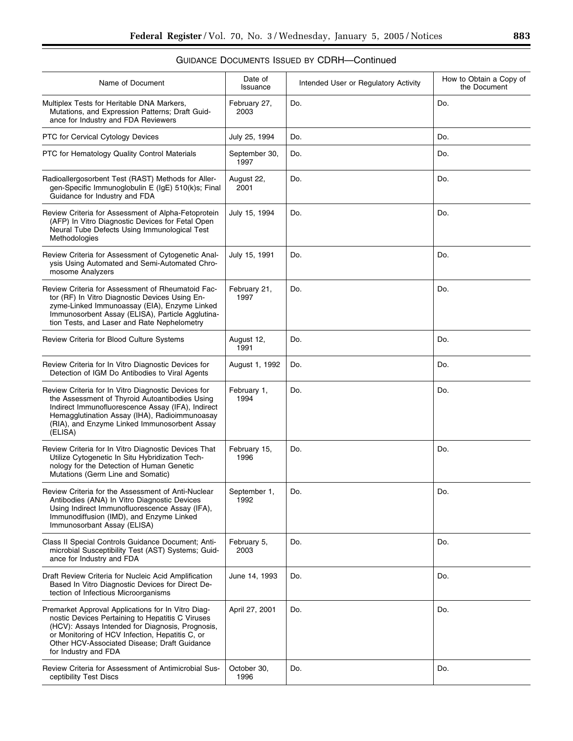GUIDANCE DOCUMENTS ISSUED BY CDRH—Continued

| Name of Document | Date of Issuance | Intended User or Regulatory Activity | How to Obtain a Copy of the Document |
|---|---|---|---|
| Multiplex Tests for Heritable DNA Markers, Mutations, and Expression Patterns; Draft Guidance for Industry and FDA Reviewers | February 27, 2003 | Do. | Do. |
| PTC for Cervical Cytology Devices | July 25, 1994 | Do. | Do. |
| PTC for Hematology Quality Control Materials | September 30, 1997 | Do. | Do. |
| Radioallergosorbent Test (RAST) Methods for Allergen-Specific Immunoglobulin E (IgE) 510(k)s; Final Guidance for Industry and FDA | August 22, 2001 | Do. | Do. |
| Review Criteria for Assessment of Alpha-Fetoprotein (AFP) In Vitro Diagnostic Devices for Fetal Open Neural Tube Defects Using Immunological Test Methodologies | July 15, 1994 | Do. | Do. |
| Review Criteria for Assessment of Cytogenetic Analysis Using Automated and Semi-Automated Chromosome Analyzers | July 15, 1991 | Do. | Do. |
| Review Criteria for Assessment of Rheumatoid Factor (RF) In Vitro Diagnostic Devices Using Enzyme-Linked Immunoassay (EIA), Enzyme Linked Immunosorbent Assay (ELISA), Particle Agglutination Tests, and Laser and Rate Nephelometry | February 21, 1997 | Do. | Do. |
| Review Criteria for Blood Culture Systems | August 12, 1991 | Do. | Do. |
| Review Criteria for In Vitro Diagnostic Devices for Detection of IGM Do Antibodies to Viral Agents | August 1, 1992 | Do. | Do. |
| Review Criteria for In Vitro Diagnostic Devices for the Assessment of Thyroid Autoantibodies Using Indirect Immunofluorescence Assay (IFA), Indirect Hemagglutination Assay (IHA), Radioimmunoasay (RIA), and Enzyme Linked Immunosorbent Assay (ELISA) | February 1, 1994 | Do. | Do. |
| Review Criteria for In Vitro Diagnostic Devices That Utilize Cytogenetic In Situ Hybridization Technology for the Detection of Human Genetic Mutations (Germ Line and Somatic) | February 15, 1996 | Do. | Do. |
| Review Criteria for the Assessment of Anti-Nuclear Antibodies (ANA) In Vitro Diagnostic Devices Using Indirect Immunofluorescence Assay (IFA), Immunodiffusion (IMD), and Enzyme Linked Immunosorbant Assay (ELISA) | September 1, 1992 | Do. | Do. |
| Class II Special Controls Guidance Document; Antimicrobial Susceptibility Test (AST) Systems; Guidance for Industry and FDA | February 5, 2003 | Do. | Do. |
| Draft Review Criteria for Nucleic Acid Amplification Based In Vitro Diagnostic Devices for Direct Detection of Infectious Microorganisms | June 14, 1993 | Do. | Do. |
| Premarket Approval Applications for In Vitro Diagnostic Devices Pertaining to Hepatitis C Viruses (HCV): Assays Intended for Diagnosis, Prognosis, or Monitoring of HCV Infection, Hepatitis C, or Other HCV-Associated Disease; Draft Guidance for Industry and FDA | April 27, 2001 | Do. | Do. |
| Review Criteria for Assessment of Antimicrobial Susceptibility Test Discs | October 30, 1996 | Do. | Do. |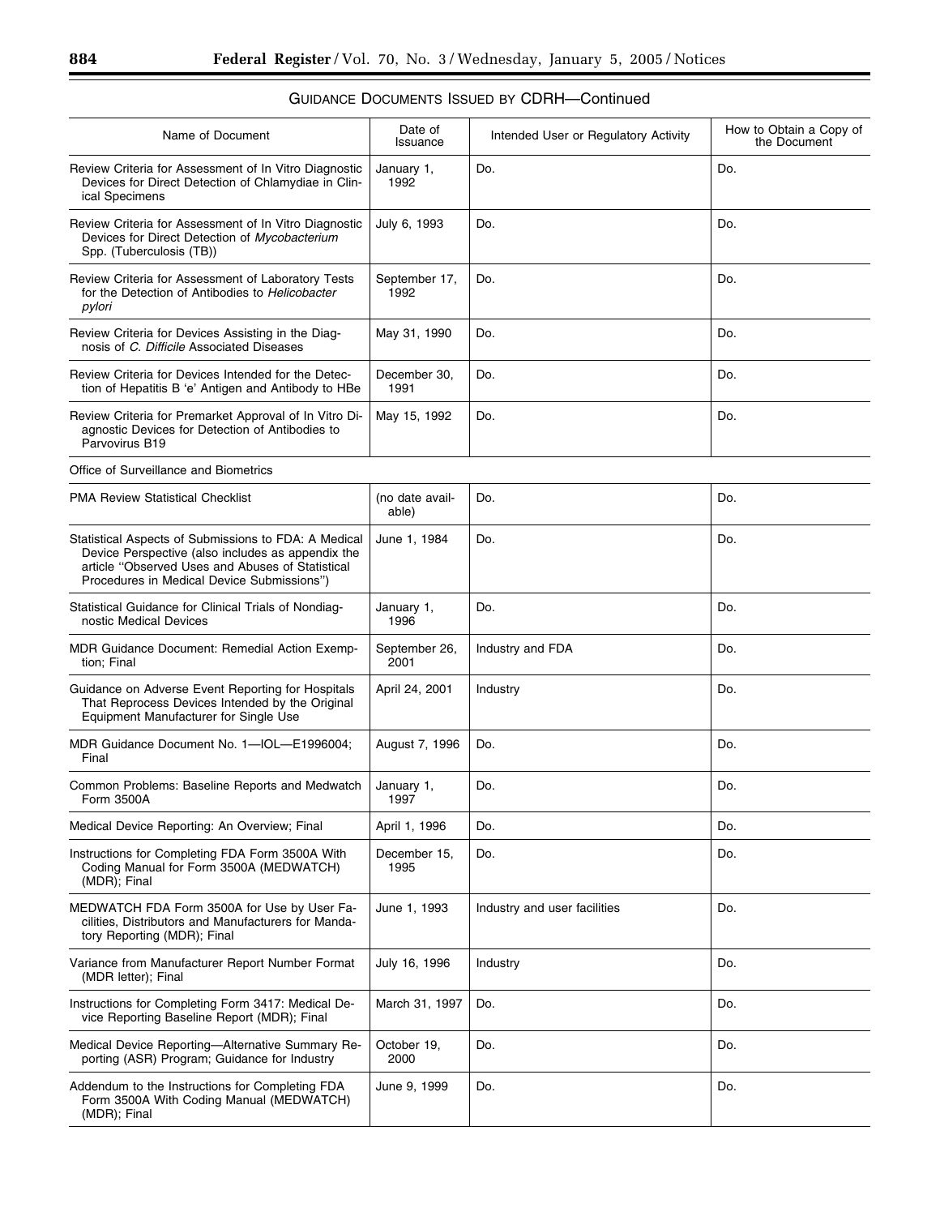GUIDANCE DOCUMENTS ISSUED BY CDRH—Continued

| Name of Document | Date of Issuance | Intended User or Regulatory Activity | How to Obtain a Copy of the Document |
|---|---|---|---|
| Review Criteria for Assessment of In Vitro Diagnostic Devices for Direct Detection of Chlamydiae in Clinical Specimens | January 1, 1992 | Do. | Do. |
| Review Criteria for Assessment of In Vitro Diagnostic Devices for Direct Detection of *Mycobacterium* Spp. (Tuberculosis (TB)) | July 6, 1993 | Do. | Do. |
| Review Criteria for Assessment of Laboratory Tests for the Detection of Antibodies to *Helicobacter pylori* | September 17, 1992 | Do. | Do. |
| Review Criteria for Devices Assisting in the Diagnosis of *C. Difficile* Associated Diseases | May 31, 1990 | Do. | Do. |
| Review Criteria for Devices Intended for the Detection of Hepatitis B 'e' Antigen and Antibody to HBe | December 30, 1991 | Do. | Do. |
| Review Criteria for Premarket Approval of In Vitro Diagnostic Devices for Detection of Antibodies to Parvovirus B19 | May 15, 1992 | Do. | Do. |
| Office of Surveillance and Biometrics | | | |
| PMA Review Statistical Checklist | (no date available) | Do. | Do. |
| Statistical Aspects of Submissions to FDA: A Medical Device Perspective (also includes as appendix the article "Observed Uses and Abuses of Statistical Procedures in Medical Device Submissions") | June 1, 1984 | Do. | Do. |
| Statistical Guidance for Clinical Trials of Nondiagnostic Medical Devices | January 1, 1996 | Do. | Do. |
| MDR Guidance Document: Remedial Action Exemption; Final | September 26, 2001 | Industry and FDA | Do. |
| Guidance on Adverse Event Reporting for Hospitals That Reprocess Devices Intended by the Original Equipment Manufacturer for Single Use | April 24, 2001 | Industry | Do. |
| MDR Guidance Document No. 1—IOL—E1996004; Final | August 7, 1996 | Do. | Do. |
| Common Problems: Baseline Reports and Medwatch Form 3500A | January 1, 1997 | Do. | Do. |
| Medical Device Reporting: An Overview; Final | April 1, 1996 | Do. | Do. |
| Instructions for Completing FDA Form 3500A With Coding Manual for Form 3500A (MEDWATCH) (MDR); Final | December 15, 1995 | Do. | Do. |
| MEDWATCH FDA Form 3500A for Use by User Facilities, Distributors and Manufacturers for Mandatory Reporting (MDR); Final | June 1, 1993 | Industry and user facilities | Do. |
| Variance from Manufacturer Report Number Format (MDR letter); Final | July 16, 1996 | Industry | Do. |
| Instructions for Completing Form 3417: Medical Device Reporting Baseline Report (MDR); Final | March 31, 1997 | Do. | Do. |
| Medical Device Reporting—Alternative Summary Reporting (ASR) Program; Guidance for Industry | October 19, 2000 | Do. | Do. |
| Addendum to the Instructions for Completing FDA Form 3500A With Coding Manual (MEDWATCH) (MDR); Final | June 9, 1999 | Do. | Do. |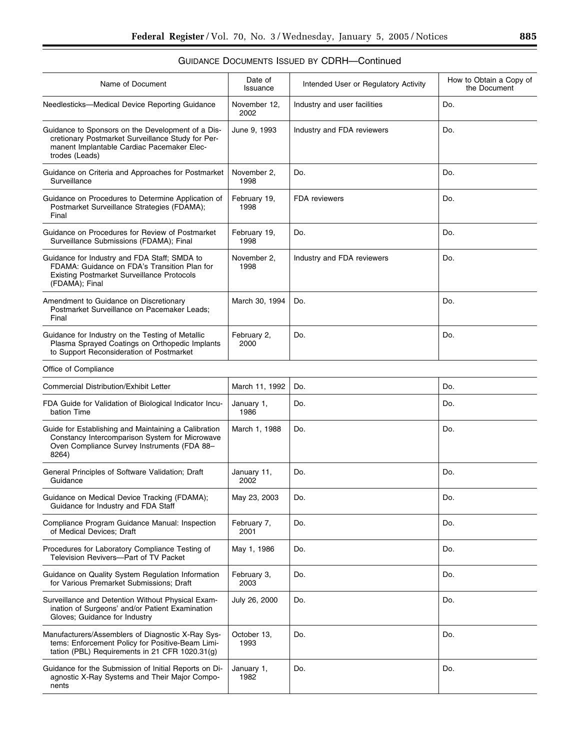GUIDANCE DOCUMENTS ISSUED BY CDRH—Continued

| Name of Document | Date of Issuance | Intended User or Regulatory Activity | How to Obtain a Copy of the Document |
|---|---|---|---|
| Needlesticks—Medical Device Reporting Guidance | November 12, 2002 | Industry and user facilities | Do. |
| Guidance to Sponsors on the Development of a Discretionary Postmarket Surveillance Study for Permanent Implantable Cardiac Pacemaker Electrodes (Leads) | June 9, 1993 | Industry and FDA reviewers | Do. |
| Guidance on Criteria and Approaches for Postmarket Surveillance | November 2, 1998 | Do. | Do. |
| Guidance on Procedures to Determine Application of Postmarket Surveillance Strategies (FDAMA); Final | February 19, 1998 | FDA reviewers | Do. |
| Guidance on Procedures for Review of Postmarket Surveillance Submissions (FDAMA); Final | February 19, 1998 | Do. | Do. |
| Guidance for Industry and FDA Staff; SMDA to FDAMA: Guidance on FDA's Transition Plan for Existing Postmarket Surveillance Protocols (FDAMA); Final | November 2, 1998 | Industry and FDA reviewers | Do. |
| Amendment to Guidance on Discretionary Postmarket Surveillance on Pacemaker Leads; Final | March 30, 1994 | Do. | Do. |
| Guidance for Industry on the Testing of Metallic Plasma Sprayed Coatings on Orthopedic Implants to Support Reconsideration of Postmarket | February 2, 2000 | Do. | Do. |
| Office of Compliance | | | |
| Commercial Distribution/Exhibit Letter | March 11, 1992 | Do. | Do. |
| FDA Guide for Validation of Biological Indicator Incubation Time | January 1, 1986 | Do. | Do. |
| Guide for Establishing and Maintaining a Calibration Constancy Intercomparison System for Microwave Oven Compliance Survey Instruments (FDA 88–8264) | March 1, 1988 | Do. | Do. |
| General Principles of Software Validation; Draft Guidance | January 11, 2002 | Do. | Do. |
| Guidance on Medical Device Tracking (FDAMA); Guidance for Industry and FDA Staff | May 23, 2003 | Do. | Do. |
| Compliance Program Guidance Manual: Inspection of Medical Devices; Draft | February 7, 2001 | Do. | Do. |
| Procedures for Laboratory Compliance Testing of Television Revivers—Part of TV Packet | May 1, 1986 | Do. | Do. |
| Guidance on Quality System Regulation Information for Various Premarket Submissions; Draft | February 3, 2003 | Do. | Do. |
| Surveillance and Detention Without Physical Examination of Surgeons' and/or Patient Examination Gloves; Guidance for Industry | July 26, 2000 | Do. | Do. |
| Manufacturers/Assemblers of Diagnostic X-Ray Systems: Enforcement Policy for Positive-Beam Limitation (PBL) Requirements in 21 CFR 1020.31(g) | October 13, 1993 | Do. | Do. |
| Guidance for the Submission of Initial Reports on Diagnostic X-Ray Systems and Their Major Components | January 1, 1982 | Do. | Do. |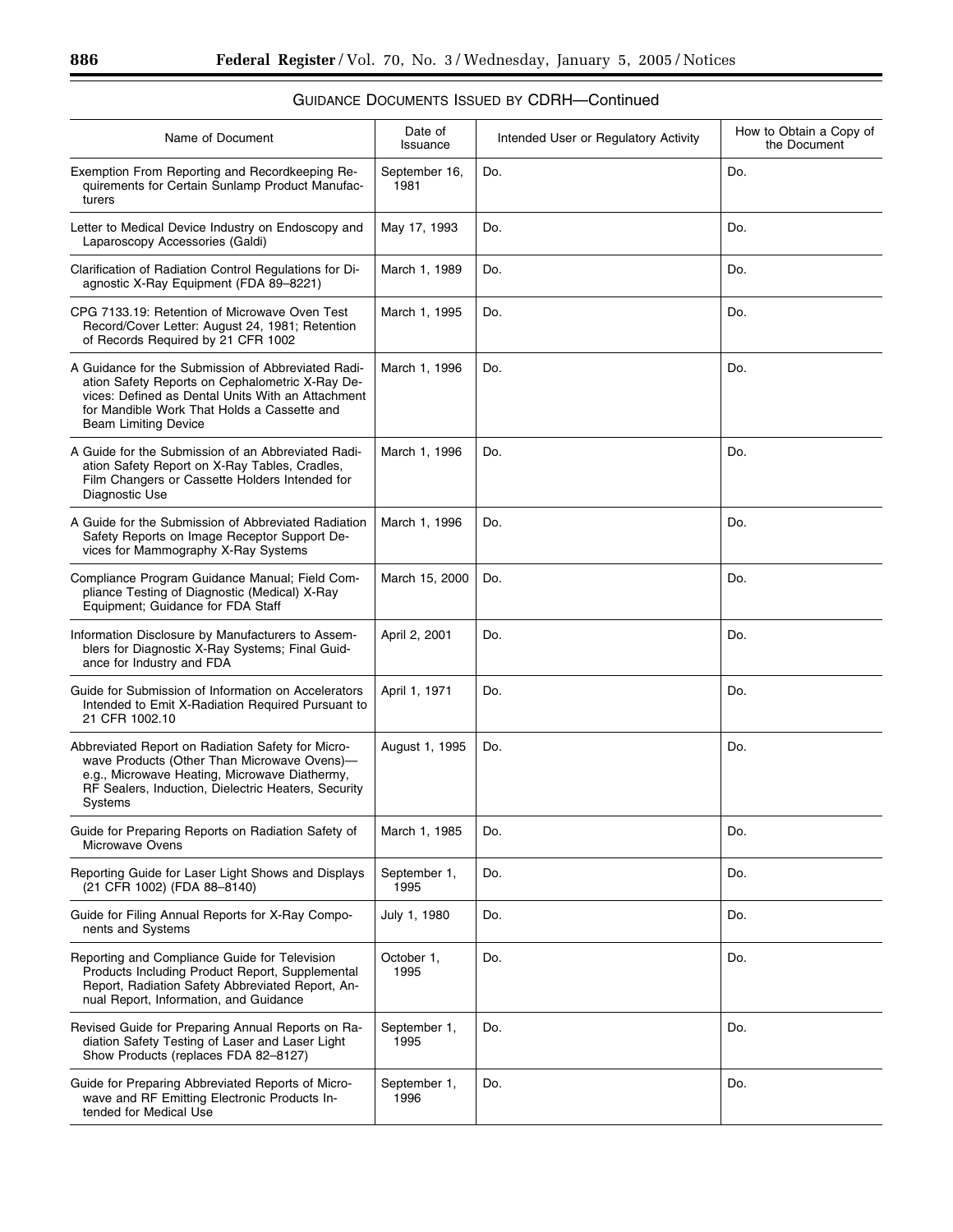GUIDANCE DOCUMENTS ISSUED BY CDRH—Continued

| Name of Document | Date of Issuance | Intended User or Regulatory Activity | How to Obtain a Copy of the Document |
| --- | --- | --- | --- |
| Exemption From Reporting and Recordkeeping Requirements for Certain Sunlamp Product Manufacturers | September 16, 1981 | Do. | Do. |
| Letter to Medical Device Industry on Endoscopy and Laparoscopy Accessories (Galdi) | May 17, 1993 | Do. | Do. |
| Clarification of Radiation Control Regulations for Diagnostic X-Ray Equipment (FDA 89–8221) | March 1, 1989 | Do. | Do. |
| CPG 7133.19: Retention of Microwave Oven Test Record/Cover Letter: August 24, 1981; Retention of Records Required by 21 CFR 1002 | March 1, 1995 | Do. | Do. |
| A Guidance for the Submission of Abbreviated Radiation Safety Reports on Cephalometric X-Ray Devices: Defined as Dental Units With an Attachment for Mandible Work That Holds a Cassette and Beam Limiting Device | March 1, 1996 | Do. | Do. |
| A Guide for the Submission of an Abbreviated Radiation Safety Report on X-Ray Tables, Cradles, Film Changers or Cassette Holders Intended for Diagnostic Use | March 1, 1996 | Do. | Do. |
| A Guide for the Submission of Abbreviated Radiation Safety Reports on Image Receptor Support Devices for Mammography X-Ray Systems | March 1, 1996 | Do. | Do. |
| Compliance Program Guidance Manual; Field Compliance Testing of Diagnostic (Medical) X-Ray Equipment; Guidance for FDA Staff | March 15, 2000 | Do. | Do. |
| Information Disclosure by Manufacturers to Assemblers for Diagnostic X-Ray Systems; Final Guidance for Industry and FDA | April 2, 2001 | Do. | Do. |
| Guide for Submission of Information on Accelerators Intended to Emit X-Radiation Required Pursuant to 21 CFR 1002.10 | April 1, 1971 | Do. | Do. |
| Abbreviated Report on Radiation Safety for Microwave Products (Other Than Microwave Ovens)—e.g., Microwave Heating, Microwave Diathermy, RF Sealers, Induction, Dielectric Heaters, Security Systems | August 1, 1995 | Do. | Do. |
| Guide for Preparing Reports on Radiation Safety of Microwave Ovens | March 1, 1985 | Do. | Do. |
| Reporting Guide for Laser Light Shows and Displays (21 CFR 1002) (FDA 88–8140) | September 1, 1995 | Do. | Do. |
| Guide for Filing Annual Reports for X-Ray Components and Systems | July 1, 1980 | Do. | Do. |
| Reporting and Compliance Guide for Television Products Including Product Report, Supplemental Report, Radiation Safety Abbreviated Report, Annual Report, Information, and Guidance | October 1, 1995 | Do. | Do. |
| Revised Guide for Preparing Annual Reports on Radiation Safety Testing of Laser and Laser Light Show Products (replaces FDA 82–8127) | September 1, 1995 | Do. | Do. |
| Guide for Preparing Abbreviated Reports of Microwave and RF Emitting Electronic Products Intended for Medical Use | September 1, 1996 | Do. | Do. |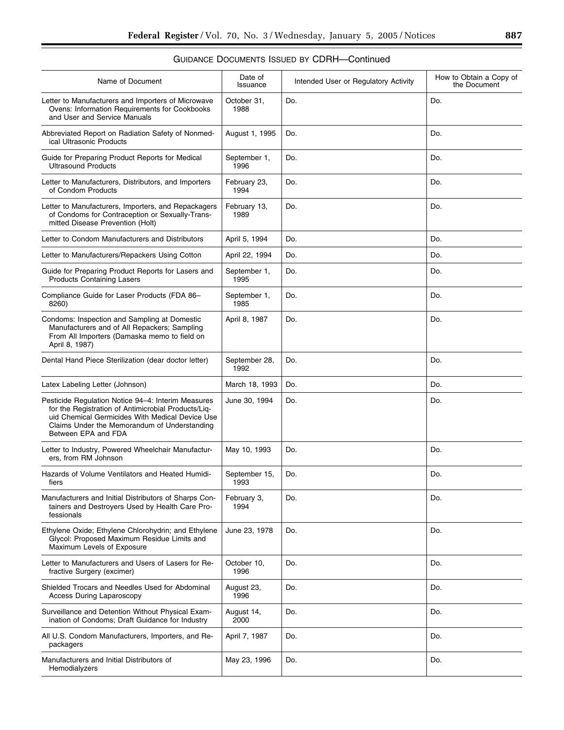GUIDANCE DOCUMENTS ISSUED BY CDRH—Continued

| Name of Document | Date of Issuance | Intended User or Regulatory Activity | How to Obtain a Copy of the Document |
| --- | --- | --- | --- |
| Letter to Manufacturers and Importers of Microwave Ovens: Information Requirements for Cookbooks and User and Service Manuals | October 31, 1988 | Do. | Do. |
| Abbreviated Report on Radiation Safety of Nonmedical Ultrasonic Products | August 1, 1995 | Do. | Do. |
| Guide for Preparing Product Reports for Medical Ultrasound Products | September 1, 1996 | Do. | Do. |
| Letter to Manufacturers, Distributors, and Importers of Condom Products | February 23, 1994 | Do. | Do. |
| Letter to Manufacturers, Importers, and Repackagers of Condoms for Contraception or Sexually-Transmitted Disease Prevention (Holt) | February 13, 1989 | Do. | Do. |
| Letter to Condom Manufacturers and Distributors | April 5, 1994 | Do. | Do. |
| Letter to Manufacturers/Repackers Using Cotton | April 22, 1994 | Do. | Do. |
| Guide for Preparing Product Reports for Lasers and Products Containing Lasers | September 1, 1995 | Do. | Do. |
| Compliance Guide for Laser Products (FDA 86–8260) | September 1, 1985 | Do. | Do. |
| Condoms: Inspection and Sampling at Domestic Manufacturers and of All Repackers; Sampling From All Importers (Damaska memo to field on April 8, 1987) | April 8, 1987 | Do. | Do. |
| Dental Hand Piece Sterilization (dear doctor letter) | September 28, 1992 | Do. | Do. |
| Latex Labeling Letter (Johnson) | March 18, 1993 | Do. | Do. |
| Pesticide Regulation Notice 94–4: Interim Measures for the Registration of Antimicrobial Products/Liquid Chemical Germicides With Medical Device Use Claims Under the Memorandum of Understanding Between EPA and FDA | June 30, 1994 | Do. | Do. |
| Letter to Industry, Powered Wheelchair Manufacturers, from RM Johnson | May 10, 1993 | Do. | Do. |
| Hazards of Volume Ventilators and Heated Humidifiers | September 15, 1993 | Do. | Do. |
| Manufacturers and Initial Distributors of Sharps Containers and Destroyers Used by Health Care Professionals | February 3, 1994 | Do. | Do. |
| Ethylene Oxide; Ethylene Chlorohydrin; and Ethylene Glycol: Proposed Maximum Residue Limits and Maximum Levels of Exposure | June 23, 1978 | Do. | Do. |
| Letter to Manufacturers and Users of Lasers for Refractive Surgery (excimer) | October 10, 1996 | Do. | Do. |
| Shielded Trocars and Needles Used for Abdominal Access During Laparoscopy | August 23, 1996 | Do. | Do. |
| Surveillance and Detention Without Physical Examination of Condoms; Draft Guidance for Industry | August 14, 2000 | Do. | Do. |
| All U.S. Condom Manufacturers, Importers, and Repackagers | April 7, 1987 | Do. | Do. |
| Manufacturers and Initial Distributors of Hemodialyzers | May 23, 1996 | Do. | Do. |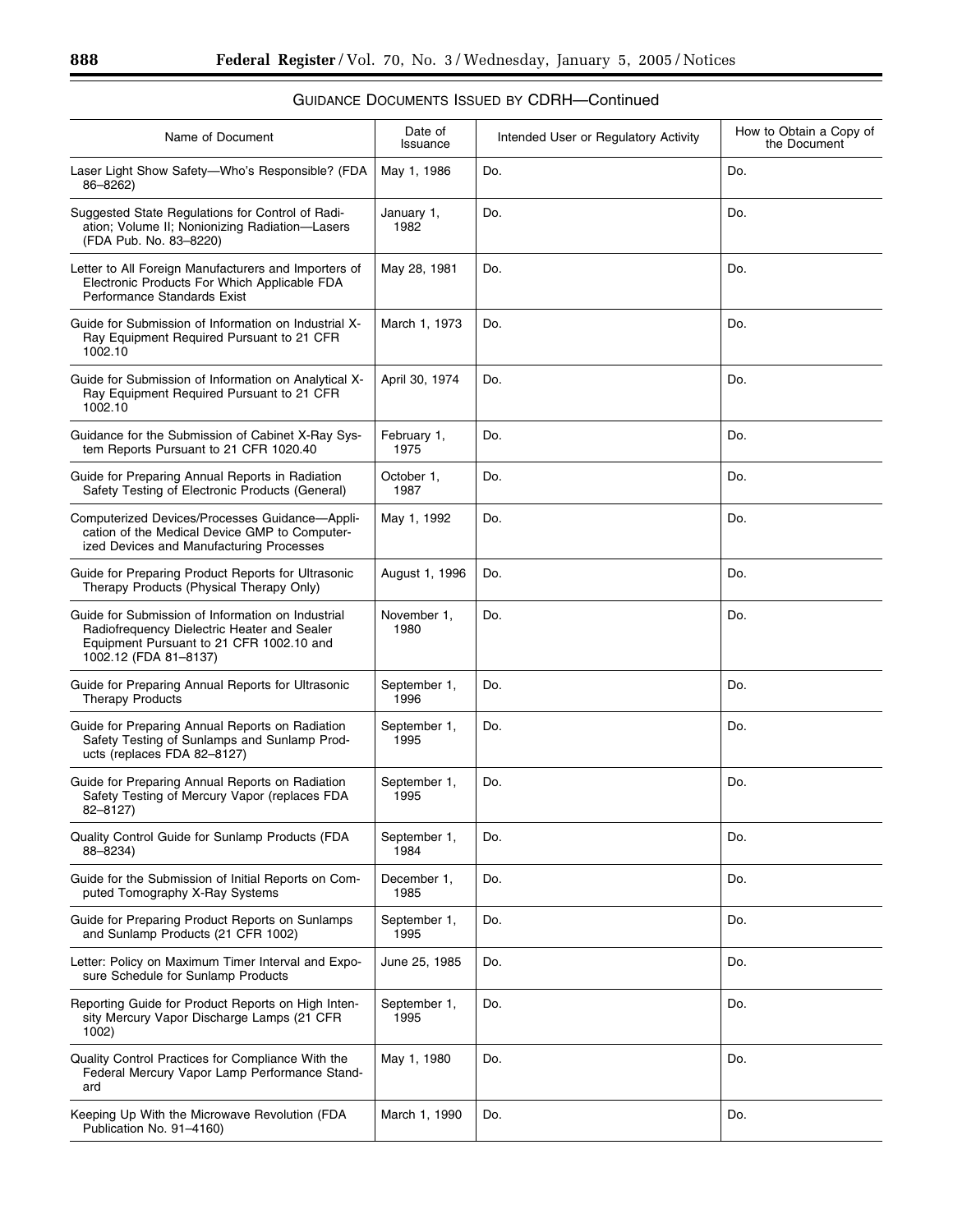GUIDANCE DOCUMENTS ISSUED BY CDRH—Continued

| Name of Document | Date of Issuance | Intended User or Regulatory Activity | How to Obtain a Copy of the Document |
|---|---|---|---|
| Laser Light Show Safety—Who's Responsible? (FDA 86–8262) | May 1, 1986 | Do. | Do. |
| Suggested State Regulations for Control of Radiation; Volume II; Nonionizing Radiation—Lasers (FDA Pub. No. 83–8220) | January 1, 1982 | Do. | Do. |
| Letter to All Foreign Manufacturers and Importers of Electronic Products For Which Applicable FDA Performance Standards Exist | May 28, 1981 | Do. | Do. |
| Guide for Submission of Information on Industrial X-Ray Equipment Required Pursuant to 21 CFR 1002.10 | March 1, 1973 | Do. | Do. |
| Guide for Submission of Information on Analytical X-Ray Equipment Required Pursuant to 21 CFR 1002.10 | April 30, 1974 | Do. | Do. |
| Guidance for the Submission of Cabinet X-Ray System Reports Pursuant to 21 CFR 1020.40 | February 1, 1975 | Do. | Do. |
| Guide for Preparing Annual Reports in Radiation Safety Testing of Electronic Products (General) | October 1, 1987 | Do. | Do. |
| Computerized Devices/Processes Guidance—Application of the Medical Device GMP to Computerized Devices and Manufacturing Processes | May 1, 1992 | Do. | Do. |
| Guide for Preparing Product Reports for Ultrasonic Therapy Products (Physical Therapy Only) | August 1, 1996 | Do. | Do. |
| Guide for Submission of Information on Industrial Radiofrequency Dielectric Heater and Sealer Equipment Pursuant to 21 CFR 1002.10 and 1002.12 (FDA 81–8137) | November 1, 1980 | Do. | Do. |
| Guide for Preparing Annual Reports for Ultrasonic Therapy Products | September 1, 1996 | Do. | Do. |
| Guide for Preparing Annual Reports on Radiation Safety Testing of Sunlamps and Sunlamp Products (replaces FDA 82–8127) | September 1, 1995 | Do. | Do. |
| Guide for Preparing Annual Reports on Radiation Safety Testing of Mercury Vapor (replaces FDA 82–8127) | September 1, 1995 | Do. | Do. |
| Quality Control Guide for Sunlamp Products (FDA 88–8234) | September 1, 1984 | Do. | Do. |
| Guide for the Submission of Initial Reports on Computed Tomography X-Ray Systems | December 1, 1985 | Do. | Do. |
| Guide for Preparing Product Reports on Sunlamps and Sunlamp Products (21 CFR 1002) | September 1, 1995 | Do. | Do. |
| Letter: Policy on Maximum Timer Interval and Exposure Schedule for Sunlamp Products | June 25, 1985 | Do. | Do. |
| Reporting Guide for Product Reports on High Intensity Mercury Vapor Discharge Lamps (21 CFR 1002) | September 1, 1995 | Do. | Do. |
| Quality Control Practices for Compliance With the Federal Mercury Vapor Lamp Performance Standard | May 1, 1980 | Do. | Do. |
| Keeping Up With the Microwave Revolution (FDA Publication No. 91–4160) | March 1, 1990 | Do. | Do. |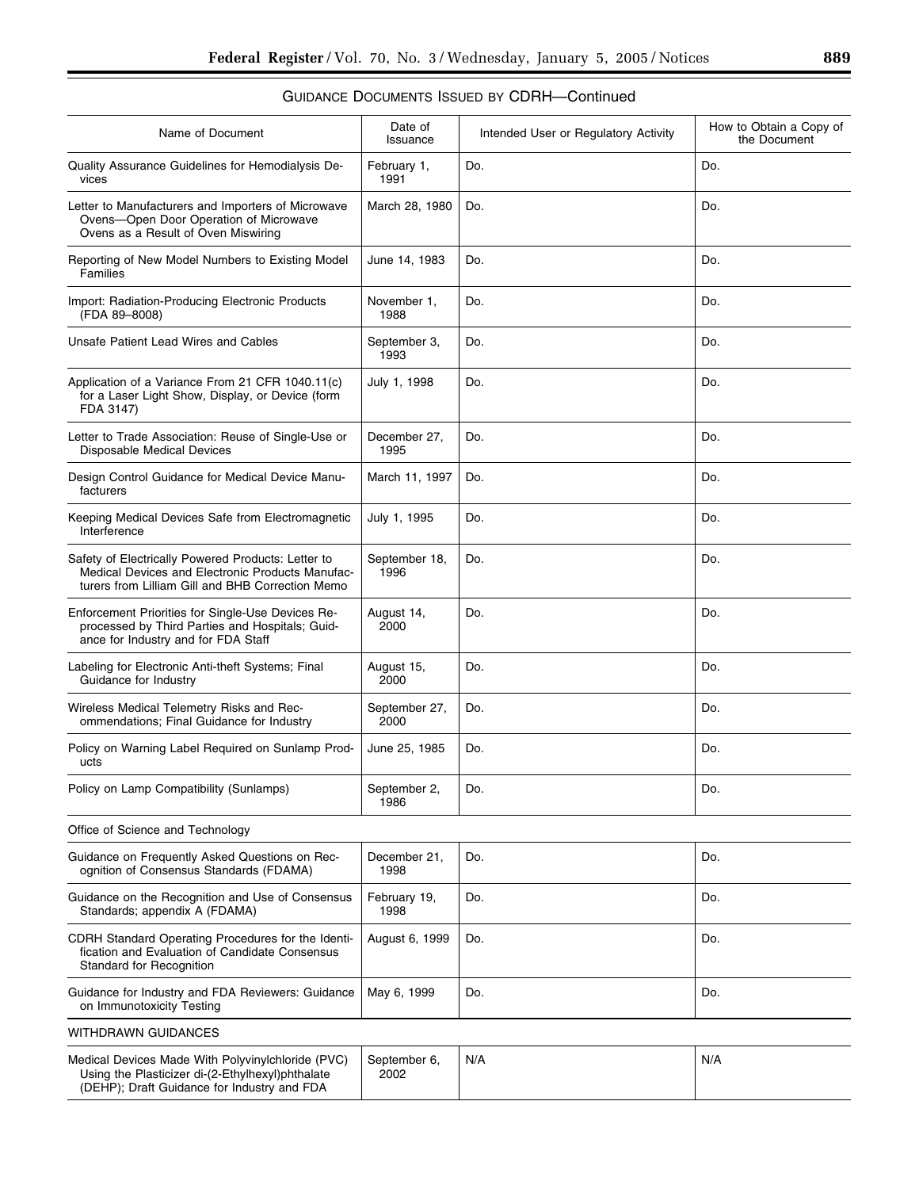GUIDANCE DOCUMENTS ISSUED BY CDRH—Continued

| Name of Document | Date of Issuance | Intended User or Regulatory Activity | How to Obtain a Copy of the Document |
|---|---|---|---|
| Quality Assurance Guidelines for Hemodialysis Devices | February 1, 1991 | Do. | Do. |
| Letter to Manufacturers and Importers of Microwave Ovens—Open Door Operation of Microwave Ovens as a Result of Oven Miswiring | March 28, 1980 | Do. | Do. |
| Reporting of New Model Numbers to Existing Model Families | June 14, 1983 | Do. | Do. |
| Import: Radiation-Producing Electronic Products (FDA 89–8008) | November 1, 1988 | Do. | Do. |
| Unsafe Patient Lead Wires and Cables | September 3, 1993 | Do. | Do. |
| Application of a Variance From 21 CFR 1040.11(c) for a Laser Light Show, Display, or Device (form FDA 3147) | July 1, 1998 | Do. | Do. |
| Letter to Trade Association: Reuse of Single-Use or Disposable Medical Devices | December 27, 1995 | Do. | Do. |
| Design Control Guidance for Medical Device Manufacturers | March 11, 1997 | Do. | Do. |
| Keeping Medical Devices Safe from Electromagnetic Interference | July 1, 1995 | Do. | Do. |
| Safety of Electrically Powered Products: Letter to Medical Devices and Electronic Products Manufacturers from Lilliam Gill and BHB Correction Memo | September 18, 1996 | Do. | Do. |
| Enforcement Priorities for Single-Use Devices Reprocessed by Third Parties and Hospitals; Guidance for Industry and for FDA Staff | August 14, 2000 | Do. | Do. |
| Labeling for Electronic Anti-theft Systems; Final Guidance for Industry | August 15, 2000 | Do. | Do. |
| Wireless Medical Telemetry Risks and Recommendations; Final Guidance for Industry | September 27, 2000 | Do. | Do. |
| Policy on Warning Label Required on Sunlamp Products | June 25, 1985 | Do. | Do. |
| Policy on Lamp Compatibility (Sunlamps) | September 2, 1986 | Do. | Do. |
| Office of Science and Technology | | | |
| Guidance on Frequently Asked Questions on Recognition of Consensus Standards (FDAMA) | December 21, 1998 | Do. | Do. |
| Guidance on the Recognition and Use of Consensus Standards; appendix A (FDAMA) | February 19, 1998 | Do. | Do. |
| CDRH Standard Operating Procedures for the Identification and Evaluation of Candidate Consensus Standard for Recognition | August 6, 1999 | Do. | Do. |
| Guidance for Industry and FDA Reviewers: Guidance on Immunotoxicity Testing | May 6, 1999 | Do. | Do. |
| WITHDRAWN GUIDANCES | | | |
| Medical Devices Made With Polyvinylchloride (PVC) Using the Plasticizer di-(2-Ethylhexyl)phthalate (DEHP); Draft Guidance for Industry and FDA | September 6, 2002 | N/A | N/A |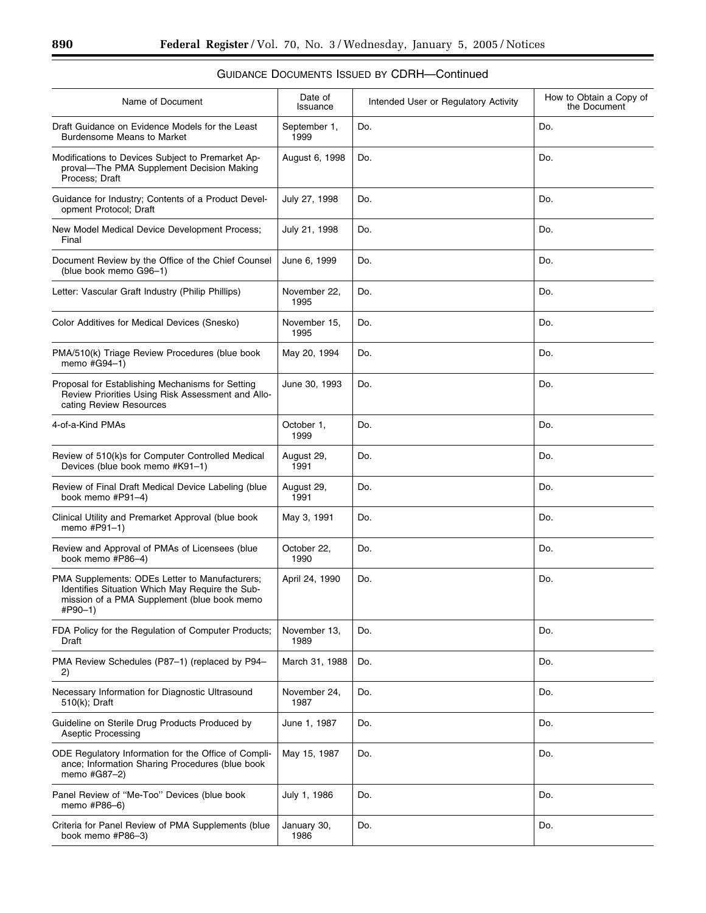GUIDANCE DOCUMENTS ISSUED BY CDRH—Continued

| Name of Document | Date of Issuance | Intended User or Regulatory Activity | How to Obtain a Copy of the Document |
|---|---|---|---|
| Draft Guidance on Evidence Models for the Least Burdensome Means to Market | September 1, 1999 | Do. | Do. |
| Modifications to Devices Subject to Premarket Approval—The PMA Supplement Decision Making Process; Draft | August 6, 1998 | Do. | Do. |
| Guidance for Industry; Contents of a Product Development Protocol; Draft | July 27, 1998 | Do. | Do. |
| New Model Medical Device Development Process; Final | July 21, 1998 | Do. | Do. |
| Document Review by the Office of the Chief Counsel (blue book memo G96–1) | June 6, 1999 | Do. | Do. |
| Letter: Vascular Graft Industry (Philip Phillips) | November 22, 1995 | Do. | Do. |
| Color Additives for Medical Devices (Snesko) | November 15, 1995 | Do. | Do. |
| PMA/510(k) Triage Review Procedures (blue book memo #G94–1) | May 20, 1994 | Do. | Do. |
| Proposal for Establishing Mechanisms for Setting Review Priorities Using Risk Assessment and Allocating Review Resources | June 30, 1993 | Do. | Do. |
| 4-of-a-Kind PMAs | October 1, 1999 | Do. | Do. |
| Review of 510(k)s for Computer Controlled Medical Devices (blue book memo #K91–1) | August 29, 1991 | Do. | Do. |
| Review of Final Draft Medical Device Labeling (blue book memo #P91–4) | August 29, 1991 | Do. | Do. |
| Clinical Utility and Premarket Approval (blue book memo #P91–1) | May 3, 1991 | Do. | Do. |
| Review and Approval of PMAs of Licensees (blue book memo #P86–4) | October 22, 1990 | Do. | Do. |
| PMA Supplements: ODEs Letter to Manufacturers; Identifies Situation Which May Require the Submission of a PMA Supplement (blue book memo #P90–1) | April 24, 1990 | Do. | Do. |
| FDA Policy for the Regulation of Computer Products; Draft | November 13, 1989 | Do. | Do. |
| PMA Review Schedules (P87–1) (replaced by P94–2) | March 31, 1988 | Do. | Do. |
| Necessary Information for Diagnostic Ultrasound 510(k); Draft | November 24, 1987 | Do. | Do. |
| Guideline on Sterile Drug Products Produced by Aseptic Processing | June 1, 1987 | Do. | Do. |
| ODE Regulatory Information for the Office of Compliance; Information Sharing Procedures (blue book memo #G87–2) | May 15, 1987 | Do. | Do. |
| Panel Review of "Me-Too" Devices (blue book memo #P86–6) | July 1, 1986 | Do. | Do. |
| Criteria for Panel Review of PMA Supplements (blue book memo #P86–3) | January 30, 1986 | Do. | Do. |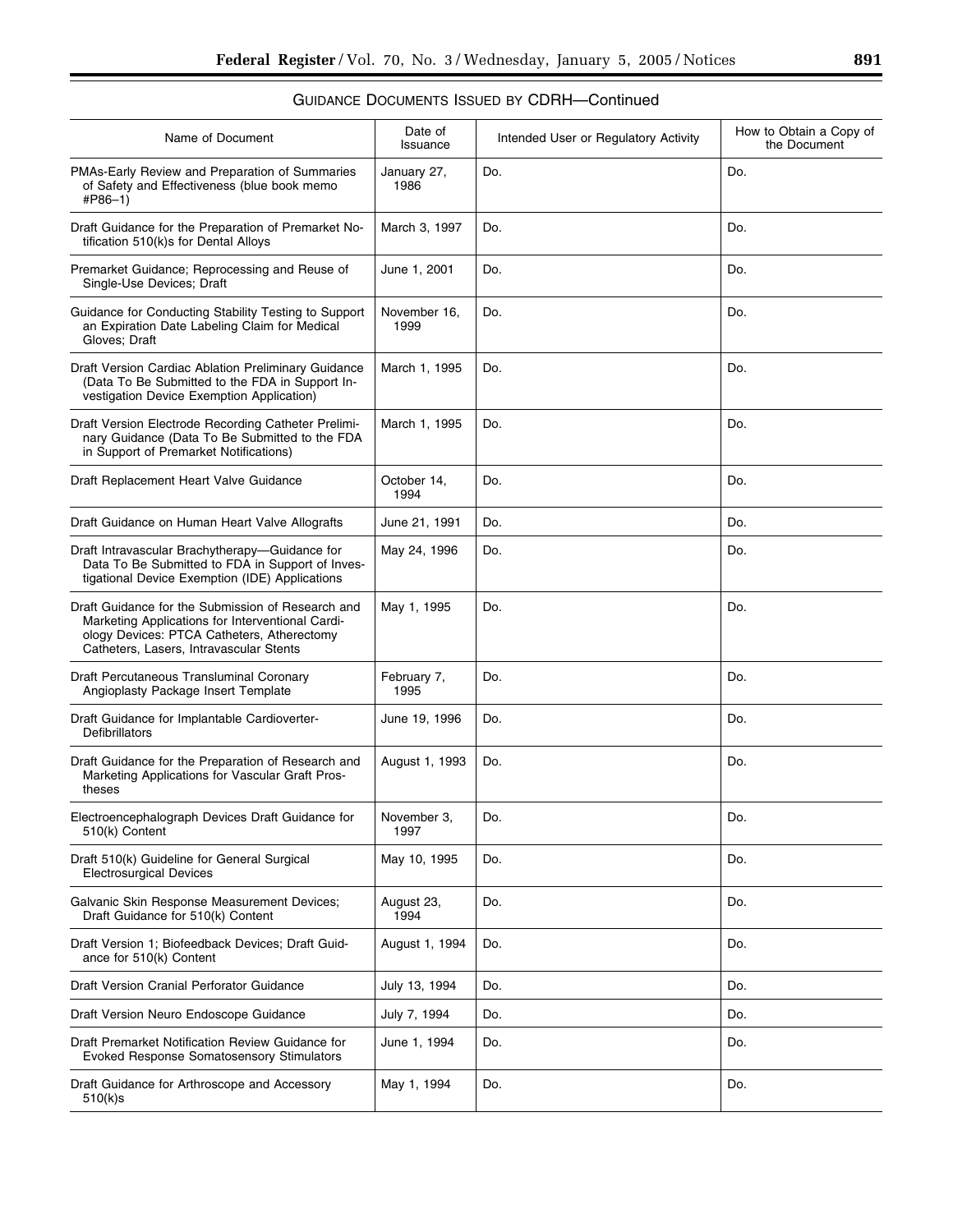GUIDANCE DOCUMENTS ISSUED BY CDRH—Continued

| Name of Document | Date of Issuance | Intended User or Regulatory Activity | How to Obtain a Copy of the Document |
| --- | --- | --- | --- |
| PMAs-Early Review and Preparation of Summaries of Safety and Effectiveness (blue book memo #P86–1) | January 27, 1986 | Do. | Do. |
| Draft Guidance for the Preparation of Premarket Notification 510(k)s for Dental Alloys | March 3, 1997 | Do. | Do. |
| Premarket Guidance; Reprocessing and Reuse of Single-Use Devices; Draft | June 1, 2001 | Do. | Do. |
| Guidance for Conducting Stability Testing to Support an Expiration Date Labeling Claim for Medical Gloves; Draft | November 16, 1999 | Do. | Do. |
| Draft Version Cardiac Ablation Preliminary Guidance (Data To Be Submitted to the FDA in Support Investigation Device Exemption Application) | March 1, 1995 | Do. | Do. |
| Draft Version Electrode Recording Catheter Preliminary Guidance (Data To Be Submitted to the FDA in Support of Premarket Notifications) | March 1, 1995 | Do. | Do. |
| Draft Replacement Heart Valve Guidance | October 14, 1994 | Do. | Do. |
| Draft Guidance on Human Heart Valve Allografts | June 21, 1991 | Do. | Do. |
| Draft Intravascular Brachytherapy—Guidance for Data To Be Submitted to FDA in Support of Investigational Device Exemption (IDE) Applications | May 24, 1996 | Do. | Do. |
| Draft Guidance for the Submission of Research and Marketing Applications for Interventional Cardiology Devices: PTCA Catheters, Atherectomy Catheters, Lasers, Intravascular Stents | May 1, 1995 | Do. | Do. |
| Draft Percutaneous Transluminal Coronary Angioplasty Package Insert Template | February 7, 1995 | Do. | Do. |
| Draft Guidance for Implantable Cardioverter-Defibrillators | June 19, 1996 | Do. | Do. |
| Draft Guidance for the Preparation of Research and Marketing Applications for Vascular Graft Prostheses | August 1, 1993 | Do. | Do. |
| Electroencephalograph Devices Draft Guidance for 510(k) Content | November 3, 1997 | Do. | Do. |
| Draft 510(k) Guideline for General Surgical Electrosurgical Devices | May 10, 1995 | Do. | Do. |
| Galvanic Skin Response Measurement Devices; Draft Guidance for 510(k) Content | August 23, 1994 | Do. | Do. |
| Draft Version 1; Biofeedback Devices; Draft Guidance for 510(k) Content | August 1, 1994 | Do. | Do. |
| Draft Version Cranial Perforator Guidance | July 13, 1994 | Do. | Do. |
| Draft Version Neuro Endoscope Guidance | July 7, 1994 | Do. | Do. |
| Draft Premarket Notification Review Guidance for Evoked Response Somatosensory Stimulators | June 1, 1994 | Do. | Do. |
| Draft Guidance for Arthroscope and Accessory 510(k)s | May 1, 1994 | Do. | Do. |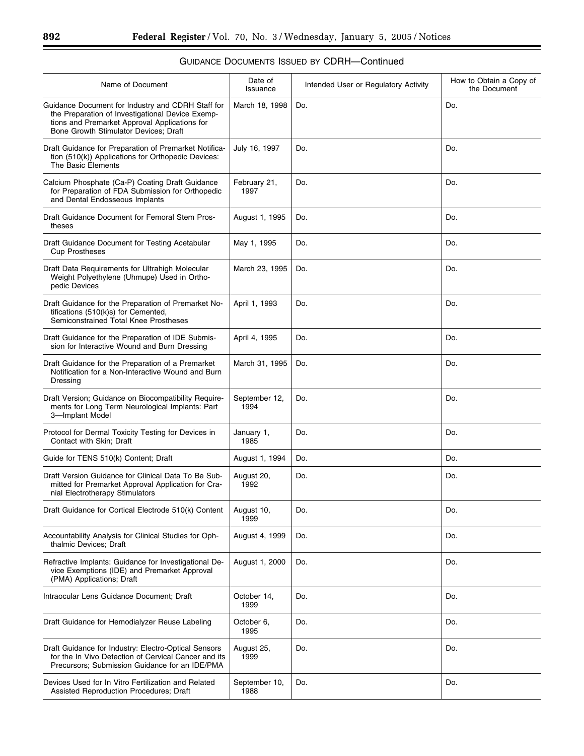## GUIDANCE DOCUMENTS ISSUED BY CDRH—Continued

| Name of Document | Date of Issuance | Intended User or Regulatory Activity | How to Obtain a Copy of the Document |
|---|---|---|---|
| Guidance Document for Industry and CDRH Staff for the Preparation of Investigational Device Exemptions and Premarket Approval Applications for Bone Growth Stimulator Devices; Draft | March 18, 1998 | Do. | Do. |
| Draft Guidance for Preparation of Premarket Notification (510(k)) Applications for Orthopedic Devices: The Basic Elements | July 16, 1997 | Do. | Do. |
| Calcium Phosphate (Ca-P) Coating Draft Guidance for Preparation of FDA Submission for Orthopedic and Dental Endosseous Implants | February 21, 1997 | Do. | Do. |
| Draft Guidance Document for Femoral Stem Prostheses | August 1, 1995 | Do. | Do. |
| Draft Guidance Document for Testing Acetabular Cup Prostheses | May 1, 1995 | Do. | Do. |
| Draft Data Requirements for Ultrahigh Molecular Weight Polyethylene (Uhmupe) Used in Orthopedic Devices | March 23, 1995 | Do. | Do. |
| Draft Guidance for the Preparation of Premarket Notifications (510(k)s) for Cemented, Semiconstrained Total Knee Prostheses | April 1, 1993 | Do. | Do. |
| Draft Guidance for the Preparation of IDE Submission for Interactive Wound and Burn Dressing | April 4, 1995 | Do. | Do. |
| Draft Guidance for the Preparation of a Premarket Notification for a Non-Interactive Wound and Burn Dressing | March 31, 1995 | Do. | Do. |
| Draft Version; Guidance on Biocompatibility Requirements for Long Term Neurological Implants: Part 3—Implant Model | September 12, 1994 | Do. | Do. |
| Protocol for Dermal Toxicity Testing for Devices in Contact with Skin; Draft | January 1, 1985 | Do. | Do. |
| Guide for TENS 510(k) Content; Draft | August 1, 1994 | Do. | Do. |
| Draft Version Guidance for Clinical Data To Be Submitted for Premarket Approval Application for Cranial Electrotherapy Stimulators | August 20, 1992 | Do. | Do. |
| Draft Guidance for Cortical Electrode 510(k) Content | August 10, 1999 | Do. | Do. |
| Accountability Analysis for Clinical Studies for Ophthalmic Devices; Draft | August 4, 1999 | Do. | Do. |
| Refractive Implants: Guidance for Investigational Device Exemptions (IDE) and Premarket Approval (PMA) Applications; Draft | August 1, 2000 | Do. | Do. |
| Intraocular Lens Guidance Document; Draft | October 14, 1999 | Do. | Do. |
| Draft Guidance for Hemodialyzer Reuse Labeling | October 6, 1995 | Do. | Do. |
| Draft Guidance for Industry: Electro-Optical Sensors for the In Vivo Detection of Cervical Cancer and its Precursors; Submission Guidance for an IDE/PMA | August 25, 1999 | Do. | Do. |
| Devices Used for In Vitro Fertilization and Related Assisted Reproduction Procedures; Draft | September 10, 1988 | Do. | Do. |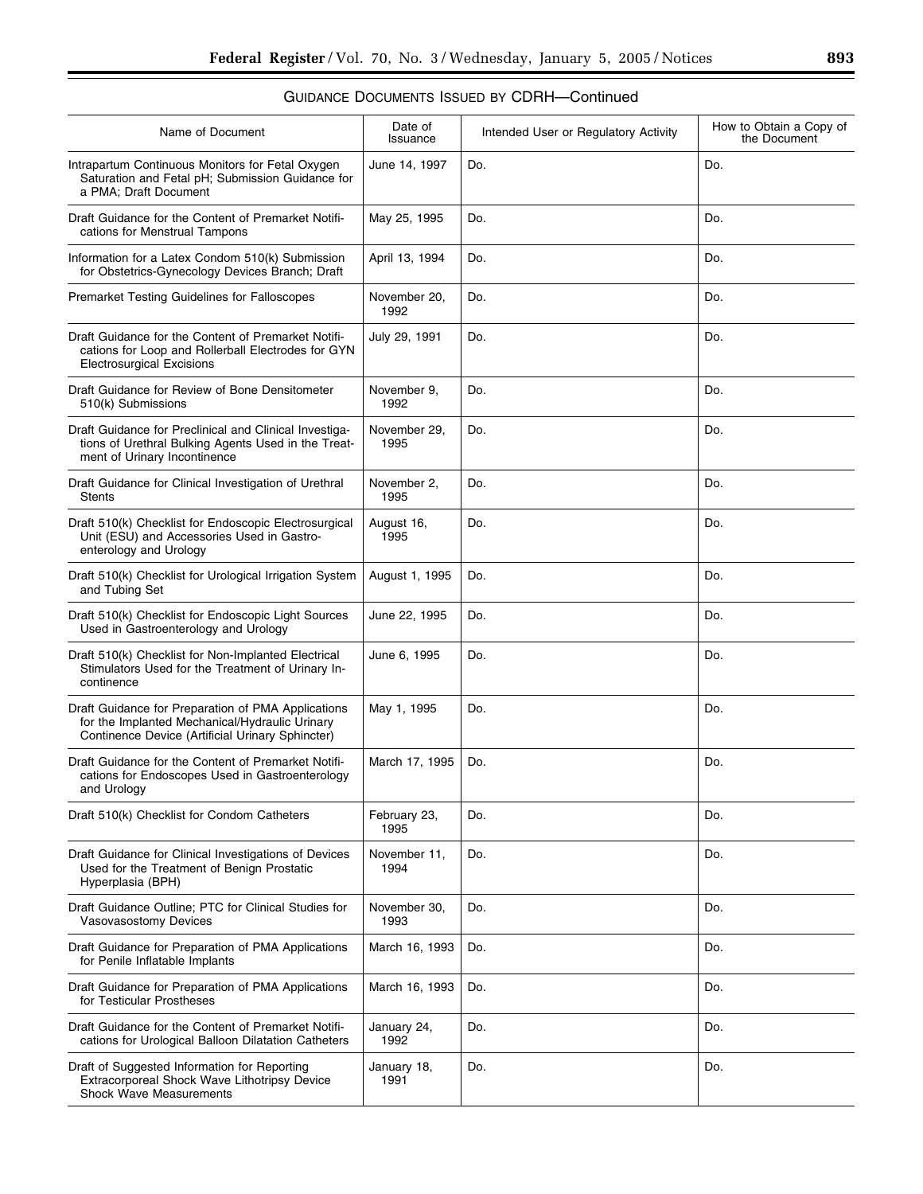GUIDANCE DOCUMENTS ISSUED BY CDRH—Continued

| Name of Document | Date of Issuance | Intended User or Regulatory Activity | How to Obtain a Copy of the Document |
|---|---|---|---|
| Intrapartum Continuous Monitors for Fetal Oxygen Saturation and Fetal pH; Submission Guidance for a PMA; Draft Document | June 14, 1997 | Do. | Do. |
| Draft Guidance for the Content of Premarket Notifications for Menstrual Tampons | May 25, 1995 | Do. | Do. |
| Information for a Latex Condom 510(k) Submission for Obstetrics-Gynecology Devices Branch; Draft | April 13, 1994 | Do. | Do. |
| Premarket Testing Guidelines for Falloscopes | November 20, 1992 | Do. | Do. |
| Draft Guidance for the Content of Premarket Notifications for Loop and Rollerball Electrodes for GYN Electrosurgical Excisions | July 29, 1991 | Do. | Do. |
| Draft Guidance for Review of Bone Densitometer 510(k) Submissions | November 9, 1992 | Do. | Do. |
| Draft Guidance for Preclinical and Clinical Investigations of Urethral Bulking Agents Used in the Treatment of Urinary Incontinence | November 29, 1995 | Do. | Do. |
| Draft Guidance for Clinical Investigation of Urethral Stents | November 2, 1995 | Do. | Do. |
| Draft 510(k) Checklist for Endoscopic Electrosurgical Unit (ESU) and Accessories Used in Gastroenterology and Urology | August 16, 1995 | Do. | Do. |
| Draft 510(k) Checklist for Urological Irrigation System and Tubing Set | August 1, 1995 | Do. | Do. |
| Draft 510(k) Checklist for Endoscopic Light Sources Used in Gastroenterology and Urology | June 22, 1995 | Do. | Do. |
| Draft 510(k) Checklist for Non-Implanted Electrical Stimulators Used for the Treatment of Urinary Incontinence | June 6, 1995 | Do. | Do. |
| Draft Guidance for Preparation of PMA Applications for the Implanted Mechanical/Hydraulic Urinary Continence Device (Artificial Urinary Sphincter) | May 1, 1995 | Do. | Do. |
| Draft Guidance for the Content of Premarket Notifications for Endoscopes Used in Gastroenterology and Urology | March 17, 1995 | Do. | Do. |
| Draft 510(k) Checklist for Condom Catheters | February 23, 1995 | Do. | Do. |
| Draft Guidance for Clinical Investigations of Devices Used for the Treatment of Benign Prostatic Hyperplasia (BPH) | November 11, 1994 | Do. | Do. |
| Draft Guidance Outline; PTC for Clinical Studies for Vasovasostomy Devices | November 30, 1993 | Do. | Do. |
| Draft Guidance for Preparation of PMA Applications for Penile Inflatable Implants | March 16, 1993 | Do. | Do. |
| Draft Guidance for Preparation of PMA Applications for Testicular Prostheses | March 16, 1993 | Do. | Do. |
| Draft Guidance for the Content of Premarket Notifications for Urological Balloon Dilatation Catheters | January 24, 1992 | Do. | Do. |
| Draft of Suggested Information for Reporting Extracorporeal Shock Wave Lithotripsy Device Shock Wave Measurements | January 18, 1991 | Do. | Do. |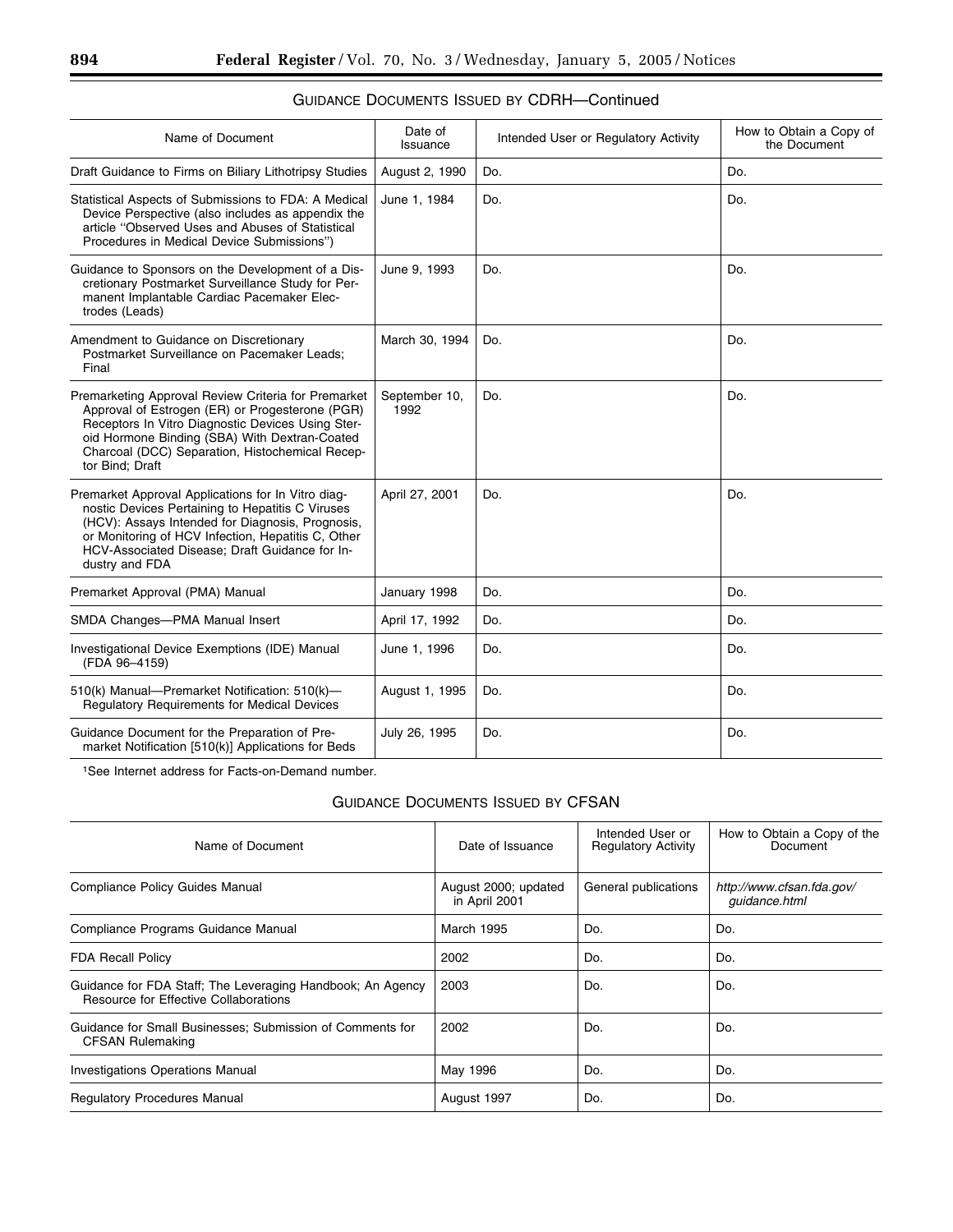## GUIDANCE DOCUMENTS ISSUED BY CDRH—Continued

| Name of Document | Date of Issuance | Intended User or Regulatory Activity | How to Obtain a Copy of the Document |
|---|---|---|---|
| Draft Guidance to Firms on Biliary Lithotripsy Studies | August 2, 1990 | Do. | Do. |
| Statistical Aspects of Submissions to FDA: A Medical Device Perspective (also includes as appendix the article ''Observed Uses and Abuses of Statistical Procedures in Medical Device Submissions'') | June 1, 1984 | Do. | Do. |
| Guidance to Sponsors on the Development of a Discretionary Postmarket Surveillance Study for Permanent Implantable Cardiac Pacemaker Electrodes (Leads) | June 9, 1993 | Do. | Do. |
| Amendment to Guidance on Discretionary Postmarket Surveillance on Pacemaker Leads; Final | March 30, 1994 | Do. | Do. |
| Premarketing Approval Review Criteria for Premarket Approval of Estrogen (ER) or Progesterone (PGR) Receptors In Vitro Diagnostic Devices Using Steroid Hormone Binding (SBA) With Dextran-Coated Charcoal (DCC) Separation, Histochemical Receptor Bind; Draft | September 10, 1992 | Do. | Do. |
| Premarket Approval Applications for In Vitro diagnostic Devices Pertaining to Hepatitis C Viruses (HCV): Assays Intended for Diagnosis, Prognosis, or Monitoring of HCV Infection, Hepatitis C, Other HCV-Associated Disease; Draft Guidance for Industry and FDA | April 27, 2001 | Do. | Do. |
| Premarket Approval (PMA) Manual | January 1998 | Do. | Do. |
| SMDA Changes—PMA Manual Insert | April 17, 1992 | Do. | Do. |
| Investigational Device Exemptions (IDE) Manual (FDA 96–4159) | June 1, 1996 | Do. | Do. |
| 510(k) Manual—Premarket Notification: 510(k)—Regulatory Requirements for Medical Devices | August 1, 1995 | Do. | Do. |
| Guidance Document for the Preparation of Premarket Notification [510(k)] Applications for Beds | July 26, 1995 | Do. | Do. |

[1]See Internet address for Facts-on-Demand number.

## GUIDANCE DOCUMENTS ISSUED BY CFSAN

| Name of Document | Date of Issuance | Intended User or Regulatory Activity | How to Obtain a Copy of the Document |
|---|---|---|---|
| Compliance Policy Guides Manual | August 2000; updated in April 2001 | General publications | *http://www.cfsan.fda.gov/guidance.html* |
| Compliance Programs Guidance Manual | March 1995 | Do. | Do. |
| FDA Recall Policy | 2002 | Do. | Do. |
| Guidance for FDA Staff; The Leveraging Handbook; An Agency Resource for Effective Collaborations | 2003 | Do. | Do. |
| Guidance for Small Businesses; Submission of Comments for CFSAN Rulemaking | 2002 | Do. | Do. |
| Investigations Operations Manual | May 1996 | Do. | Do. |
| Regulatory Procedures Manual | August 1997 | Do. | Do. |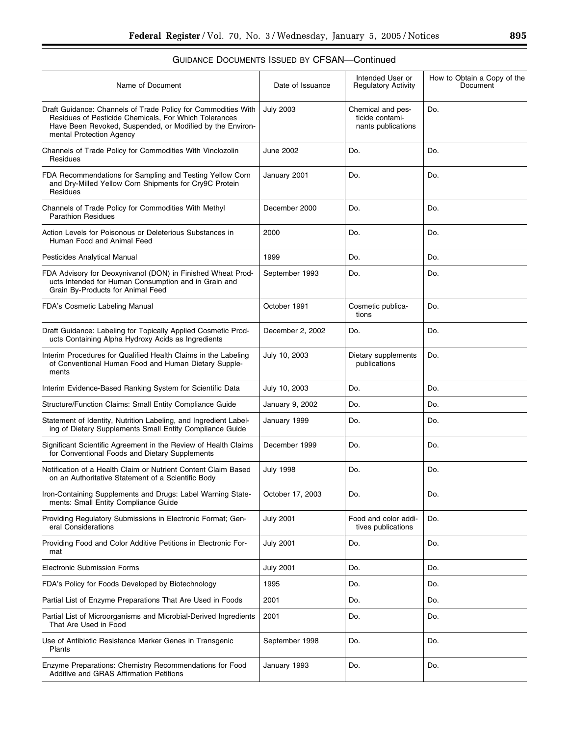GUIDANCE DOCUMENTS ISSUED BY CFSAN—Continued

| Name of Document | Date of Issuance | Intended User or Regulatory Activity | How to Obtain a Copy of the Document |
|---|---|---|---|
| Draft Guidance: Channels of Trade Policy for Commodities With Residues of Pesticide Chemicals, For Which Tolerances Have Been Revoked, Suspended, or Modified by the Environmental Protection Agency | July 2003 | Chemical and pesticide contaminants publications | Do. |
| Channels of Trade Policy for Commodities With Vinclozolin Residues | June 2002 | Do. | Do. |
| FDA Recommendations for Sampling and Testing Yellow Corn and Dry-Milled Yellow Corn Shipments for Cry9C Protein Residues | January 2001 | Do. | Do. |
| Channels of Trade Policy for Commodities With Methyl Parathion Residues | December 2000 | Do. | Do. |
| Action Levels for Poisonous or Deleterious Substances in Human Food and Animal Feed | 2000 | Do. | Do. |
| Pesticides Analytical Manual | 1999 | Do. | Do. |
| FDA Advisory for Deoxynivanol (DON) in Finished Wheat Products Intended for Human Consumption and in Grain and Grain By-Products for Animal Feed | September 1993 | Do. | Do. |
| FDA's Cosmetic Labeling Manual | October 1991 | Cosmetic publications | Do. |
| Draft Guidance: Labeling for Topically Applied Cosmetic Products Containing Alpha Hydroxy Acids as Ingredients | December 2, 2002 | Do. | Do. |
| Interim Procedures for Qualified Health Claims in the Labeling of Conventional Human Food and Human Dietary Supplements | July 10, 2003 | Dietary supplements publications | Do. |
| Interim Evidence-Based Ranking System for Scientific Data | July 10, 2003 | Do. | Do. |
| Structure/Function Claims: Small Entity Compliance Guide | January 9, 2002 | Do. | Do. |
| Statement of Identity, Nutrition Labeling, and Ingredient Labeling of Dietary Supplements Small Entity Compliance Guide | January 1999 | Do. | Do. |
| Significant Scientific Agreement in the Review of Health Claims for Conventional Foods and Dietary Supplements | December 1999 | Do. | Do. |
| Notification of a Health Claim or Nutrient Content Claim Based on an Authoritative Statement of a Scientific Body | July 1998 | Do. | Do. |
| Iron-Containing Supplements and Drugs: Label Warning Statements: Small Entity Compliance Guide | October 17, 2003 | Do. | Do. |
| Providing Regulatory Submissions in Electronic Format; General Considerations | July 2001 | Food and color additives publications | Do. |
| Providing Food and Color Additive Petitions in Electronic Format | July 2001 | Do. | Do. |
| Electronic Submission Forms | July 2001 | Do. | Do. |
| FDA's Policy for Foods Developed by Biotechnology | 1995 | Do. | Do. |
| Partial List of Enzyme Preparations That Are Used in Foods | 2001 | Do. | Do. |
| Partial List of Microorganisms and Microbial-Derived Ingredients That Are Used in Food | 2001 | Do. | Do. |
| Use of Antibiotic Resistance Marker Genes in Transgenic Plants | September 1998 | Do. | Do. |
| Enzyme Preparations: Chemistry Recommendations for Food Additive and GRAS Affirmation Petitions | January 1993 | Do. | Do. |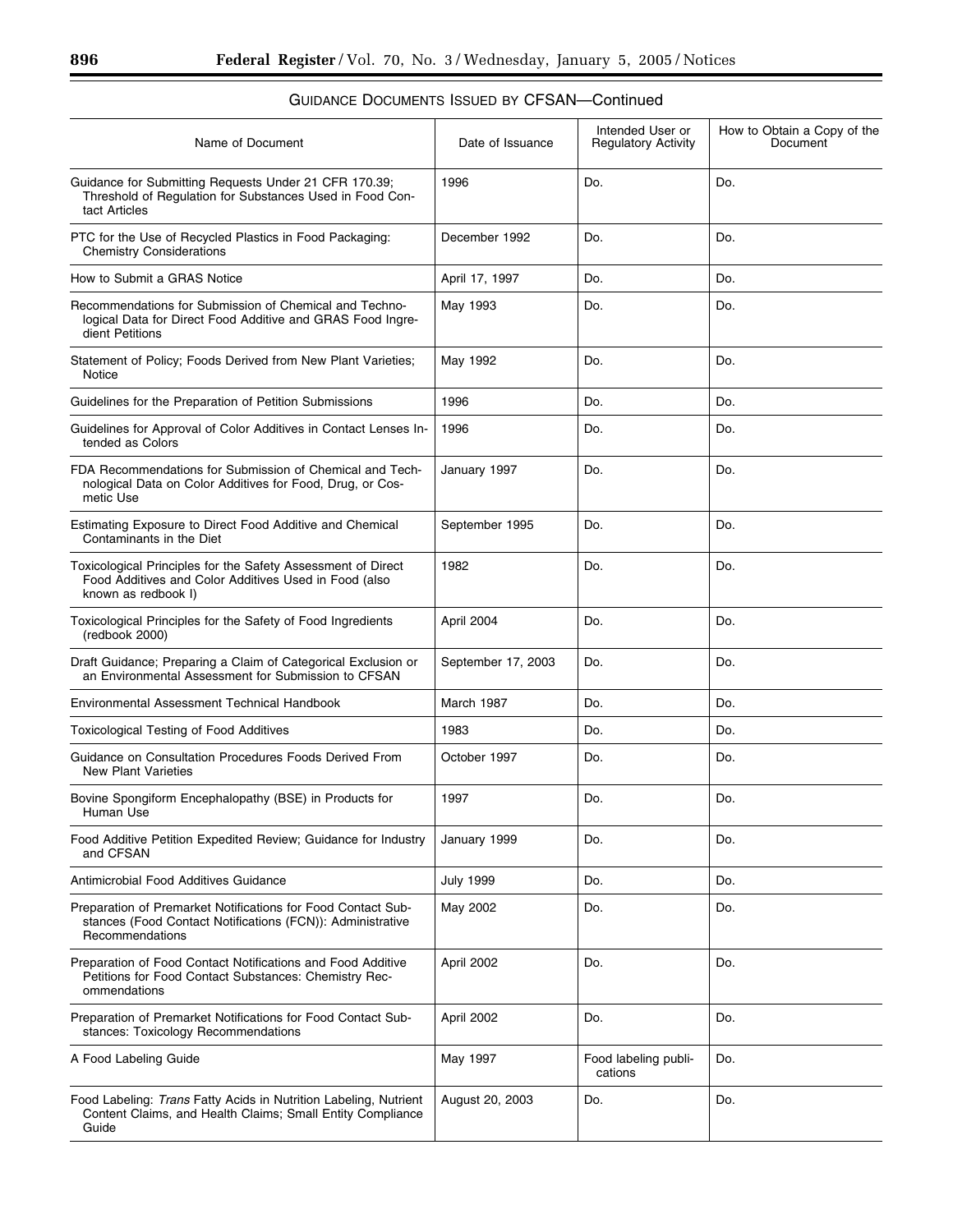GUIDANCE DOCUMENTS ISSUED BY CFSAN—Continued

| Name of Document | Date of Issuance | Intended User or Regulatory Activity | How to Obtain a Copy of the Document |
|---|---|---|---|
| Guidance for Submitting Requests Under 21 CFR 170.39; Threshold of Regulation for Substances Used in Food Contact Articles | 1996 | Do. | Do. |
| PTC for the Use of Recycled Plastics in Food Packaging: Chemistry Considerations | December 1992 | Do. | Do. |
| How to Submit a GRAS Notice | April 17, 1997 | Do. | Do. |
| Recommendations for Submission of Chemical and Technological Data for Direct Food Additive and GRAS Food Ingredient Petitions | May 1993 | Do. | Do. |
| Statement of Policy; Foods Derived from New Plant Varieties; Notice | May 1992 | Do. | Do. |
| Guidelines for the Preparation of Petition Submissions | 1996 | Do. | Do. |
| Guidelines for Approval of Color Additives in Contact Lenses Intended as Colors | 1996 | Do. | Do. |
| FDA Recommendations for Submission of Chemical and Technological Data on Color Additives for Food, Drug, or Cosmetic Use | January 1997 | Do. | Do. |
| Estimating Exposure to Direct Food Additive and Chemical Contaminants in the Diet | September 1995 | Do. | Do. |
| Toxicological Principles for the Safety Assessment of Direct Food Additives and Color Additives Used in Food (also known as redbook I) | 1982 | Do. | Do. |
| Toxicological Principles for the Safety of Food Ingredients (redbook 2000) | April 2004 | Do. | Do. |
| Draft Guidance; Preparing a Claim of Categorical Exclusion or an Environmental Assessment for Submission to CFSAN | September 17, 2003 | Do. | Do. |
| Environmental Assessment Technical Handbook | March 1987 | Do. | Do. |
| Toxicological Testing of Food Additives | 1983 | Do. | Do. |
| Guidance on Consultation Procedures Foods Derived From New Plant Varieties | October 1997 | Do. | Do. |
| Bovine Spongiform Encephalopathy (BSE) in Products for Human Use | 1997 | Do. | Do. |
| Food Additive Petition Expedited Review; Guidance for Industry and CFSAN | January 1999 | Do. | Do. |
| Antimicrobial Food Additives Guidance | July 1999 | Do. | Do. |
| Preparation of Premarket Notifications for Food Contact Substances (Food Contact Notifications (FCN)): Administrative Recommendations | May 2002 | Do. | Do. |
| Preparation of Food Contact Notifications and Food Additive Petitions for Food Contact Substances: Chemistry Recommendations | April 2002 | Do. | Do. |
| Preparation of Premarket Notifications for Food Contact Substances: Toxicology Recommendations | April 2002 | Do. | Do. |
| A Food Labeling Guide | May 1997 | Food labeling publications | Do. |
| Food Labeling: *Trans* Fatty Acids in Nutrition Labeling, Nutrient Content Claims, and Health Claims; Small Entity Compliance Guide | August 20, 2003 | Do. | Do. |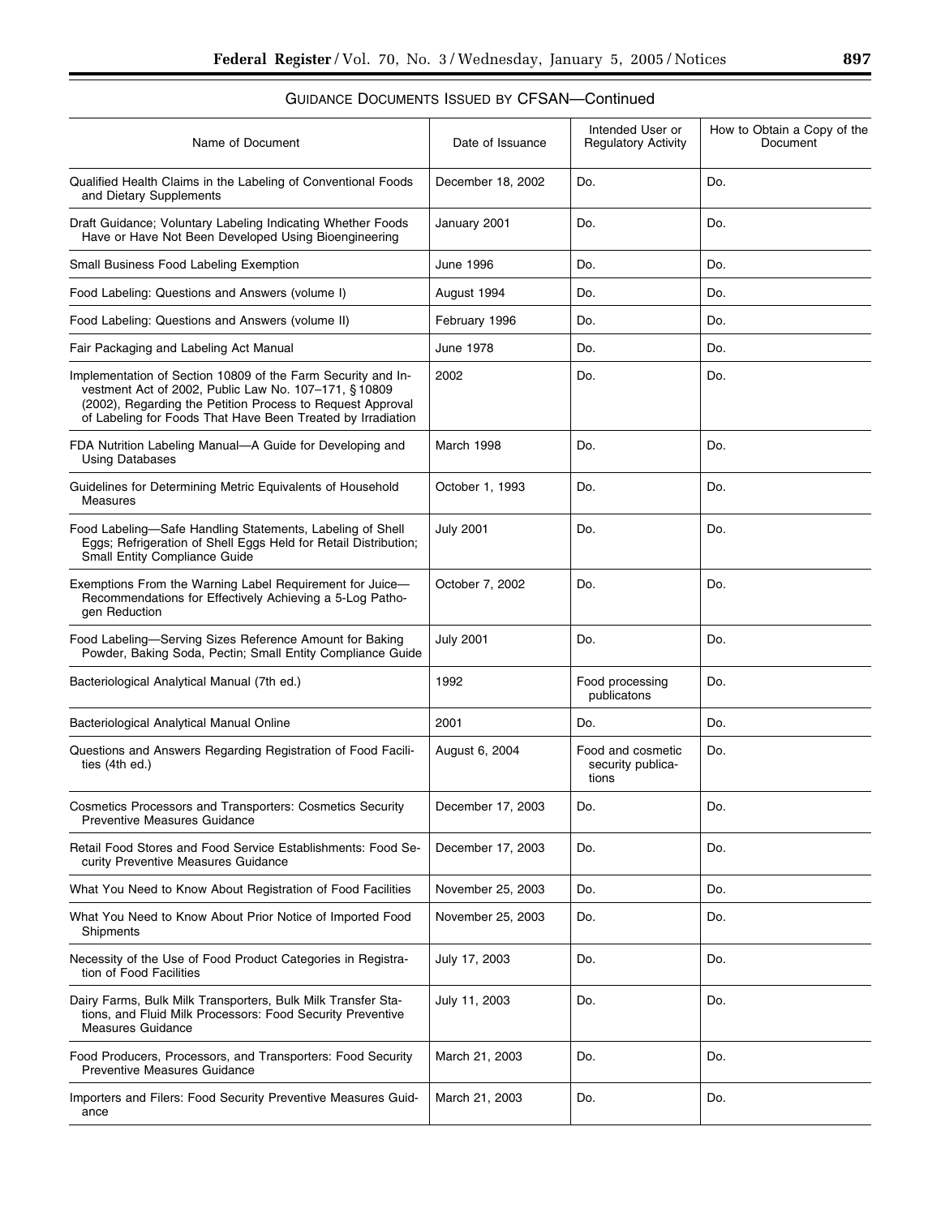GUIDANCE DOCUMENTS ISSUED BY CFSAN—Continued

| Name of Document | Date of Issuance | Intended User or Regulatory Activity | How to Obtain a Copy of the Document |
|---|---|---|---|
| Qualified Health Claims in the Labeling of Conventional Foods and Dietary Supplements | December 18, 2002 | Do. | Do. |
| Draft Guidance; Voluntary Labeling Indicating Whether Foods Have or Have Not Been Developed Using Bioengineering | January 2001 | Do. | Do. |
| Small Business Food Labeling Exemption | June 1996 | Do. | Do. |
| Food Labeling: Questions and Answers (volume I) | August 1994 | Do. | Do. |
| Food Labeling: Questions and Answers (volume II) | February 1996 | Do. | Do. |
| Fair Packaging and Labeling Act Manual | June 1978 | Do. | Do. |
| Implementation of Section 10809 of the Farm Security and Investment Act of 2002, Public Law No. 107–171, § 10809 (2002), Regarding the Petition Process to Request Approval of Labeling for Foods That Have Been Treated by Irradiation | 2002 | Do. | Do. |
| FDA Nutrition Labeling Manual—A Guide for Developing and Using Databases | March 1998 | Do. | Do. |
| Guidelines for Determining Metric Equivalents of Household Measures | October 1, 1993 | Do. | Do. |
| Food Labeling—Safe Handling Statements, Labeling of Shell Eggs; Refrigeration of Shell Eggs Held for Retail Distribution; Small Entity Compliance Guide | July 2001 | Do. | Do. |
| Exemptions From the Warning Label Requirement for Juice—Recommendations for Effectively Achieving a 5-Log Pathogen Reduction | October 7, 2002 | Do. | Do. |
| Food Labeling—Serving Sizes Reference Amount for Baking Powder, Baking Soda, Pectin; Small Entity Compliance Guide | July 2001 | Do. | Do. |
| Bacteriological Analytical Manual (7th ed.) | 1992 | Food processing publicatons | Do. |
| Bacteriological Analytical Manual Online | 2001 | Do. | Do. |
| Questions and Answers Regarding Registration of Food Facilities (4th ed.) | August 6, 2004 | Food and cosmetic security publications | Do. |
| Cosmetics Processors and Transporters: Cosmetics Security Preventive Measures Guidance | December 17, 2003 | Do. | Do. |
| Retail Food Stores and Food Service Establishments: Food Security Preventive Measures Guidance | December 17, 2003 | Do. | Do. |
| What You Need to Know About Registration of Food Facilities | November 25, 2003 | Do. | Do. |
| What You Need to Know About Prior Notice of Imported Food Shipments | November 25, 2003 | Do. | Do. |
| Necessity of the Use of Food Product Categories in Registration of Food Facilities | July 17, 2003 | Do. | Do. |
| Dairy Farms, Bulk Milk Transporters, Bulk Milk Transfer Stations, and Fluid Milk Processors: Food Security Preventive Measures Guidance | July 11, 2003 | Do. | Do. |
| Food Producers, Processors, and Transporters: Food Security Preventive Measures Guidance | March 21, 2003 | Do. | Do. |
| Importers and Filers: Food Security Preventive Measures Guidance | March 21, 2003 | Do. | Do. |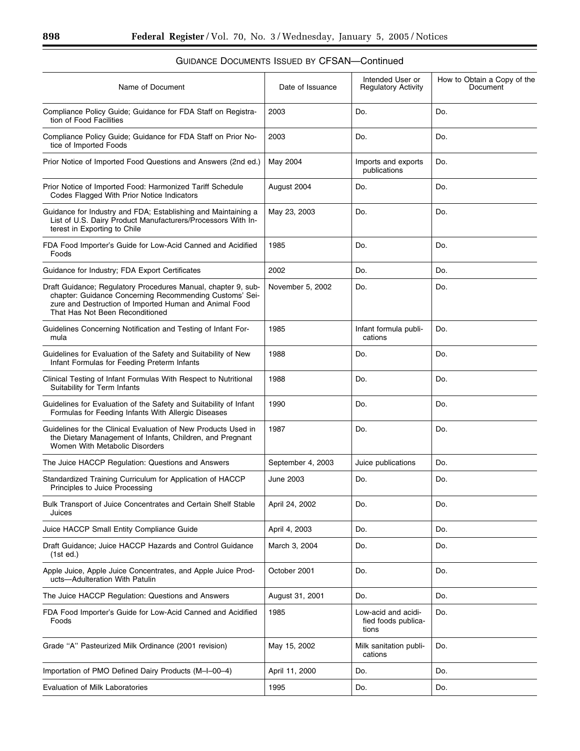## Guidance Documents Issued by CFSAN—Continued

| Name of Document | Date of Issuance | Intended User or Regulatory Activity | How to Obtain a Copy of the Document |
|---|---|---|---|
| Compliance Policy Guide; Guidance for FDA Staff on Registration of Food Facilities | 2003 | Do. | Do. |
| Compliance Policy Guide; Guidance for FDA Staff on Prior Notice of Imported Foods | 2003 | Do. | Do. |
| Prior Notice of Imported Food Questions and Answers (2nd ed.) | May 2004 | Imports and exports publications | Do. |
| Prior Notice of Imported Food: Harmonized Tariff Schedule Codes Flagged With Prior Notice Indicators | August 2004 | Do. | Do. |
| Guidance for Industry and FDA; Establishing and Maintaining a List of U.S. Dairy Product Manufacturers/Processors With Interest in Exporting to Chile | May 23, 2003 | Do. | Do. |
| FDA Food Importer's Guide for Low-Acid Canned and Acidified Foods | 1985 | Do. | Do. |
| Guidance for Industry; FDA Export Certificates | 2002 | Do. | Do. |
| Draft Guidance; Regulatory Procedures Manual, chapter 9, subchapter: Guidance Concerning Recommending Customs' Seizure and Destruction of Imported Human and Animal Food That Has Not Been Reconditioned | November 5, 2002 | Do. | Do. |
| Guidelines Concerning Notification and Testing of Infant Formula | 1985 | Infant formula publications | Do. |
| Guidelines for Evaluation of the Safety and Suitability of New Infant Formulas for Feeding Preterm Infants | 1988 | Do. | Do. |
| Clinical Testing of Infant Formulas With Respect to Nutritional Suitability for Term Infants | 1988 | Do. | Do. |
| Guidelines for Evaluation of the Safety and Suitability of Infant Formulas for Feeding Infants With Allergic Diseases | 1990 | Do. | Do. |
| Guidelines for the Clinical Evaluation of New Products Used in the Dietary Management of Infants, Children, and Pregnant Women With Metabolic Disorders | 1987 | Do. | Do. |
| The Juice HACCP Regulation: Questions and Answers | September 4, 2003 | Juice publications | Do. |
| Standardized Training Curriculum for Application of HACCP Principles to Juice Processing | June 2003 | Do. | Do. |
| Bulk Transport of Juice Concentrates and Certain Shelf Stable Juices | April 24, 2002 | Do. | Do. |
| Juice HACCP Small Entity Compliance Guide | April 4, 2003 | Do. | Do. |
| Draft Guidance; Juice HACCP Hazards and Control Guidance (1st ed.) | March 3, 2004 | Do. | Do. |
| Apple Juice, Apple Juice Concentrates, and Apple Juice Products—Adulteration With Patulin | October 2001 | Do. | Do. |
| The Juice HACCP Regulation: Questions and Answers | August 31, 2001 | Do. | Do. |
| FDA Food Importer's Guide for Low-Acid Canned and Acidified Foods | 1985 | Low-acid and acidified foods publications | Do. |
| Grade "A" Pasteurized Milk Ordinance (2001 revision) | May 15, 2002 | Milk sanitation publications | Do. |
| Importation of PMO Defined Dairy Products (M–I–00–4) | April 11, 2000 | Do. | Do. |
| Evaluation of Milk Laboratories | 1995 | Do. | Do. |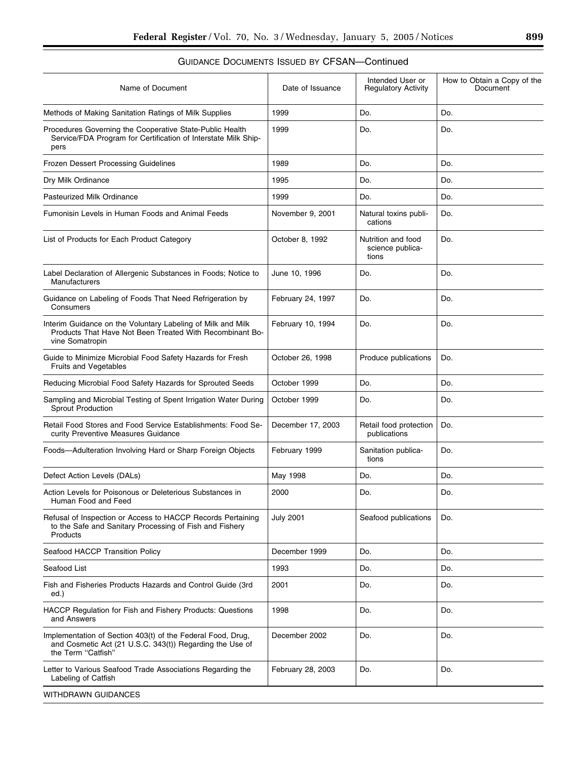GUIDANCE DOCUMENTS ISSUED BY CFSAN—Continued

| Name of Document | Date of Issuance | Intended User or Regulatory Activity | How to Obtain a Copy of the Document |
|---|---|---|---|
| Methods of Making Sanitation Ratings of Milk Supplies | 1999 | Do. | Do. |
| Procedures Governing the Cooperative State-Public Health Service/FDA Program for Certification of Interstate Milk Shippers | 1999 | Do. | Do. |
| Frozen Dessert Processing Guidelines | 1989 | Do. | Do. |
| Dry Milk Ordinance | 1995 | Do. | Do. |
| Pasteurized Milk Ordinance | 1999 | Do. | Do. |
| Fumonisin Levels in Human Foods and Animal Feeds | November 9, 2001 | Natural toxins publications | Do. |
| List of Products for Each Product Category | October 8, 1992 | Nutrition and food science publications | Do. |
| Label Declaration of Allergenic Substances in Foods; Notice to Manufacturers | June 10, 1996 | Do. | Do. |
| Guidance on Labeling of Foods That Need Refrigeration by Consumers | February 24, 1997 | Do. | Do. |
| Interim Guidance on the Voluntary Labeling of Milk and Milk Products That Have Not Been Treated With Recombinant Bovine Somatropin | February 10, 1994 | Do. | Do. |
| Guide to Minimize Microbial Food Safety Hazards for Fresh Fruits and Vegetables | October 26, 1998 | Produce publications | Do. |
| Reducing Microbial Food Safety Hazards for Sprouted Seeds | October 1999 | Do. | Do. |
| Sampling and Microbial Testing of Spent Irrigation Water During Sprout Production | October 1999 | Do. | Do. |
| Retail Food Stores and Food Service Establishments: Food Security Preventive Measures Guidance | December 17, 2003 | Retail food protection publications | Do. |
| Foods—Adulteration Involving Hard or Sharp Foreign Objects | February 1999 | Sanitation publications | Do. |
| Defect Action Levels (DALs) | May 1998 | Do. | Do. |
| Action Levels for Poisonous or Deleterious Substances in Human Food and Feed | 2000 | Do. | Do. |
| Refusal of Inspection or Access to HACCP Records Pertaining to the Safe and Sanitary Processing of Fish and Fishery Products | July 2001 | Seafood publications | Do. |
| Seafood HACCP Transition Policy | December 1999 | Do. | Do. |
| Seafood List | 1993 | Do. | Do. |
| Fish and Fisheries Products Hazards and Control Guide (3rd ed.) | 2001 | Do. | Do. |
| HACCP Regulation for Fish and Fishery Products: Questions and Answers | 1998 | Do. | Do. |
| Implementation of Section 403(t) of the Federal Food, Drug, and Cosmetic Act (21 U.S.C. 343(t)) Regarding the Use of the Term "Catfish" | December 2002 | Do. | Do. |
| Letter to Various Seafood Trade Associations Regarding the Labeling of Catfish | February 28, 2003 | Do. | Do. |
| WITHDRAWN GUIDANCES | | | |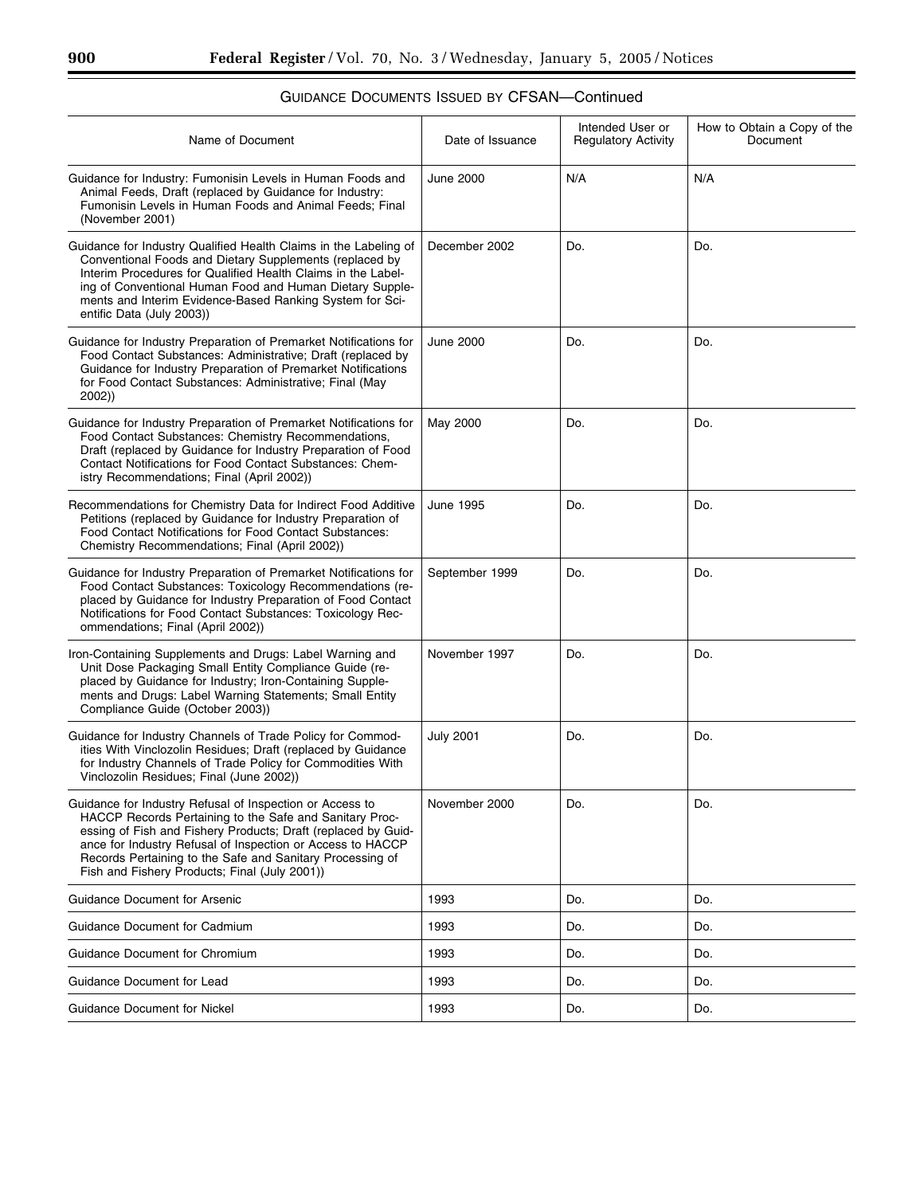## GUIDANCE DOCUMENTS ISSUED BY CFSAN—Continued

| Name of Document | Date of Issuance | Intended User or Regulatory Activity | How to Obtain a Copy of the Document |
| --- | --- | --- | --- |
| Guidance for Industry: Fumonisin Levels in Human Foods and Animal Feeds, Draft (replaced by Guidance for Industry: Fumonisin Levels in Human Foods and Animal Feeds; Final (November 2001) | June 2000 | N/A | N/A |
| Guidance for Industry Qualified Health Claims in the Labeling of Conventional Foods and Dietary Supplements (replaced by Interim Procedures for Qualified Health Claims in the Labeling of Conventional Human Food and Human Dietary Supplements and Interim Evidence-Based Ranking System for Scientific Data (July 2003)) | December 2002 | Do. | Do. |
| Guidance for Industry Preparation of Premarket Notifications for Food Contact Substances: Administrative; Draft (replaced by Guidance for Industry Preparation of Premarket Notifications for Food Contact Substances: Administrative; Final (May 2002)) | June 2000 | Do. | Do. |
| Guidance for Industry Preparation of Premarket Notifications for Food Contact Substances: Chemistry Recommendations, Draft (replaced by Guidance for Industry Preparation of Food Contact Notifications for Food Contact Substances: Chemistry Recommendations; Final (April 2002)) | May 2000 | Do. | Do. |
| Recommendations for Chemistry Data for Indirect Food Additive Petitions (replaced by Guidance for Industry Preparation of Food Contact Notifications for Food Contact Substances: Chemistry Recommendations; Final (April 2002)) | June 1995 | Do. | Do. |
| Guidance for Industry Preparation of Premarket Notifications for Food Contact Substances: Toxicology Recommendations (replaced by Guidance for Industry Preparation of Food Contact Notifications for Food Contact Substances: Toxicology Recommendations; Final (April 2002)) | September 1999 | Do. | Do. |
| Iron-Containing Supplements and Drugs: Label Warning and Unit Dose Packaging Small Entity Compliance Guide (replaced by Guidance for Industry; Iron-Containing Supplements and Drugs: Label Warning Statements; Small Entity Compliance Guide (October 2003)) | November 1997 | Do. | Do. |
| Guidance for Industry Channels of Trade Policy for Commodities With Vinclozolin Residues; Draft (replaced by Guidance for Industry Channels of Trade Policy for Commodities With Vinclozolin Residues; Final (June 2002)) | July 2001 | Do. | Do. |
| Guidance for Industry Refusal of Inspection or Access to HACCP Records Pertaining to the Safe and Sanitary Processing of Fish and Fishery Products; Draft (replaced by Guidance for Industry Refusal of Inspection or Access to HACCP Records Pertaining to the Safe and Sanitary Processing of Fish and Fishery Products; Final (July 2001)) | November 2000 | Do. | Do. |
| Guidance Document for Arsenic | 1993 | Do. | Do. |
| Guidance Document for Cadmium | 1993 | Do. | Do. |
| Guidance Document for Chromium | 1993 | Do. | Do. |
| Guidance Document for Lead | 1993 | Do. | Do. |
| Guidance Document for Nickel | 1993 | Do. | Do. |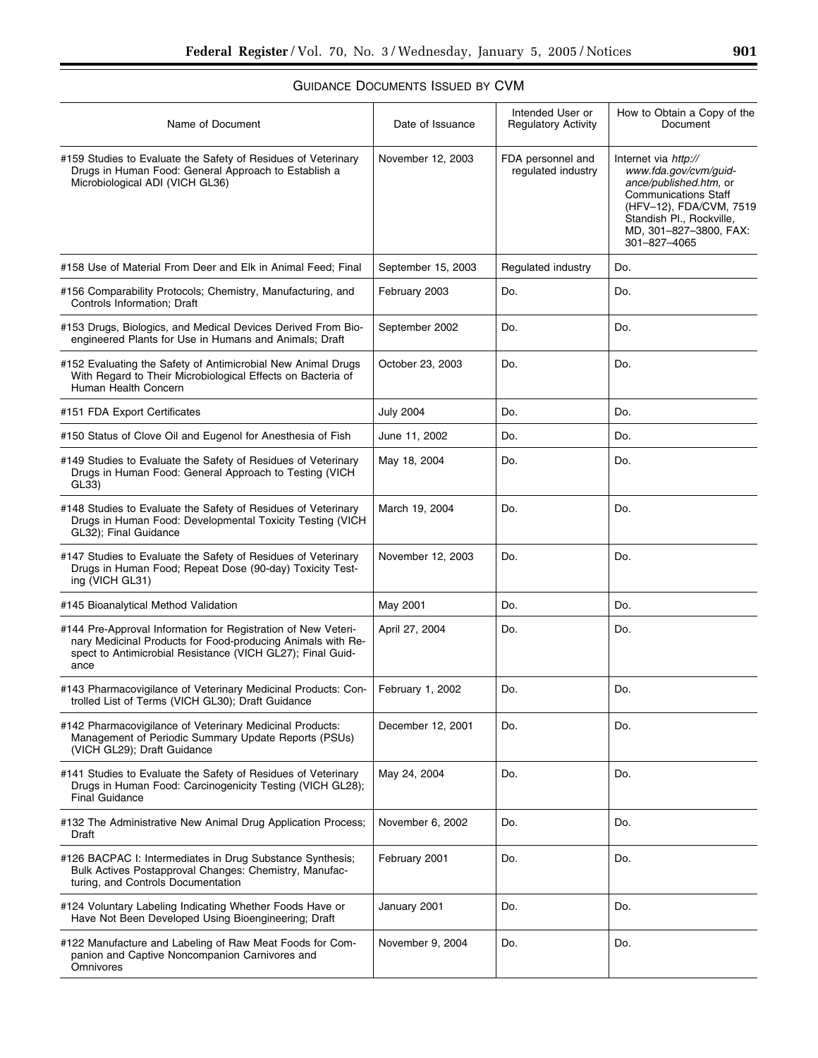## Guidance Documents Issued by CVM

| Name of Document | Date of Issuance | Intended User or Regulatory Activity | How to Obtain a Copy of the Document |
|---|---|---|---|
| #159 Studies to Evaluate the Safety of Residues of Veterinary Drugs in Human Food: General Approach to Establish a Microbiological ADI (VICH GL36) | November 12, 2003 | FDA personnel and regulated industry | Internet via *http://www.fda.gov/cvm/guidance/published.htm*, or Communications Staff (HFV–12), FDA/CVM, 7519 Standish Pl., Rockville, MD, 301–827–3800, FAX: 301–827–4065 |
| #158 Use of Material From Deer and Elk in Animal Feed; Final | September 15, 2003 | Regulated industry | Do. |
| #156 Comparability Protocols; Chemistry, Manufacturing, and Controls Information; Draft | February 2003 | Do. | Do. |
| #153 Drugs, Biologics, and Medical Devices Derived From Bioengineered Plants for Use in Humans and Animals; Draft | September 2002 | Do. | Do. |
| #152 Evaluating the Safety of Antimicrobial New Animal Drugs With Regard to Their Microbiological Effects on Bacteria of Human Health Concern | October 23, 2003 | Do. | Do. |
| #151 FDA Export Certificates | July 2004 | Do. | Do. |
| #150 Status of Clove Oil and Eugenol for Anesthesia of Fish | June 11, 2002 | Do. | Do. |
| #149 Studies to Evaluate the Safety of Residues of Veterinary Drugs in Human Food: General Approach to Testing (VICH GL33) | May 18, 2004 | Do. | Do. |
| #148 Studies to Evaluate the Safety of Residues of Veterinary Drugs in Human Food: Developmental Toxicity Testing (VICH GL32); Final Guidance | March 19, 2004 | Do. | Do. |
| #147 Studies to Evaluate the Safety of Residues of Veterinary Drugs in Human Food; Repeat Dose (90-day) Toxicity Testing (VICH GL31) | November 12, 2003 | Do. | Do. |
| #145 Bioanalytical Method Validation | May 2001 | Do. | Do. |
| #144 Pre-Approval Information for Registration of New Veterinary Medicinal Products for Food-producing Animals with Respect to Antimicrobial Resistance (VICH GL27); Final Guidance | April 27, 2004 | Do. | Do. |
| #143 Pharmacovigilance of Veterinary Medicinal Products: Controlled List of Terms (VICH GL30); Draft Guidance | February 1, 2002 | Do. | Do. |
| #142 Pharmacovigilance of Veterinary Medicinal Products: Management of Periodic Summary Update Reports (PSUs) (VICH GL29); Draft Guidance | December 12, 2001 | Do. | Do. |
| #141 Studies to Evaluate the Safety of Residues of Veterinary Drugs in Human Food: Carcinogenicity Testing (VICH GL28); Final Guidance | May 24, 2004 | Do. | Do. |
| #132 The Administrative New Animal Drug Application Process; Draft | November 6, 2002 | Do. | Do. |
| #126 BACPAC I: Intermediates in Drug Substance Synthesis; Bulk Actives Postapproval Changes: Chemistry, Manufacturing, and Controls Documentation | February 2001 | Do. | Do. |
| #124 Voluntary Labeling Indicating Whether Foods Have or Have Not Been Developed Using Bioengineering; Draft | January 2001 | Do. | Do. |
| #122 Manufacture and Labeling of Raw Meat Foods for Companion and Captive Noncompanion Carnivores and Omnivores | November 9, 2004 | Do. | Do. |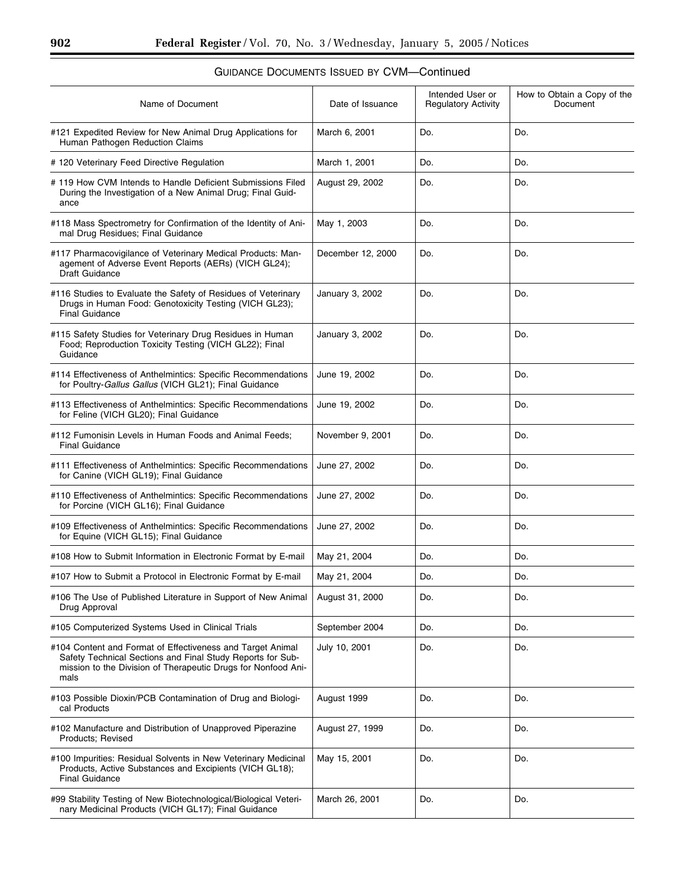GUIDANCE DOCUMENTS ISSUED BY CVM—Continued

| Name of Document | Date of Issuance | Intended User or Regulatory Activity | How to Obtain a Copy of the Document |
|---|---|---|---|
| #121 Expedited Review for New Animal Drug Applications for Human Pathogen Reduction Claims | March 6, 2001 | Do. | Do. |
| # 120 Veterinary Feed Directive Regulation | March 1, 2001 | Do. | Do. |
| # 119 How CVM Intends to Handle Deficient Submissions Filed During the Investigation of a New Animal Drug; Final Guidance | August 29, 2002 | Do. | Do. |
| #118 Mass Spectrometry for Confirmation of the Identity of Animal Drug Residues; Final Guidance | May 1, 2003 | Do. | Do. |
| #117 Pharmacovigilance of Veterinary Medical Products: Management of Adverse Event Reports (AERs) (VICH GL24); Draft Guidance | December 12, 2000 | Do. | Do. |
| #116 Studies to Evaluate the Safety of Residues of Veterinary Drugs in Human Food: Genotoxicity Testing (VICH GL23); Final Guidance | January 3, 2002 | Do. | Do. |
| #115 Safety Studies for Veterinary Drug Residues in Human Food; Reproduction Toxicity Testing (VICH GL22); Final Guidance | January 3, 2002 | Do. | Do. |
| #114 Effectiveness of Anthelmintics: Specific Recommendations for Poultry-*Gallus Gallus* (VICH GL21); Final Guidance | June 19, 2002 | Do. | Do. |
| #113 Effectiveness of Anthelmintics: Specific Recommendations for Feline (VICH GL20); Final Guidance | June 19, 2002 | Do. | Do. |
| #112 Fumonisin Levels in Human Foods and Animal Feeds; Final Guidance | November 9, 2001 | Do. | Do. |
| #111 Effectiveness of Anthelmintics: Specific Recommendations for Canine (VICH GL19); Final Guidance | June 27, 2002 | Do. | Do. |
| #110 Effectiveness of Anthelmintics: Specific Recommendations for Porcine (VICH GL16); Final Guidance | June 27, 2002 | Do. | Do. |
| #109 Effectiveness of Anthelmintics: Specific Recommendations for Equine (VICH GL15); Final Guidance | June 27, 2002 | Do. | Do. |
| #108 How to Submit Information in Electronic Format by E-mail | May 21, 2004 | Do. | Do. |
| #107 How to Submit a Protocol in Electronic Format by E-mail | May 21, 2004 | Do. | Do. |
| #106 The Use of Published Literature in Support of New Animal Drug Approval | August 31, 2000 | Do. | Do. |
| #105 Computerized Systems Used in Clinical Trials | September 2004 | Do. | Do. |
| #104 Content and Format of Effectiveness and Target Animal Safety Technical Sections and Final Study Reports for Submission to the Division of Therapeutic Drugs for Nonfood Animals | July 10, 2001 | Do. | Do. |
| #103 Possible Dioxin/PCB Contamination of Drug and Biological Products | August 1999 | Do. | Do. |
| #102 Manufacture and Distribution of Unapproved Piperazine Products; Revised | August 27, 1999 | Do. | Do. |
| #100 Impurities: Residual Solvents in New Veterinary Medicinal Products, Active Substances and Excipients (VICH GL18); Final Guidance | May 15, 2001 | Do. | Do. |
| #99 Stability Testing of New Biotechnological/Biological Veterinary Medicinal Products (VICH GL17); Final Guidance | March 26, 2001 | Do. | Do. |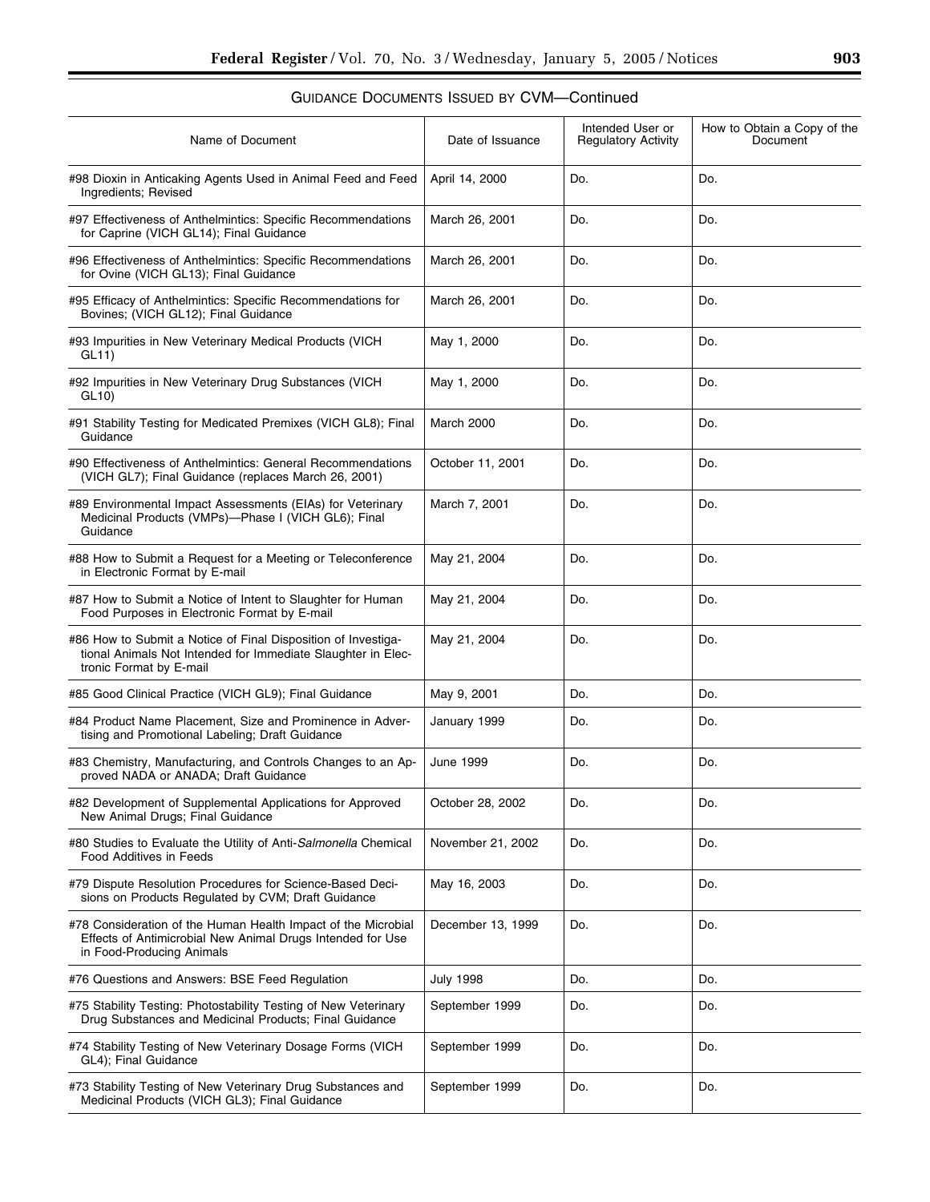GUIDANCE DOCUMENTS ISSUED BY CVM—Continued

| Name of Document | Date of Issuance | Intended User or Regulatory Activity | How to Obtain a Copy of the Document |
|---|---|---|---|
| #98 Dioxin in Anticaking Agents Used in Animal Feed and Feed Ingredients; Revised | April 14, 2000 | Do. | Do. |
| #97 Effectiveness of Anthelmintics: Specific Recommendations for Caprine (VICH GL14); Final Guidance | March 26, 2001 | Do. | Do. |
| #96 Effectiveness of Anthelmintics: Specific Recommendations for Ovine (VICH GL13); Final Guidance | March 26, 2001 | Do. | Do. |
| #95 Efficacy of Anthelmintics: Specific Recommendations for Bovines; (VICH GL12); Final Guidance | March 26, 2001 | Do. | Do. |
| #93 Impurities in New Veterinary Medical Products (VICH GL11) | May 1, 2000 | Do. | Do. |
| #92 Impurities in New Veterinary Drug Substances (VICH GL10) | May 1, 2000 | Do. | Do. |
| #91 Stability Testing for Medicated Premixes (VICH GL8); Final Guidance | March 2000 | Do. | Do. |
| #90 Effectiveness of Anthelmintics: General Recommendations (VICH GL7); Final Guidance (replaces March 26, 2001) | October 11, 2001 | Do. | Do. |
| #89 Environmental Impact Assessments (EIAs) for Veterinary Medicinal Products (VMPs)—Phase I (VICH GL6); Final Guidance | March 7, 2001 | Do. | Do. |
| #88 How to Submit a Request for a Meeting or Teleconference in Electronic Format by E-mail | May 21, 2004 | Do. | Do. |
| #87 How to Submit a Notice of Intent to Slaughter for Human Food Purposes in Electronic Format by E-mail | May 21, 2004 | Do. | Do. |
| #86 How to Submit a Notice of Final Disposition of Investigational Animals Not Intended for Immediate Slaughter in Electronic Format by E-mail | May 21, 2004 | Do. | Do. |
| #85 Good Clinical Practice (VICH GL9); Final Guidance | May 9, 2001 | Do. | Do. |
| #84 Product Name Placement, Size and Prominence in Advertising and Promotional Labeling; Draft Guidance | January 1999 | Do. | Do. |
| #83 Chemistry, Manufacturing, and Controls Changes to an Approved NADA or ANADA; Draft Guidance | June 1999 | Do. | Do. |
| #82 Development of Supplemental Applications for Approved New Animal Drugs; Final Guidance | October 28, 2002 | Do. | Do. |
| #80 Studies to Evaluate the Utility of Anti-*Salmonella* Chemical Food Additives in Feeds | November 21, 2002 | Do. | Do. |
| #79 Dispute Resolution Procedures for Science-Based Decisions on Products Regulated by CVM; Draft Guidance | May 16, 2003 | Do. | Do. |
| #78 Consideration of the Human Health Impact of the Microbial Effects of Antimicrobial New Animal Drugs Intended for Use in Food-Producing Animals | December 13, 1999 | Do. | Do. |
| #76 Questions and Answers: BSE Feed Regulation | July 1998 | Do. | Do. |
| #75 Stability Testing: Photostability Testing of New Veterinary Drug Substances and Medicinal Products; Final Guidance | September 1999 | Do. | Do. |
| #74 Stability Testing of New Veterinary Dosage Forms (VICH GL4); Final Guidance | September 1999 | Do. | Do. |
| #73 Stability Testing of New Veterinary Drug Substances and Medicinal Products (VICH GL3); Final Guidance | September 1999 | Do. | Do. |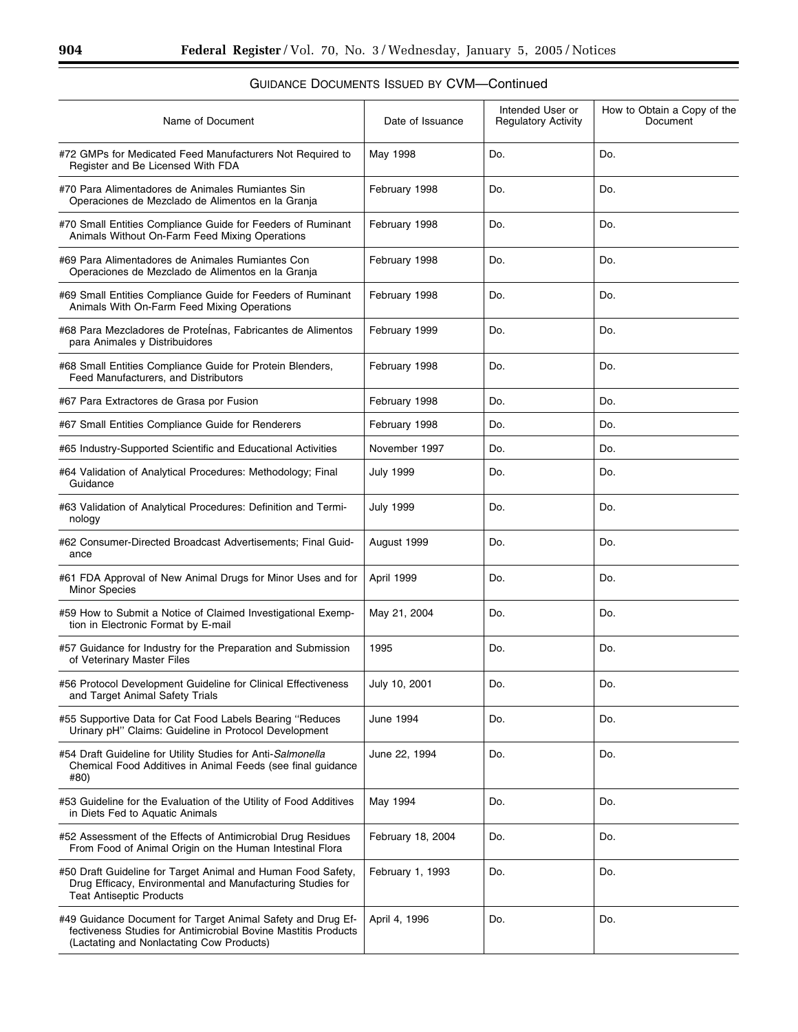GUIDANCE DOCUMENTS ISSUED BY CVM—Continued

| Name of Document | Date of Issuance | Intended User or Regulatory Activity | How to Obtain a Copy of the Document |
|---|---|---|---|
| #72 GMPs for Medicated Feed Manufacturers Not Required to Register and Be Licensed With FDA | May 1998 | Do. | Do. |
| #70 Para Alimentadores de Animales Rumiantes Sin Operaciones de Mezclado de Alimentos en la Granja | February 1998 | Do. | Do. |
| #70 Small Entities Compliance Guide for Feeders of Ruminant Animals Without On-Farm Feed Mixing Operations | February 1998 | Do. | Do. |
| #69 Para Alimentadores de Animales Rumiantes Con Operaciones de Mezclado de Alimentos en la Granja | February 1998 | Do. | Do. |
| #69 Small Entities Compliance Guide for Feeders of Ruminant Animals With On-Farm Feed Mixing Operations | February 1998 | Do. | Do. |
| #68 Para Mezcladores de Proteínas, Fabricantes de Alimentos para Animales y Distribuidores | February 1999 | Do. | Do. |
| #68 Small Entities Compliance Guide for Protein Blenders, Feed Manufacturers, and Distributors | February 1998 | Do. | Do. |
| #67 Para Extractores de Grasa por Fusion | February 1998 | Do. | Do. |
| #67 Small Entities Compliance Guide for Renderers | February 1998 | Do. | Do. |
| #65 Industry-Supported Scientific and Educational Activities | November 1997 | Do. | Do. |
| #64 Validation of Analytical Procedures: Methodology; Final Guidance | July 1999 | Do. | Do. |
| #63 Validation of Analytical Procedures: Definition and Terminology | July 1999 | Do. | Do. |
| #62 Consumer-Directed Broadcast Advertisements; Final Guidance | August 1999 | Do. | Do. |
| #61 FDA Approval of New Animal Drugs for Minor Uses and for Minor Species | April 1999 | Do. | Do. |
| #59 How to Submit a Notice of Claimed Investigational Exemption in Electronic Format by E-mail | May 21, 2004 | Do. | Do. |
| #57 Guidance for Industry for the Preparation and Submission of Veterinary Master Files | 1995 | Do. | Do. |
| #56 Protocol Development Guideline for Clinical Effectiveness and Target Animal Safety Trials | July 10, 2001 | Do. | Do. |
| #55 Supportive Data for Cat Food Labels Bearing "Reduces Urinary pH" Claims: Guideline in Protocol Development | June 1994 | Do. | Do. |
| #54 Draft Guideline for Utility Studies for Anti-*Salmonella* Chemical Food Additives in Animal Feeds (see final guidance #80) | June 22, 1994 | Do. | Do. |
| #53 Guideline for the Evaluation of the Utility of Food Additives in Diets Fed to Aquatic Animals | May 1994 | Do. | Do. |
| #52 Assessment of the Effects of Antimicrobial Drug Residues From Food of Animal Origin on the Human Intestinal Flora | February 18, 2004 | Do. | Do. |
| #50 Draft Guideline for Target Animal and Human Food Safety, Drug Efficacy, Environmental and Manufacturing Studies for Teat Antiseptic Products | February 1, 1993 | Do. | Do. |
| #49 Guidance Document for Target Animal Safety and Drug Effectiveness Studies for Antimicrobial Bovine Mastitis Products (Lactating and Nonlactating Cow Products) | April 4, 1996 | Do. | Do. |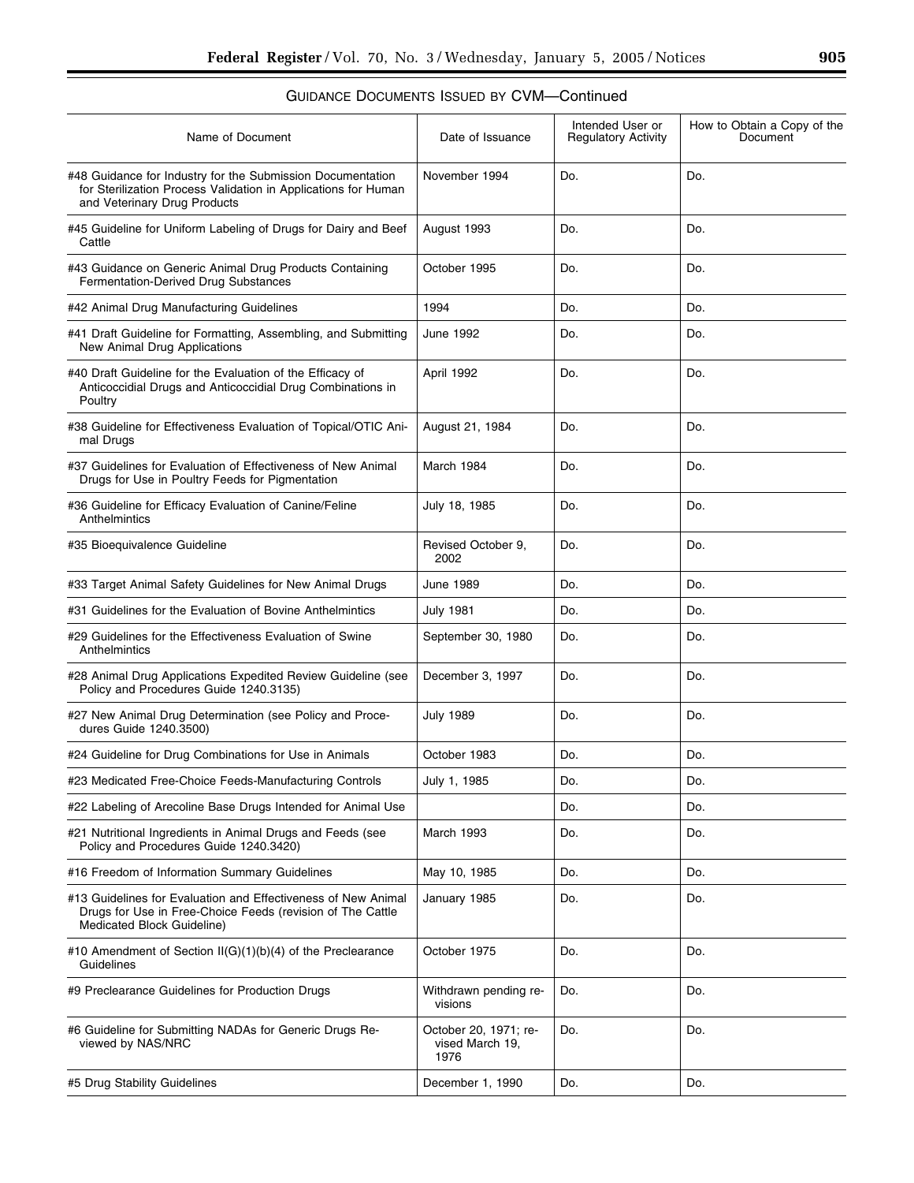GUIDANCE DOCUMENTS ISSUED BY CVM—Continued

| Name of Document | Date of Issuance | Intended User or Regulatory Activity | How to Obtain a Copy of the Document |
|---|---|---|---|
| #48 Guidance for Industry for the Submission Documentation for Sterilization Process Validation in Applications for Human and Veterinary Drug Products | November 1994 | Do. | Do. |
| #45 Guideline for Uniform Labeling of Drugs for Dairy and Beef Cattle | August 1993 | Do. | Do. |
| #43 Guidance on Generic Animal Drug Products Containing Fermentation-Derived Drug Substances | October 1995 | Do. | Do. |
| #42 Animal Drug Manufacturing Guidelines | 1994 | Do. | Do. |
| #41 Draft Guideline for Formatting, Assembling, and Submitting New Animal Drug Applications | June 1992 | Do. | Do. |
| #40 Draft Guideline for the Evaluation of the Efficacy of Anticoccidial Drugs and Anticoccidial Drug Combinations in Poultry | April 1992 | Do. | Do. |
| #38 Guideline for Effectiveness Evaluation of Topical/OTIC Animal Drugs | August 21, 1984 | Do. | Do. |
| #37 Guidelines for Evaluation of Effectiveness of New Animal Drugs for Use in Poultry Feeds for Pigmentation | March 1984 | Do. | Do. |
| #36 Guideline for Efficacy Evaluation of Canine/Feline Anthelmintics | July 18, 1985 | Do. | Do. |
| #35 Bioequivalence Guideline | Revised October 9, 2002 | Do. | Do. |
| #33 Target Animal Safety Guidelines for New Animal Drugs | June 1989 | Do. | Do. |
| #31 Guidelines for the Evaluation of Bovine Anthelmintics | July 1981 | Do. | Do. |
| #29 Guidelines for the Effectiveness Evaluation of Swine Anthelmintics | September 30, 1980 | Do. | Do. |
| #28 Animal Drug Applications Expedited Review Guideline (see Policy and Procedures Guide 1240.3135) | December 3, 1997 | Do. | Do. |
| #27 New Animal Drug Determination (see Policy and Procedures Guide 1240.3500) | July 1989 | Do. | Do. |
| #24 Guideline for Drug Combinations for Use in Animals | October 1983 | Do. | Do. |
| #23 Medicated Free-Choice Feeds-Manufacturing Controls | July 1, 1985 | Do. | Do. |
| #22 Labeling of Arecoline Base Drugs Intended for Animal Use | | Do. | Do. |
| #21 Nutritional Ingredients in Animal Drugs and Feeds (see Policy and Procedures Guide 1240.3420) | March 1993 | Do. | Do. |
| #16 Freedom of Information Summary Guidelines | May 10, 1985 | Do. | Do. |
| #13 Guidelines for Evaluation and Effectiveness of New Animal Drugs for Use in Free-Choice Feeds (revision of The Cattle Medicated Block Guideline) | January 1985 | Do. | Do. |
| #10 Amendment of Section II(G)(1)(b)(4) of the Preclearance Guidelines | October 1975 | Do. | Do. |
| #9 Preclearance Guidelines for Production Drugs | Withdrawn pending revisions | Do. | Do. |
| #6 Guideline for Submitting NADAs for Generic Drugs Reviewed by NAS/NRC | October 20, 1971; revised March 19, 1976 | Do. | Do. |
| #5 Drug Stability Guidelines | December 1, 1990 | Do. | Do. |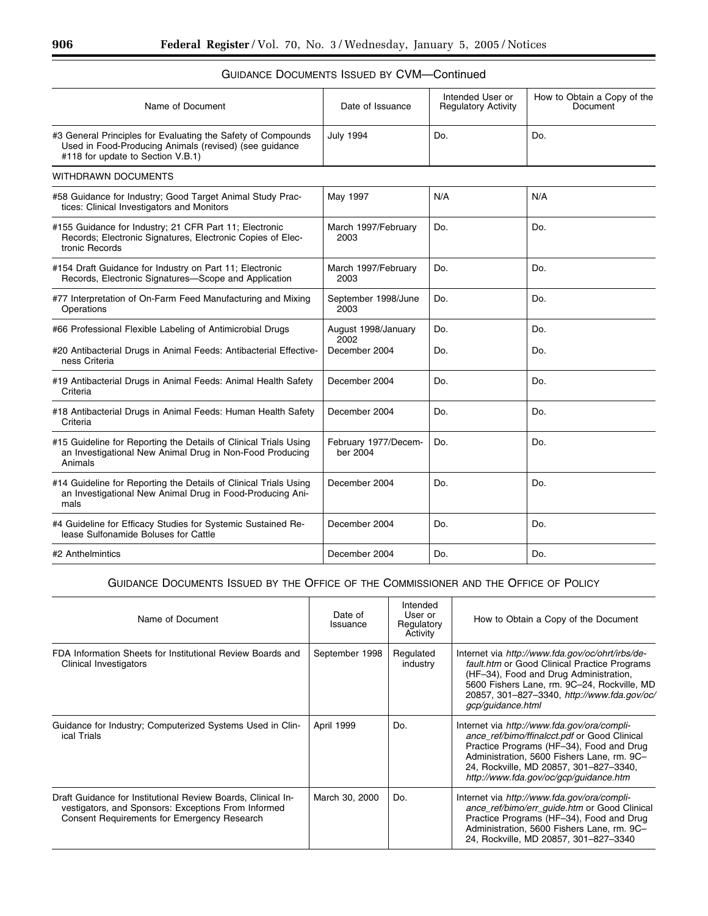## GUIDANCE DOCUMENTS ISSUED BY CVM—Continued

| Name of Document | Date of Issuance | Intended User or Regulatory Activity | How to Obtain a Copy of the Document |
|---|---|---|---|
| #3 General Principles for Evaluating the Safety of Compounds Used in Food-Producing Animals (revised) (see guidance #118 for update to Section V.B.1) | July 1994 | Do. | Do. |
| WITHDRAWN DOCUMENTS | | | |
| #58 Guidance for Industry; Good Target Animal Study Practices: Clinical Investigators and Monitors | May 1997 | N/A | N/A |
| #155 Guidance for Industry; 21 CFR Part 11; Electronic Records; Electronic Signatures, Electronic Copies of Electronic Records | March 1997/February 2003 | Do. | Do. |
| #154 Draft Guidance for Industry on Part 11; Electronic Records, Electronic Signatures—Scope and Application | March 1997/February 2003 | Do. | Do. |
| #77 Interpretation of On-Farm Feed Manufacturing and Mixing Operations | September 1998/June 2003 | Do. | Do. |
| #66 Professional Flexible Labeling of Antimicrobial Drugs | August 1998/January 2002 | Do. | Do. |
| #20 Antibacterial Drugs in Animal Feeds: Antibacterial Effectiveness Criteria | December 2004 | Do. | Do. |
| #19 Antibacterial Drugs in Animal Feeds: Animal Health Safety Criteria | December 2004 | Do. | Do. |
| #18 Antibacterial Drugs in Animal Feeds: Human Health Safety Criteria | December 2004 | Do. | Do. |
| #15 Guideline for Reporting the Details of Clinical Trials Using an Investigational New Animal Drug in Non-Food Producing Animals | February 1977/December 2004 | Do. | Do. |
| #14 Guideline for Reporting the Details of Clinical Trials Using an Investigational New Animal Drug in Food-Producing Animals | December 2004 | Do. | Do. |
| #4 Guideline for Efficacy Studies for Systemic Sustained Release Sulfonamide Boluses for Cattle | December 2004 | Do. | Do. |
| #2 Anthelmintics | December 2004 | Do. | Do. |

## GUIDANCE DOCUMENTS ISSUED BY THE OFFICE OF THE COMMISSIONER AND THE OFFICE OF POLICY

| Name of Document | Date of Issuance | Intended User or Regulatory Activity | How to Obtain a Copy of the Document |
|---|---|---|---|
| FDA Information Sheets for Institutional Review Boards and Clinical Investigators | September 1998 | Regulated industry | Internet via *http://www.fda.gov/oc/ohrt/irbs/default.htm* or Good Clinical Practice Programs (HF–34), Food and Drug Administration, 5600 Fishers Lane, rm. 9C–24, Rockville, MD 20857, 301–827–3340, *http://www.fda.gov/oc/gcp/guidance.html* |
| Guidance for Industry; Computerized Systems Used in Clinical Trials | April 1999 | Do. | Internet via *http://www.fda.gov/ora/compliance_ref/bimo/ffinalcct.pdf* or Good Clinical Practice Programs (HF–34), Food and Drug Administration, 5600 Fishers Lane, rm. 9C–24, Rockville, MD 20857, 301–827–3340, *http://www.fda.gov/oc/gcp/guidance.htm* |
| Draft Guidance for Institutional Review Boards, Clinical Investigators, and Sponsors: Exceptions From Informed Consent Requirements for Emergency Research | March 30, 2000 | Do. | Internet via *http://www.fda.gov/ora/compliance_ref/bimo/err_guide.htm* or Good Clinical Practice Programs (HF–34), Food and Drug Administration, 5600 Fishers Lane, rm. 9C–24, Rockville, MD 20857, 301–827–3340 |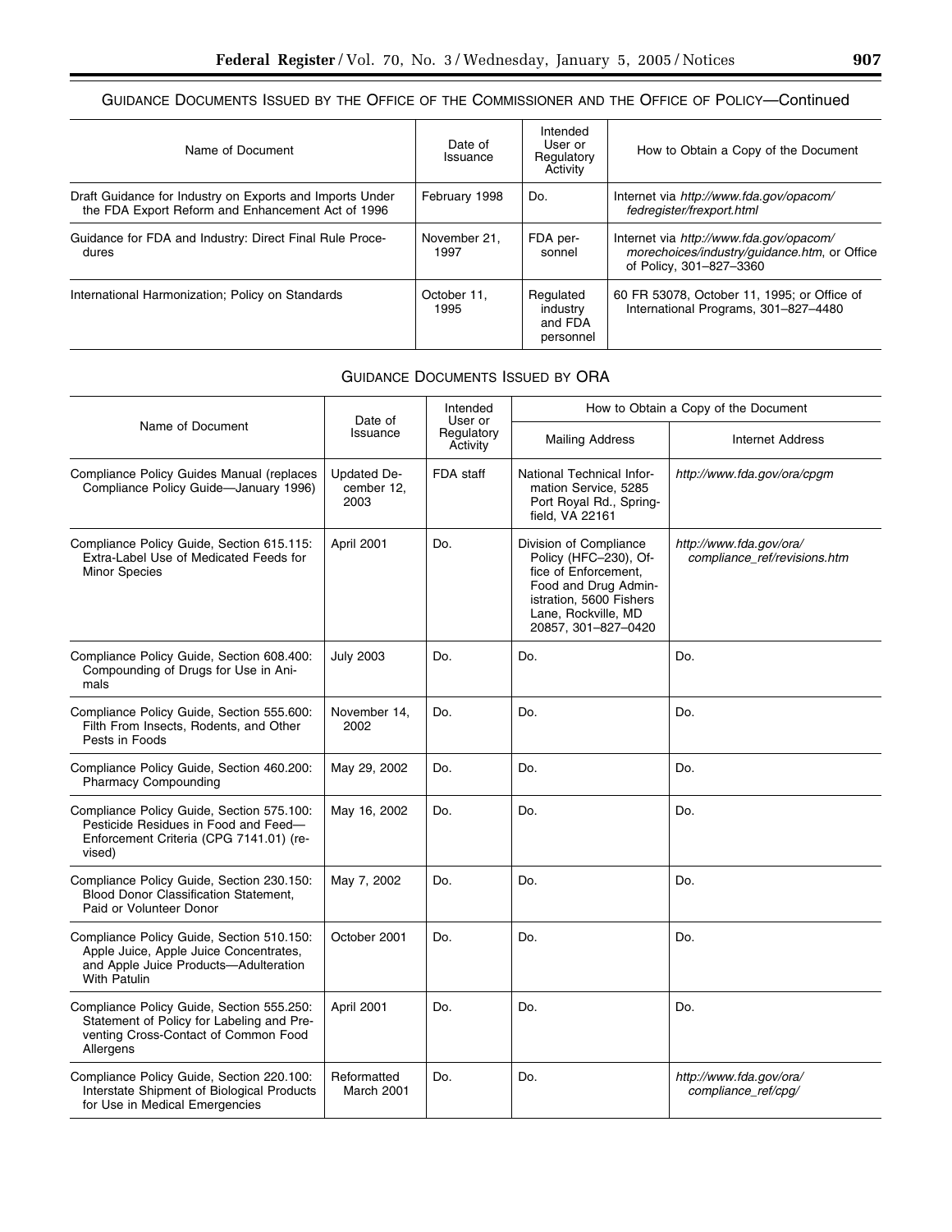GUIDANCE DOCUMENTS ISSUED BY THE OFFICE OF THE COMMISSIONER AND THE OFFICE OF POLICY—Continued

| Name of Document | Date of Issuance | Intended User or Regulatory Activity | How to Obtain a Copy of the Document |
|---|---|---|---|
| Draft Guidance for Industry on Exports and Imports Under the FDA Export Reform and Enhancement Act of 1996 | February 1998 | Do. | Internet via *http://www.fda.gov/opacom/fedregister/frexport.html* |
| Guidance for FDA and Industry: Direct Final Rule Procedures | November 21, 1997 | FDA personnel | Internet via *http://www.fda.gov/opacom/morechoices/industry/guidance.htm*, or Office of Policy, 301–827–3360 |
| International Harmonization; Policy on Standards | October 11, 1995 | Regulated industry and FDA personnel | 60 FR 53078, October 11, 1995; or Office of International Programs, 301–827–4480 |

GUIDANCE DOCUMENTS ISSUED BY ORA

| Name of Document | Date of Issuance | Intended User or Regulatory Activity | How to Obtain a Copy of the Document | |
|---|---|---|---|---|
| | | | Mailing Address | Internet Address |
| Compliance Policy Guides Manual (replaces Compliance Policy Guide—January 1996) | Updated December 12, 2003 | FDA staff | National Technical Information Service, 5285 Port Royal Rd., Springfield, VA 22161 | *http://www.fda.gov/ora/cpgm* |
| Compliance Policy Guide, Section 615.115: Extra-Label Use of Medicated Feeds for Minor Species | April 2001 | Do. | Division of Compliance Policy (HFC–230), Office of Enforcement, Food and Drug Administration, 5600 Fishers Lane, Rockville, MD 20857, 301–827–0420 | *http://www.fda.gov/ora/compliance_ref/revisions.htm* |
| Compliance Policy Guide, Section 608.400: Compounding of Drugs for Use in Animals | July 2003 | Do. | Do. | Do. |
| Compliance Policy Guide, Section 555.600: Filth From Insects, Rodents, and Other Pests in Foods | November 14, 2002 | Do. | Do. | Do. |
| Compliance Policy Guide, Section 460.200: Pharmacy Compounding | May 29, 2002 | Do. | Do. | Do. |
| Compliance Policy Guide, Section 575.100: Pesticide Residues in Food and Feed—Enforcement Criteria (CPG 7141.01) (revised) | May 16, 2002 | Do. | Do. | Do. |
| Compliance Policy Guide, Section 230.150: Blood Donor Classification Statement, Paid or Volunteer Donor | May 7, 2002 | Do. | Do. | Do. |
| Compliance Policy Guide, Section 510.150: Apple Juice, Apple Juice Concentrates, and Apple Juice Products—Adulteration With Patulin | October 2001 | Do. | Do. | Do. |
| Compliance Policy Guide, Section 555.250: Statement of Policy for Labeling and Preventing Cross-Contact of Common Food Allergens | April 2001 | Do. | Do. | Do. |
| Compliance Policy Guide, Section 220.100: Interstate Shipment of Biological Products for Use in Medical Emergencies | Reformatted March 2001 | Do. | Do. | *http://www.fda.gov/ora/compliance_ref/cpg/* |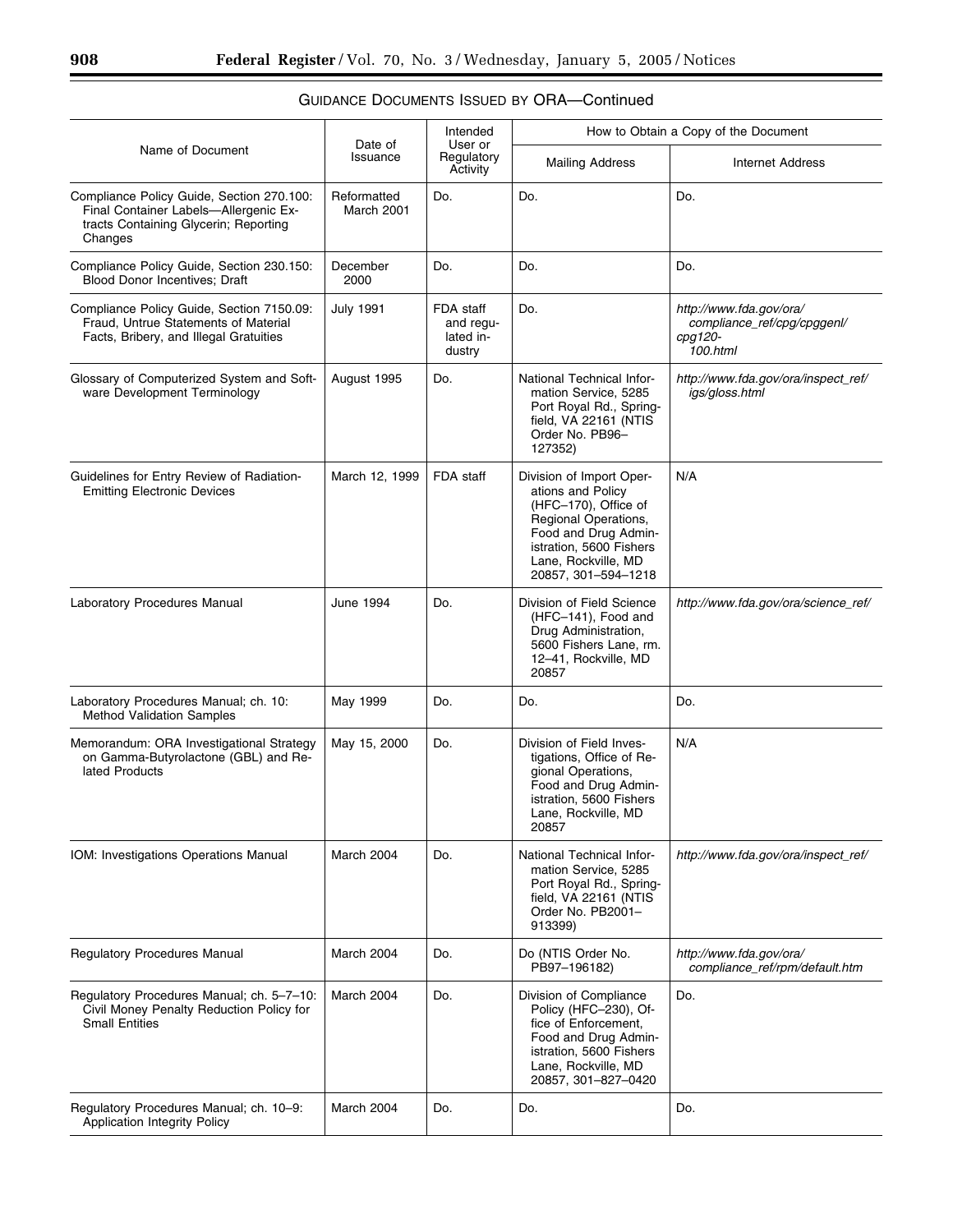GUIDANCE DOCUMENTS ISSUED BY ORA—Continued

| Name of Document | Date of Issuance | Intended User or Regulatory Activity | How to Obtain a Copy of the Document | |
|---|---|---|---|---|
| | | | Mailing Address | Internet Address |
| Compliance Policy Guide, Section 270.100: Final Container Labels—Allergenic Extracts Containing Glycerin; Reporting Changes | Reformatted March 2001 | Do. | Do. | Do. |
| Compliance Policy Guide, Section 230.150: Blood Donor Incentives; Draft | December 2000 | Do. | Do. | Do. |
| Compliance Policy Guide, Section 7150.09: Fraud, Untrue Statements of Material Facts, Bribery, and Illegal Gratuities | July 1991 | FDA staff and regulated industry | Do. | *http://www.fda.gov/ora/compliance_ref/cpg/cpggenl/cpg120-100.html* |
| Glossary of Computerized System and Software Development Terminology | August 1995 | Do. | National Technical Information Service, 5285 Port Royal Rd., Springfield, VA 22161 (NTIS Order No. PB96–127352) | *http://www.fda.gov/ora/inspect_ref/igs/gloss.html* |
| Guidelines for Entry Review of Radiation-Emitting Electronic Devices | March 12, 1999 | FDA staff | Division of Import Operations and Policy (HFC–170), Office of Regional Operations, Food and Drug Administration, 5600 Fishers Lane, Rockville, MD 20857, 301–594–1218 | N/A |
| Laboratory Procedures Manual | June 1994 | Do. | Division of Field Science (HFC–141), Food and Drug Administration, 5600 Fishers Lane, rm. 12–41, Rockville, MD 20857 | *http://www.fda.gov/ora/science_ref/* |
| Laboratory Procedures Manual; ch. 10: Method Validation Samples | May 1999 | Do. | Do. | Do. |
| Memorandum: ORA Investigational Strategy on Gamma-Butyrolactone (GBL) and Related Products | May 15, 2000 | Do. | Division of Field Investigations, Office of Regional Operations, Food and Drug Administration, 5600 Fishers Lane, Rockville, MD 20857 | N/A |
| IOM: Investigations Operations Manual | March 2004 | Do. | National Technical Information Service, 5285 Port Royal Rd., Springfield, VA 22161 (NTIS Order No. PB2001–913399) | *http://www.fda.gov/ora/inspect_ref/* |
| Regulatory Procedures Manual | March 2004 | Do. | Do (NTIS Order No. PB97–196182) | *http://www.fda.gov/ora/compliance_ref/rpm/default.htm* |
| Regulatory Procedures Manual; ch. 5–7–10: Civil Money Penalty Reduction Policy for Small Entities | March 2004 | Do. | Division of Compliance Policy (HFC–230), Office of Enforcement, Food and Drug Administration, 5600 Fishers Lane, Rockville, MD 20857, 301–827–0420 | Do. |
| Regulatory Procedures Manual; ch. 10–9: Application Integrity Policy | March 2004 | Do. | Do. | Do. |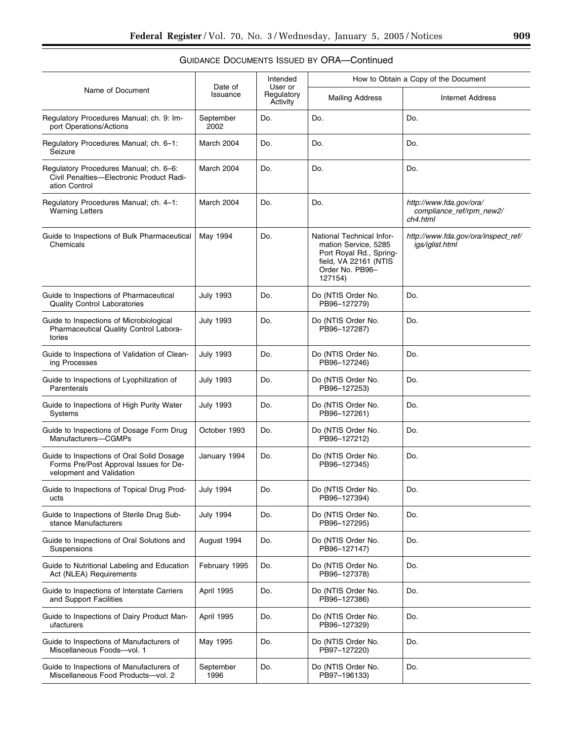## GUIDANCE DOCUMENTS ISSUED BY ORA—Continued

| Name of Document | Date of Issuance | Intended User or Regulatory Activity | How to Obtain a Copy of the Document | |
|---|---|---|---|---|
| | | | Mailing Address | Internet Address |
| Regulatory Procedures Manual; ch. 9: Import Operations/Actions | September 2002 | Do. | Do. | Do. |
| Regulatory Procedures Manual; ch. 6–1: Seizure | March 2004 | Do. | Do. | Do. |
| Regulatory Procedures Manual; ch. 6–6: Civil Penalties—Electronic Product Radiation Control | March 2004 | Do. | Do. | Do. |
| Regulatory Procedures Manual; ch. 4–1: Warning Letters | March 2004 | Do. | Do. | *http://www.fda.gov/ora/compliance_ref/rpm_new2/ch4.html* |
| Guide to Inspections of Bulk Pharmaceutical Chemicals | May 1994 | Do. | National Technical Information Service, 5285 Port Royal Rd., Springfield, VA 22161 (NTIS Order No. PB96–127154) | *http://www.fda.gov/ora/inspect_ref/igs/iglist.html* |
| Guide to Inspections of Pharmaceutical Quality Control Laboratories | July 1993 | Do. | Do (NTIS Order No. PB96–127279) | Do. |
| Guide to Inspections of Microbiological Pharmaceutical Quality Control Laboratories | July 1993 | Do. | Do (NTIS Order No. PB96–127287) | Do. |
| Guide to Inspections of Validation of Cleaning Processes | July 1993 | Do. | Do (NTIS Order No. PB96–127246) | Do. |
| Guide to Inspections of Lyophilization of Parenterals | July 1993 | Do. | Do (NTIS Order No. PB96–127253) | Do. |
| Guide to Inspections of High Purity Water Systems | July 1993 | Do. | Do (NTIS Order No. PB96–127261) | Do. |
| Guide to Inspections of Dosage Form Drug Manufacturers—CGMPs | October 1993 | Do. | Do (NTIS Order No. PB96–127212) | Do. |
| Guide to Inspections of Oral Solid Dosage Forms Pre/Post Approval Issues for Development and Validation | January 1994 | Do. | Do (NTIS Order No. PB96–127345) | Do. |
| Guide to Inspections of Topical Drug Products | July 1994 | Do. | Do (NTIS Order No. PB96–127394) | Do. |
| Guide to Inspections of Sterile Drug Substance Manufacturers | July 1994 | Do. | Do (NTIS Order No. PB96–127295) | Do. |
| Guide to Inspections of Oral Solutions and Suspensions | August 1994 | Do. | Do (NTIS Order No. PB96–127147) | Do. |
| Guide to Nutritional Labeling and Education Act (NLEA) Requirements | February 1995 | Do. | Do (NTIS Order No. PB96–127378) | Do. |
| Guide to Inspections of Interstate Carriers and Support Facilities | April 1995 | Do. | Do (NTIS Order No. PB96–127386) | Do. |
| Guide to Inspections of Dairy Product Manufacturers | April 1995 | Do. | Do (NTIS Order No. PB96–127329) | Do. |
| Guide to Inspections of Manufacturers of Miscellaneous Foods—vol. 1 | May 1995 | Do. | Do (NTIS Order No. PB97–127220) | Do. |
| Guide to Inspections of Manufacturers of Miscellaneous Food Products—vol. 2 | September 1996 | Do. | Do (NTIS Order No. PB97–196133) | Do. |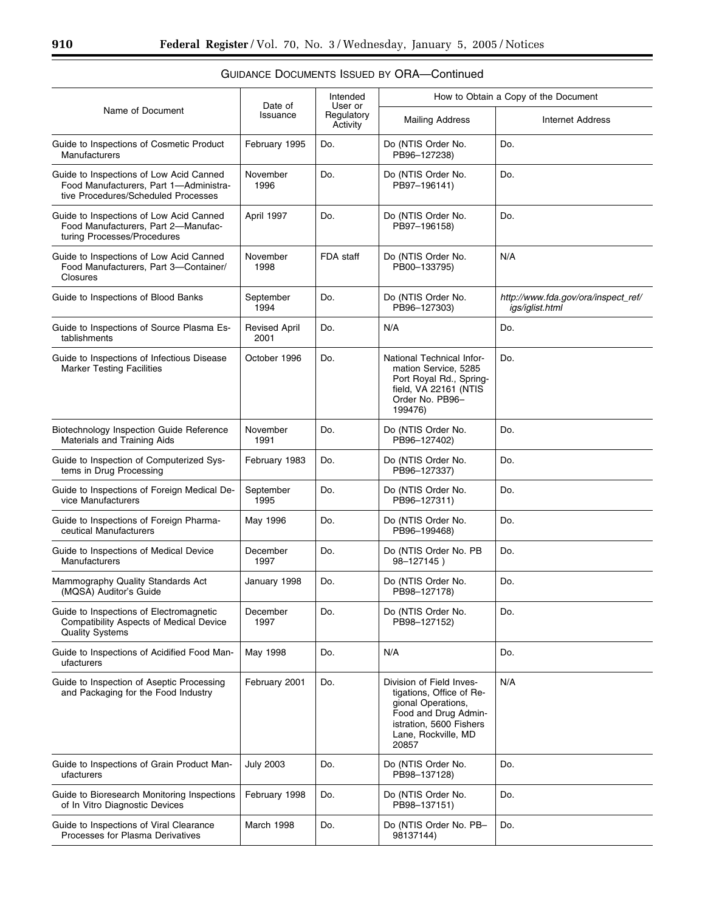GUIDANCE DOCUMENTS ISSUED BY ORA—Continued

| Name of Document | Date of Issuance | Intended User or Regulatory Activity | How to Obtain a Copy of the Document | |
|---|---|---|---|---|
| | | | Mailing Address | Internet Address |
| Guide to Inspections of Cosmetic Product Manufacturers | February 1995 | Do. | Do (NTIS Order No. PB96–127238) | Do. |
| Guide to Inspections of Low Acid Canned Food Manufacturers, Part 1—Administrative Procedures/Scheduled Processes | November 1996 | Do. | Do (NTIS Order No. PB97–196141) | Do. |
| Guide to Inspections of Low Acid Canned Food Manufacturers, Part 2—Manufacturing Processes/Procedures | April 1997 | Do. | Do (NTIS Order No. PB97–196158) | Do. |
| Guide to Inspections of Low Acid Canned Food Manufacturers, Part 3—Container/Closures | November 1998 | FDA staff | Do (NTIS Order No. PB00–133795) | N/A |
| Guide to Inspections of Blood Banks | September 1994 | Do. | Do (NTIS Order No. PB96–127303) | *http://www.fda.gov/ora/inspect_ref/igs/iglist.html* |
| Guide to Inspections of Source Plasma Establishments | Revised April 2001 | Do. | N/A | Do. |
| Guide to Inspections of Infectious Disease Marker Testing Facilities | October 1996 | Do. | National Technical Information Service, 5285 Port Royal Rd., Springfield, VA 22161 (NTIS Order No. PB96–199476) | Do. |
| Biotechnology Inspection Guide Reference Materials and Training Aids | November 1991 | Do. | Do (NTIS Order No. PB96–127402) | Do. |
| Guide to Inspection of Computerized Systems in Drug Processing | February 1983 | Do. | Do (NTIS Order No. PB96–127337) | Do. |
| Guide to Inspections of Foreign Medical Device Manufacturers | September 1995 | Do. | Do (NTIS Order No. PB96–127311) | Do. |
| Guide to Inspections of Foreign Pharmaceutical Manufacturers | May 1996 | Do. | Do (NTIS Order No. PB96–199468) | Do. |
| Guide to Inspections of Medical Device Manufacturers | December 1997 | Do. | Do (NTIS Order No. PB 98–127145 ) | Do. |
| Mammography Quality Standards Act (MQSA) Auditor's Guide | January 1998 | Do. | Do (NTIS Order No. PB98–127178) | Do. |
| Guide to Inspections of Electromagnetic Compatibility Aspects of Medical Device Quality Systems | December 1997 | Do. | Do (NTIS Order No. PB98–127152) | Do. |
| Guide to Inspections of Acidified Food Manufacturers | May 1998 | Do. | N/A | Do. |
| Guide to Inspection of Aseptic Processing and Packaging for the Food Industry | February 2001 | Do. | Division of Field Investigations, Office of Regional Operations, Food and Drug Administration, 5600 Fishers Lane, Rockville, MD 20857 | N/A |
| Guide to Inspections of Grain Product Manufacturers | July 2003 | Do. | Do (NTIS Order No. PB98–137128) | Do. |
| Guide to Bioresearch Monitoring Inspections of In Vitro Diagnostic Devices | February 1998 | Do. | Do (NTIS Order No. PB98–137151) | Do. |
| Guide to Inspections of Viral Clearance Processes for Plasma Derivatives | March 1998 | Do. | Do (NTIS Order No. PB–98137144) | Do. |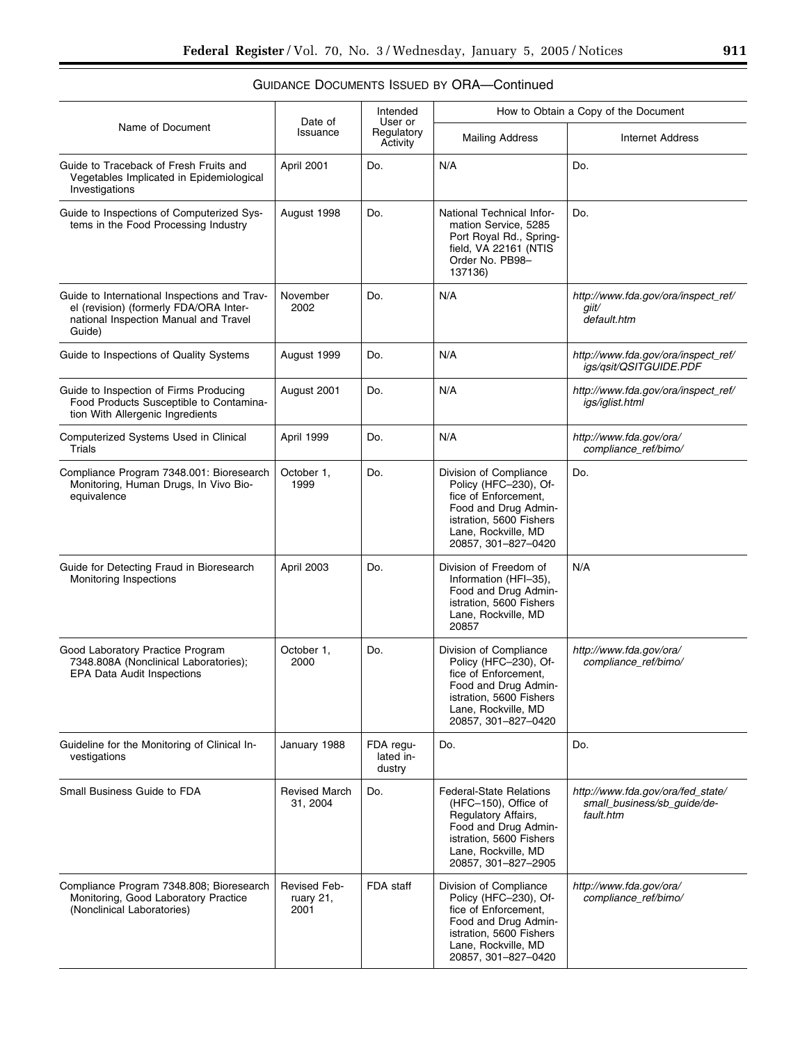GUIDANCE DOCUMENTS ISSUED BY ORA—Continued

| Name of Document | Date of Issuance | Intended User or Regulatory Activity | How to Obtain a Copy of the Document | |
|---|---|---|---|---|
| | | | Mailing Address | Internet Address |
| Guide to Traceback of Fresh Fruits and Vegetables Implicated in Epidemiological Investigations | April 2001 | Do. | N/A | Do. |
| Guide to Inspections of Computerized Systems in the Food Processing Industry | August 1998 | Do. | National Technical Information Service, 5285 Port Royal Rd., Springfield, VA 22161 (NTIS Order No. PB98–137136) | Do. |
| Guide to International Inspections and Travel (revision) (formerly FDA/ORA International Inspection Manual and Travel Guide) | November 2002 | Do. | N/A | *http://www.fda.gov/ora/inspect_ref/giit/default.htm* |
| Guide to Inspections of Quality Systems | August 1999 | Do. | N/A | *http://www.fda.gov/ora/inspect_ref/igs/qsit/QSITGUIDE.PDF* |
| Guide to Inspection of Firms Producing Food Products Susceptible to Contamination With Allergenic Ingredients | August 2001 | Do. | N/A | *http://www.fda.gov/ora/inspect_ref/igs/iglist.html* |
| Computerized Systems Used in Clinical Trials | April 1999 | Do. | N/A | *http://www.fda.gov/ora/compliance_ref/bimo/* |
| Compliance Program 7348.001: Bioresearch Monitoring, Human Drugs, In Vivo Bioequivalence | October 1, 1999 | Do. | Division of Compliance Policy (HFC–230), Office of Enforcement, Food and Drug Administration, 5600 Fishers Lane, Rockville, MD 20857, 301–827–0420 | Do. |
| Guide for Detecting Fraud in Bioresearch Monitoring Inspections | April 2003 | Do. | Division of Freedom of Information (HFI–35), Food and Drug Administration, 5600 Fishers Lane, Rockville, MD 20857 | N/A |
| Good Laboratory Practice Program 7348.808A (Nonclinical Laboratories); EPA Data Audit Inspections | October 1, 2000 | Do. | Division of Compliance Policy (HFC–230), Office of Enforcement, Food and Drug Administration, 5600 Fishers Lane, Rockville, MD 20857, 301–827–0420 | *http://www.fda.gov/ora/compliance_ref/bimo/* |
| Guideline for the Monitoring of Clinical Investigations | January 1988 | FDA regulated industry | Do. | Do. |
| Small Business Guide to FDA | Revised March 31, 2004 | Do. | Federal-State Relations (HFC–150), Office of Regulatory Affairs, Food and Drug Administration, 5600 Fishers Lane, Rockville, MD 20857, 301–827–2905 | *http://www.fda.gov/ora/fed_state/small_business/sb_guide/default.htm* |
| Compliance Program 7348.808; Bioresearch Monitoring, Good Laboratory Practice (Nonclinical Laboratories) | Revised February 21, 2001 | FDA staff | Division of Compliance Policy (HFC–230), Office of Enforcement, Food and Drug Administration, 5600 Fishers Lane, Rockville, MD 20857, 301–827–0420 | *http://www.fda.gov/ora/compliance_ref/bimo/* |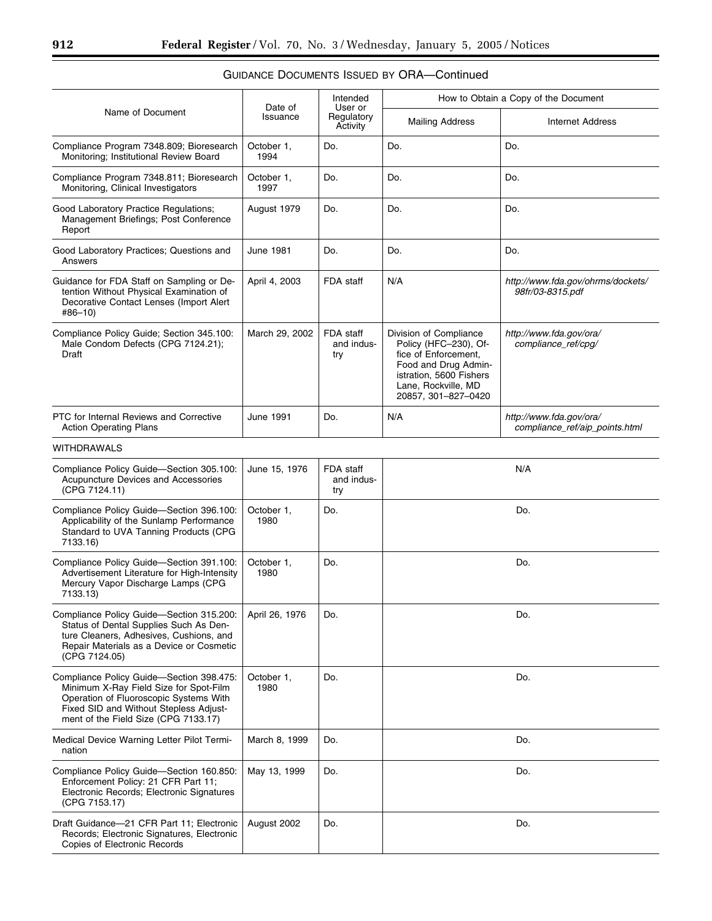GUIDANCE DOCUMENTS ISSUED BY ORA—Continued

| Name of Document | Date of Issuance | Intended User or Regulatory Activity | How to Obtain a Copy of the Document | |
|---|---|---|---|---|
| | | | Mailing Address | Internet Address |
| Compliance Program 7348.809; Bioresearch Monitoring; Institutional Review Board | October 1, 1994 | Do. | Do. | Do. |
| Compliance Program 7348.811; Bioresearch Monitoring, Clinical Investigators | October 1, 1997 | Do. | Do. | Do. |
| Good Laboratory Practice Regulations; Management Briefings; Post Conference Report | August 1979 | Do. | Do. | Do. |
| Good Laboratory Practices; Questions and Answers | June 1981 | Do. | Do. | Do. |
| Guidance for FDA Staff on Sampling or Detention Without Physical Examination of Decorative Contact Lenses (Import Alert #86–10) | April 4, 2003 | FDA staff | N/A | *http://www.fda.gov/ohrms/dockets/98fr/03-8315.pdf* |
| Compliance Policy Guide; Section 345.100: Male Condom Defects (CPG 7124.21); Draft | March 29, 2002 | FDA staff and industry | Division of Compliance Policy (HFC–230), Office of Enforcement, Food and Drug Administration, 5600 Fishers Lane, Rockville, MD 20857, 301–827–0420 | *http://www.fda.gov/ora/compliance_ref/cpg/* |
| PTC for Internal Reviews and Corrective Action Operating Plans | June 1991 | Do. | N/A | *http://www.fda.gov/ora/compliance_ref/aip_points.html* |
| WITHDRAWALS | | | | |
| Compliance Policy Guide—Section 305.100: Acupuncture Devices and Accessories (CPG 7124.11) | June 15, 1976 | FDA staff and industry | N/A | |
| Compliance Policy Guide—Section 396.100: Applicability of the Sunlamp Performance Standard to UVA Tanning Products (CPG 7133.16) | October 1, 1980 | Do. | Do. | |
| Compliance Policy Guide—Section 391.100: Advertisement Literature for High-Intensity Mercury Vapor Discharge Lamps (CPG 7133.13) | October 1, 1980 | Do. | Do. | |
| Compliance Policy Guide—Section 315.200: Status of Dental Supplies Such As Denture Cleaners, Adhesives, Cushions, and Repair Materials as a Device or Cosmetic (CPG 7124.05) | April 26, 1976 | Do. | Do. | |
| Compliance Policy Guide—Section 398.475: Minimum X-Ray Field Size for Spot-Film Operation of Fluoroscopic Systems With Fixed SID and Without Stepless Adjustment of the Field Size (CPG 7133.17) | October 1, 1980 | Do. | Do. | |
| Medical Device Warning Letter Pilot Termination | March 8, 1999 | Do. | Do. | |
| Compliance Policy Guide—Section 160.850: Enforcement Policy: 21 CFR Part 11; Electronic Records; Electronic Signatures (CPG 7153.17) | May 13, 1999 | Do. | Do. | |
| Draft Guidance—21 CFR Part 11; Electronic Records; Electronic Signatures, Electronic Copies of Electronic Records | August 2002 | Do. | Do. | |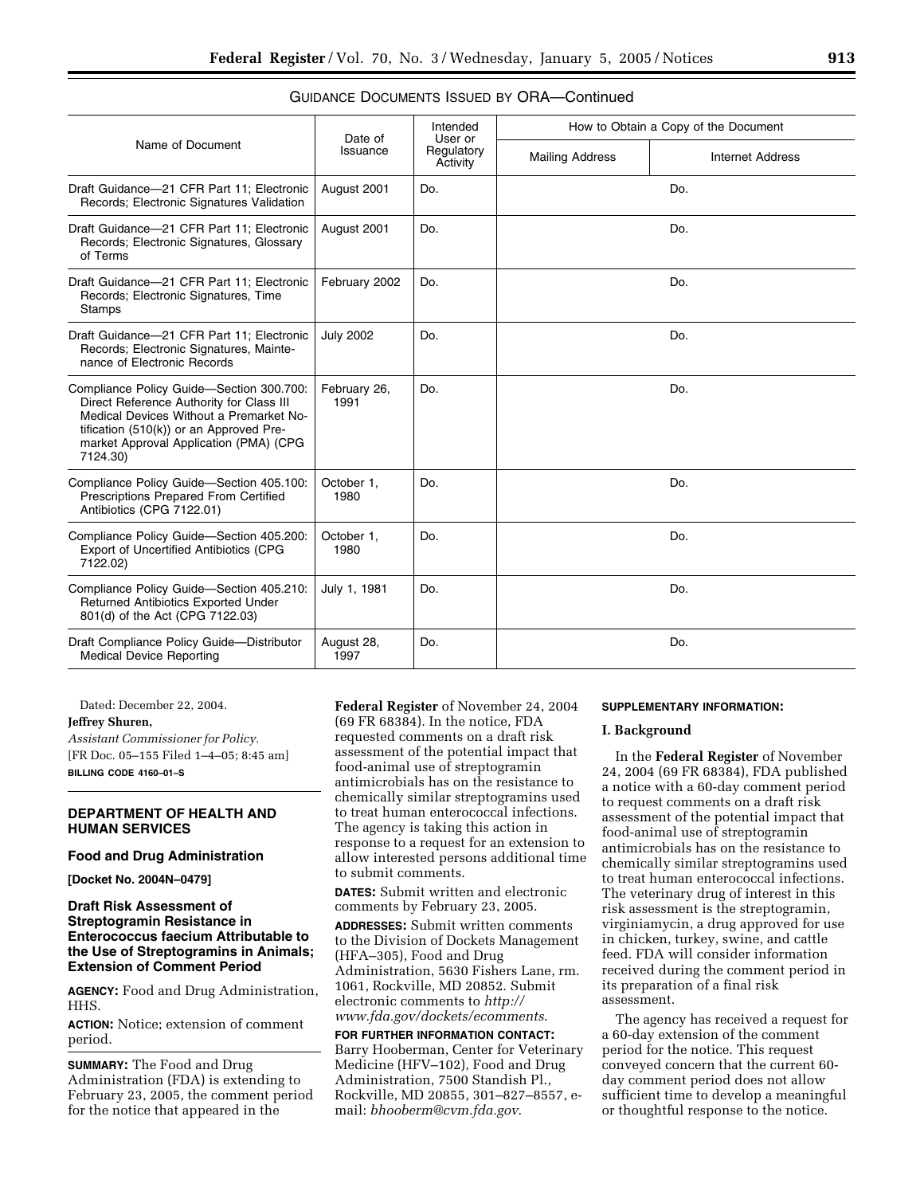GUIDANCE DOCUMENTS ISSUED BY ORA—Continued

| Name of Document | Date of Issuance | Intended User or Regulatory Activity | How to Obtain a Copy of the Document | |
|---|---|---|---|---|
| | | | Mailing Address | Internet Address |
| Draft Guidance—21 CFR Part 11; Electronic Records; Electronic Signatures Validation | August 2001 | Do. | Do. | |
| Draft Guidance—21 CFR Part 11; Electronic Records; Electronic Signatures, Glossary of Terms | August 2001 | Do. | Do. | |
| Draft Guidance—21 CFR Part 11; Electronic Records; Electronic Signatures, Time Stamps | February 2002 | Do. | Do. | |
| Draft Guidance—21 CFR Part 11; Electronic Records; Electronic Signatures, Maintenance of Electronic Records | July 2002 | Do. | Do. | |
| Compliance Policy Guide—Section 300.700: Direct Reference Authority for Class III Medical Devices Without a Premarket Notification (510(k)) or an Approved Premarket Approval Application (PMA) (CPG 7124.30) | February 26, 1991 | Do. | Do. | |
| Compliance Policy Guide—Section 405.100: Prescriptions Prepared From Certified Antibiotics (CPG 7122.01) | October 1, 1980 | Do. | Do. | |
| Compliance Policy Guide—Section 405.200: Export of Uncertified Antibiotics (CPG 7122.02) | October 1, 1980 | Do. | Do. | |
| Compliance Policy Guide—Section 405.210: Returned Antibiotics Exported Under 801(d) of the Act (CPG 7122.03) | July 1, 1981 | Do. | Do. | |
| Draft Compliance Policy Guide—Distributor Medical Device Reporting | August 28, 1997 | Do. | Do. | |

Dated: December 22, 2004.

**Jeffrey Shuren,**

*Assistant Commissioner for Policy.*

[FR Doc. 05–155 Filed 1–4–05; 8:45 am]

**BILLING CODE 4160–01–S**

---

## DEPARTMENT OF HEALTH AND HUMAN SERVICES

### Food and Drug Administration

**[Docket No. 2004N–0479]**

### Draft Risk Assessment of Streptogramin Resistance in Enterococcus faecium Attributable to the Use of Streptogramins in Animals; Extension of Comment Period

**AGENCY:** Food and Drug Administration, HHS.

**ACTION:** Notice; extension of comment period.

**SUMMARY:** The Food and Drug Administration (FDA) is extending to February 23, 2005, the comment period for the notice that appeared in the **Federal Register** of November 24, 2004 (69 FR 68384). In the notice, FDA requested comments on a draft risk assessment of the potential impact that food-animal use of streptogramin antimicrobials has on the resistance to chemically similar streptogramins used to treat human enterococcal infections. The agency is taking this action in response to a request for an extension to allow interested persons additional time to submit comments.

**DATES:** Submit written and electronic comments by February 23, 2005.

**ADDRESSES:** Submit written comments to the Division of Dockets Management (HFA–305), Food and Drug Administration, 5630 Fishers Lane, rm. 1061, Rockville, MD 20852. Submit electronic comments to *http://www.fda.gov/dockets/ecomments*.

**FOR FURTHER INFORMATION CONTACT:** Barry Hooberman, Center for Veterinary Medicine (HFV–102), Food and Drug Administration, 7500 Standish Pl., Rockville, MD 20855, 301–827–8557, e-mail: *bhooberm@cvm.fda.gov*.

**SUPPLEMENTARY INFORMATION:**

**I. Background**

In the **Federal Register** of November 24, 2004 (69 FR 68384), FDA published a notice with a 60-day comment period to request comments on a draft risk assessment of the potential impact that food-animal use of streptogramin antimicrobials has on the resistance to chemically similar streptogramins used to treat human enterococcal infections. The veterinary drug of interest in this risk assessment is the streptogramin, virginiamycin, a drug approved for use in chicken, turkey, swine, and cattle feed. FDA will consider information received during the comment period in its preparation of a final risk assessment.

The agency has received a request for a 60-day extension of the comment period for the notice. This request conveyed concern that the current 60-day comment period does not allow sufficient time to develop a meaningful or thoughtful response to the notice.